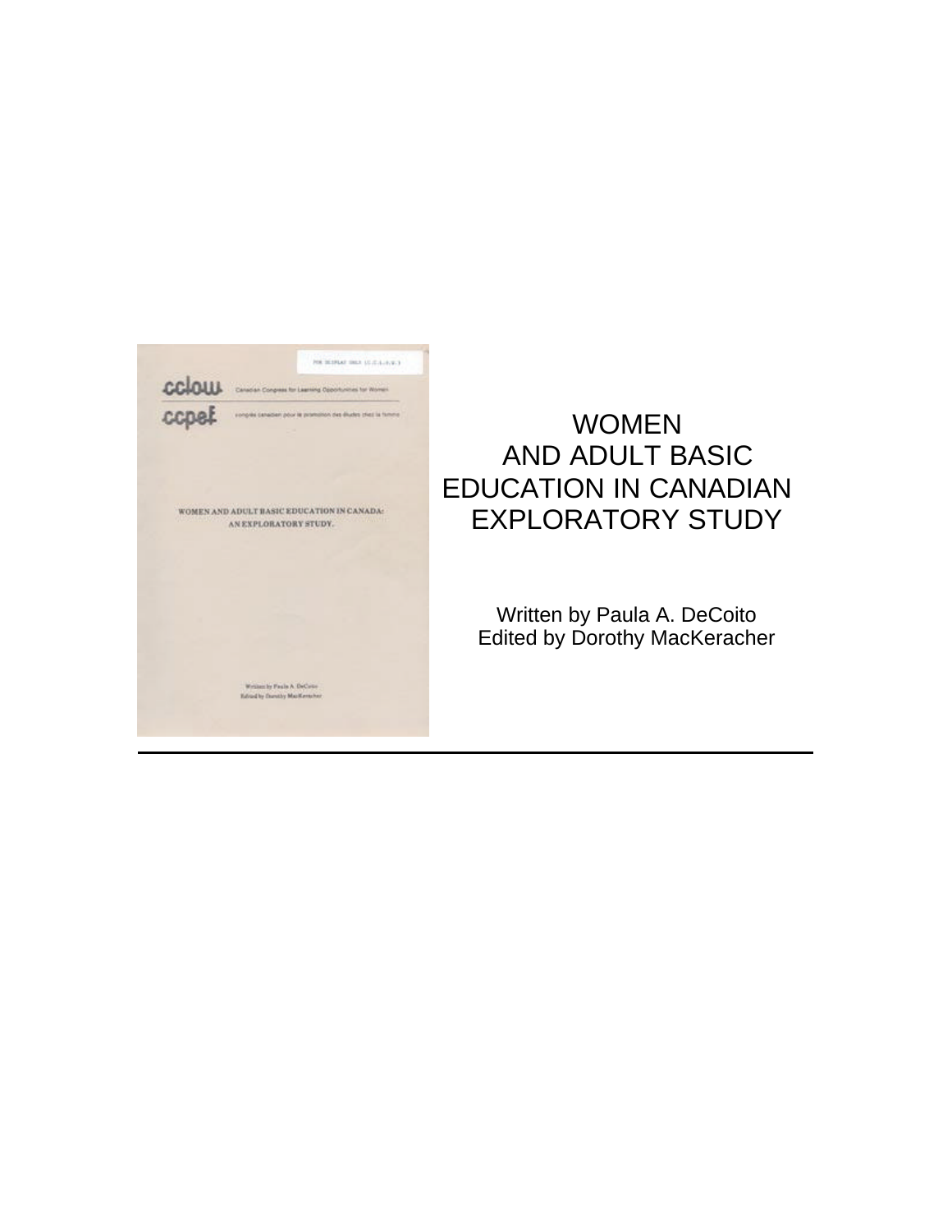# WOMEN AND ADULT BASIC EDUCATION IN CANADIAN EXPLORATORY STUDY

Written by Paula A. DeCoito
Edited by Dorothy MacKeracher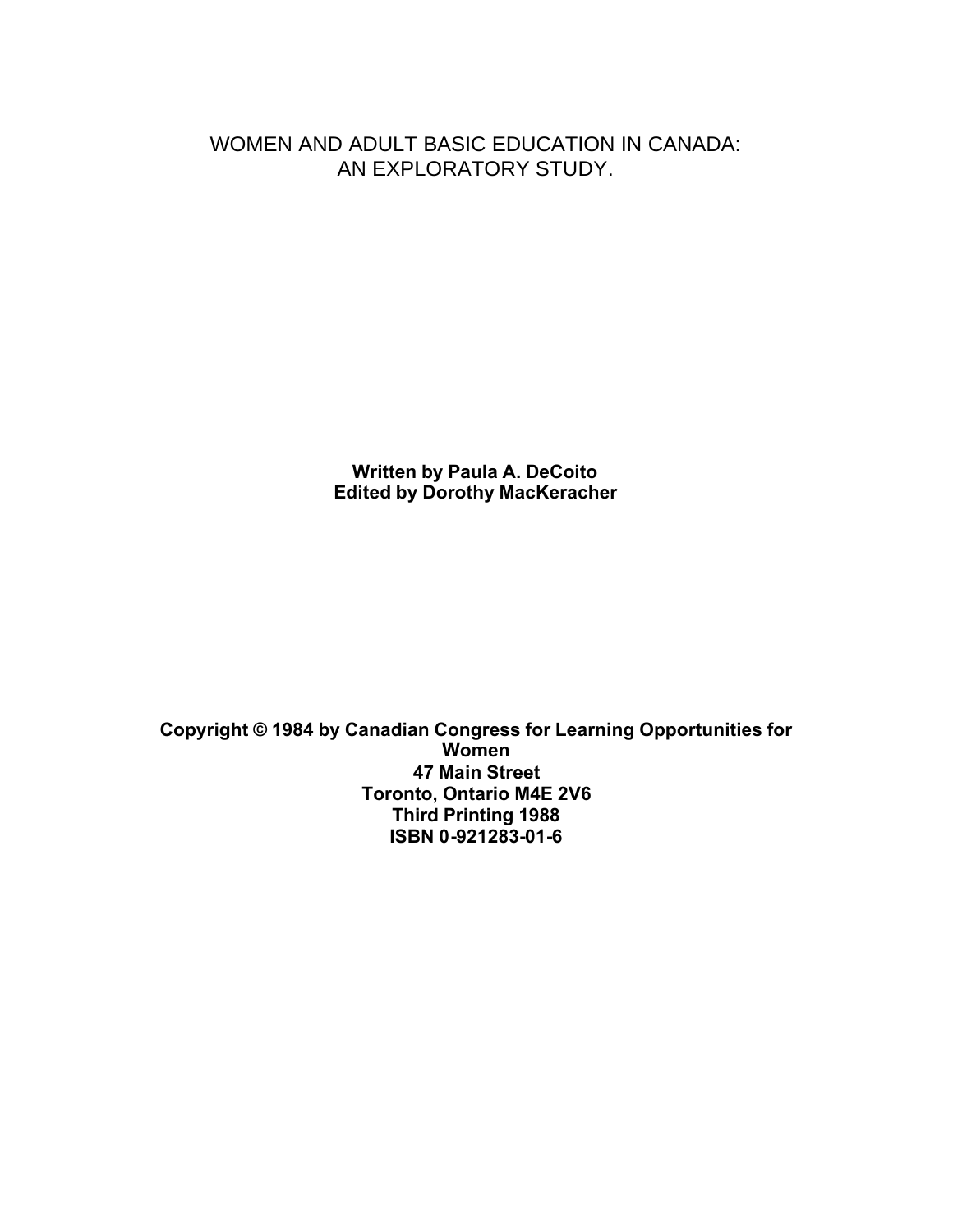# WOMEN AND ADULT BASIC EDUCATION IN CANADA: AN EXPLORATORY STUDY.

**Written by Paula A. DeCoito**
**Edited by Dorothy MacKeracher**

**Copyright © 1984 by Canadian Congress for Learning Opportunities for Women**
**47 Main Street**
**Toronto, Ontario M4E 2V6**
**Third Printing 1988**
**ISBN 0-921283-01-6**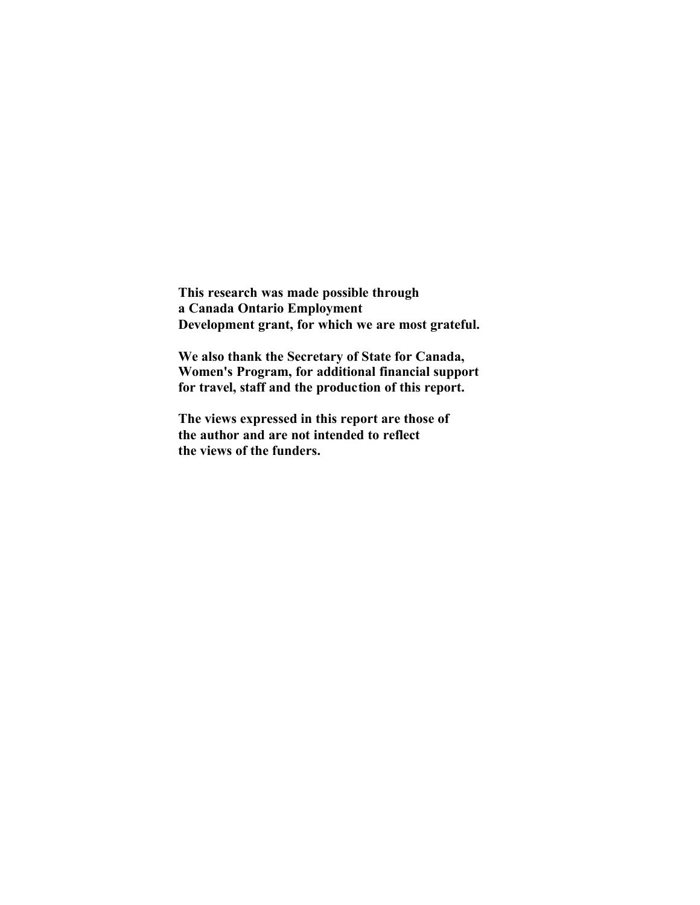**This research was made possible through a Canada Ontario Employment Development grant, for which we are most grateful.**

**We also thank the Secretary of State for Canada, Women's Program, for additional financial support for travel, staff and the production of this report.**

**The views expressed in this report are those of the author and are not intended to reflect the views of the funders.**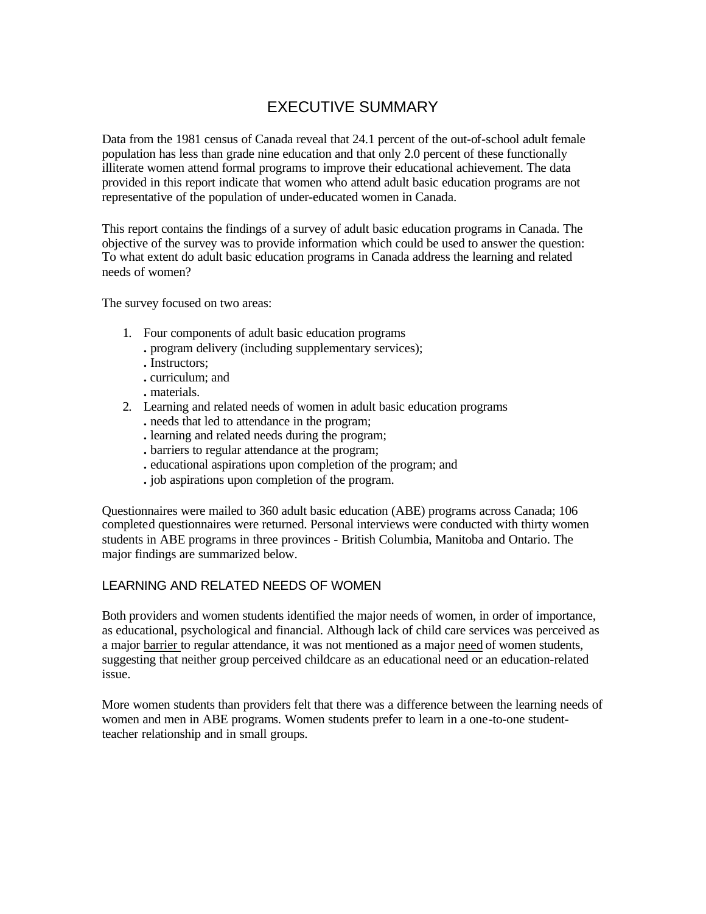# EXECUTIVE SUMMARY

Data from the 1981 census of Canada reveal that 24.1 percent of the out-of-school adult female population has less than grade nine education and that only 2.0 percent of these functionally illiterate women attend formal programs to improve their educational achievement. The data provided in this report indicate that women who attend adult basic education programs are not representative of the population of under-educated women in Canada.

This report contains the findings of a survey of adult basic education programs in Canada. The objective of the survey was to provide information which could be used to answer the question: To what extent do adult basic education programs in Canada address the learning and related needs of women?

The survey focused on two areas:

1. Four components of adult basic education programs
   - program delivery (including supplementary services);
   - Instructors;
   - curriculum; and
   - materials.
2. Learning and related needs of women in adult basic education programs
   - needs that led to attendance in the program;
   - learning and related needs during the program;
   - barriers to regular attendance at the program;
   - educational aspirations upon completion of the program; and
   - job aspirations upon completion of the program.

Questionnaires were mailed to 360 adult basic education (ABE) programs across Canada; 106 completed questionnaires were returned. Personal interviews were conducted with thirty women students in ABE programs in three provinces - British Columbia, Manitoba and Ontario. The major findings are summarized below.

## LEARNING AND RELATED NEEDS OF WOMEN

Both providers and women students identified the major needs of women, in order of importance, as educational, psychological and financial. Although lack of child care services was perceived as a major <u>barrier</u> to regular attendance, it was not mentioned as a major <u>need</u> of women students, suggesting that neither group perceived childcare as an educational need or an education-related issue.

More women students than providers felt that there was a difference between the learning needs of women and men in ABE programs. Women students prefer to learn in a one-to-one student-teacher relationship and in small groups.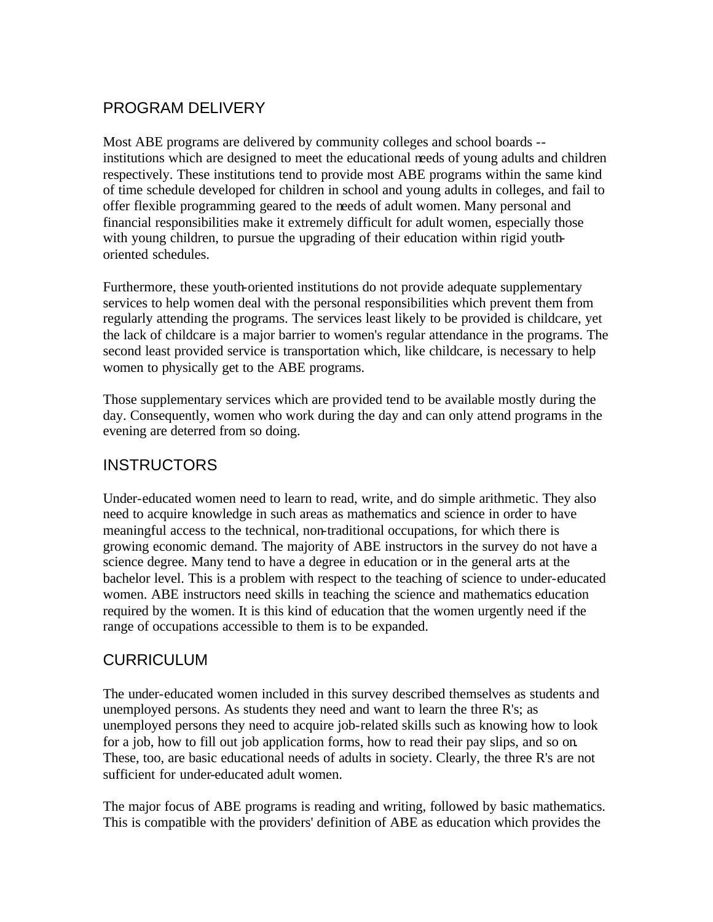## PROGRAM DELIVERY

Most ABE programs are delivered by community colleges and school boards -- institutions which are designed to meet the educational needs of young adults and children respectively. These institutions tend to provide most ABE programs within the same kind of time schedule developed for children in school and young adults in colleges, and fail to offer flexible programming geared to the needs of adult women. Many personal and financial responsibilities make it extremely difficult for adult women, especially those with young children, to pursue the upgrading of their education within rigid youth-oriented schedules.

Furthermore, these youth-oriented institutions do not provide adequate supplementary services to help women deal with the personal responsibilities which prevent them from regularly attending the programs. The services least likely to be provided is childcare, yet the lack of childcare is a major barrier to women's regular attendance in the programs. The second least provided service is transportation which, like childcare, is necessary to help women to physically get to the ABE programs.

Those supplementary services which are provided tend to be available mostly during the day. Consequently, women who work during the day and can only attend programs in the evening are deterred from so doing.

## INSTRUCTORS

Under-educated women need to learn to read, write, and do simple arithmetic. They also need to acquire knowledge in such areas as mathematics and science in order to have meaningful access to the technical, non-traditional occupations, for which there is growing economic demand. The majority of ABE instructors in the survey do not have a science degree. Many tend to have a degree in education or in the general arts at the bachelor level. This is a problem with respect to the teaching of science to under-educated women. ABE instructors need skills in teaching the science and mathematics education required by the women. It is this kind of education that the women urgently need if the range of occupations accessible to them is to be expanded.

## CURRICULUM

The under-educated women included in this survey described themselves as students and unemployed persons. As students they need and want to learn the three R's; as unemployed persons they need to acquire job-related skills such as knowing how to look for a job, how to fill out job application forms, how to read their pay slips, and so on. These, too, are basic educational needs of adults in society. Clearly, the three R's are not sufficient for under-educated adult women.

The major focus of ABE programs is reading and writing, followed by basic mathematics. This is compatible with the providers' definition of ABE as education which provides the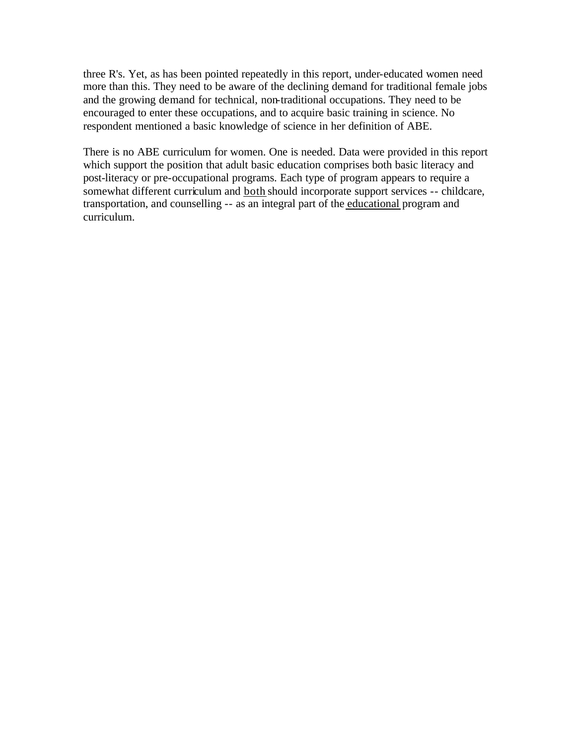three R's. Yet, as has been pointed repeatedly in this report, under-educated women need more than this. They need to be aware of the declining demand for traditional female jobs and the growing demand for technical, non-traditional occupations. They need to be encouraged to enter these occupations, and to acquire basic training in science. No respondent mentioned a basic knowledge of science in her definition of ABE.

There is no ABE curriculum for women. One is needed. Data were provided in this report which support the position that adult basic education comprises both basic literacy and post-literacy or pre-occupational programs. Each type of program appears to require a somewhat different curriculum and <u>both</u> should incorporate support services -- childcare, transportation, and counselling -- as an integral part of the <u>educational</u> program and curriculum.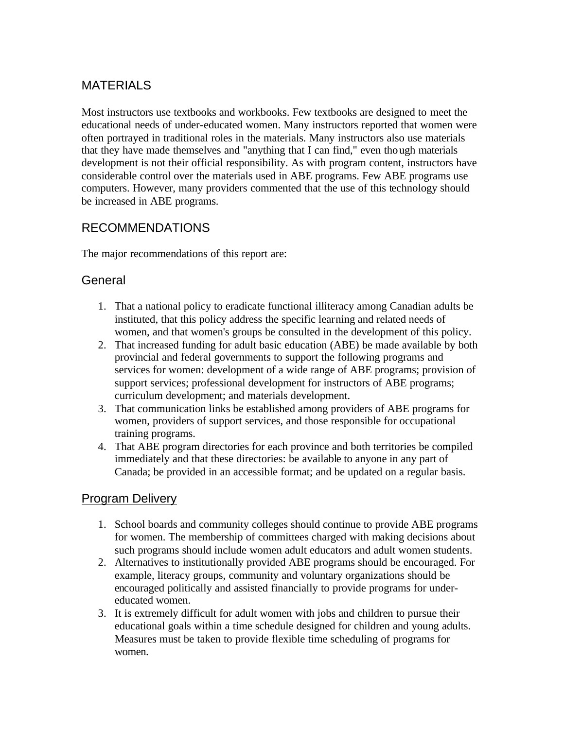## MATERIALS

Most instructors use textbooks and workbooks. Few textbooks are designed to meet the educational needs of under-educated women. Many instructors reported that women were often portrayed in traditional roles in the materials. Many instructors also use materials that they have made themselves and "anything that I can find," even though materials development is not their official responsibility. As with program content, instructors have considerable control over the materials used in ABE programs. Few ABE programs use computers. However, many providers commented that the use of this technology should be increased in ABE programs.

## RECOMMENDATIONS

The major recommendations of this report are:

### General

1. That a national policy to eradicate functional illiteracy among Canadian adults be instituted, that this policy address the specific learning and related needs of women, and that women's groups be consulted in the development of this policy.
2. That increased funding for adult basic education (ABE) be made available by both provincial and federal governments to support the following programs and services for women: development of a wide range of ABE programs; provision of support services; professional development for instructors of ABE programs; curriculum development; and materials development.
3. That communication links be established among providers of ABE programs for women, providers of support services, and those responsible for occupational training programs.
4. That ABE program directories for each province and both territories be compiled immediately and that these directories: be available to anyone in any part of Canada; be provided in an accessible format; and be updated on a regular basis.

### Program Delivery

1. School boards and community colleges should continue to provide ABE programs for women. The membership of committees charged with making decisions about such programs should include women adult educators and adult women students.
2. Alternatives to institutionally provided ABE programs should be encouraged. For example, literacy groups, community and voluntary organizations should be encouraged politically and assisted financially to provide programs for under-educated women.
3. It is extremely difficult for adult women with jobs and children to pursue their educational goals within a time schedule designed for children and young adults. Measures must be taken to provide flexible time scheduling of programs for women.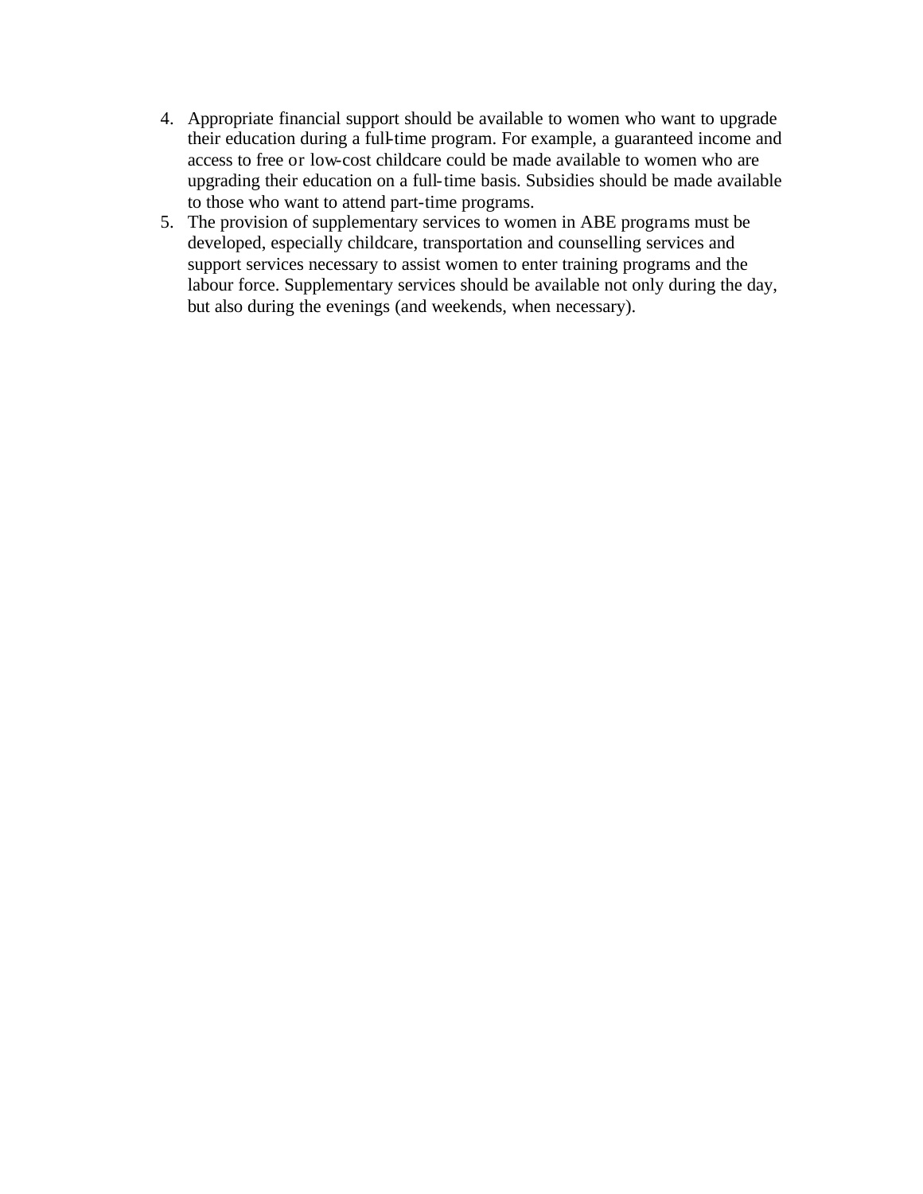4. Appropriate financial support should be available to women who want to upgrade their education during a full-time program. For example, a guaranteed income and access to free or low-cost childcare could be made available to women who are upgrading their education on a full-time basis. Subsidies should be made available to those who want to attend part-time programs.
5. The provision of supplementary services to women in ABE programs must be developed, especially childcare, transportation and counselling services and support services necessary to assist women to enter training programs and the labour force. Supplementary services should be available not only during the day, but also during the evenings (and weekends, when necessary).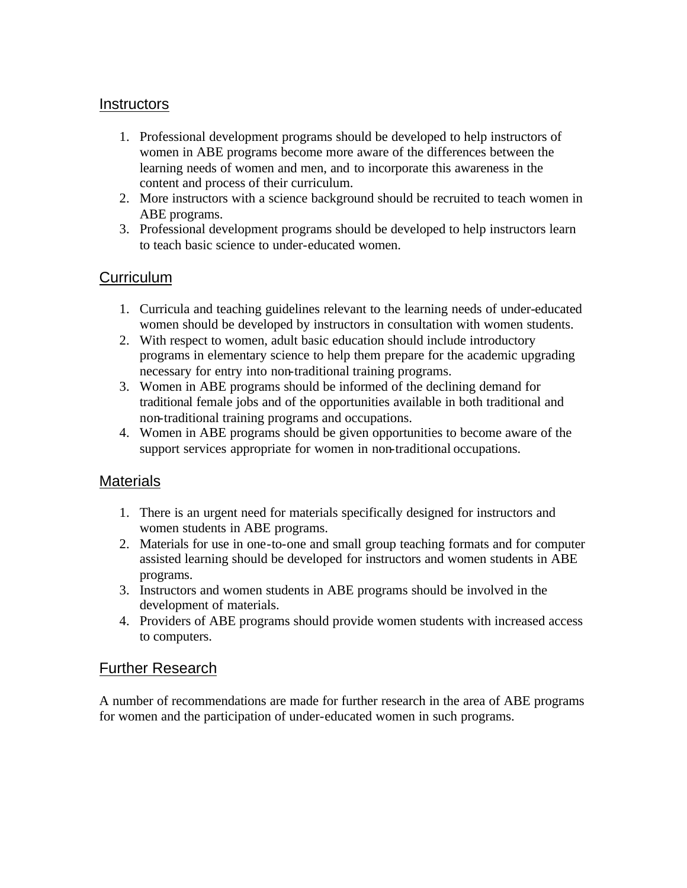## Instructors

1. Professional development programs should be developed to help instructors of women in ABE programs become more aware of the differences between the learning needs of women and men, and to incorporate this awareness in the content and process of their curriculum.
2. More instructors with a science background should be recruited to teach women in ABE programs.
3. Professional development programs should be developed to help instructors learn to teach basic science to under-educated women.

## Curriculum

1. Curricula and teaching guidelines relevant to the learning needs of under-educated women should be developed by instructors in consultation with women students.
2. With respect to women, adult basic education should include introductory programs in elementary science to help them prepare for the academic upgrading necessary for entry into non-traditional training programs.
3. Women in ABE programs should be informed of the declining demand for traditional female jobs and of the opportunities available in both traditional and non-traditional training programs and occupations.
4. Women in ABE programs should be given opportunities to become aware of the support services appropriate for women in non-traditional occupations.

## Materials

1. There is an urgent need for materials specifically designed for instructors and women students in ABE programs.
2. Materials for use in one-to-one and small group teaching formats and for computer assisted learning should be developed for instructors and women students in ABE programs.
3. Instructors and women students in ABE programs should be involved in the development of materials.
4. Providers of ABE programs should provide women students with increased access to computers.

## Further Research

A number of recommendations are made for further research in the area of ABE programs for women and the participation of under-educated women in such programs.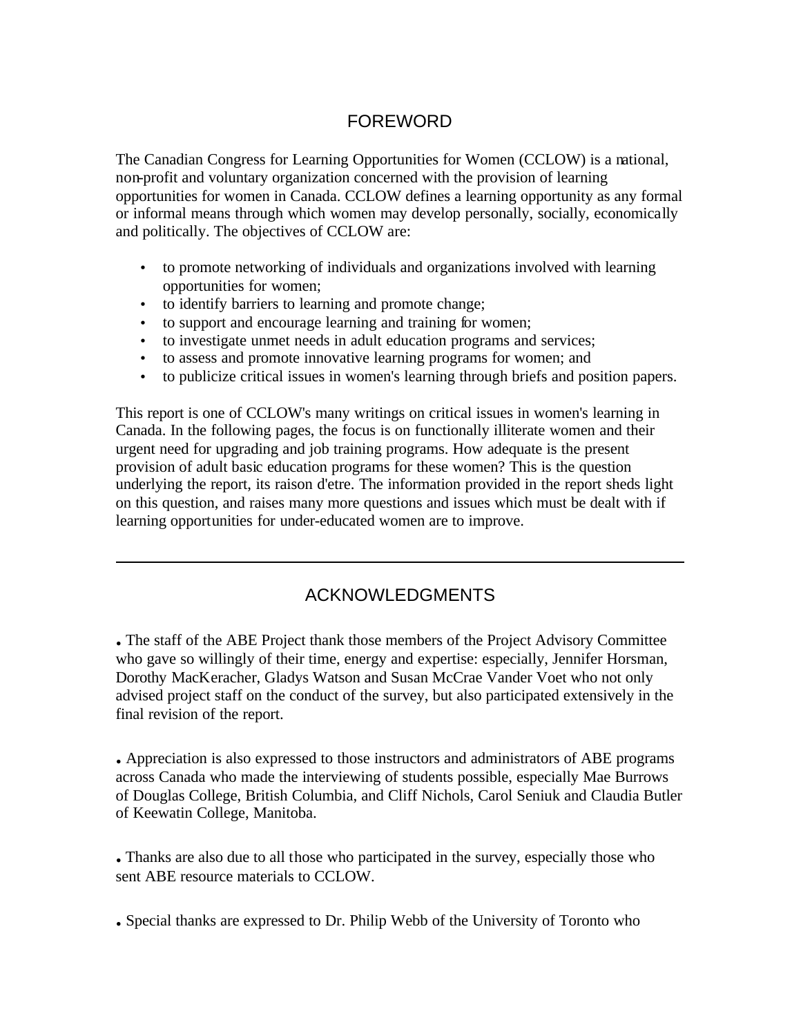## FOREWORD

The Canadian Congress for Learning Opportunities for Women (CCLOW) is a national, non-profit and voluntary organization concerned with the provision of learning opportunities for women in Canada. CCLOW defines a learning opportunity as any formal or informal means through which women may develop personally, socially, economically and politically. The objectives of CCLOW are:

- to promote networking of individuals and organizations involved with learning opportunities for women;
- to identify barriers to learning and promote change;
- to support and encourage learning and training for women;
- to investigate unmet needs in adult education programs and services;
- to assess and promote innovative learning programs for women; and
- to publicize critical issues in women's learning through briefs and position papers.

This report is one of CCLOW's many writings on critical issues in women's learning in Canada. In the following pages, the focus is on functionally illiterate women and their urgent need for upgrading and job training programs. How adequate is the present provision of adult basic education programs for these women? This is the question underlying the report, its raison d'etre. The information provided in the report sheds light on this question, and raises many more questions and issues which must be dealt with if learning opportunities for under-educated women are to improve.

---

## ACKNOWLEDGMENTS

- The staff of the ABE Project thank those members of the Project Advisory Committee who gave so willingly of their time, energy and expertise: especially, Jennifer Horsman, Dorothy MacKeracher, Gladys Watson and Susan McCrae Vander Voet who not only advised project staff on the conduct of the survey, but also participated extensively in the final revision of the report.

- Appreciation is also expressed to those instructors and administrators of ABE programs across Canada who made the interviewing of students possible, especially Mae Burrows of Douglas College, British Columbia, and Cliff Nichols, Carol Seniuk and Claudia Butler of Keewatin College, Manitoba.

- Thanks are also due to all those who participated in the survey, especially those who sent ABE resource materials to CCLOW.

- Special thanks are expressed to Dr. Philip Webb of the University of Toronto who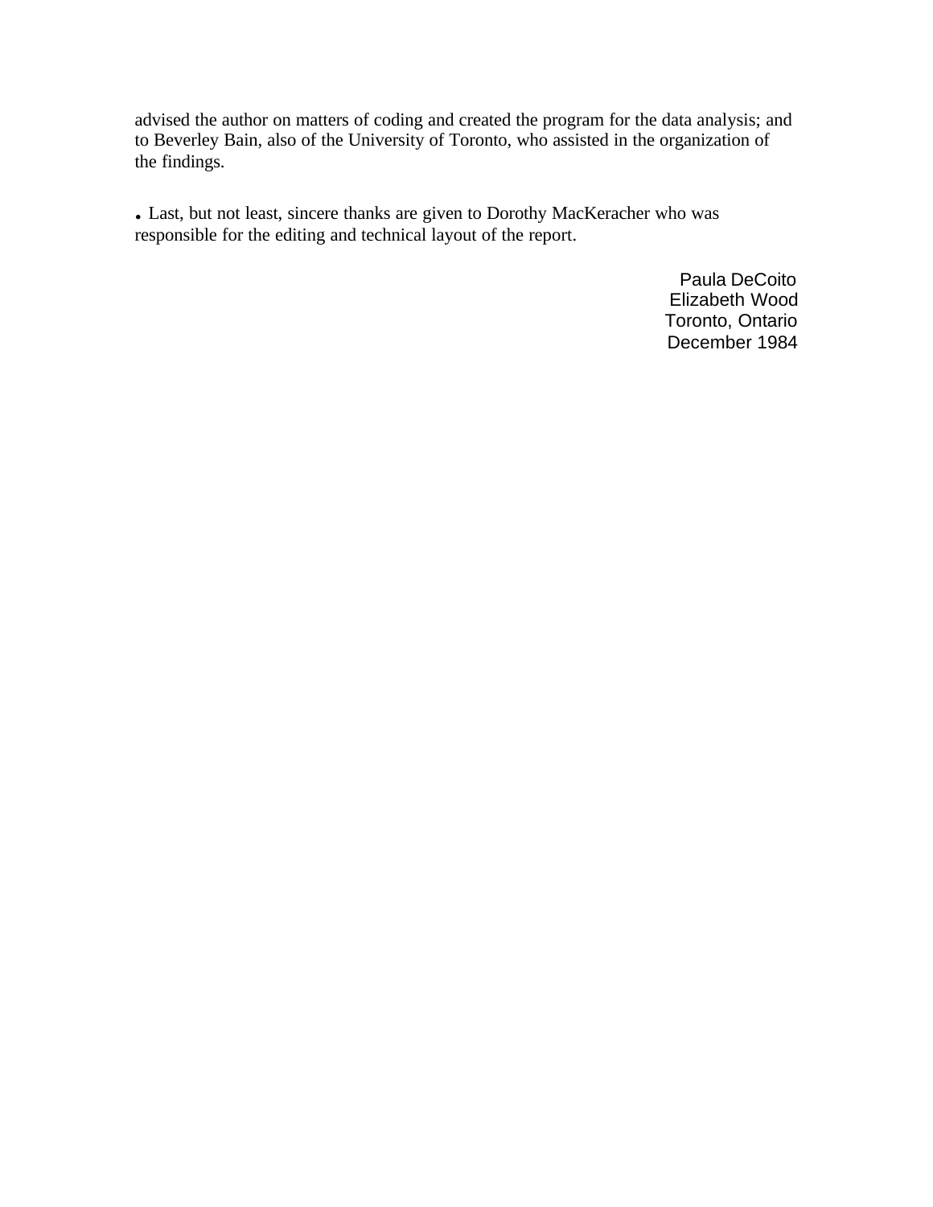advised the author on matters of coding and created the program for the data analysis; and to Beverley Bain, also of the University of Toronto, who assisted in the organization of the findings.

- Last, but not least, sincere thanks are given to Dorothy MacKeracher who was responsible for the editing and technical layout of the report.

Paula DeCoito
Elizabeth Wood
Toronto, Ontario
December 1984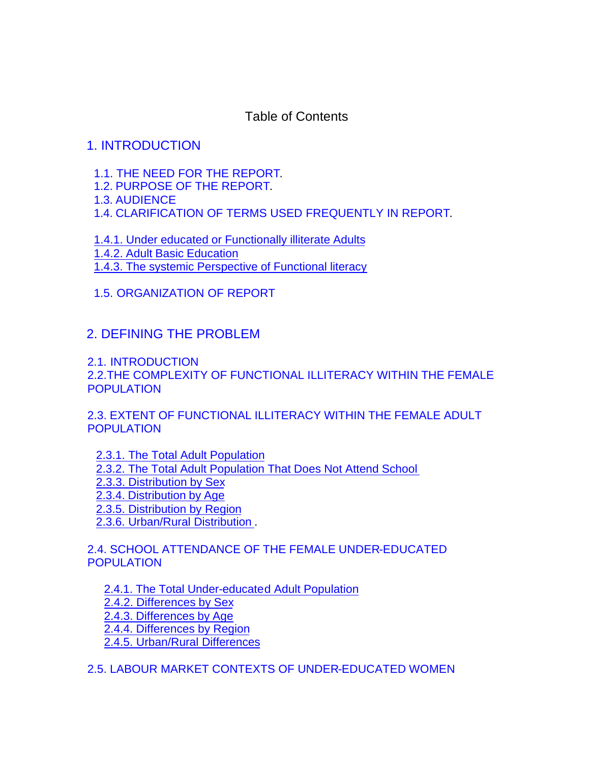# Table of Contents

1. INTRODUCTION

- 1.1. THE NEED FOR THE REPORT.
- 1.2. PURPOSE OF THE REPORT.
- 1.3. AUDIENCE
- 1.4. CLARIFICATION OF TERMS USED FREQUENTLY IN REPORT.
  - 1.4.1. Under educated or Functionally illiterate Adults
  - 1.4.2. Adult Basic Education
  - 1.4.3. The systemic Perspective of Functional literacy
- 1.5. ORGANIZATION OF REPORT

2. DEFINING THE PROBLEM

- 2.1. INTRODUCTION
- 2.2.THE COMPLEXITY OF FUNCTIONAL ILLITERACY WITHIN THE FEMALE POPULATION
- 2.3. EXTENT OF FUNCTIONAL ILLITERACY WITHIN THE FEMALE ADULT POPULATION
  - 2.3.1. The Total Adult Population
  - 2.3.2. The Total Adult Population That Does Not Attend School
  - 2.3.3. Distribution by Sex
  - 2.3.4. Distribution by Age
  - 2.3.5. Distribution by Region
  - 2.3.6. Urban/Rural Distribution .
- 2.4. SCHOOL ATTENDANCE OF THE FEMALE UNDER-EDUCATED POPULATION
  - 2.4.1. The Total Under-educated Adult Population
  - 2.4.2. Differences by Sex
  - 2.4.3. Differences by Age
  - 2.4.4. Differences by Region
  - 2.4.5. Urban/Rural Differences
- 2.5. LABOUR MARKET CONTEXTS OF UNDER-EDUCATED WOMEN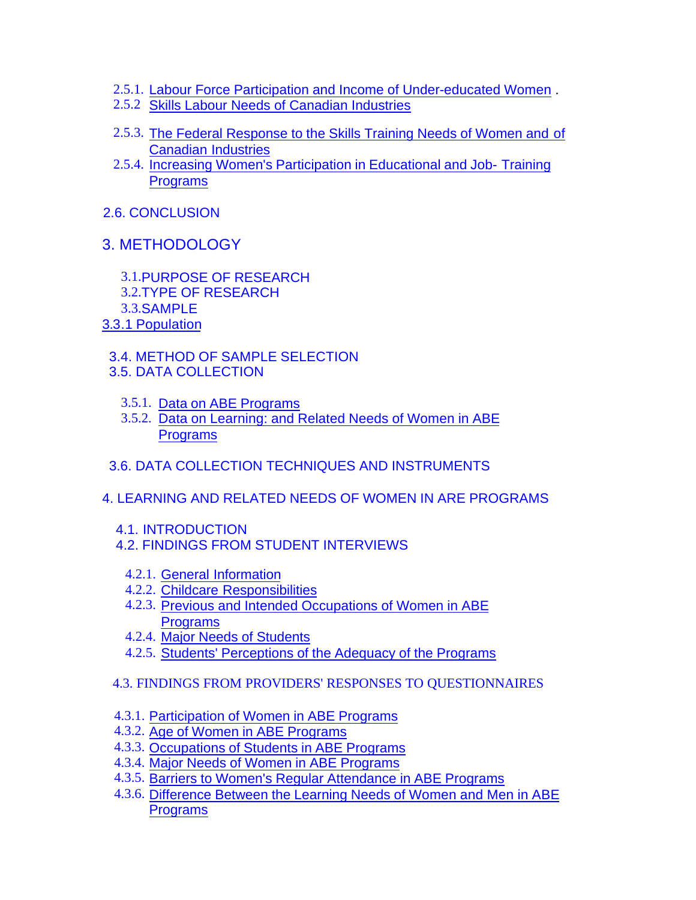- 2.5.1. Labour Force Participation and Income of Under-educated Women .
- 2.5.2 Skills Labour Needs of Canadian Industries
- 2.5.3. The Federal Response to the Skills Training Needs of Women and of Canadian Industries
- 2.5.4. Increasing Women's Participation in Educational and Job- Training Programs

2.6. CONCLUSION

3. METHODOLOGY

- 3.1. PURPOSE OF RESEARCH
- 3.2. TYPE OF RESEARCH
- 3.3. SAMPLE

3.3.1 Population

- 3.4. METHOD OF SAMPLE SELECTION
- 3.5. DATA COLLECTION
  - 3.5.1. Data on ABE Programs
  - 3.5.2. Data on Learning: and Related Needs of Women in ABE Programs
- 3.6. DATA COLLECTION TECHNIQUES AND INSTRUMENTS

4. LEARNING AND RELATED NEEDS OF WOMEN IN ARE PROGRAMS

- 4.1. INTRODUCTION
- 4.2. FINDINGS FROM STUDENT INTERVIEWS
  - 4.2.1. General Information
  - 4.2.2. Childcare Responsibilities
  - 4.2.3. Previous and Intended Occupations of Women in ABE Programs
  - 4.2.4. Major Needs of Students
  - 4.2.5. Students' Perceptions of the Adequacy of the Programs
- 4.3. FINDINGS FROM PROVIDERS' RESPONSES TO QUESTIONNAIRES
  - 4.3.1. Participation of Women in ABE Programs
  - 4.3.2. Age of Women in ABE Programs
  - 4.3.3. Occupations of Students in ABE Programs
  - 4.3.4. Major Needs of Women in ABE Programs
  - 4.3.5. Barriers to Women's Regular Attendance in ABE Programs
  - 4.3.6. Difference Between the Learning Needs of Women and Men in ABE Programs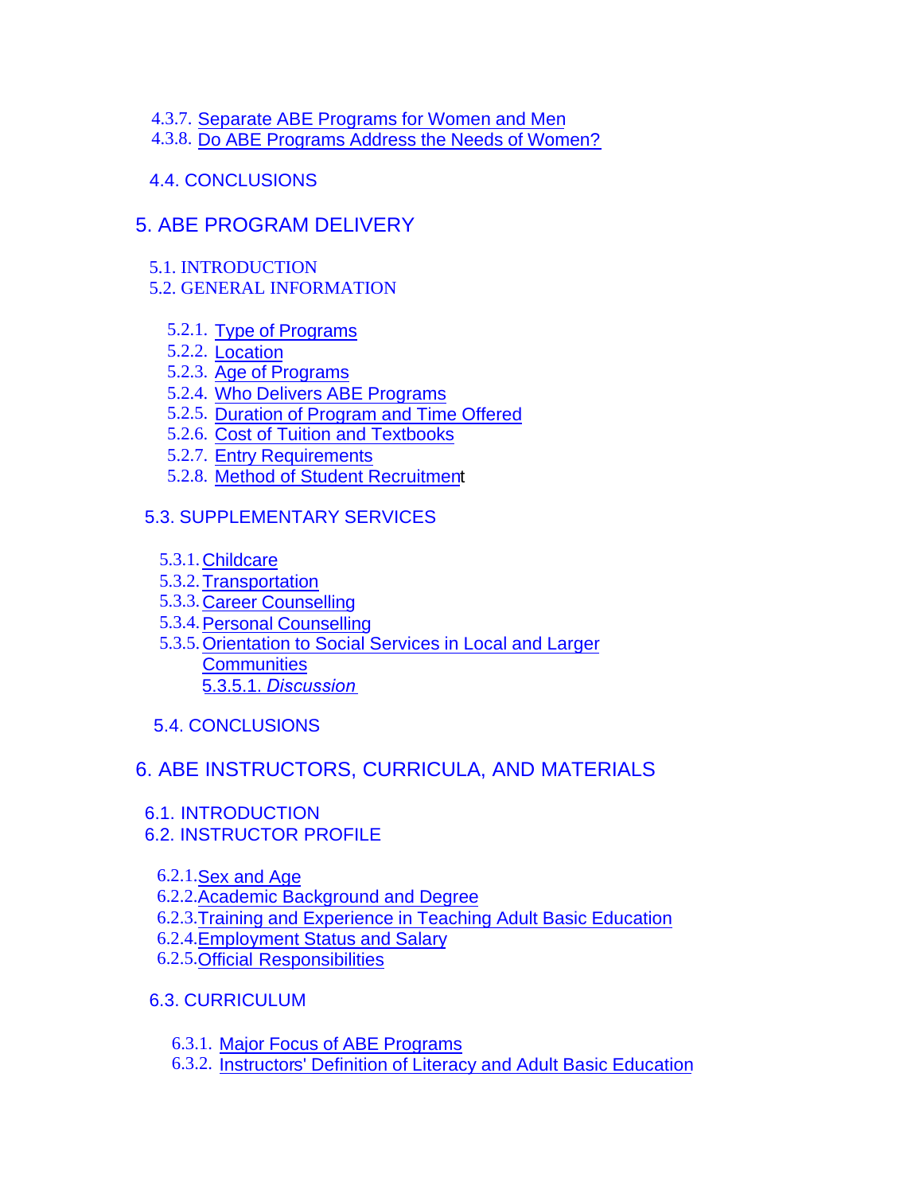4.3.7. Separate ABE Programs for Women and Men
4.3.8. Do ABE Programs Address the Needs of Women?

4.4. CONCLUSIONS

5. ABE PROGRAM DELIVERY

5.1. INTRODUCTION
5.2. GENERAL INFORMATION

5.2.1. Type of Programs
5.2.2. Location
5.2.3. Age of Programs
5.2.4. Who Delivers ABE Programs
5.2.5. Duration of Program and Time Offered
5.2.6. Cost of Tuition and Textbooks
5.2.7. Entry Requirements
5.2.8. Method of Student Recruitment

5.3. SUPPLEMENTARY SERVICES

5.3.1. Childcare
5.3.2. Transportation
5.3.3. Career Counselling
5.3.4. Personal Counselling
5.3.5. Orientation to Social Services in Local and Larger Communities
5.3.5.1. *Discussion*

5.4. CONCLUSIONS

6. ABE INSTRUCTORS, CURRICULA, AND MATERIALS

6.1. INTRODUCTION
6.2. INSTRUCTOR PROFILE

6.2.1. Sex and Age
6.2.2. Academic Background and Degree
6.2.3. Training and Experience in Teaching Adult Basic Education
6.2.4. Employment Status and Salary
6.2.5. Official Responsibilities

6.3. CURRICULUM

6.3.1. Major Focus of ABE Programs
6.3.2. Instructors' Definition of Literacy and Adult Basic Education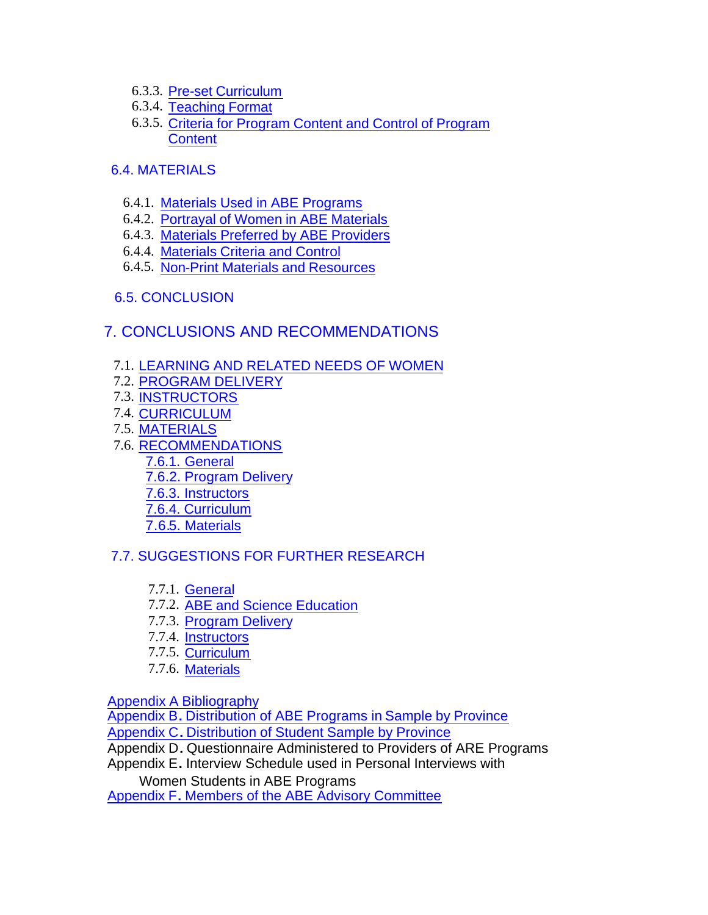- 6.3.3. Pre-set Curriculum
- 6.3.4. Teaching Format
- 6.3.5. Criteria for Program Content and Control of Program Content

6.4. MATERIALS

- 6.4.1. Materials Used in ABE Programs
- 6.4.2. Portrayal of Women in ABE Materials
- 6.4.3. Materials Preferred by ABE Providers
- 6.4.4. Materials Criteria and Control
- 6.4.5. Non-Print Materials and Resources

6.5. CONCLUSION

7. CONCLUSIONS AND RECOMMENDATIONS

- 7.1. LEARNING AND RELATED NEEDS OF WOMEN
- 7.2. PROGRAM DELIVERY
- 7.3. INSTRUCTORS
- 7.4. CURRICULUM
- 7.5. MATERIALS
- 7.6. RECOMMENDATIONS
  - 7.6.1. General
  - 7.6.2. Program Delivery
  - 7.6.3. Instructors
  - 7.6.4. Curriculum
  - 7.6.5. Materials

7.7. SUGGESTIONS FOR FURTHER RESEARCH

- 7.7.1. General
- 7.7.2. ABE and Science Education
- 7.7.3. Program Delivery
- 7.7.4. Instructors
- 7.7.5. Curriculum
- 7.7.6. Materials

Appendix A Bibliography
Appendix B. Distribution of ABE Programs in Sample by Province
Appendix C. Distribution of Student Sample by Province
Appendix D. Questionnaire Administered to Providers of ARE Programs
Appendix E. Interview Schedule used in Personal Interviews with Women Students in ABE Programs
Appendix F. Members of the ABE Advisory Committee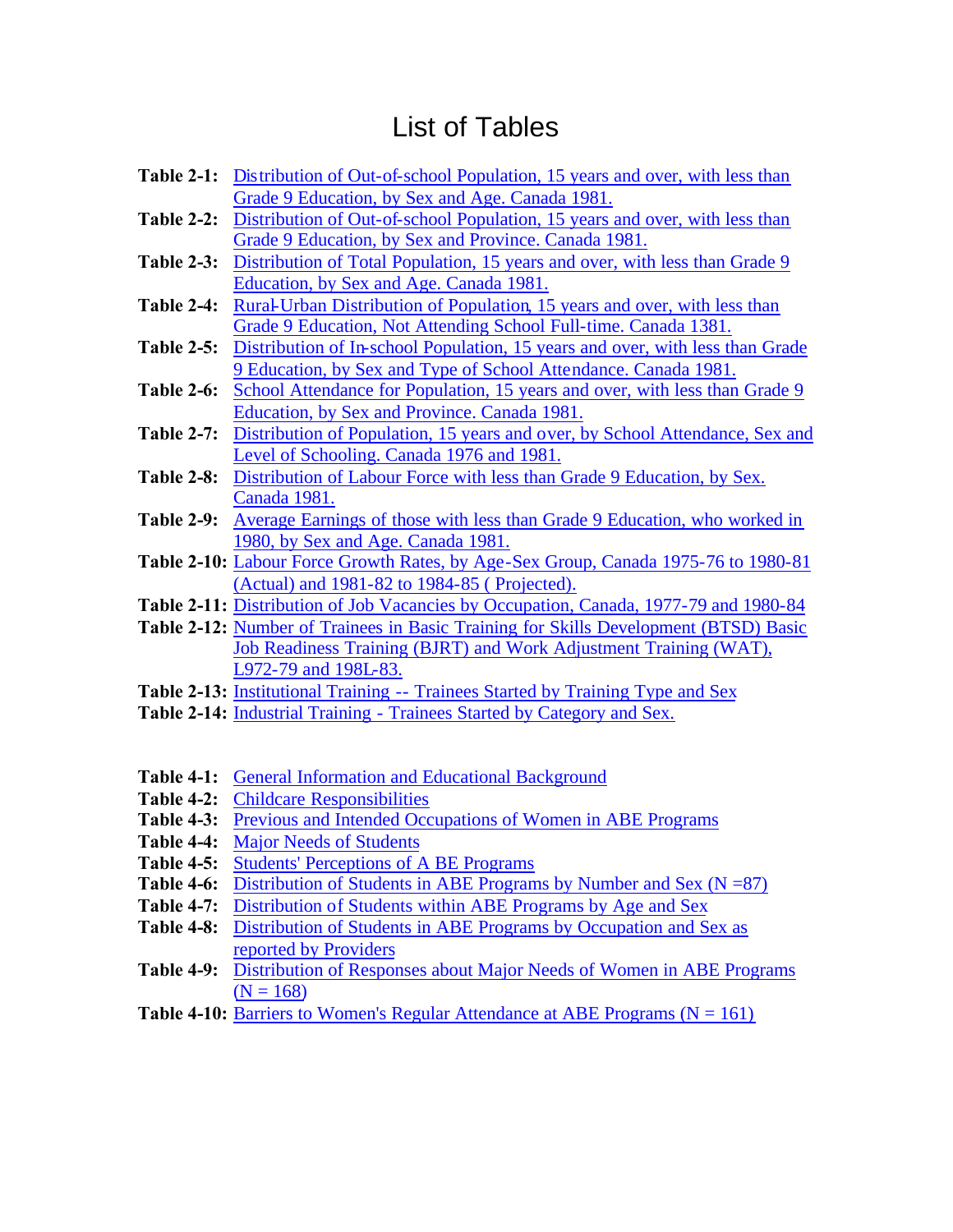# List of Tables

**Table 2-1:** Distribution of Out-of-school Population, 15 years and over, with less than Grade 9 Education, by Sex and Age. Canada 1981.

**Table 2-2:** Distribution of Out-of-school Population, 15 years and over, with less than Grade 9 Education, by Sex and Province. Canada 1981.

**Table 2-3:** Distribution of Total Population, 15 years and over, with less than Grade 9 Education, by Sex and Age. Canada 1981.

**Table 2-4:** Rural-Urban Distribution of Population, 15 years and over, with less than Grade 9 Education, Not Attending School Full-time. Canada 1381.

**Table 2-5:** Distribution of In-school Population, 15 years and over, with less than Grade 9 Education, by Sex and Type of School Attendance. Canada 1981.

**Table 2-6:** School Attendance for Population, 15 years and over, with less than Grade 9 Education, by Sex and Province. Canada 1981.

**Table 2-7:** Distribution of Population, 15 years and over, by School Attendance, Sex and Level of Schooling. Canada 1976 and 1981.

**Table 2-8:** Distribution of Labour Force with less than Grade 9 Education, by Sex. Canada 1981.

**Table 2-9:** Average Earnings of those with less than Grade 9 Education, who worked in 1980, by Sex and Age. Canada 1981.

**Table 2-10:** Labour Force Growth Rates, by Age-Sex Group, Canada 1975-76 to 1980-81 (Actual) and 1981-82 to 1984-85 ( Projected).

**Table 2-11:** Distribution of Job Vacancies by Occupation, Canada, 1977-79 and 1980-84

**Table 2-12:** Number of Trainees in Basic Training for Skills Development (BTSD) Basic Job Readiness Training (BJRT) and Work Adjustment Training (WAT), L972-79 and 198L-83.

**Table 2-13:** Institutional Training -- Trainees Started by Training Type and Sex

**Table 2-14:** Industrial Training - Trainees Started by Category and Sex.

**Table 4-1:** General Information and Educational Background

**Table 4-2:** Childcare Responsibilities

**Table 4-3:** Previous and Intended Occupations of Women in ABE Programs

**Table 4-4:** Major Needs of Students

**Table 4-5:** Students' Perceptions of A BE Programs

**Table 4-6:** Distribution of Students in ABE Programs by Number and Sex (N =87)

**Table 4-7:** Distribution of Students within ABE Programs by Age and Sex

**Table 4-8:** Distribution of Students in ABE Programs by Occupation and Sex as reported by Providers

**Table 4-9:** Distribution of Responses about Major Needs of Women in ABE Programs (N = 168)

**Table 4-10:** Barriers to Women's Regular Attendance at ABE Programs (N = 161)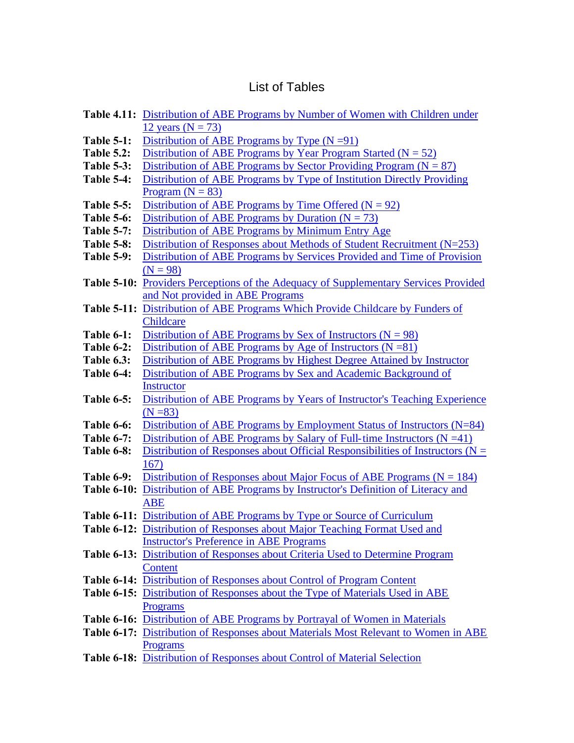# List of Tables

**Table 4.11:** Distribution of ABE Programs by Number of Women with Children under 12 years (N = 73)

**Table 5-1:** Distribution of ABE Programs by Type (N =91)

**Table 5.2:** Distribution of ABE Programs by Year Program Started (N = 52)

**Table 5-3:** Distribution of ABE Programs by Sector Providing Program (N = 87)

**Table 5-4:** Distribution of ABE Programs by Type of Institution Directly Providing Program (N = 83)

**Table 5-5:** Distribution of ABE Programs by Time Offered (N = 92)

**Table 5-6:** Distribution of ABE Programs by Duration (N = 73)

**Table 5-7:** Distribution of ABE Programs by Minimum Entry Age

**Table 5-8:** Distribution of Responses about Methods of Student Recruitment (N=253)

**Table 5-9:** Distribution of ABE Programs by Services Provided and Time of Provision (N = 98)

**Table 5-10:** Providers Perceptions of the Adequacy of Supplementary Services Provided and Not provided in ABE Programs

**Table 5-11:** Distribution of ABE Programs Which Provide Childcare by Funders of Childcare

**Table 6-1:** Distribution of ABE Programs by Sex of Instructors (N = 98)

**Table 6-2:** Distribution of ABE Programs by Age of Instructors (N =81)

**Table 6.3:** Distribution of ABE Programs by Highest Degree Attained by Instructor

**Table 6-4:** Distribution of ABE Programs by Sex and Academic Background of Instructor

**Table 6-5:** Distribution of ABE Programs by Years of Instructor's Teaching Experience (N =83)

**Table 6-6:** Distribution of ABE Programs by Employment Status of Instructors (N=84)

**Table 6-7:** Distribution of ABE Programs by Salary of Full-time Instructors (N =41)

**Table 6-8:** Distribution of Responses about Official Responsibilities of Instructors (N = 167)

**Table 6-9:** Distribution of Responses about Major Focus of ABE Programs (N = 184)

**Table 6-10:** Distribution of ABE Programs by Instructor's Definition of Literacy and ABE

**Table 6-11:** Distribution of ABE Programs by Type or Source of Curriculum

**Table 6-12:** Distribution of Responses about Major Teaching Format Used and Instructor's Preference in ABE Programs

**Table 6-13:** Distribution of Responses about Criteria Used to Determine Program Content

**Table 6-14:** Distribution of Responses about Control of Program Content

**Table 6-15:** Distribution of Responses about the Type of Materials Used in ABE Programs

**Table 6-16:** Distribution of ABE Programs by Portrayal of Women in Materials

**Table 6-17:** Distribution of Responses about Materials Most Relevant to Women in ABE Programs

**Table 6-18:** Distribution of Responses about Control of Material Selection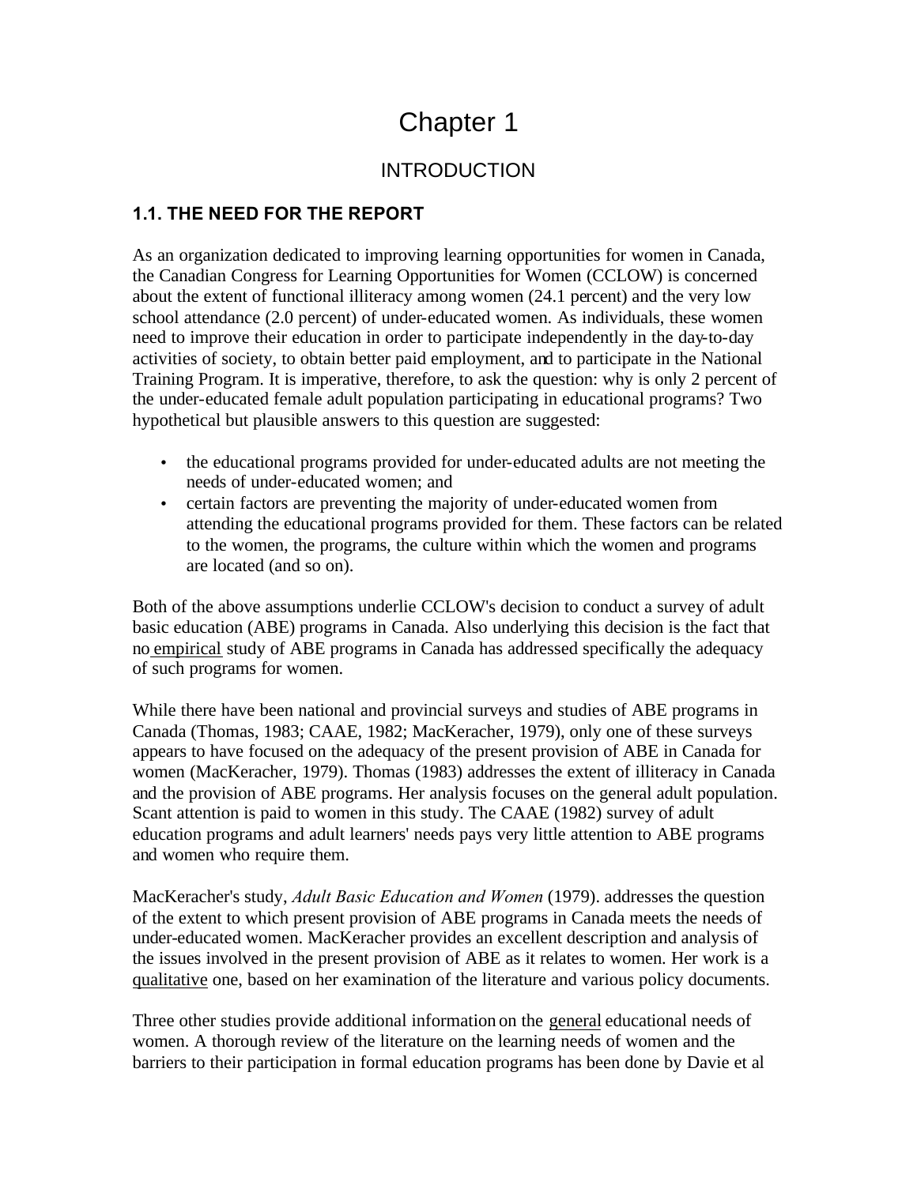# Chapter 1

## INTRODUCTION

### 1.1. THE NEED FOR THE REPORT

As an organization dedicated to improving learning opportunities for women in Canada, the Canadian Congress for Learning Opportunities for Women (CCLOW) is concerned about the extent of functional illiteracy among women (24.1 percent) and the very low school attendance (2.0 percent) of under-educated women. As individuals, these women need to improve their education in order to participate independently in the day-to-day activities of society, to obtain better paid employment, and to participate in the National Training Program. It is imperative, therefore, to ask the question: why is only 2 percent of the under-educated female adult population participating in educational programs? Two hypothetical but plausible answers to this question are suggested:

- the educational programs provided for under-educated adults are not meeting the needs of under-educated women; and
- certain factors are preventing the majority of under-educated women from attending the educational programs provided for them. These factors can be related to the women, the programs, the culture within which the women and programs are located (and so on).

Both of the above assumptions underlie CCLOW's decision to conduct a survey of adult basic education (ABE) programs in Canada. Also underlying this decision is the fact that no empirical study of ABE programs in Canada has addressed specifically the adequacy of such programs for women.

While there have been national and provincial surveys and studies of ABE programs in Canada (Thomas, 1983; CAAE, 1982; MacKeracher, 1979), only one of these surveys appears to have focused on the adequacy of the present provision of ABE in Canada for women (MacKeracher, 1979). Thomas (1983) addresses the extent of illiteracy in Canada and the provision of ABE programs. Her analysis focuses on the general adult population. Scant attention is paid to women in this study. The CAAE (1982) survey of adult education programs and adult learners' needs pays very little attention to ABE programs and women who require them.

MacKeracher's study, *Adult Basic Education and Women* (1979). addresses the question of the extent to which present provision of ABE programs in Canada meets the needs of under-educated women. MacKeracher provides an excellent description and analysis of the issues involved in the present provision of ABE as it relates to women. Her work is a qualitative one, based on her examination of the literature and various policy documents.

Three other studies provide additional information on the general educational needs of women. A thorough review of the literature on the learning needs of women and the barriers to their participation in formal education programs has been done by Davie et al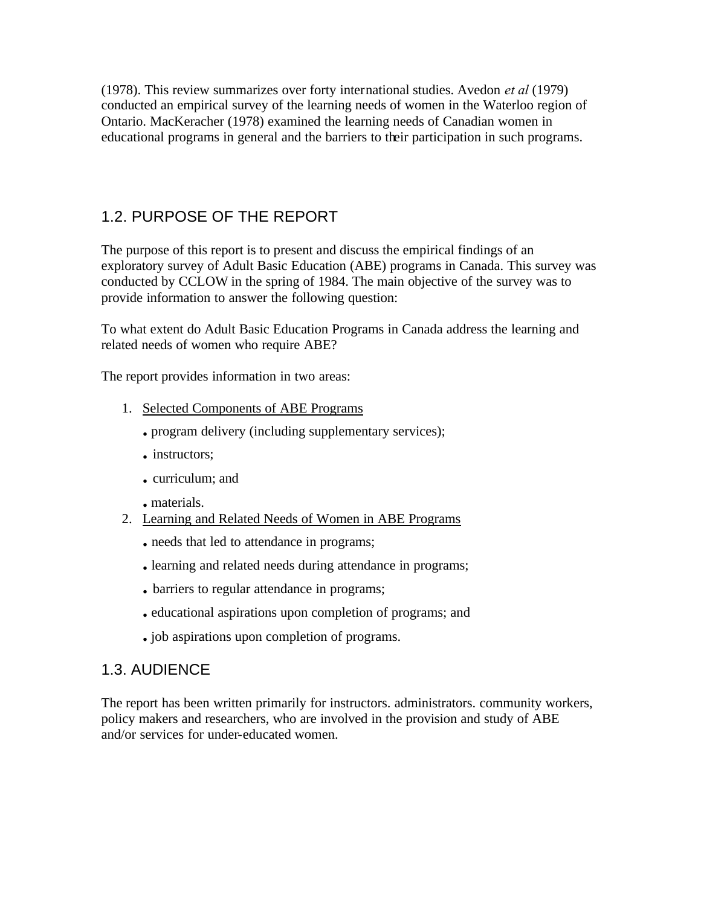(1978). This review summarizes over forty international studies. Avedon *et al* (1979) conducted an empirical survey of the learning needs of women in the Waterloo region of Ontario. MacKeracher (1978) examined the learning needs of Canadian women in educational programs in general and the barriers to their participation in such programs.

## 1.2. PURPOSE OF THE REPORT

The purpose of this report is to present and discuss the empirical findings of an exploratory survey of Adult Basic Education (ABE) programs in Canada. This survey was conducted by CCLOW in the spring of 1984. The main objective of the survey was to provide information to answer the following question:

To what extent do Adult Basic Education Programs in Canada address the learning and related needs of women who require ABE?

The report provides information in two areas:

1. <u>Selected Components of ABE Programs</u>
   - program delivery (including supplementary services);
   - instructors;
   - curriculum; and
   - materials.
2. <u>Learning and Related Needs of Women in ABE Programs</u>
   - needs that led to attendance in programs;
   - learning and related needs during attendance in programs;
   - barriers to regular attendance in programs;
   - educational aspirations upon completion of programs; and
   - job aspirations upon completion of programs.

## 1.3. AUDIENCE

The report has been written primarily for instructors. administrators. community workers, policy makers and researchers, who are involved in the provision and study of ABE and/or services for under-educated women.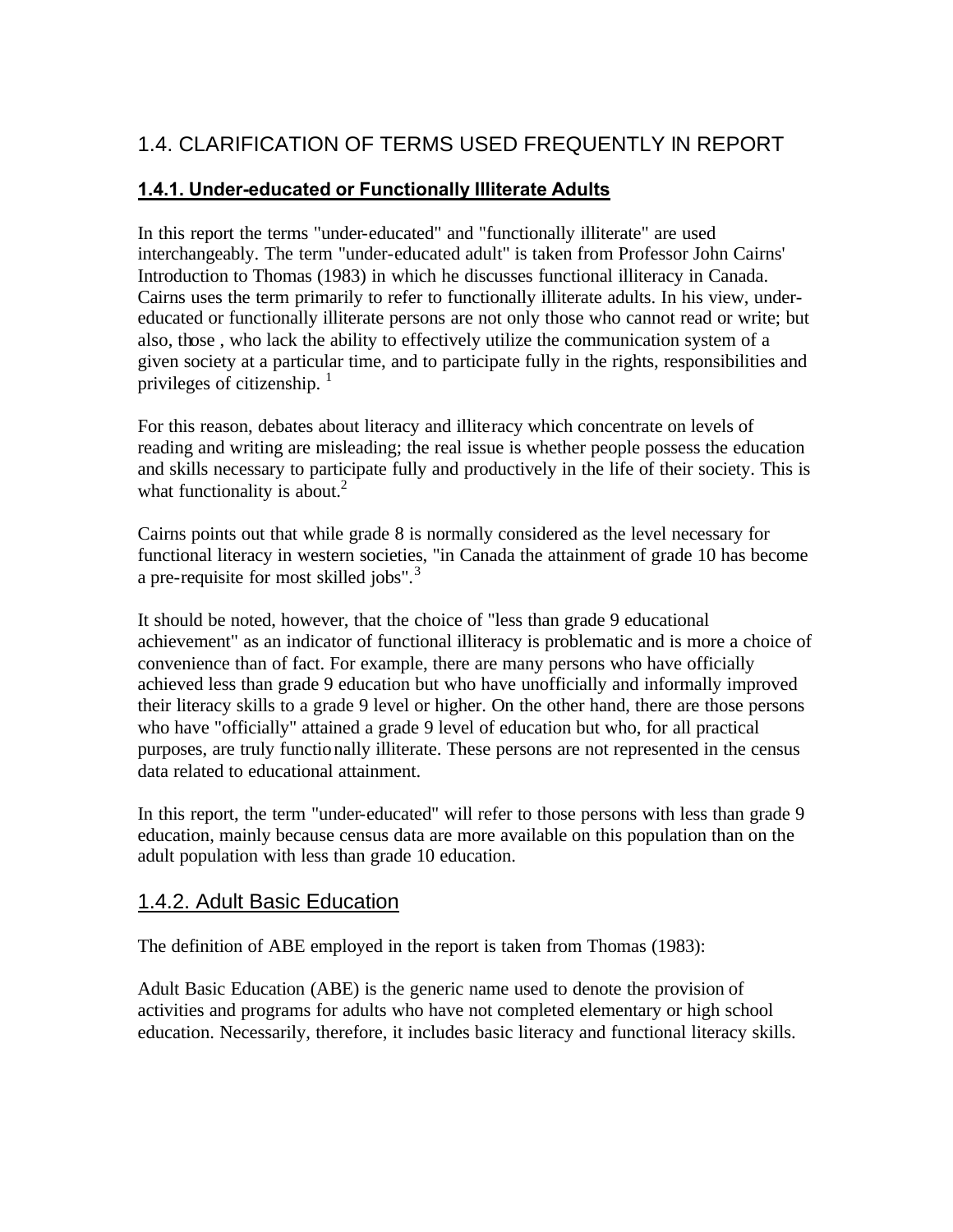## 1.4. CLARIFICATION OF TERMS USED FREQUENTLY IN REPORT

### 1.4.1. Under-educated or Functionally Illiterate Adults

In this report the terms "under-educated" and "functionally illiterate" are used interchangeably. The term "under-educated adult" is taken from Professor John Cairns' Introduction to Thomas (1983) in which he discusses functional illiteracy in Canada. Cairns uses the term primarily to refer to functionally illiterate adults. In his view, under-educated or functionally illiterate persons are not only those who cannot read or write; but also, those , who lack the ability to effectively utilize the communication system of a given society at a particular time, and to participate fully in the rights, responsibilities and privileges of citizenship. [1]

For this reason, debates about literacy and illiteracy which concentrate on levels of reading and writing are misleading; the real issue is whether people possess the education and skills necessary to participate fully and productively in the life of their society. This is what functionality is about.[2]

Cairns points out that while grade 8 is normally considered as the level necessary for functional literacy in western societies, "in Canada the attainment of grade 10 has become a pre-requisite for most skilled jobs".[3]

It should be noted, however, that the choice of "less than grade 9 educational achievement" as an indicator of functional illiteracy is problematic and is more a choice of convenience than of fact. For example, there are many persons who have officially achieved less than grade 9 education but who have unofficially and informally improved their literacy skills to a grade 9 level or higher. On the other hand, there are those persons who have "officially" attained a grade 9 level of education but who, for all practical purposes, are truly functionally illiterate. These persons are not represented in the census data related to educational attainment.

In this report, the term "under-educated" will refer to those persons with less than grade 9 education, mainly because census data are more available on this population than on the adult population with less than grade 10 education.

### 1.4.2. Adult Basic Education

The definition of ABE employed in the report is taken from Thomas (1983):

Adult Basic Education (ABE) is the generic name used to denote the provision of activities and programs for adults who have not completed elementary or high school education. Necessarily, therefore, it includes basic literacy and functional literacy skills.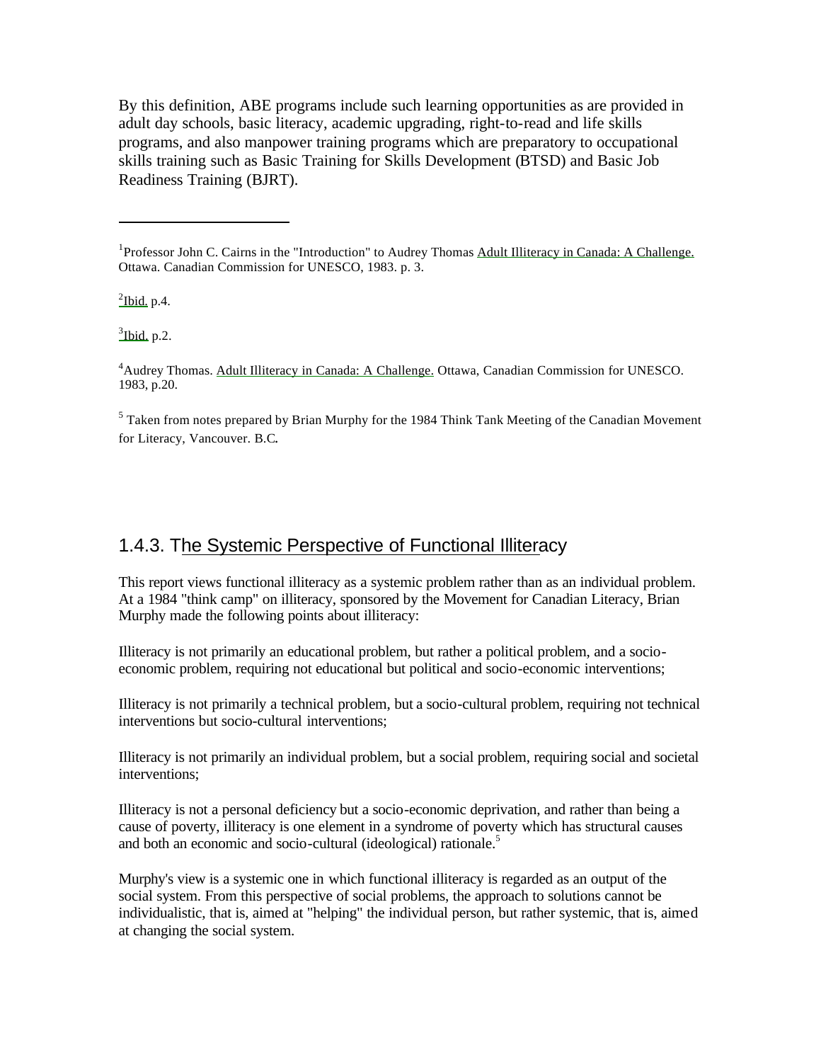By this definition, ABE programs include such learning opportunities as are provided in adult day schools, basic literacy, academic upgrading, right-to-read and life skills programs, and also manpower training programs which are preparatory to occupational skills training such as Basic Training for Skills Development (BTSD) and Basic Job Readiness Training (BJRT).

---

[1]Professor John C. Cairns in the "Introduction" to Audrey Thomas Adult Illiteracy in Canada: A Challenge. Ottawa. Canadian Commission for UNESCO, 1983. p. 3.

[2]Ibid. p.4.

[3]Ibid. p.2.

[4]Audrey Thomas. Adult Illiteracy in Canada: A Challenge. Ottawa, Canadian Commission for UNESCO. 1983, p.20.

[5] Taken from notes prepared by Brian Murphy for the 1984 Think Tank Meeting of the Canadian Movement for Literacy, Vancouver. B.C.

### 1.4.3. The Systemic Perspective of Functional Illiteracy

This report views functional illiteracy as a systemic problem rather than as an individual problem. At a 1984 "think camp" on illiteracy, sponsored by the Movement for Canadian Literacy, Brian Murphy made the following points about illiteracy:

Illiteracy is not primarily an educational problem, but rather a political problem, and a socio-economic problem, requiring not educational but political and socio-economic interventions;

Illiteracy is not primarily a technical problem, but a socio-cultural problem, requiring not technical interventions but socio-cultural interventions;

Illiteracy is not primarily an individual problem, but a social problem, requiring social and societal interventions;

Illiteracy is not a personal deficiency but a socio-economic deprivation, and rather than being a cause of poverty, illiteracy is one element in a syndrome of poverty which has structural causes and both an economic and socio-cultural (ideological) rationale.[5]

Murphy's view is a systemic one in which functional illiteracy is regarded as an output of the social system. From this perspective of social problems, the approach to solutions cannot be individualistic, that is, aimed at "helping" the individual person, but rather systemic, that is, aimed at changing the social system.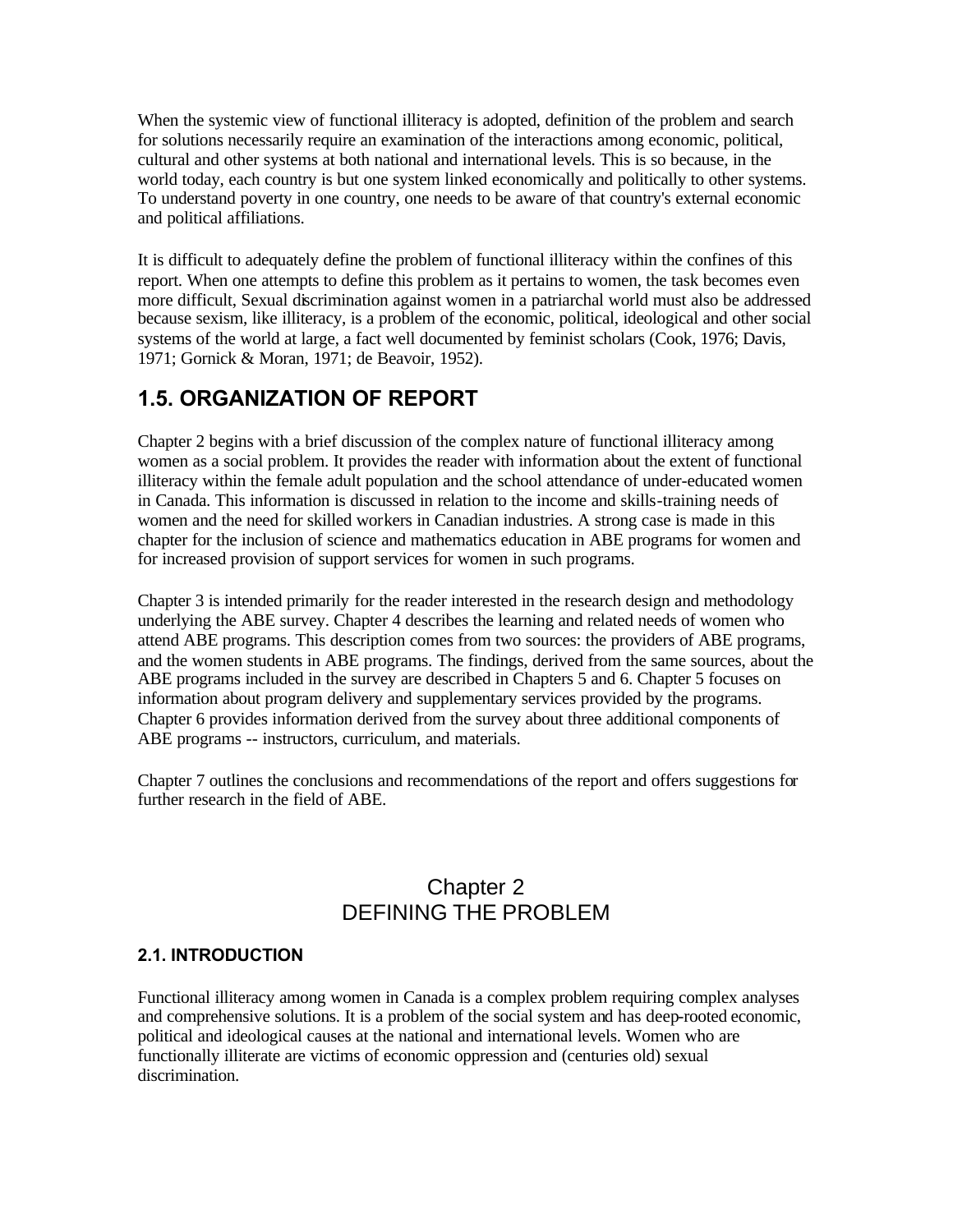When the systemic view of functional illiteracy is adopted, definition of the problem and search for solutions necessarily require an examination of the interactions among economic, political, cultural and other systems at both national and international levels. This is so because, in the world today, each country is but one system linked economically and politically to other systems. To understand poverty in one country, one needs to be aware of that country's external economic and political affiliations.

It is difficult to adequately define the problem of functional illiteracy within the confines of this report. When one attempts to define this problem as it pertains to women, the task becomes even more difficult, Sexual discrimination against women in a patriarchal world must also be addressed because sexism, like illiteracy, is a problem of the economic, political, ideological and other social systems of the world at large, a fact well documented by feminist scholars (Cook, 1976; Davis, 1971; Gornick & Moran, 1971; de Beavoir, 1952).

## 1.5. ORGANIZATION OF REPORT

Chapter 2 begins with a brief discussion of the complex nature of functional illiteracy among women as a social problem. It provides the reader with information about the extent of functional illiteracy within the female adult population and the school attendance of under-educated women in Canada. This information is discussed in relation to the income and skills-training needs of women and the need for skilled workers in Canadian industries. A strong case is made in this chapter for the inclusion of science and mathematics education in ABE programs for women and for increased provision of support services for women in such programs.

Chapter 3 is intended primarily for the reader interested in the research design and methodology underlying the ABE survey. Chapter 4 describes the learning and related needs of women who attend ABE programs. This description comes from two sources: the providers of ABE programs, and the women students in ABE programs. The findings, derived from the same sources, about the ABE programs included in the survey are described in Chapters 5 and 6. Chapter 5 focuses on information about program delivery and supplementary services provided by the programs. Chapter 6 provides information derived from the survey about three additional components of ABE programs -- instructors, curriculum, and materials.

Chapter 7 outlines the conclusions and recommendations of the report and offers suggestions for further research in the field of ABE.

# Chapter 2
# DEFINING THE PROBLEM

### 2.1. INTRODUCTION

Functional illiteracy among women in Canada is a complex problem requiring complex analyses and comprehensive solutions. It is a problem of the social system and has deep-rooted economic, political and ideological causes at the national and international levels. Women who are functionally illiterate are victims of economic oppression and (centuries old) sexual discrimination.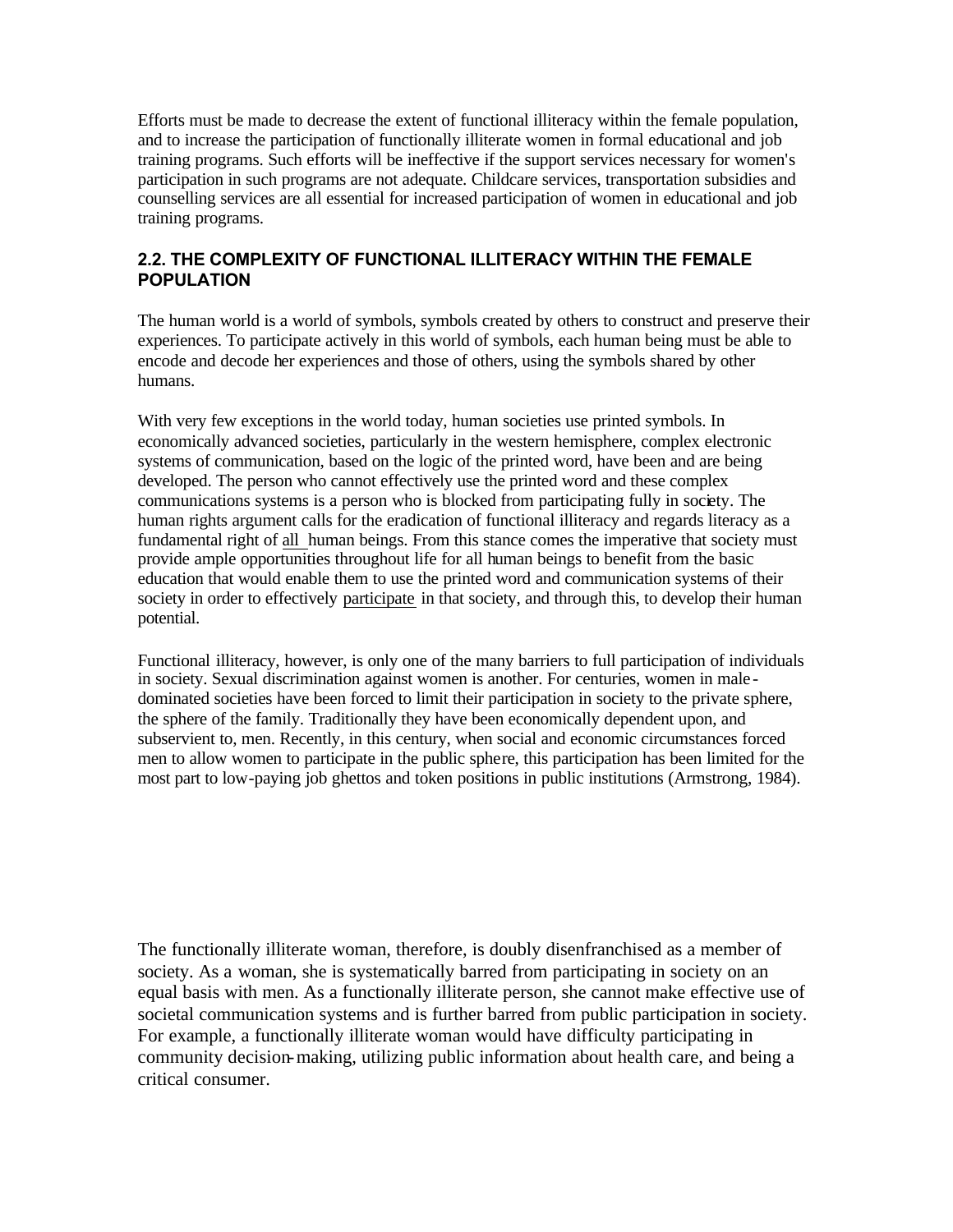Efforts must be made to decrease the extent of functional illiteracy within the female population, and to increase the participation of functionally illiterate women in formal educational and job training programs. Such efforts will be ineffective if the support services necessary for women's participation in such programs are not adequate. Childcare services, transportation subsidies and counselling services are all essential for increased participation of women in educational and job training programs.

## 2.2. THE COMPLEXITY OF FUNCTIONAL ILLITERACY WITHIN THE FEMALE POPULATION

The human world is a world of symbols, symbols created by others to construct and preserve their experiences. To participate actively in this world of symbols, each human being must be able to encode and decode her experiences and those of others, using the symbols shared by other humans.

With very few exceptions in the world today, human societies use printed symbols. In economically advanced societies, particularly in the western hemisphere, complex electronic systems of communication, based on the logic of the printed word, have been and are being developed. The person who cannot effectively use the printed word and these complex communications systems is a person who is blocked from participating fully in society. The human rights argument calls for the eradication of functional illiteracy and regards literacy as a fundamental right of <u>all</u> human beings. From this stance comes the imperative that society must provide ample opportunities throughout life for all human beings to benefit from the basic education that would enable them to use the printed word and communication systems of their society in order to effectively <u>participate</u> in that society, and through this, to develop their human potential.

Functional illiteracy, however, is only one of the many barriers to full participation of individuals in society. Sexual discrimination against women is another. For centuries, women in male-dominated societies have been forced to limit their participation in society to the private sphere, the sphere of the family. Traditionally they have been economically dependent upon, and subservient to, men. Recently, in this century, when social and economic circumstances forced men to allow women to participate in the public sphere, this participation has been limited for the most part to low-paying job ghettos and token positions in public institutions (Armstrong, 1984).

The functionally illiterate woman, therefore, is doubly disenfranchised as a member of society. As a woman, she is systematically barred from participating in society on an equal basis with men. As a functionally illiterate person, she cannot make effective use of societal communication systems and is further barred from public participation in society. For example, a functionally illiterate woman would have difficulty participating in community decision-making, utilizing public information about health care, and being a critical consumer.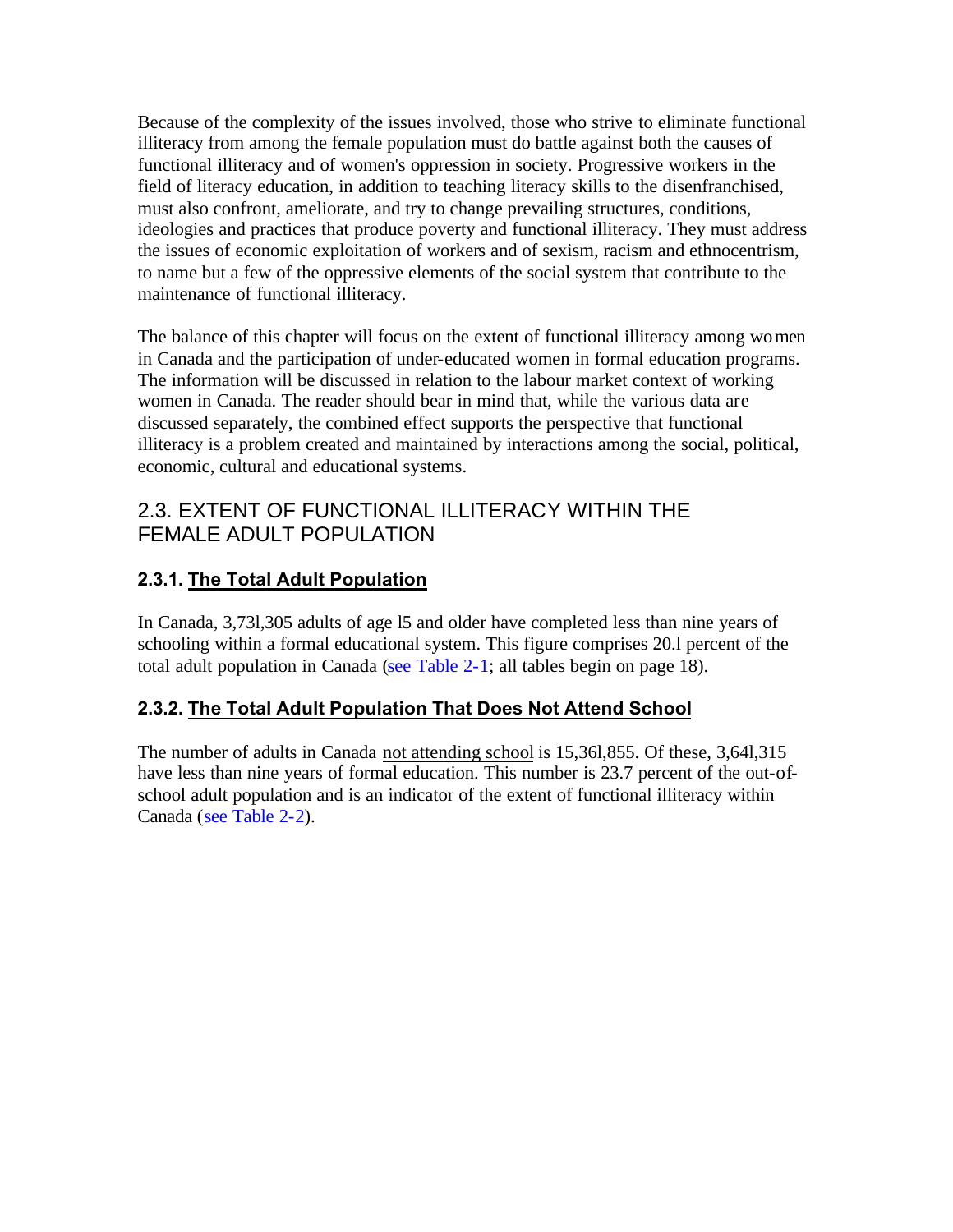Because of the complexity of the issues involved, those who strive to eliminate functional illiteracy from among the female population must do battle against both the causes of functional illiteracy and of women's oppression in society. Progressive workers in the field of literacy education, in addition to teaching literacy skills to the disenfranchised, must also confront, ameliorate, and try to change prevailing structures, conditions, ideologies and practices that produce poverty and functional illiteracy. They must address the issues of economic exploitation of workers and of sexism, racism and ethnocentrism, to name but a few of the oppressive elements of the social system that contribute to the maintenance of functional illiteracy.

The balance of this chapter will focus on the extent of functional illiteracy among women in Canada and the participation of under-educated women in formal education programs. The information will be discussed in relation to the labour market context of working women in Canada. The reader should bear in mind that, while the various data are discussed separately, the combined effect supports the perspective that functional illiteracy is a problem created and maintained by interactions among the social, political, economic, cultural and educational systems.

## 2.3. EXTENT OF FUNCTIONAL ILLITERACY WITHIN THE FEMALE ADULT POPULATION

### 2.3.1. The Total Adult Population

In Canada, 3,73l,305 adults of age l5 and older have completed less than nine years of schooling within a formal educational system. This figure comprises 20.l percent of the total adult population in Canada (see Table 2-1; all tables begin on page 18).

### 2.3.2. The Total Adult Population That Does Not Attend School

The number of adults in Canada not attending school is 15,36l,855. Of these, 3,64l,315 have less than nine years of formal education. This number is 23.7 percent of the out-of-school adult population and is an indicator of the extent of functional illiteracy within Canada (see Table 2-2).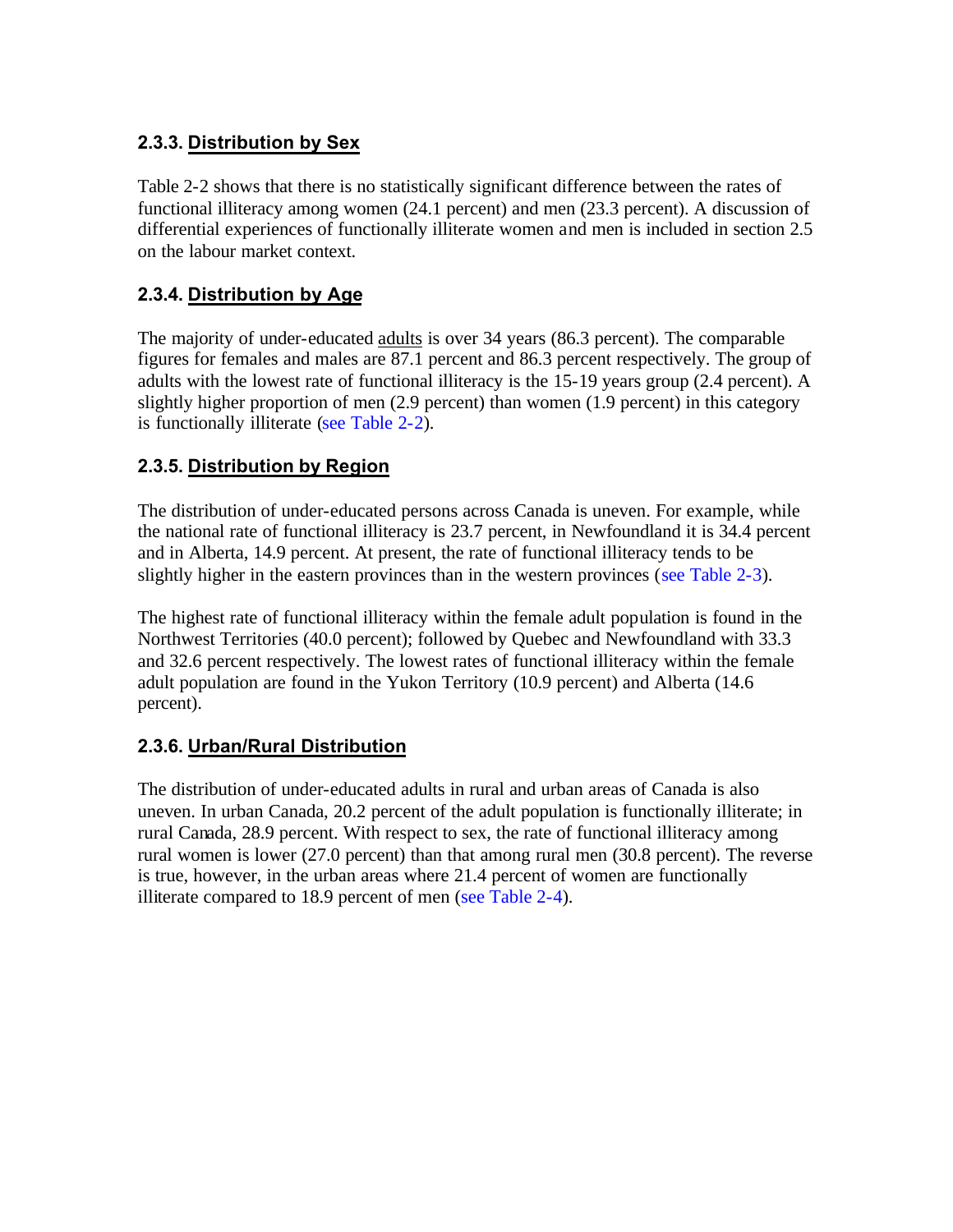### 2.3.3. Distribution by Sex

Table 2-2 shows that there is no statistically significant difference between the rates of functional illiteracy among women (24.1 percent) and men (23.3 percent). A discussion of differential experiences of functionally illiterate women and men is included in section 2.5 on the labour market context.

### 2.3.4. Distribution by Age

The majority of under-educated adults is over 34 years (86.3 percent). The comparable figures for females and males are 87.1 percent and 86.3 percent respectively. The group of adults with the lowest rate of functional illiteracy is the 15-19 years group (2.4 percent). A slightly higher proportion of men (2.9 percent) than women (1.9 percent) in this category is functionally illiterate (see Table 2-2).

### 2.3.5. Distribution by Region

The distribution of under-educated persons across Canada is uneven. For example, while the national rate of functional illiteracy is 23.7 percent, in Newfoundland it is 34.4 percent and in Alberta, 14.9 percent. At present, the rate of functional illiteracy tends to be slightly higher in the eastern provinces than in the western provinces (see Table 2-3).

The highest rate of functional illiteracy within the female adult population is found in the Northwest Territories (40.0 percent); followed by Quebec and Newfoundland with 33.3 and 32.6 percent respectively. The lowest rates of functional illiteracy within the female adult population are found in the Yukon Territory (10.9 percent) and Alberta (14.6 percent).

### 2.3.6. Urban/Rural Distribution

The distribution of under-educated adults in rural and urban areas of Canada is also uneven. In urban Canada, 20.2 percent of the adult population is functionally illiterate; in rural Canada, 28.9 percent. With respect to sex, the rate of functional illiteracy among rural women is lower (27.0 percent) than that among rural men (30.8 percent). The reverse is true, however, in the urban areas where 21.4 percent of women are functionally illiterate compared to 18.9 percent of men (see Table 2-4).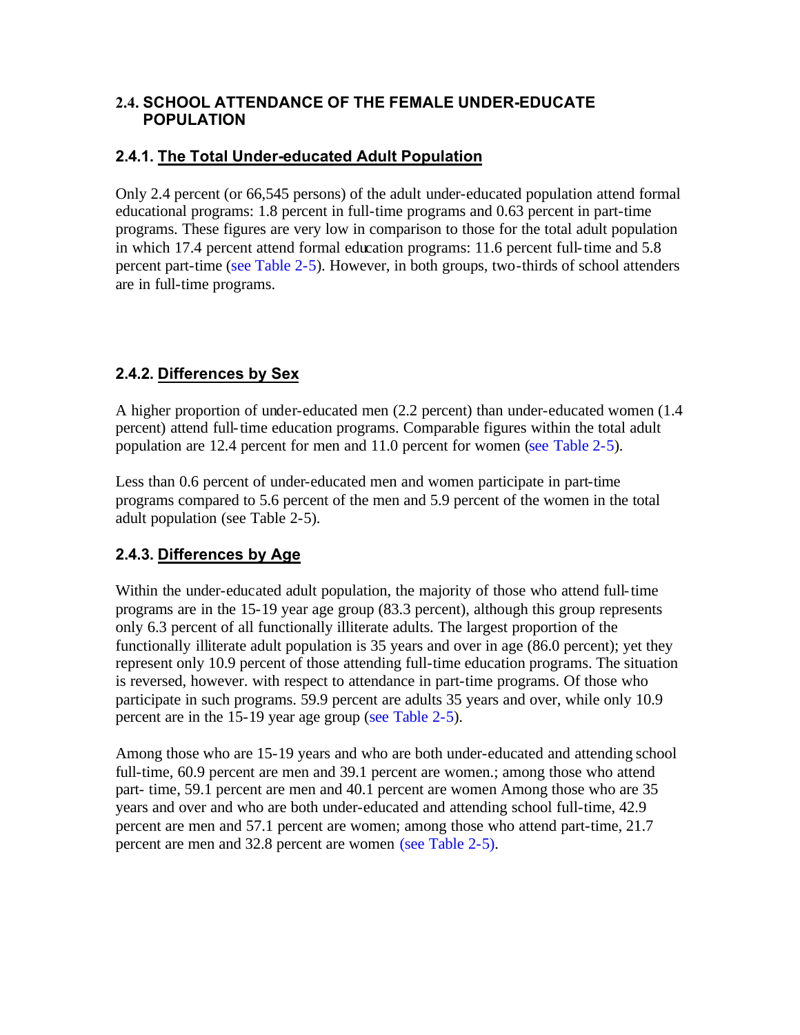## 2.4. SCHOOL ATTENDANCE OF THE FEMALE UNDER-EDUCATE POPULATION

### 2.4.1. The Total Under-educated Adult Population

Only 2.4 percent (or 66,545 persons) of the adult under-educated population attend formal educational programs: 1.8 percent in full-time programs and 0.63 percent in part-time programs. These figures are very low in comparison to those for the total adult population in which 17.4 percent attend formal education programs: 11.6 percent full-time and 5.8 percent part-time (see Table 2-5). However, in both groups, two-thirds of school attenders are in full-time programs.

### 2.4.2. Differences by Sex

A higher proportion of under-educated men (2.2 percent) than under-educated women (1.4 percent) attend full-time education programs. Comparable figures within the total adult population are 12.4 percent for men and 11.0 percent for women (see Table 2-5).

Less than 0.6 percent of under-educated men and women participate in part-time programs compared to 5.6 percent of the men and 5.9 percent of the women in the total adult population (see Table 2-5).

### 2.4.3. Differences by Age

Within the under-educated adult population, the majority of those who attend full-time programs are in the 15-19 year age group (83.3 percent), although this group represents only 6.3 percent of all functionally illiterate adults. The largest proportion of the functionally illiterate adult population is 35 years and over in age (86.0 percent); yet they represent only 10.9 percent of those attending full-time education programs. The situation is reversed, however. with respect to attendance in part-time programs. Of those who participate in such programs. 59.9 percent are adults 35 years and over, while only 10.9 percent are in the 15-19 year age group (see Table 2-5).

Among those who are 15-19 years and who are both under-educated and attending school full-time, 60.9 percent are men and 39.1 percent are women.; among those who attend part- time, 59.1 percent are men and 40.1 percent are women Among those who are 35 years and over and who are both under-educated and attending school full-time, 42.9 percent are men and 57.1 percent are women; among those who attend part-time, 21.7 percent are men and 32.8 percent are women (see Table 2-5).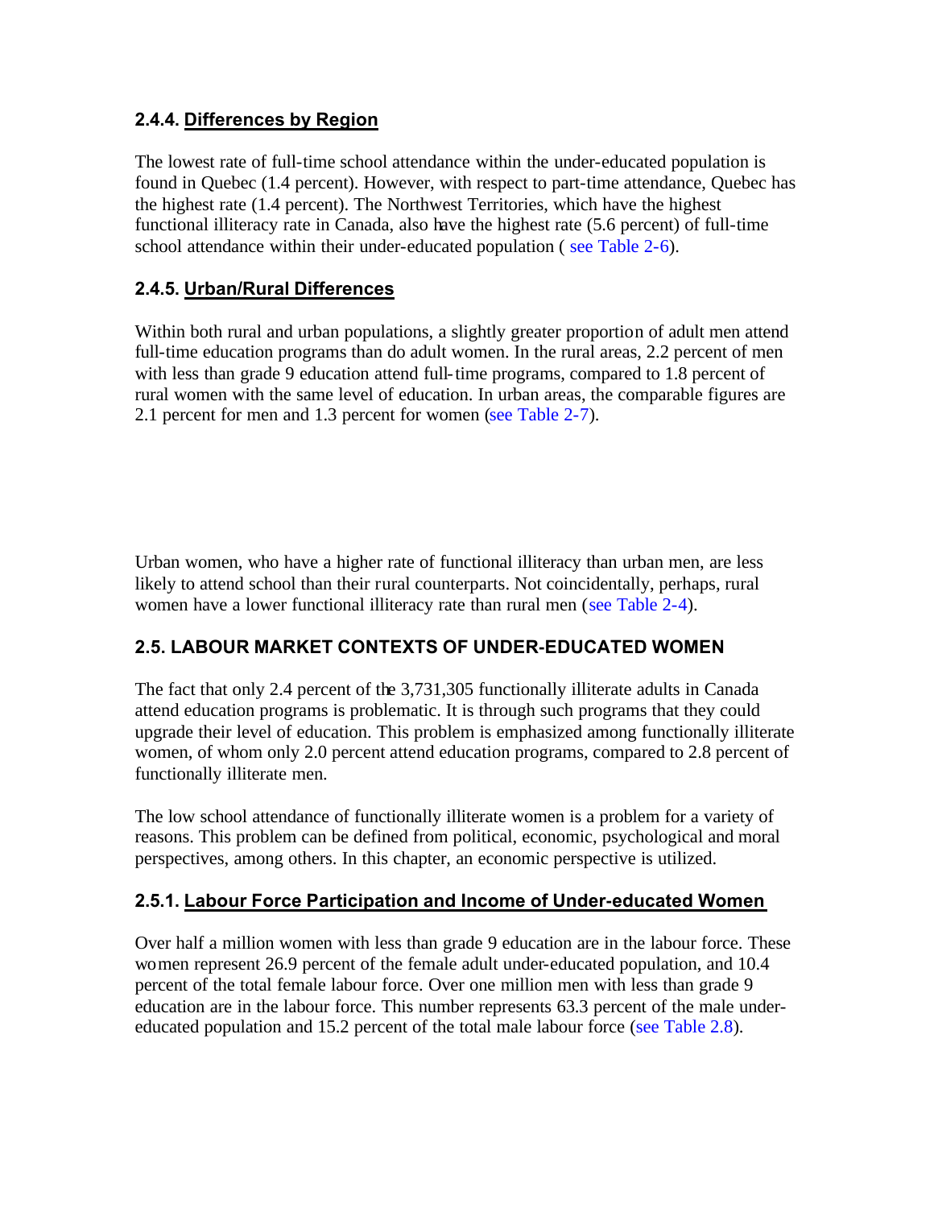### 2.4.4. Differences by Region

The lowest rate of full-time school attendance within the under-educated population is found in Quebec (1.4 percent). However, with respect to part-time attendance, Quebec has the highest rate (1.4 percent). The Northwest Territories, which have the highest functional illiteracy rate in Canada, also have the highest rate (5.6 percent) of full-time school attendance within their under-educated population ( see Table 2-6).

### 2.4.5. Urban/Rural Differences

Within both rural and urban populations, a slightly greater proportion of adult men attend full-time education programs than do adult women. In the rural areas, 2.2 percent of men with less than grade 9 education attend full-time programs, compared to 1.8 percent of rural women with the same level of education. In urban areas, the comparable figures are 2.1 percent for men and 1.3 percent for women (see Table 2-7).

Urban women, who have a higher rate of functional illiteracy than urban men, are less likely to attend school than their rural counterparts. Not coincidentally, perhaps, rural women have a lower functional illiteracy rate than rural men (see Table 2-4).

## 2.5. LABOUR MARKET CONTEXTS OF UNDER-EDUCATED WOMEN

The fact that only 2.4 percent of the 3,731,305 functionally illiterate adults in Canada attend education programs is problematic. It is through such programs that they could upgrade their level of education. This problem is emphasized among functionally illiterate women, of whom only 2.0 percent attend education programs, compared to 2.8 percent of functionally illiterate men.

The low school attendance of functionally illiterate women is a problem for a variety of reasons. This problem can be defined from political, economic, psychological and moral perspectives, among others. In this chapter, an economic perspective is utilized.

### 2.5.1. Labour Force Participation and Income of Under-educated Women

Over half a million women with less than grade 9 education are in the labour force. These women represent 26.9 percent of the female adult under-educated population, and 10.4 percent of the total female labour force. Over one million men with less than grade 9 education are in the labour force. This number represents 63.3 percent of the male under-educated population and 15.2 percent of the total male labour force (see Table 2.8).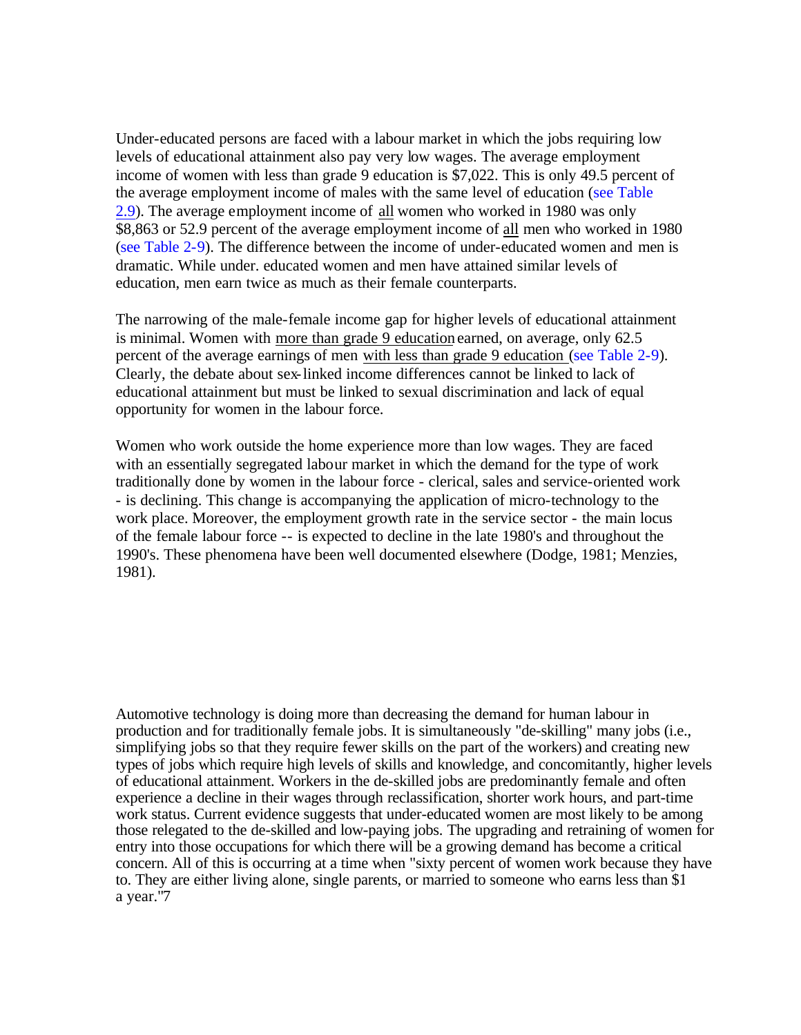Under-educated persons are faced with a labour market in which the jobs requiring low levels of educational attainment also pay very low wages. The average employment income of women with less than grade 9 education is $7,022. This is only 49.5 percent of the average employment income of males with the same level of education (see Table 2.9). The average employment income of all women who worked in 1980 was only $8,863 or 52.9 percent of the average employment income of all men who worked in 1980 (see Table 2-9). The difference between the income of under-educated women and men is dramatic. While under. educated women and men have attained similar levels of education, men earn twice as much as their female counterparts.

The narrowing of the male-female income gap for higher levels of educational attainment is minimal. Women with more than grade 9 education earned, on average, only 62.5 percent of the average earnings of men with less than grade 9 education (see Table 2-9). Clearly, the debate about sex-linked income differences cannot be linked to lack of educational attainment but must be linked to sexual discrimination and lack of equal opportunity for women in the labour force.

Women who work outside the home experience more than low wages. They are faced with an essentially segregated labour market in which the demand for the type of work traditionally done by women in the labour force - clerical, sales and service-oriented work - is declining. This change is accompanying the application of micro-technology to the work place. Moreover, the employment growth rate in the service sector - the main locus of the female labour force -- is expected to decline in the late 1980's and throughout the 1990's. These phenomena have been well documented elsewhere (Dodge, 1981; Menzies, 1981).

Automotive technology is doing more than decreasing the demand for human labour in production and for traditionally female jobs. It is simultaneously "de-skilling" many jobs (i.e., simplifying jobs so that they require fewer skills on the part of the workers) and creating new types of jobs which require high levels of skills and knowledge, and concomitantly, higher levels of educational attainment. Workers in the de-skilled jobs are predominantly female and often experience a decline in their wages through reclassification, shorter work hours, and part-time work status. Current evidence suggests that under-educated women are most likely to be among those relegated to the de-skilled and low-paying jobs. The upgrading and retraining of women for entry into those occupations for which there will be a growing demand has become a critical concern. All of this is occurring at a time when "sixty percent of women work because they have to. They are either living alone, single parents, or married to someone who earns less than $1 a year."[7]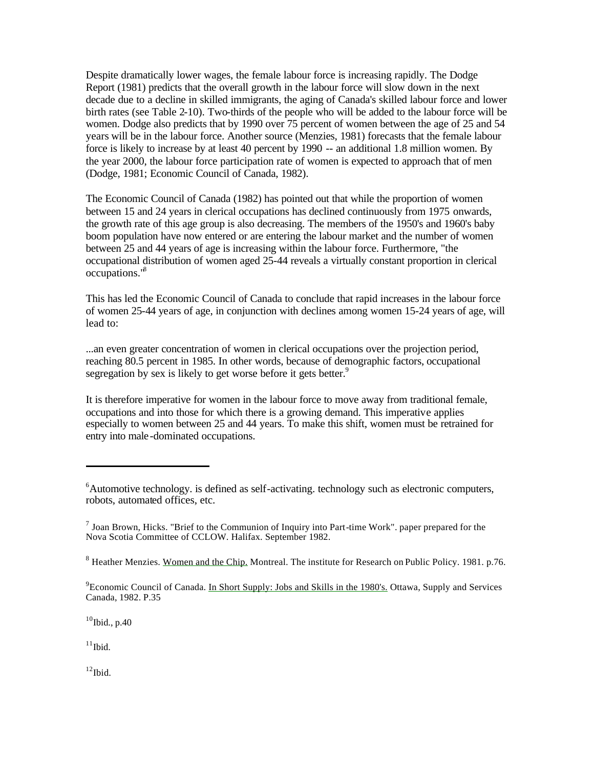Despite dramatically lower wages, the female labour force is increasing rapidly. The Dodge Report (1981) predicts that the overall growth in the labour force will slow down in the next decade due to a decline in skilled immigrants, the aging of Canada's skilled labour force and lower birth rates (see Table 2-10). Two-thirds of the people who will be added to the labour force will be women. Dodge also predicts that by 1990 over 75 percent of women between the age of 25 and 54 years will be in the labour force. Another source (Menzies, 1981) forecasts that the female labour force is likely to increase by at least 40 percent by 1990 -- an additional 1.8 million women. By the year 2000, the labour force participation rate of women is expected to approach that of men (Dodge, 1981; Economic Council of Canada, 1982).

The Economic Council of Canada (1982) has pointed out that while the proportion of women between 15 and 24 years in clerical occupations has declined continuously from 1975 onwards, the growth rate of this age group is also decreasing. The members of the 1950's and 1960's baby boom population have now entered or are entering the labour market and the number of women between 25 and 44 years of age is increasing within the labour force. Furthermore, "the occupational distribution of women aged 25-44 reveals a virtually constant proportion in clerical occupations."[8]

This has led the Economic Council of Canada to conclude that rapid increases in the labour force of women 25-44 years of age, in conjunction with declines among women 15-24 years of age, will lead to:

...an even greater concentration of women in clerical occupations over the projection period, reaching 80.5 percent in 1985. In other words, because of demographic factors, occupational segregation by sex is likely to get worse before it gets better.[9]

It is therefore imperative for women in the labour force to move away from traditional female, occupations and into those for which there is a growing demand. This imperative applies especially to women between 25 and 44 years. To make this shift, women must be retrained for entry into male-dominated occupations.

---

[6] Automotive technology. is defined as self-activating. technology such as electronic computers, robots, automated offices, etc.

[7] Joan Brown, Hicks. "Brief to the Communion of Inquiry into Part-time Work". paper prepared for the Nova Scotia Committee of CCLOW. Halifax. September 1982.

[8] Heather Menzies. Women and the Chip. Montreal. The institute for Research on Public Policy. 1981. p.76.

[9] Economic Council of Canada. In Short Supply: Jobs and Skills in the 1980's. Ottawa, Supply and Services Canada, 1982. P.35

[10] Ibid., p.40

[11] Ibid.

[12] Ibid.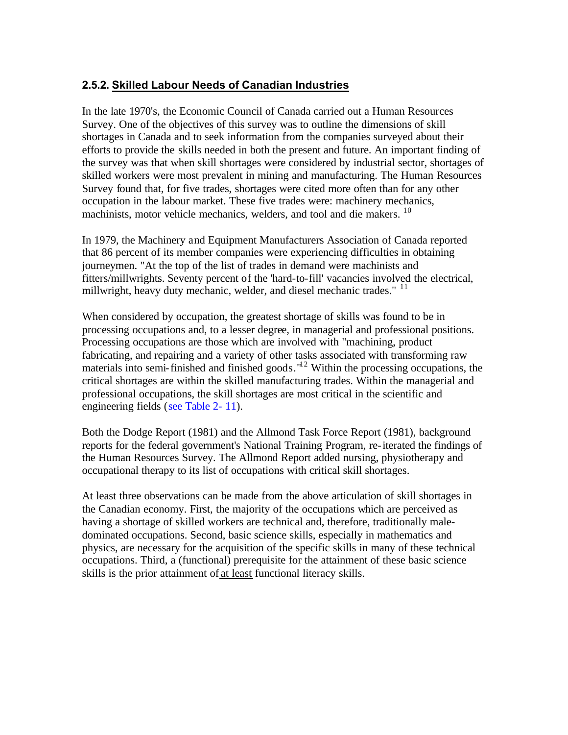### 2.5.2. Skilled Labour Needs of Canadian Industries

In the late 1970's, the Economic Council of Canada carried out a Human Resources Survey. One of the objectives of this survey was to outline the dimensions of skill shortages in Canada and to seek information from the companies surveyed about their efforts to provide the skills needed in both the present and future. An important finding of the survey was that when skill shortages were considered by industrial sector, shortages of skilled workers were most prevalent in mining and manufacturing. The Human Resources Survey found that, for five trades, shortages were cited more often than for any other occupation in the labour market. These five trades were: machinery mechanics, machinists, motor vehicle mechanics, welders, and tool and die makers. [10]

In 1979, the Machinery and Equipment Manufacturers Association of Canada reported that 86 percent of its member companies were experiencing difficulties in obtaining journeymen. "At the top of the list of trades in demand were machinists and fitters/millwrights. Seventy percent of the 'hard-to-fill' vacancies involved the electrical, millwright, heavy duty mechanic, welder, and diesel mechanic trades." [11]

When considered by occupation, the greatest shortage of skills was found to be in processing occupations and, to a lesser degree, in managerial and professional positions. Processing occupations are those which are involved with "machining, product fabricating, and repairing and a variety of other tasks associated with transforming raw materials into semi-finished and finished goods."[12] Within the processing occupations, the critical shortages are within the skilled manufacturing trades. Within the managerial and professional occupations, the skill shortages are most critical in the scientific and engineering fields (see Table 2- 11).

Both the Dodge Report (1981) and the Allmond Task Force Report (1981), background reports for the federal government's National Training Program, re-iterated the findings of the Human Resources Survey. The Allmond Report added nursing, physiotherapy and occupational therapy to its list of occupations with critical skill shortages.

At least three observations can be made from the above articulation of skill shortages in the Canadian economy. First, the majority of the occupations which are perceived as having a shortage of skilled workers are technical and, therefore, traditionally male-dominated occupations. Second, basic science skills, especially in mathematics and physics, are necessary for the acquisition of the specific skills in many of these technical occupations. Third, a (functional) prerequisite for the attainment of these basic science skills is the prior attainment of at least functional literacy skills.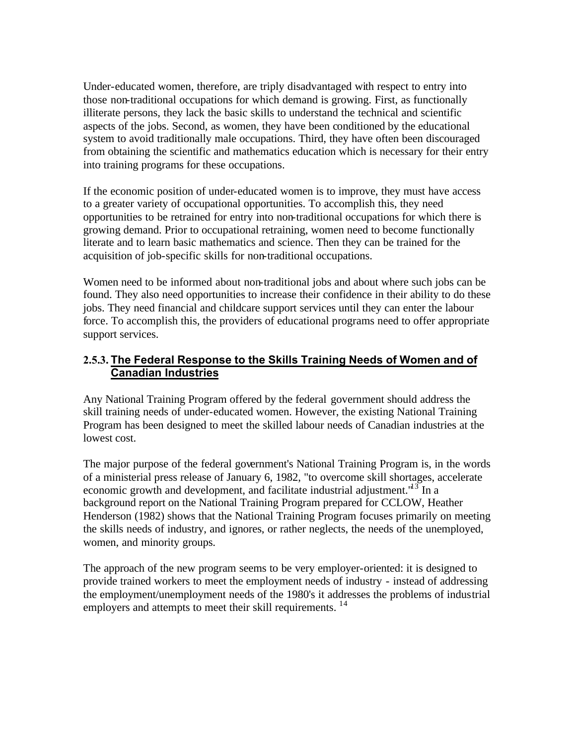Under-educated women, therefore, are triply disadvantaged with respect to entry into those non-traditional occupations for which demand is growing. First, as functionally illiterate persons, they lack the basic skills to understand the technical and scientific aspects of the jobs. Second, as women, they have been conditioned by the educational system to avoid traditionally male occupations. Third, they have often been discouraged from obtaining the scientific and mathematics education which is necessary for their entry into training programs for these occupations.

If the economic position of under-educated women is to improve, they must have access to a greater variety of occupational opportunities. To accomplish this, they need opportunities to be retrained for entry into non-traditional occupations for which there is growing demand. Prior to occupational retraining, women need to become functionally literate and to learn basic mathematics and science. Then they can be trained for the acquisition of job-specific skills for non-traditional occupations.

Women need to be informed about non-traditional jobs and about where such jobs can be found. They also need opportunities to increase their confidence in their ability to do these jobs. They need financial and childcare support services until they can enter the labour force. To accomplish this, the providers of educational programs need to offer appropriate support services.

### 2.5.3. The Federal Response to the Skills Training Needs of Women and of Canadian Industries

Any National Training Program offered by the federal government should address the skill training needs of under-educated women. However, the existing National Training Program has been designed to meet the skilled labour needs of Canadian industries at the lowest cost.

The major purpose of the federal government's National Training Program is, in the words of a ministerial press release of January 6, 1982, "to overcome skill shortages, accelerate economic growth and development, and facilitate industrial adjustment."[13] In a background report on the National Training Program prepared for CCLOW, Heather Henderson (1982) shows that the National Training Program focuses primarily on meeting the skills needs of industry, and ignores, or rather neglects, the needs of the unemployed, women, and minority groups.

The approach of the new program seems to be very employer-oriented: it is designed to provide trained workers to meet the employment needs of industry - instead of addressing the employment/unemployment needs of the 1980's it addresses the problems of industrial employers and attempts to meet their skill requirements.[14]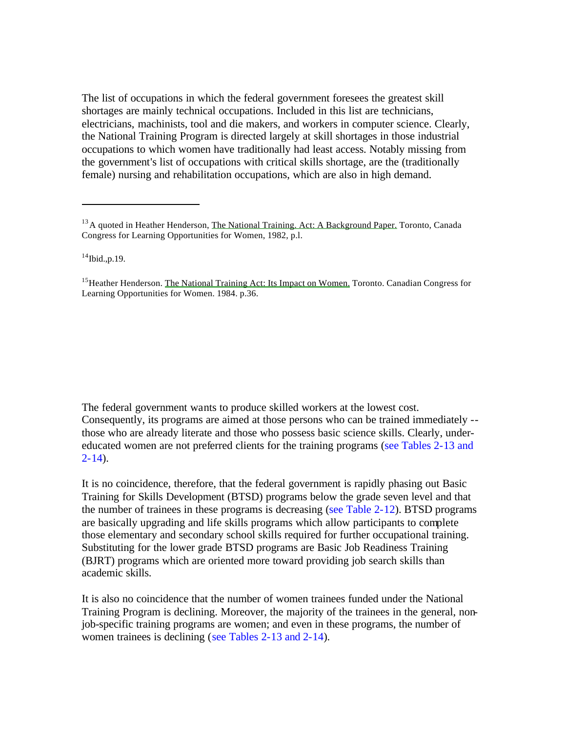The list of occupations in which the federal government foresees the greatest skill shortages are mainly technical occupations. Included in this list are technicians, electricians, machinists, tool and die makers, and workers in computer science. Clearly, the National Training Program is directed largely at skill shortages in those industrial occupations to which women have traditionally had least access. Notably missing from the government's list of occupations with critical skills shortage, are the (traditionally female) nursing and rehabilitation occupations, which are also in high demand.

---

[13] A quoted in Heather Henderson, The National Training. Act: A Background Paper. Toronto, Canada Congress for Learning Opportunities for Women, 1982, p.l.

[14] Ibid.,p.19.

[15] Heather Henderson. The National Training Act: Its Impact on Women. Toronto. Canadian Congress for Learning Opportunities for Women. 1984. p.36.

The federal government wants to produce skilled workers at the lowest cost. Consequently, its programs are aimed at those persons who can be trained immediately -- those who are already literate and those who possess basic science skills. Clearly, under-educated women are not preferred clients for the training programs (see Tables 2-13 and 2-14).

It is no coincidence, therefore, that the federal government is rapidly phasing out Basic Training for Skills Development (BTSD) programs below the grade seven level and that the number of trainees in these programs is decreasing (see Table 2-12). BTSD programs are basically upgrading and life skills programs which allow participants to complete those elementary and secondary school skills required for further occupational training. Substituting for the lower grade BTSD programs are Basic Job Readiness Training (BJRT) programs which are oriented more toward providing job search skills than academic skills.

It is also no coincidence that the number of women trainees funded under the National Training Program is declining. Moreover, the majority of the trainees in the general, non-job-specific training programs are women; and even in these programs, the number of women trainees is declining (see Tables 2-13 and 2-14).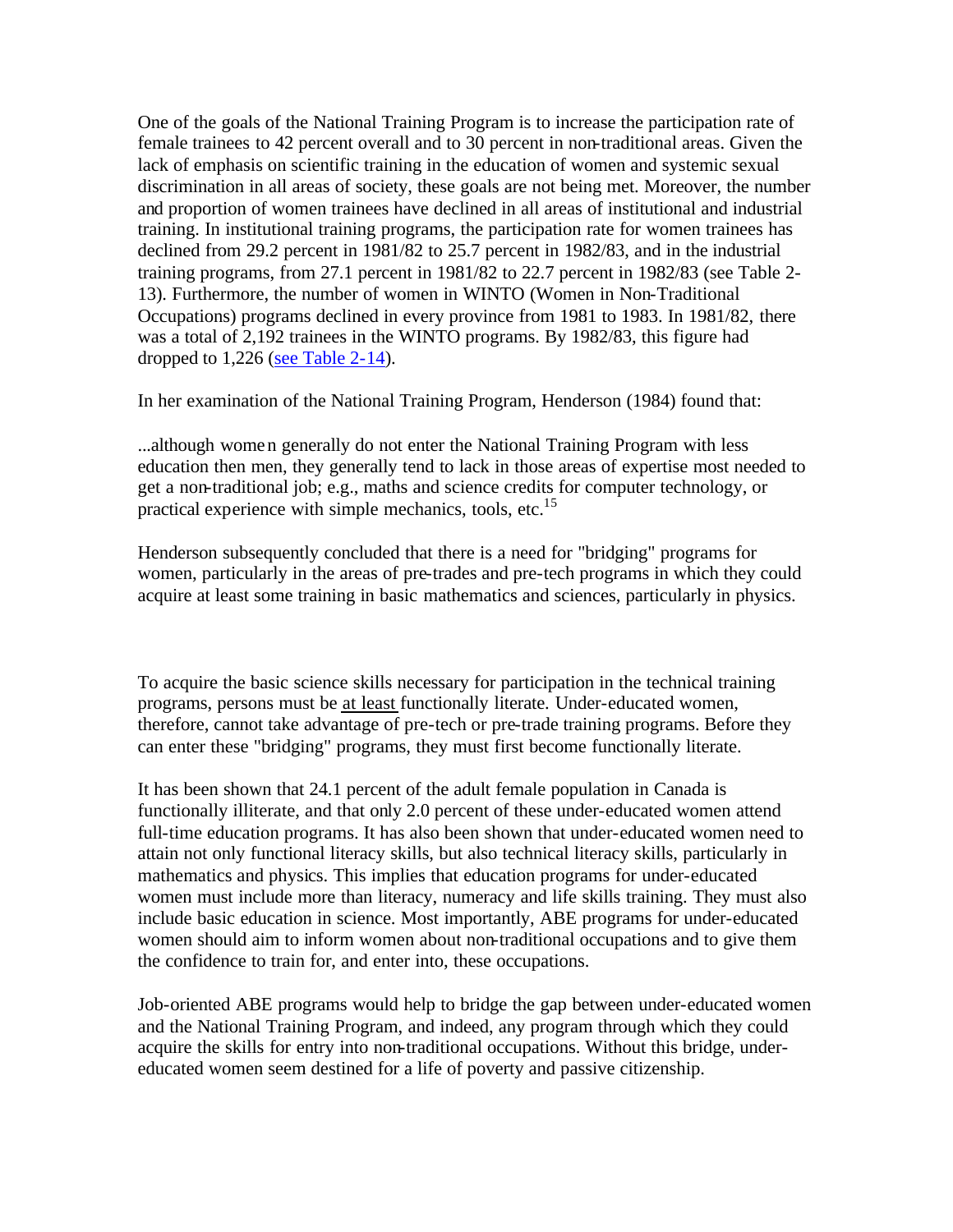One of the goals of the National Training Program is to increase the participation rate of female trainees to 42 percent overall and to 30 percent in non-traditional areas. Given the lack of emphasis on scientific training in the education of women and systemic sexual discrimination in all areas of society, these goals are not being met. Moreover, the number and proportion of women trainees have declined in all areas of institutional and industrial training. In institutional training programs, the participation rate for women trainees has declined from 29.2 percent in 1981/82 to 25.7 percent in 1982/83, and in the industrial training programs, from 27.1 percent in 1981/82 to 22.7 percent in 1982/83 (see Table 2-13). Furthermore, the number of women in WINTO (Women in Non-Traditional Occupations) programs declined in every province from 1981 to 1983. In 1981/82, there was a total of 2,192 trainees in the WINTO programs. By 1982/83, this figure had dropped to 1,226 (see Table 2-14).

In her examination of the National Training Program, Henderson (1984) found that:

...although women generally do not enter the National Training Program with less education then men, they generally tend to lack in those areas of expertise most needed to get a non-traditional job; e.g., maths and science credits for computer technology, or practical experience with simple mechanics, tools, etc.[15]

Henderson subsequently concluded that there is a need for "bridging" programs for women, particularly in the areas of pre-trades and pre-tech programs in which they could acquire at least some training in basic mathematics and sciences, particularly in physics.

To acquire the basic science skills necessary for participation in the technical training programs, persons must be <u>at least</u> functionally literate. Under-educated women, therefore, cannot take advantage of pre-tech or pre-trade training programs. Before they can enter these "bridging" programs, they must first become functionally literate.

It has been shown that 24.1 percent of the adult female population in Canada is functionally illiterate, and that only 2.0 percent of these under-educated women attend full-time education programs. It has also been shown that under-educated women need to attain not only functional literacy skills, but also technical literacy skills, particularly in mathematics and physics. This implies that education programs for under-educated women must include more than literacy, numeracy and life skills training. They must also include basic education in science. Most importantly, ABE programs for under-educated women should aim to inform women about non-traditional occupations and to give them the confidence to train for, and enter into, these occupations.

Job-oriented ABE programs would help to bridge the gap between under-educated women and the National Training Program, and indeed, any program through which they could acquire the skills for entry into non-traditional occupations. Without this bridge, under-educated women seem destined for a life of poverty and passive citizenship.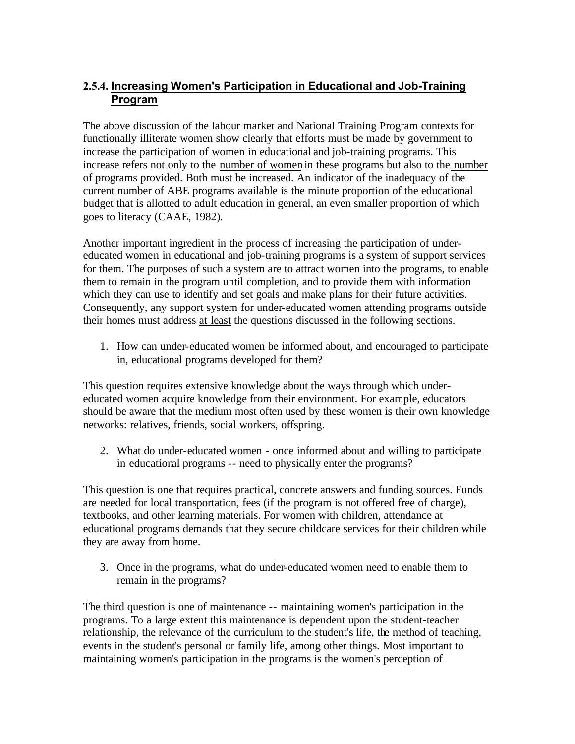### 2.5.4. Increasing Women's Participation in Educational and Job-Training Program

The above discussion of the labour market and National Training Program contexts for functionally illiterate women show clearly that efforts must be made by government to increase the participation of women in educational and job-training programs. This increase refers not only to the <u>number of women</u> in these programs but also to the <u>number of programs</u> provided. Both must be increased. An indicator of the inadequacy of the current number of ABE programs available is the minute proportion of the educational budget that is allotted to adult education in general, an even smaller proportion of which goes to literacy (CAAE, 1982).

Another important ingredient in the process of increasing the participation of under-educated women in educational and job-training programs is a system of support services for them. The purposes of such a system are to attract women into the programs, to enable them to remain in the program until completion, and to provide them with information which they can use to identify and set goals and make plans for their future activities. Consequently, any support system for under-educated women attending programs outside their homes must address <u>at least</u> the questions discussed in the following sections.

1. How can under-educated women be informed about, and encouraged to participate in, educational programs developed for them?

This question requires extensive knowledge about the ways through which under-educated women acquire knowledge from their environment. For example, educators should be aware that the medium most often used by these women is their own knowledge networks: relatives, friends, social workers, offspring.

2. What do under-educated women - once informed about and willing to participate in educational programs -- need to physically enter the programs?

This question is one that requires practical, concrete answers and funding sources. Funds are needed for local transportation, fees (if the program is not offered free of charge), textbooks, and other learning materials. For women with children, attendance at educational programs demands that they secure childcare services for their children while they are away from home.

3. Once in the programs, what do under-educated women need to enable them to remain in the programs?

The third question is one of maintenance -- maintaining women's participation in the programs. To a large extent this maintenance is dependent upon the student-teacher relationship, the relevance of the curriculum to the student's life, the method of teaching, events in the student's personal or family life, among other things. Most important to maintaining women's participation in the programs is the women's perception of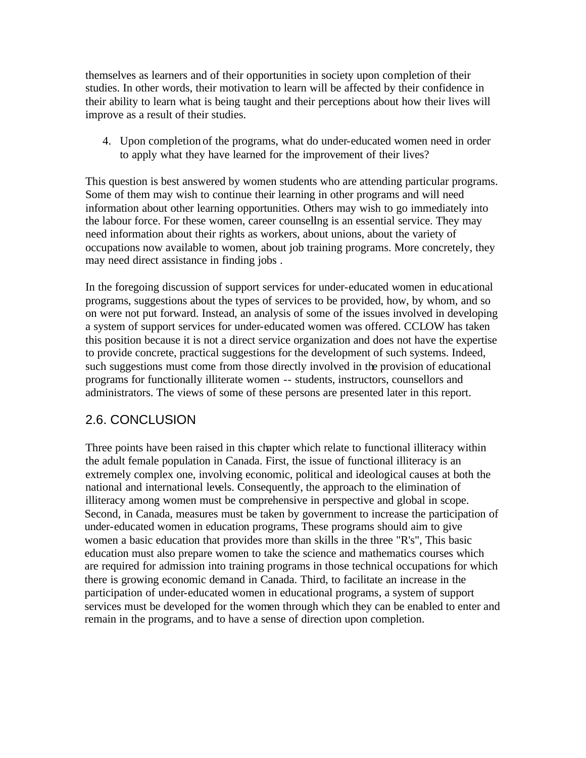themselves as learners and of their opportunities in society upon completion of their studies. In other words, their motivation to learn will be affected by their confidence in their ability to learn what is being taught and their perceptions about how their lives will improve as a result of their studies.

4. Upon completion of the programs, what do under-educated women need in order to apply what they have learned for the improvement of their lives?

This question is best answered by women students who are attending particular programs. Some of them may wish to continue their learning in other programs and will need information about other learning opportunities. Others may wish to go immediately into the labour force. For these women, career counsellng is an essential service. They may need information about their rights as workers, about unions, about the variety of occupations now available to women, about job training programs. More concretely, they may need direct assistance in finding jobs .

In the foregoing discussion of support services for under-educated women in educational programs, suggestions about the types of services to be provided, how, by whom, and so on were not put forward. Instead, an analysis of some of the issues involved in developing a system of support services for under-educated women was offered. CCLOW has taken this position because it is not a direct service organization and does not have the expertise to provide concrete, practical suggestions for the development of such systems. Indeed, such suggestions must come from those directly involved in the provision of educational programs for functionally illiterate women -- students, instructors, counsellors and administrators. The views of some of these persons are presented later in this report.

## 2.6. CONCLUSION

Three points have been raised in this chapter which relate to functional illiteracy within the adult female population in Canada. First, the issue of functional illiteracy is an extremely complex one, involving economic, political and ideological causes at both the national and international levels. Consequently, the approach to the elimination of illiteracy among women must be comprehensive in perspective and global in scope. Second, in Canada, measures must be taken by government to increase the participation of under-educated women in education programs, These programs should aim to give women a basic education that provides more than skills in the three "R's", This basic education must also prepare women to take the science and mathematics courses which are required for admission into training programs in those technical occupations for which there is growing economic demand in Canada. Third, to facilitate an increase in the participation of under-educated women in educational programs, a system of support services must be developed for the women through which they can be enabled to enter and remain in the programs, and to have a sense of direction upon completion.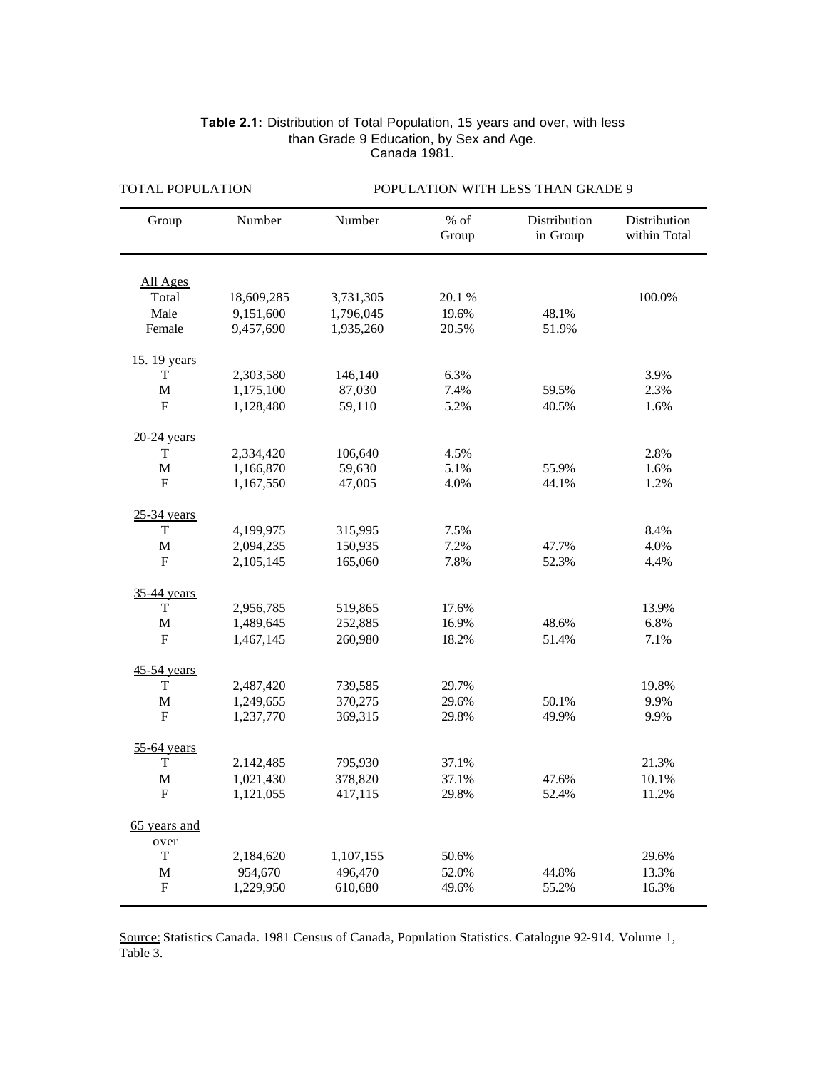**Table 2.1:** Distribution of Total Population, 15 years and over, with less than Grade 9 Education, by Sex and Age. Canada 1981.

| TOTAL POPULATION | | POPULATION WITH LESS THAN GRADE 9 | | | |
|---|---|---|---|---|---|
| Group | Number | Number | % of Group | Distribution in Group | Distribution within Total |
| All Ages | | | | | |
| Total | 18,609,285 | 3,731,305 | 20.1 % | | 100.0% |
| Male | 9,151,600 | 1,796,045 | 19.6% | 48.1% | |
| Female | 9,457,690 | 1,935,260 | 20.5% | 51.9% | |
| 15. 19 years | | | | | |
| T | 2,303,580 | 146,140 | 6.3% | | 3.9% |
| M | 1,175,100 | 87,030 | 7.4% | 59.5% | 2.3% |
| F | 1,128,480 | 59,110 | 5.2% | 40.5% | 1.6% |
| 20-24 years | | | | | |
| T | 2,334,420 | 106,640 | 4.5% | | 2.8% |
| M | 1,166,870 | 59,630 | 5.1% | 55.9% | 1.6% |
| F | 1,167,550 | 47,005 | 4.0% | 44.1% | 1.2% |
| 25-34 years | | | | | |
| T | 4,199,975 | 315,995 | 7.5% | | 8.4% |
| M | 2,094,235 | 150,935 | 7.2% | 47.7% | 4.0% |
| F | 2,105,145 | 165,060 | 7.8% | 52.3% | 4.4% |
| 35-44 years | | | | | |
| T | 2,956,785 | 519,865 | 17.6% | | 13.9% |
| M | 1,489,645 | 252,885 | 16.9% | 48.6% | 6.8% |
| F | 1,467,145 | 260,980 | 18.2% | 51.4% | 7.1% |
| 45-54 years | | | | | |
| T | 2,487,420 | 739,585 | 29.7% | | 19.8% |
| M | 1,249,655 | 370,275 | 29.6% | 50.1% | 9.9% |
| F | 1,237,770 | 369,315 | 29.8% | 49.9% | 9.9% |
| 55-64 years | | | | | |
| T | 2.142,485 | 795,930 | 37.1% | | 21.3% |
| M | 1,021,430 | 378,820 | 37.1% | 47.6% | 10.1% |
| F | 1,121,055 | 417,115 | 29.8% | 52.4% | 11.2% |
| 65 years and over | | | | | |
| T | 2,184,620 | 1,107,155 | 50.6% | | 29.6% |
| M | 954,670 | 496,470 | 52.0% | 44.8% | 13.3% |
| F | 1,229,950 | 610,680 | 49.6% | 55.2% | 16.3% |

Source: Statistics Canada. 1981 Census of Canada, Population Statistics. Catalogue 92-914. Volume 1, Table 3.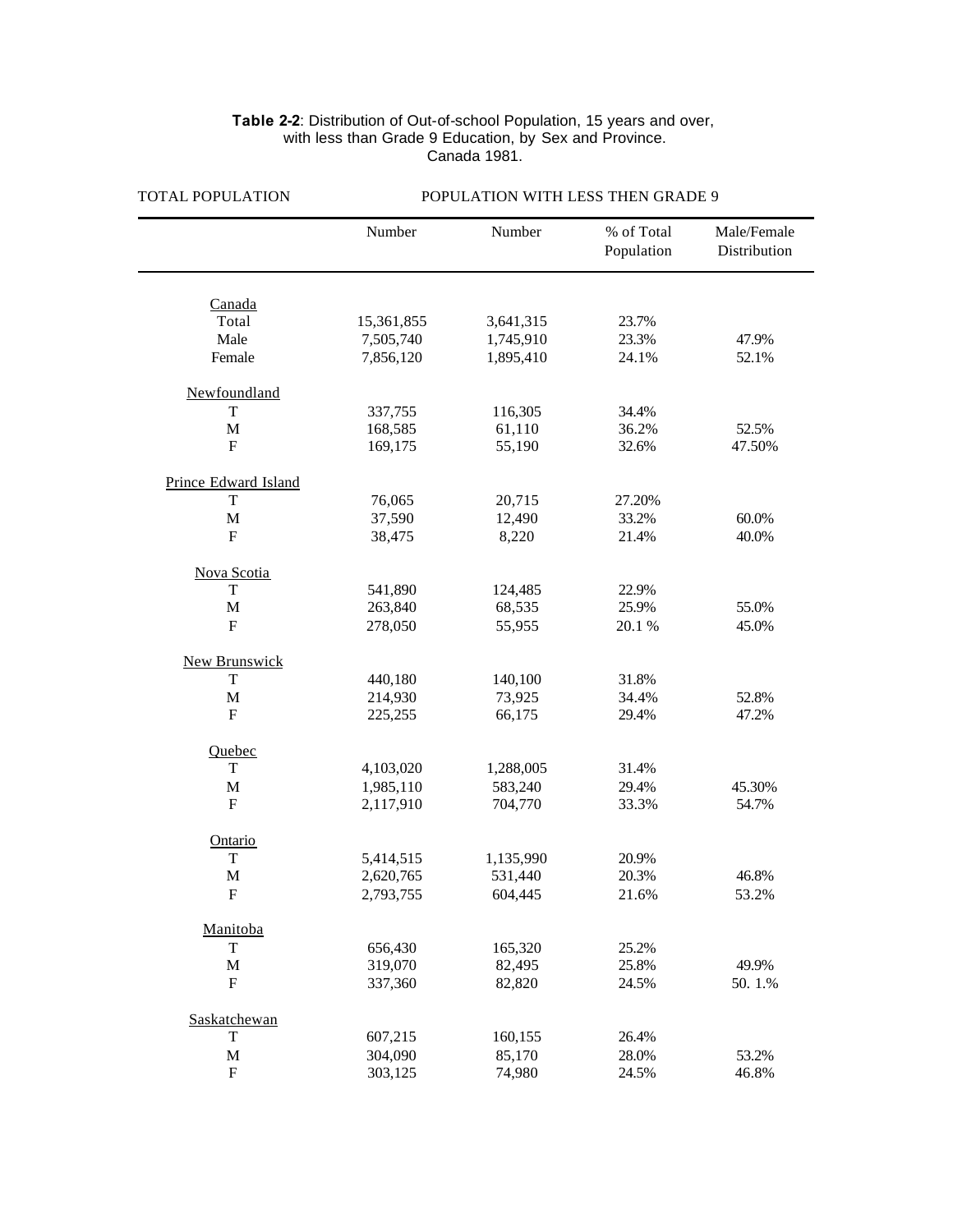**Table 2-2**: Distribution of Out-of-school Population, 15 years and over, with less than Grade 9 Education, by Sex and Province. Canada 1981.

| | TOTAL POPULATION | POPULATION WITH LESS THEN GRADE 9 | | |
|---|---|---|---|---|
| | Number | Number | % of Total Population | Male/Female Distribution |
| **Canada** | | | | |
| Total | 15,361,855 | 3,641,315 | 23.7% | |
| Male | 7,505,740 | 1,745,910 | 23.3% | 47.9% |
| Female | 7,856,120 | 1,895,410 | 24.1% | 52.1% |
| **Newfoundland** | | | | |
| T | 337,755 | 116,305 | 34.4% | |
| M | 168,585 | 61,110 | 36.2% | 52.5% |
| F | 169,175 | 55,190 | 32.6% | 47.50% |
| **Prince Edward Island** | | | | |
| T | 76,065 | 20,715 | 27.20% | |
| M | 37,590 | 12,490 | 33.2% | 60.0% |
| F | 38,475 | 8,220 | 21.4% | 40.0% |
| **Nova Scotia** | | | | |
| T | 541,890 | 124,485 | 22.9% | |
| M | 263,840 | 68,535 | 25.9% | 55.0% |
| F | 278,050 | 55,955 | 20.1 % | 45.0% |
| **New Brunswick** | | | | |
| T | 440,180 | 140,100 | 31.8% | |
| M | 214,930 | 73,925 | 34.4% | 52.8% |
| F | 225,255 | 66,175 | 29.4% | 47.2% |
| **Quebec** | | | | |
| T | 4,103,020 | 1,288,005 | 31.4% | |
| M | 1,985,110 | 583,240 | 29.4% | 45.30% |
| F | 2,117,910 | 704,770 | 33.3% | 54.7% |
| **Ontario** | | | | |
| T | 5,414,515 | 1,135,990 | 20.9% | |
| M | 2,620,765 | 531,440 | 20.3% | 46.8% |
| F | 2,793,755 | 604,445 | 21.6% | 53.2% |
| **Manitoba** | | | | |
| T | 656,430 | 165,320 | 25.2% | |
| M | 319,070 | 82,495 | 25.8% | 49.9% |
| F | 337,360 | 82,820 | 24.5% | 50. 1.% |
| **Saskatchewan** | | | | |
| T | 607,215 | 160,155 | 26.4% | |
| M | 304,090 | 85,170 | 28.0% | 53.2% |
| F | 303,125 | 74,980 | 24.5% | 46.8% |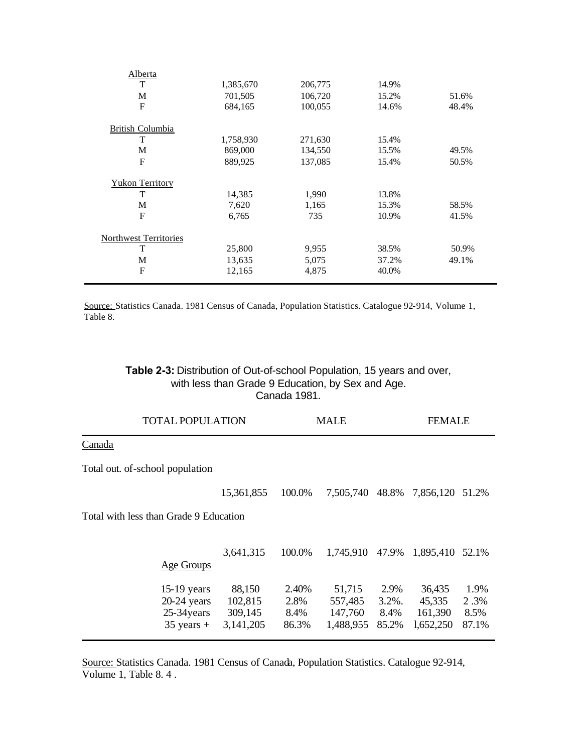| | | | | |
|---|---|---|---|---|
| Alberta | | | | |
| T | 1,385,670 | 206,775 | 14.9% | |
| M | 701,505 | 106,720 | 15.2% | 51.6% |
| F | 684,165 | 100,055 | 14.6% | 48.4% |
| British Columbia | | | | |
| T | 1,758,930 | 271,630 | 15.4% | |
| M | 869,000 | 134,550 | 15.5% | 49.5% |
| F | 889,925 | 137,085 | 15.4% | 50.5% |
| Yukon Territory | | | | |
| T | 14,385 | 1,990 | 13.8% | |
| M | 7,620 | 1,165 | 15.3% | 58.5% |
| F | 6,765 | 735 | 10.9% | 41.5% |
| Northwest Territories | | | | |
| T | 25,800 | 9,955 | 38.5% | 50.9% |
| M | 13,635 | 5,075 | 37.2% | 49.1% |
| F | 12,165 | 4,875 | 40.0% | |

Source: Statistics Canada. 1981 Census of Canada, Population Statistics. Catalogue 92-914, Volume 1, Table 8.

**Table 2-3:** Distribution of Out-of-school Population, 15 years and over, with less than Grade 9 Education, by Sex and Age. Canada 1981.

| | TOTAL POPULATION | | MALE | | FEMALE | |
|---|---|---|---|---|---|---|
| Canada | | | | | | |
| Total out. of-school population | 15,361,855 | 100.0% | 7,505,740 | 48.8% | 7,856,120 | 51.2% |
| Total with less than Grade 9 Education | 3,641,315 | 100.0% | 1,745,910 | 47.9% | 1,895,410 | 52.1% |
| Age Groups | | | | | | |
| 15-19 years | 88,150 | 2.40% | 51,715 | 2.9% | 36,435 | 1.9% |
| 20-24 years | 102,815 | 2.8% | 557,485 | 3.2%. | 45,335 | 2 .3% |
| 25-34years | 309,145 | 8.4% | 147,760 | 8.4% | 161,390 | 8.5% |
| 35 years + | 3,141,205 | 86.3% | 1,488,955 | 85.2% | l,652,250 | 87.1% |

Source: Statistics Canada. 1981 Census of Canada, Population Statistics. Catalogue 92-914, Volume 1, Table 8. 4 .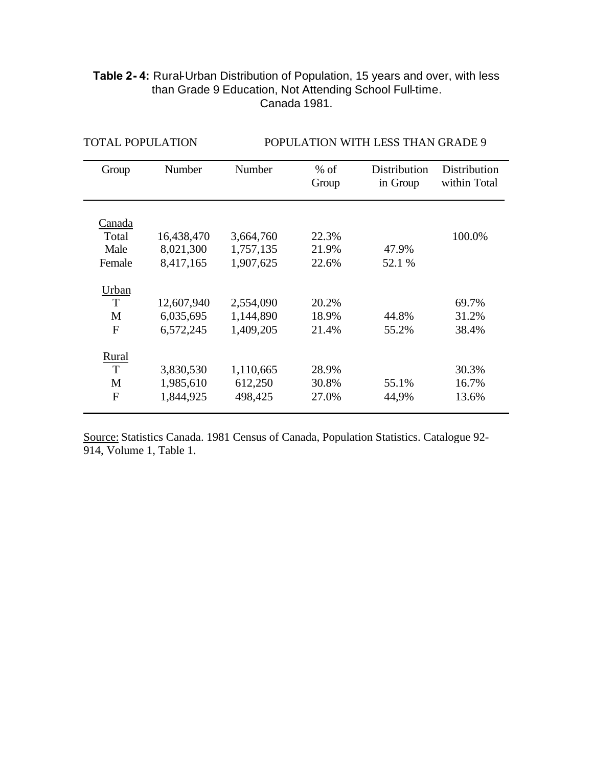**Table 2-4:** Rural-Urban Distribution of Population, 15 years and over, with less than Grade 9 Education, Not Attending School Full-time. Canada 1981.

| TOTAL POPULATION | | POPULATION WITH LESS THAN GRADE 9 | | | |
|---|---|---|---|---|---|
| Group | Number | Number | % of Group | Distribution in Group | Distribution within Total |
| Canada | | | | | |
| Total | 16,438,470 | 3,664,760 | 22.3% | | 100.0% |
| Male | 8,021,300 | 1,757,135 | 21.9% | 47.9% | |
| Female | 8,417,165 | 1,907,625 | 22.6% | 52.1 % | |
| Urban | | | | | |
| T | 12,607,940 | 2,554,090 | 20.2% | | 69.7% |
| M | 6,035,695 | 1,144,890 | 18.9% | 44.8% | 31.2% |
| F | 6,572,245 | 1,409,205 | 21.4% | 55.2% | 38.4% |
| Rural | | | | | |
| T | 3,830,530 | 1,110,665 | 28.9% | | 30.3% |
| M | 1,985,610 | 612,250 | 30.8% | 55.1% | 16.7% |
| F | 1,844,925 | 498,425 | 27.0% | 44,9% | 13.6% |

Source: Statistics Canada. 1981 Census of Canada, Population Statistics. Catalogue 92-914, Volume 1, Table 1.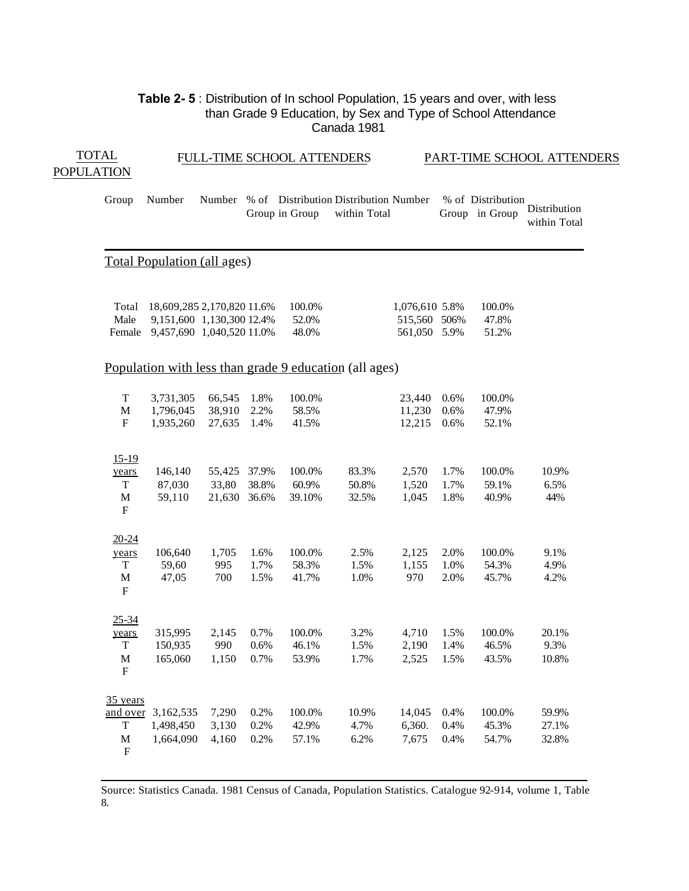**Table 2- 5** : Distribution of In school Population, 15 years and over, with less than Grade 9 Education, by Sex and Type of School Attendance Canada 1981

| TOTAL POPULATION | | FULL-TIME SCHOOL ATTENDERS | | | | PART-TIME SCHOOL ATTENDERS | | | |
|---|---|---|---|---|---|---|---|---|---|
| Group | Number | Number | % of Group | Distribution in Group | Distribution within Total | Number | % of Group | Distribution in Group | Distribution within Total |
| **Total Population (all ages)** | | | | | | | | | |
| Total | 18,609,285 | 2,170,820 | 11.6% | 100.0% | | 1,076,610 | 5.8% | 100.0% | |
| Male | 9,151,600 | 1,130,300 | 12.4% | 52.0% | | 515,560 | 506% | 47.8% | |
| Female | 9,457,690 | 1,040,520 | 11.0% | 48.0% | | 561,050 | 5.9% | 51.2% | |
| **Population with less than grade 9 education (all ages)** | | | | | | | | | |
| T | 3,731,305 | 66,545 | 1.8% | 100.0% | | 23,440 | 0.6% | 100.0% | |
| M | 1,796,045 | 38,910 | 2.2% | 58.5% | | 11,230 | 0.6% | 47.9% | |
| F | 1,935,260 | 27,635 | 1.4% | 41.5% | | 12,215 | 0.6% | 52.1% | |
| 15-19 years T | 146,140 | 55,425 | 37.9% | 100.0% | 83.3% | 2,570 | 1.7% | 100.0% | 10.9% |
| M | 87,030 | 33,80 | 38.8% | 60.9% | 50.8% | 1,520 | 1.7% | 59.1% | 6.5% |
| F | 59,110 | 21,630 | 36.6% | 39.10% | 32.5% | 1,045 | 1.8% | 40.9% | 44% |
| 20-24 years T | 106,640 | 1,705 | 1.6% | 100.0% | 2.5% | 2,125 | 2.0% | 100.0% | 9.1% |
| M | 59,60 | 995 | 1.7% | 58.3% | 1.5% | 1,155 | 1.0% | 54.3% | 4.9% |
| F | 47,05 | 700 | 1.5% | 41.7% | 1.0% | 970 | 2.0% | 45.7% | 4.2% |
| 25-34 years T | 315,995 | 2,145 | 0.7% | 100.0% | 3.2% | 4,710 | 1.5% | 100.0% | 20.1% |
| M | 150,935 | 990 | 0.6% | 46.1% | 1.5% | 2,190 | 1.4% | 46.5% | 9.3% |
| F | 165,060 | 1,150 | 0.7% | 53.9% | 1.7% | 2,525 | 1.5% | 43.5% | 10.8% |
| 35 years and over T | 3,162,535 | 7,290 | 0.2% | 100.0% | 10.9% | 14,045 | 0.4% | 100.0% | 59.9% |
| M | 1,498,450 | 3,130 | 0.2% | 42.9% | 4.7% | 6,360. | 0.4% | 45.3% | 27.1% |
| F | 1,664,090 | 4,160 | 0.2% | 57.1% | 6.2% | 7,675 | 0.4% | 54.7% | 32.8% |

Source: Statistics Canada. 1981 Census of Canada, Population Statistics. Catalogue 92-914, volume 1, Table 8.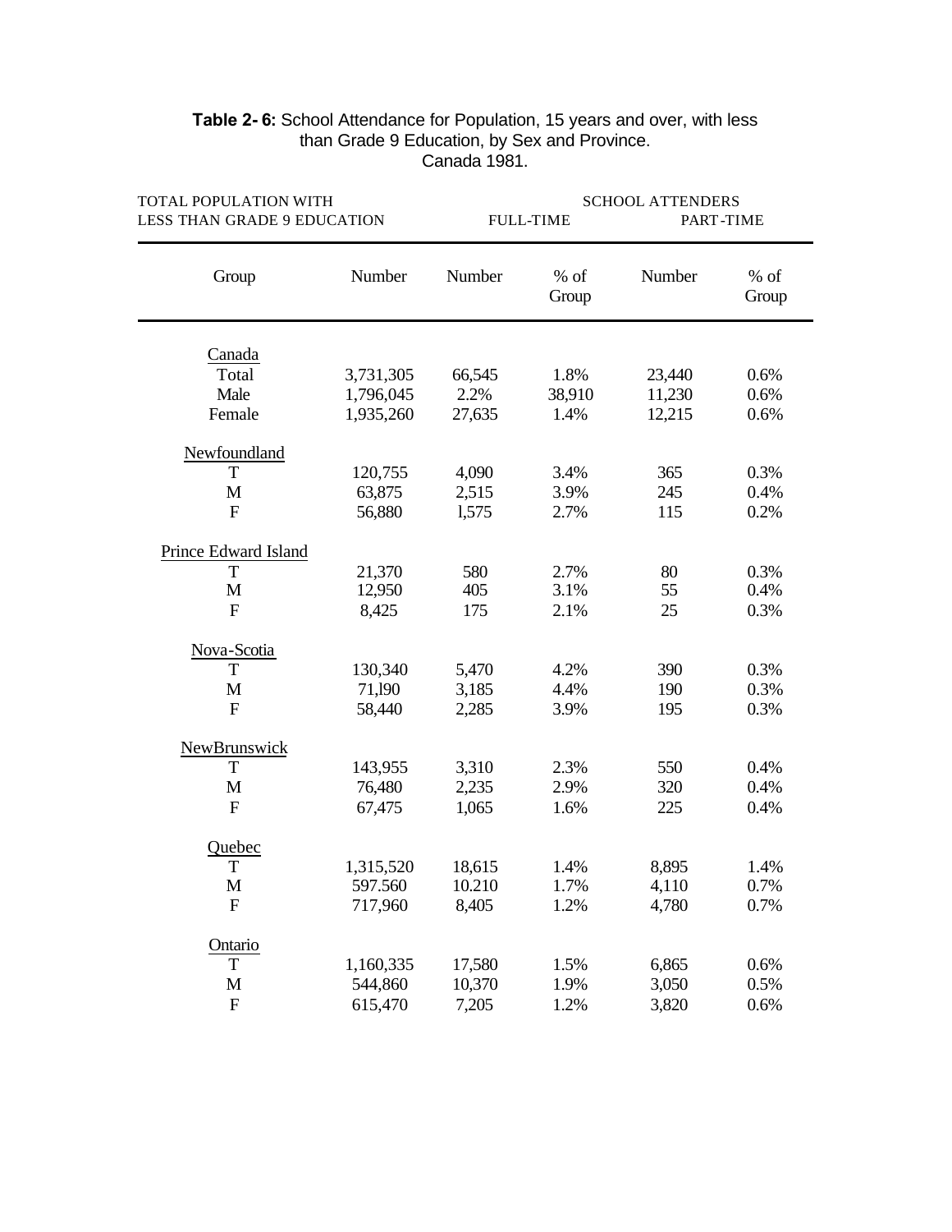**Table 2- 6:** School Attendance for Population, 15 years and over, with less than Grade 9 Education, by Sex and Province. Canada 1981.

| TOTAL POPULATION WITH LESS THAN GRADE 9 EDUCATION | | SCHOOL ATTENDERS FULL-TIME | | PART-TIME | |
|---|---|---|---|---|---|
| Group | Number | Number | % of Group | Number | % of Group |
| **Canada** | | | | | |
| Total | 3,731,305 | 66,545 | 1.8% | 23,440 | 0.6% |
| Male | 1,796,045 | 2.2% | 38,910 | 11,230 | 0.6% |
| Female | 1,935,260 | 27,635 | 1.4% | 12,215 | 0.6% |
| **Newfoundland** | | | | | |
| T | 120,755 | 4,090 | 3.4% | 365 | 0.3% |
| M | 63,875 | 2,515 | 3.9% | 245 | 0.4% |
| F | 56,880 | l,575 | 2.7% | 115 | 0.2% |
| **Prince Edward Island** | | | | | |
| T | 21,370 | 580 | 2.7% | 80 | 0.3% |
| M | 12,950 | 405 | 3.1% | 55 | 0.4% |
| F | 8,425 | 175 | 2.1% | 25 | 0.3% |
| **Nova-Scotia** | | | | | |
| T | 130,340 | 5,470 | 4.2% | 390 | 0.3% |
| M | 71,l90 | 3,185 | 4.4% | 190 | 0.3% |
| F | 58,440 | 2,285 | 3.9% | 195 | 0.3% |
| **NewBrunswick** | | | | | |
| T | 143,955 | 3,310 | 2.3% | 550 | 0.4% |
| M | 76,480 | 2,235 | 2.9% | 320 | 0.4% |
| F | 67,475 | 1,065 | 1.6% | 225 | 0.4% |
| **Quebec** | | | | | |
| T | 1,315,520 | 18,615 | 1.4% | 8,895 | 1.4% |
| M | 597.560 | 10.210 | 1.7% | 4,110 | 0.7% |
| F | 717,960 | 8,405 | 1.2% | 4,780 | 0.7% |
| **Ontario** | | | | | |
| T | 1,160,335 | 17,580 | 1.5% | 6,865 | 0.6% |
| M | 544,860 | 10,370 | 1.9% | 3,050 | 0.5% |
| F | 615,470 | 7,205 | 1.2% | 3,820 | 0.6% |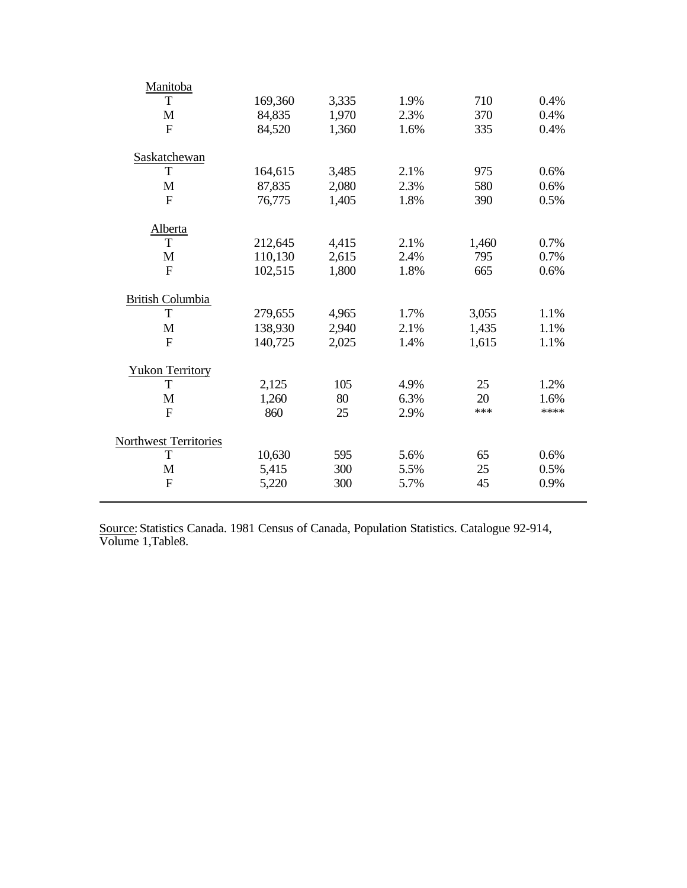| | | | | | |
|---|---|---|---|---|---|
| Manitoba | | | | | |
| T | 169,360 | 3,335 | 1.9% | 710 | 0.4% |
| M | 84,835 | 1,970 | 2.3% | 370 | 0.4% |
| F | 84,520 | 1,360 | 1.6% | 335 | 0.4% |
| Saskatchewan | | | | | |
| T | 164,615 | 3,485 | 2.1% | 975 | 0.6% |
| M | 87,835 | 2,080 | 2.3% | 580 | 0.6% |
| F | 76,775 | 1,405 | 1.8% | 390 | 0.5% |
| Alberta | | | | | |
| T | 212,645 | 4,415 | 2.1% | 1,460 | 0.7% |
| M | 110,130 | 2,615 | 2.4% | 795 | 0.7% |
| F | 102,515 | 1,800 | 1.8% | 665 | 0.6% |
| British Columbia | | | | | |
| T | 279,655 | 4,965 | 1.7% | 3,055 | 1.1% |
| M | 138,930 | 2,940 | 2.1% | 1,435 | 1.1% |
| F | 140,725 | 2,025 | 1.4% | 1,615 | 1.1% |
| Yukon Territory | | | | | |
| T | 2,125 | 105 | 4.9% | 25 | 1.2% |
| M | 1,260 | 80 | 6.3% | 20 | 1.6% |
| F | 860 | 25 | 2.9% | *** | **** |
| Northwest Territories | | | | | |
| T | 10,630 | 595 | 5.6% | 65 | 0.6% |
| M | 5,415 | 300 | 5.5% | 25 | 0.5% |
| F | 5,220 | 300 | 5.7% | 45 | 0.9% |

Source: Statistics Canada. 1981 Census of Canada, Population Statistics. Catalogue 92-914, Volume 1,Table8.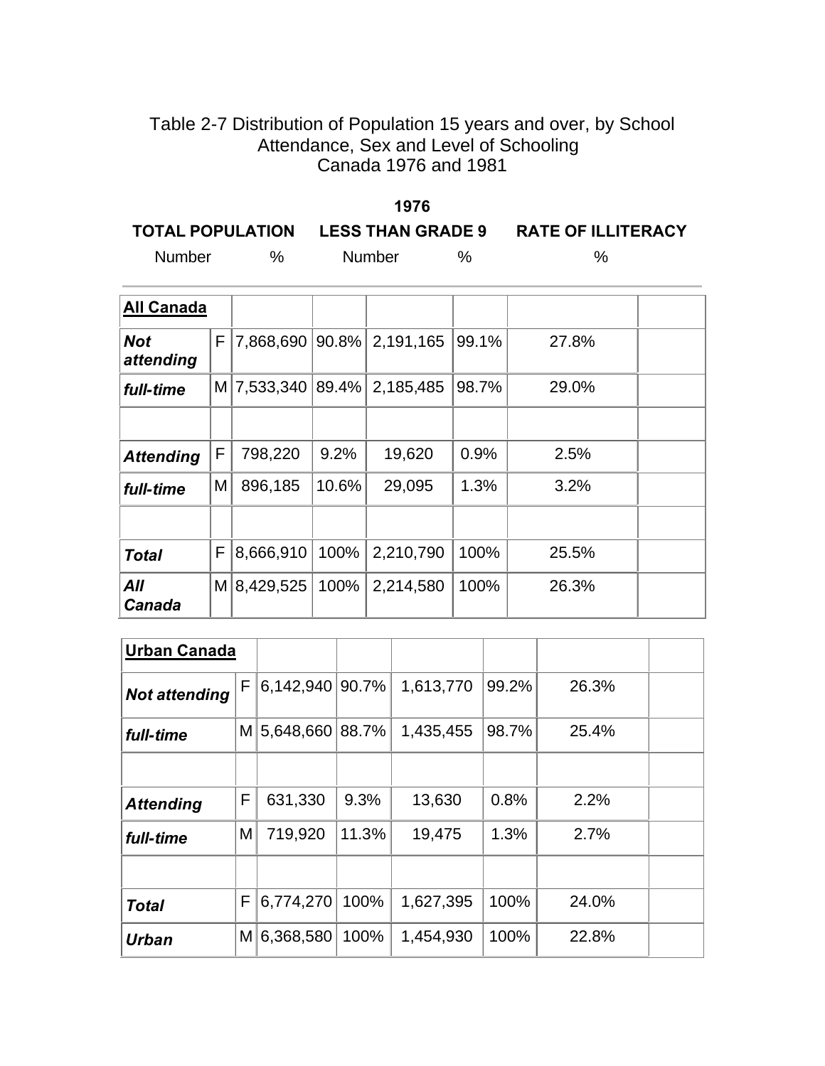Table 2-7 Distribution of Population 15 years and over, by School Attendance, Sex and Level of Schooling
Canada 1976 and 1981

**1976**

| | | TOTAL POPULATION | | LESS THAN GRADE 9 | | RATE OF ILLITERACY |
|---|---|---|---|---|---|---|
| | | Number | % | Number | % | % |
| **All Canada** | | | | | | |
| ***Not attending*** | F | 7,868,690 | 90.8% | 2,191,165 | 99.1% | 27.8% |
| ***full-time*** | M | 7,533,340 | 89.4% | 2,185,485 | 98.7% | 29.0% |
| | | | | | | |
| ***Attending*** | F | 798,220 | 9.2% | 19,620 | 0.9% | 2.5% |
| ***full-time*** | M | 896,185 | 10.6% | 29,095 | 1.3% | 3.2% |
| | | | | | | |
| ***Total*** | F | 8,666,910 | 100% | 2,210,790 | 100% | 25.5% |
| ***All Canada*** | M | 8,429,525 | 100% | 2,214,580 | 100% | 26.3% |

| | | | | | | |
|---|---|---|---|---|---|---|
| **Urban Canada** | | | | | | |
| ***Not attending*** | F | 6,142,940 | 90.7% | 1,613,770 | 99.2% | 26.3% |
| ***full-time*** | M | 5,648,660 | 88.7% | 1,435,455 | 98.7% | 25.4% |
| | | | | | | |
| ***Attending*** | F | 631,330 | 9.3% | 13,630 | 0.8% | 2.2% |
| ***full-time*** | M | 719,920 | 11.3% | 19,475 | 1.3% | 2.7% |
| | | | | | | |
| ***Total*** | F | 6,774,270 | 100% | 1,627,395 | 100% | 24.0% |
| ***Urban*** | M | 6,368,580 | 100% | 1,454,930 | 100% | 22.8% |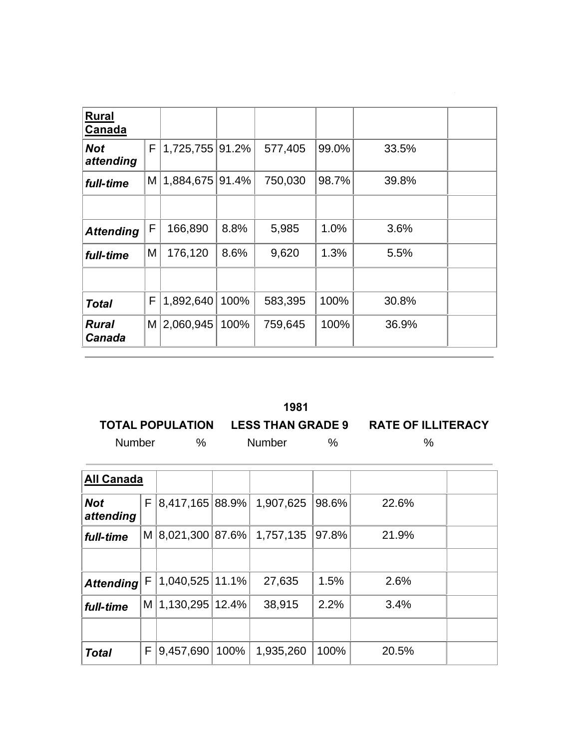| **Rural Canada** | | | | | | | |
|---|---|---|---|---|---|---|---|
| ***Not attending*** | F | 1,725,755 | 91.2% | 577,405 | 99.0% | 33.5% | |
| ***full-time*** | M | 1,884,675 | 91.4% | 750,030 | 98.7% | 39.8% | |
| | | | | | | | |
| ***Attending*** | F | 166,890 | 8.8% | 5,985 | 1.0% | 3.6% | |
| ***full-time*** | M | 176,120 | 8.6% | 9,620 | 1.3% | 5.5% | |
| | | | | | | | |
| ***Total*** | F | 1,892,640 | 100% | 583,395 | 100% | 30.8% | |
| ***Rural Canada*** | M | 2,060,945 | 100% | 759,645 | 100% | 36.9% | |

**1981**

| | | **TOTAL POPULATION** | | **LESS THAN GRADE 9** | | **RATE OF ILLITERACY** | |
|---|---|---|---|---|---|---|---|
| | | Number | % | Number | % | % | |
| **All Canada** | | | | | | | |
| ***Not attending*** | F | 8,417,165 | 88.9% | 1,907,625 | 98.6% | 22.6% | |
| ***full-time*** | M | 8,021,300 | 87.6% | 1,757,135 | 97.8% | 21.9% | |
| | | | | | | | |
| ***Attending*** | F | 1,040,525 | 11.1% | 27,635 | 1.5% | 2.6% | |
| ***full-time*** | M | 1,130,295 | 12.4% | 38,915 | 2.2% | 3.4% | |
| | | | | | | | |
| ***Total*** | F | 9,457,690 | 100% | 1,935,260 | 100% | 20.5% | |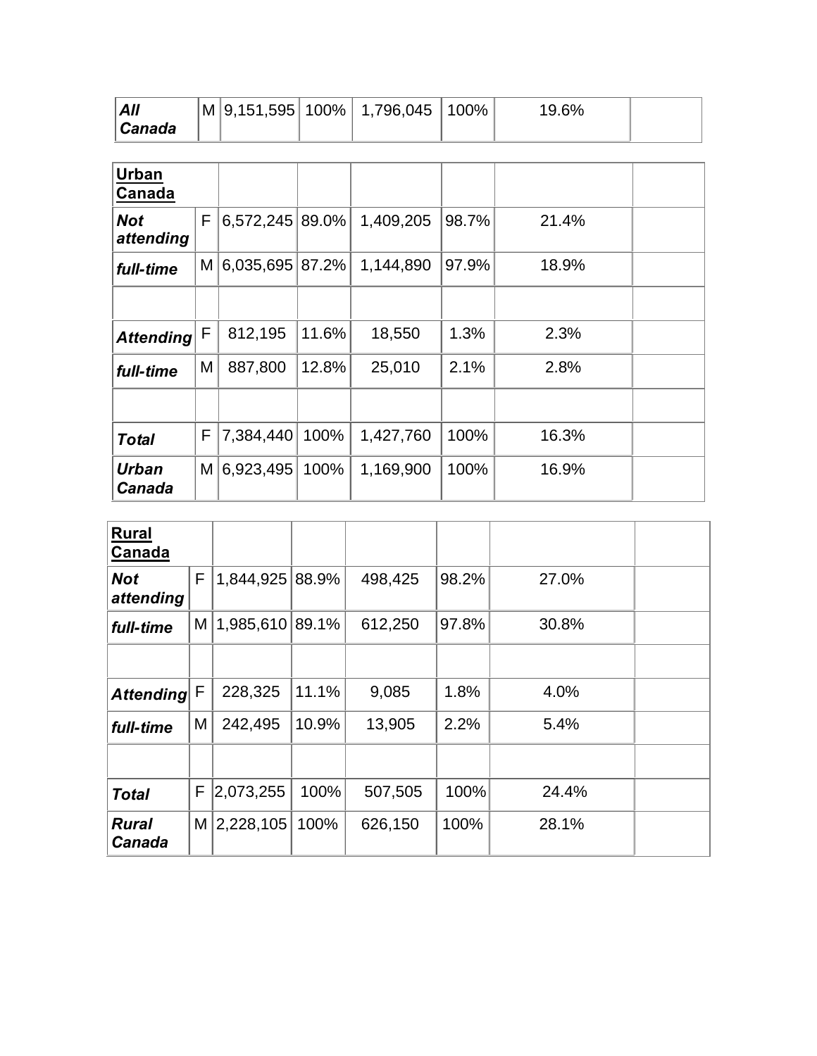| | | | | | | | |
|---|---|---|---|---|---|---|---|
| ***All Canada*** | M | 9,151,595 | 100% | 1,796,045 | 100% | 19.6% | |

| | | | | | | | |
|---|---|---|---|---|---|---|---|
| **Urban Canada** | | | | | | | |
| ***Not attending*** | F | 6,572,245 | 89.0% | 1,409,205 | 98.7% | 21.4% | |
| ***full-time*** | M | 6,035,695 | 87.2% | 1,144,890 | 97.9% | 18.9% | |
| | | | | | | | |
| ***Attending*** | F | 812,195 | 11.6% | 18,550 | 1.3% | 2.3% | |
| ***full-time*** | M | 887,800 | 12.8% | 25,010 | 2.1% | 2.8% | |
| | | | | | | | |
| ***Total*** | F | 7,384,440 | 100% | 1,427,760 | 100% | 16.3% | |
| ***Urban Canada*** | M | 6,923,495 | 100% | 1,169,900 | 100% | 16.9% | |

| | | | | | | | |
|---|---|---|---|---|---|---|---|
| **Rural Canada** | | | | | | | |
| ***Not attending*** | F | 1,844,925 | 88.9% | 498,425 | 98.2% | 27.0% | |
| ***full-time*** | M | 1,985,610 | 89.1% | 612,250 | 97.8% | 30.8% | |
| | | | | | | | |
| ***Attending*** | F | 228,325 | 11.1% | 9,085 | 1.8% | 4.0% | |
| ***full-time*** | M | 242,495 | 10.9% | 13,905 | 2.2% | 5.4% | |
| | | | | | | | |
| ***Total*** | F | 2,073,255 | 100% | 507,505 | 100% | 24.4% | |
| ***Rural Canada*** | M | 2,228,105 | 100% | 626,150 | 100% | 28.1% | |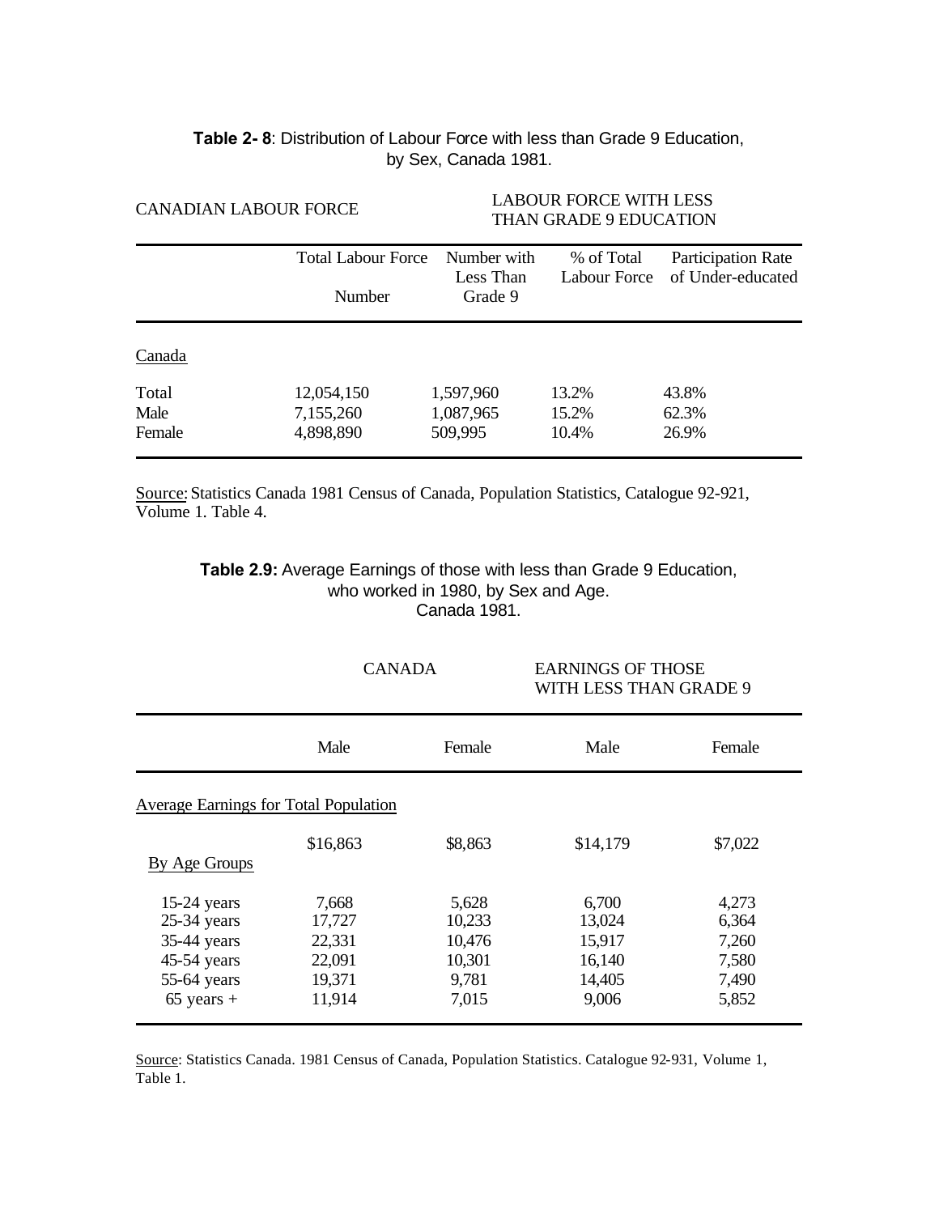**Table 2- 8**: Distribution of Labour Force with less than Grade 9 Education, by Sex, Canada 1981.

| CANADIAN LABOUR FORCE | | LABOUR FORCE WITH LESS THAN GRADE 9 EDUCATION | | |
|---|---|---|---|---|
| | Total Labour Force Number | Number with Less Than Grade 9 | % of Total Labour Force | Participation Rate of Under-educated |
| Canada | | | | |
| Total | 12,054,150 | 1,597,960 | 13.2% | 43.8% |
| Male | 7,155,260 | 1,087,965 | 15.2% | 62.3% |
| Female | 4,898,890 | 509,995 | 10.4% | 26.9% |

Source: Statistics Canada 1981 Census of Canada, Population Statistics, Catalogue 92-921, Volume 1. Table 4.

**Table 2.9:** Average Earnings of those with less than Grade 9 Education, who worked in 1980, by Sex and Age. Canada 1981.

| | CANADA | | EARNINGS OF THOSE WITH LESS THAN GRADE 9 | |
|---|---|---|---|---|
| | Male | Female | Male | Female |
| Average Earnings for Total Population | $16,863 | $8,863 | $14,179 | $7,022 |
| By Age Groups | | | | |
| 15-24 years | 7,668 | 5,628 | 6,700 | 4,273 |
| 25-34 years | 17,727 | 10,233 | 13,024 | 6,364 |
| 35-44 years | 22,331 | 10,476 | 15,917 | 7,260 |
| 45-54 years | 22,091 | 10,301 | 16,140 | 7,580 |
| 55-64 years | 19,371 | 9,781 | 14,405 | 7,490 |
| 65 years + | 11,914 | 7,015 | 9,006 | 5,852 |

Source: Statistics Canada. 1981 Census of Canada, Population Statistics. Catalogue 92-931, Volume 1, Table 1.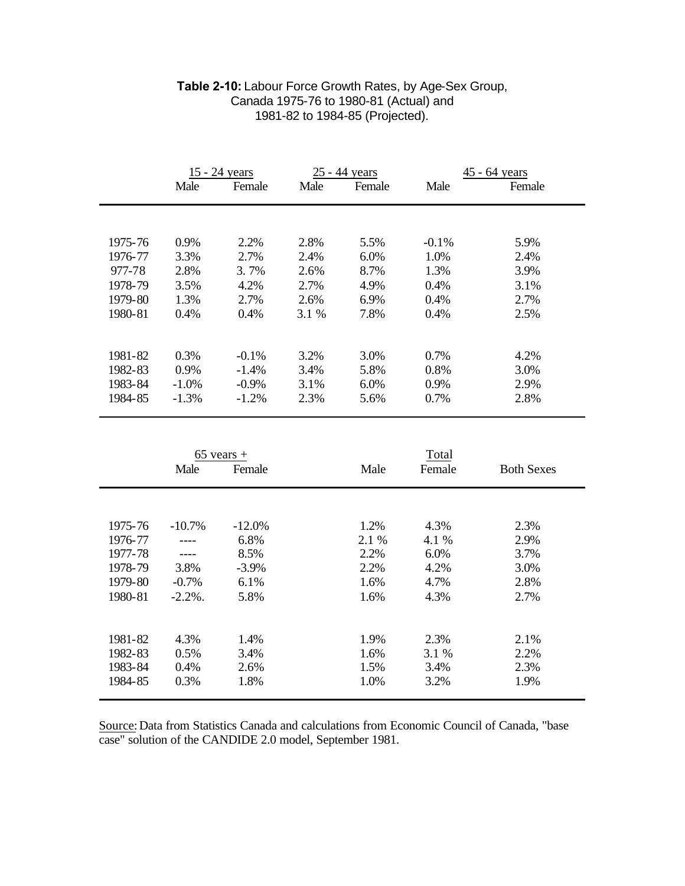**Table 2-10:** Labour Force Growth Rates, by Age-Sex Group, Canada 1975-76 to 1980-81 (Actual) and 1981-82 to 1984-85 (Projected).

| | 15 - 24 years | | 25 - 44 years | | 45 - 64 years | |
|---|---|---|---|---|---|---|
| | Male | Female | Male | Female | Male | Female |
| 1975-76 | 0.9% | 2.2% | 2.8% | 5.5% | -0.1% | 5.9% |
| 1976-77 | 3.3% | 2.7% | 2.4% | 6.0% | 1.0% | 2.4% |
| 977-78 | 2.8% | 3. 7% | 2.6% | 8.7% | 1.3% | 3.9% |
| 1978-79 | 3.5% | 4.2% | 2.7% | 4.9% | 0.4% | 3.1% |
| 1979-80 | 1.3% | 2.7% | 2.6% | 6.9% | 0.4% | 2.7% |
| 1980-81 | 0.4% | 0.4% | 3.1 % | 7.8% | 0.4% | 2.5% |
| 1981-82 | 0.3% | -0.1% | 3.2% | 3.0% | 0.7% | 4.2% |
| 1982-83 | 0.9% | -1.4% | 3.4% | 5.8% | 0.8% | 3.0% |
| 1983-84 | -1.0% | -0.9% | 3.1% | 6.0% | 0.9% | 2.9% |
| 1984-85 | -1.3% | -1.2% | 2.3% | 5.6% | 0.7% | 2.8% |

| | 65 years + | | Total | | |
|---|---|---|---|---|---|
| | Male | Female | Male | Female | Both Sexes |
| 1975-76 | -10.7% | -12.0% | 1.2% | 4.3% | 2.3% |
| 1976-77 | ---- | 6.8% | 2.1 % | 4.1 % | 2.9% |
| 1977-78 | ---- | 8.5% | 2.2% | 6.0% | 3.7% |
| 1978-79 | 3.8% | -3.9% | 2.2% | 4.2% | 3.0% |
| 1979-80 | -0.7% | 6.1% | 1.6% | 4.7% | 2.8% |
| 1980-81 | -2.2%. | 5.8% | 1.6% | 4.3% | 2.7% |
| 1981-82 | 4.3% | 1.4% | 1.9% | 2.3% | 2.1% |
| 1982-83 | 0.5% | 3.4% | 1.6% | 3.1 % | 2.2% |
| 1983-84 | 0.4% | 2.6% | 1.5% | 3.4% | 2.3% |
| 1984-85 | 0.3% | 1.8% | 1.0% | 3.2% | 1.9% |

Source: Data from Statistics Canada and calculations from Economic Council of Canada, "base case" solution of the CANDIDE 2.0 model, September 1981.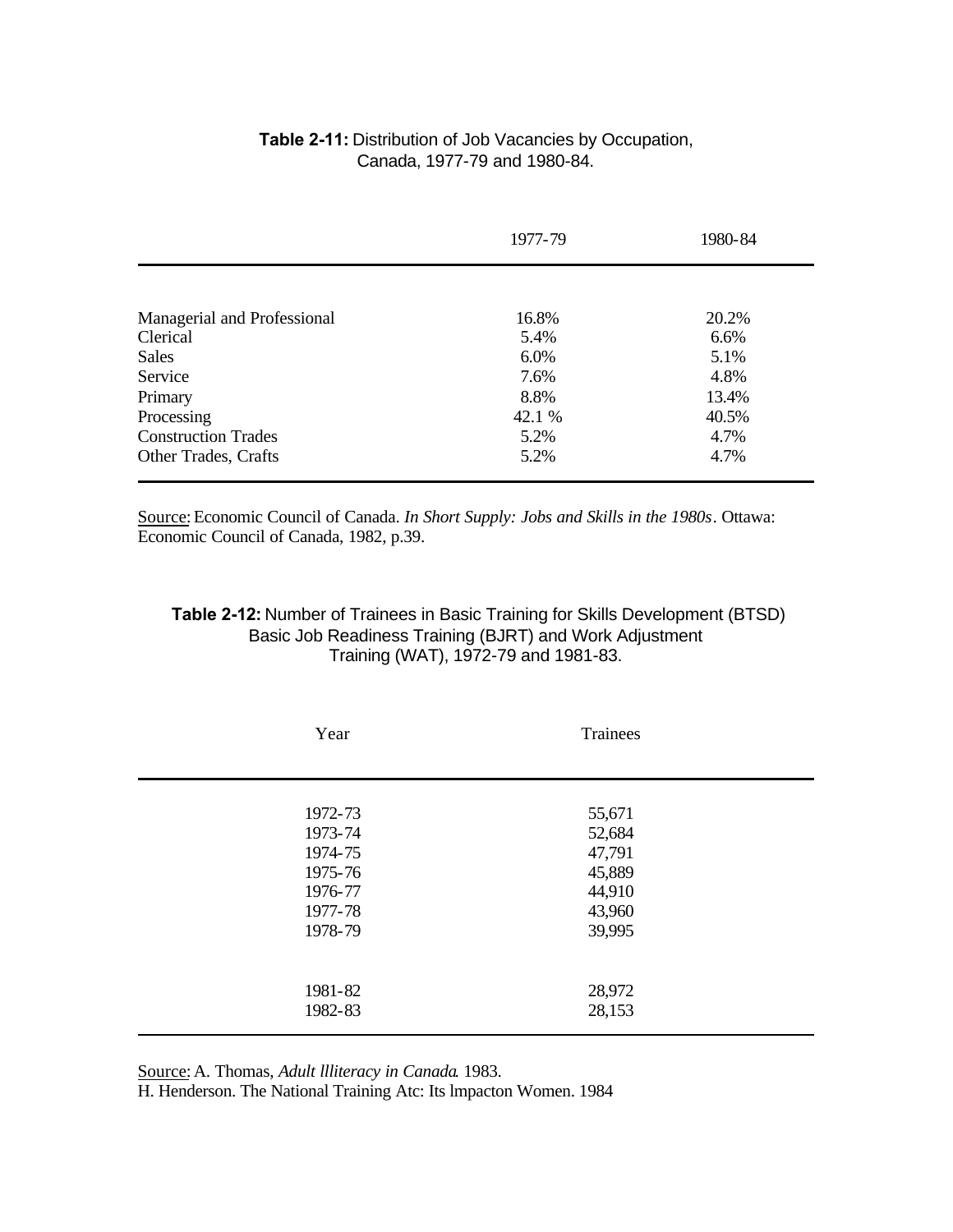**Table 2-11:** Distribution of Job Vacancies by Occupation, Canada, 1977-79 and 1980-84.

| | 1977-79 | 1980-84 |
|---|---|---|
| Managerial and Professional | 16.8% | 20.2% |
| Clerical | 5.4% | 6.6% |
| Sales | 6.0% | 5.1% |
| Service | 7.6% | 4.8% |
| Primary | 8.8% | 13.4% |
| Processing | 42.1 % | 40.5% |
| Construction Trades | 5.2% | 4.7% |
| Other Trades, Crafts | 5.2% | 4.7% |

Source: Economic Council of Canada. *In Short Supply: Jobs and Skills in the 1980s*. Ottawa: Economic Council of Canada, 1982, p.39.

**Table 2-12:** Number of Trainees in Basic Training for Skills Development (BTSD) Basic Job Readiness Training (BJRT) and Work Adjustment Training (WAT), 1972-79 and 1981-83.

| Year | Trainees |
|---|---|
| 1972-73 | 55,671 |
| 1973-74 | 52,684 |
| 1974-75 | 47,791 |
| 1975-76 | 45,889 |
| 1976-77 | 44,910 |
| 1977-78 | 43,960 |
| 1978-79 | 39,995 |
| 1981-82 | 28,972 |
| 1982-83 | 28,153 |

Source: A. Thomas, *Adult llliteracy in Canada*. 1983.
H. Henderson. The National Training Atc: Its lmpacton Women. 1984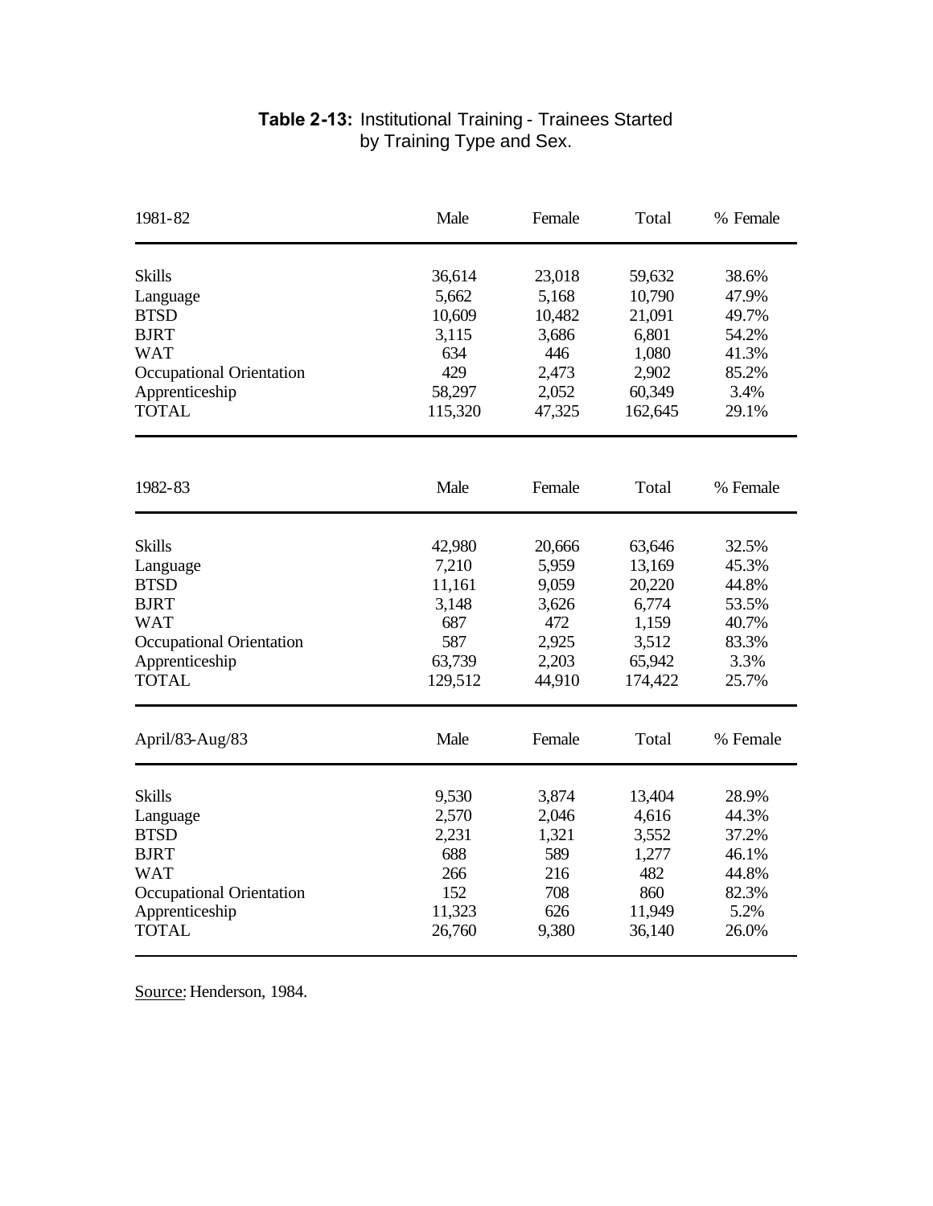**Table 2-13:** Institutional Training - Trainees Started by Training Type and Sex.

| 1981-82 | Male | Female | Total | % Female |
|---|---|---|---|---|
| Skills | 36,614 | 23,018 | 59,632 | 38.6% |
| Language | 5,662 | 5,168 | 10,790 | 47.9% |
| BTSD | 10,609 | 10,482 | 21,091 | 49.7% |
| BJRT | 3,115 | 3,686 | 6,801 | 54.2% |
| WAT | 634 | 446 | 1,080 | 41.3% |
| Occupational Orientation | 429 | 2,473 | 2,902 | 85.2% |
| Apprenticeship | 58,297 | 2,052 | 60,349 | 3.4% |
| TOTAL | 115,320 | 47,325 | 162,645 | 29.1% |

| 1982-83 | Male | Female | Total | % Female |
|---|---|---|---|---|
| Skills | 42,980 | 20,666 | 63,646 | 32.5% |
| Language | 7,210 | 5,959 | 13,169 | 45.3% |
| BTSD | 11,161 | 9,059 | 20,220 | 44.8% |
| BJRT | 3,148 | 3,626 | 6,774 | 53.5% |
| WAT | 687 | 472 | 1,159 | 40.7% |
| Occupational Orientation | 587 | 2,925 | 3,512 | 83.3% |
| Apprenticeship | 63,739 | 2,203 | 65,942 | 3.3% |
| TOTAL | 129,512 | 44,910 | 174,422 | 25.7% |

| April/83-Aug/83 | Male | Female | Total | % Female |
|---|---|---|---|---|
| Skills | 9,530 | 3,874 | 13,404 | 28.9% |
| Language | 2,570 | 2,046 | 4,616 | 44.3% |
| BTSD | 2,231 | 1,321 | 3,552 | 37.2% |
| BJRT | 688 | 589 | 1,277 | 46.1% |
| WAT | 266 | 216 | 482 | 44.8% |
| Occupational Orientation | 152 | 708 | 860 | 82.3% |
| Apprenticeship | 11,323 | 626 | 11,949 | 5.2% |
| TOTAL | 26,760 | 9,380 | 36,140 | 26.0% |

Source: Henderson, 1984.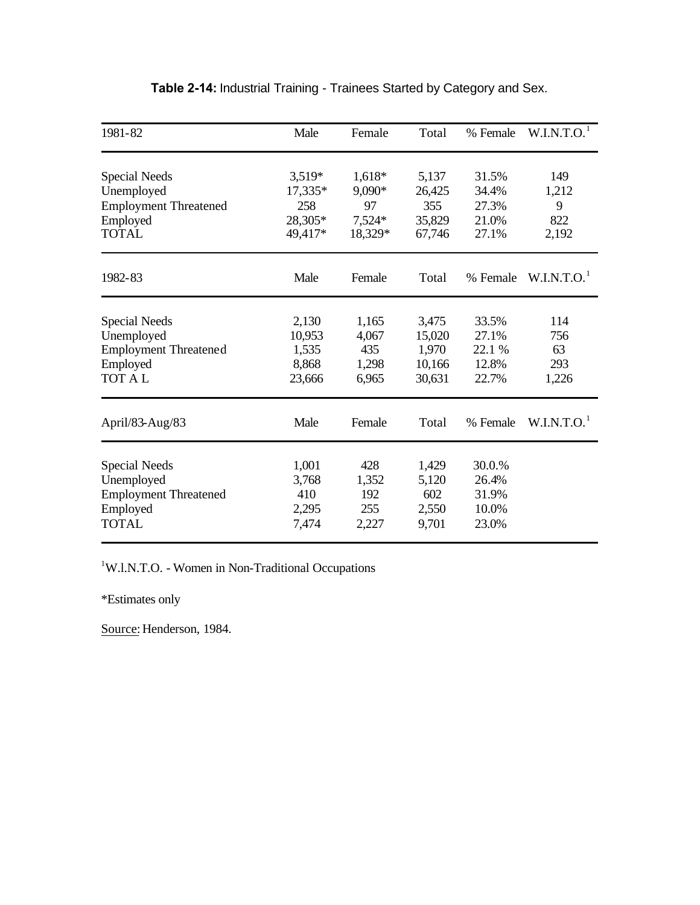**Table 2-14:** Industrial Training - Trainees Started by Category and Sex.

| 1981-82 | Male | Female | Total | % Female | W.I.N.T.O.[1] |
|---|---|---|---|---|---|
| Special Needs | 3,519* | 1,618* | 5,137 | 31.5% | 149 |
| Unemployed | 17,335* | 9,090* | 26,425 | 34.4% | 1,212 |
| Employment Threatened | 258 | 97 | 355 | 27.3% | 9 |
| Employed | 28,305* | 7,524* | 35,829 | 21.0% | 822 |
| TOTAL | 49,417* | 18,329* | 67,746 | 27.1% | 2,192 |
| **1982-83** | **Male** | **Female** | **Total** | **% Female** | **W.I.N.T.O.[1]** |
| Special Needs | 2,130 | 1,165 | 3,475 | 33.5% | 114 |
| Unemployed | 10,953 | 4,067 | 15,020 | 27.1% | 756 |
| Employment Threatened | 1,535 | 435 | 1,970 | 22.1 % | 63 |
| Employed | 8,868 | 1,298 | 10,166 | 12.8% | 293 |
| TOT A L | 23,666 | 6,965 | 30,631 | 22.7% | 1,226 |
| **April/83-Aug/83** | **Male** | **Female** | **Total** | **% Female** | **W.I.N.T.O.[1]** |
| Special Needs | 1,001 | 428 | 1,429 | 30.0.% | |
| Unemployed | 3,768 | 1,352 | 5,120 | 26.4% | |
| Employment Threatened | 410 | 192 | 602 | 31.9% | |
| Employed | 2,295 | 255 | 2,550 | 10.0% | |
| TOTAL | 7,474 | 2,227 | 9,701 | 23.0% | |

[1]W.l.N.T.O. - Women in Non-Traditional Occupations

*Estimates only

Source: Henderson, 1984.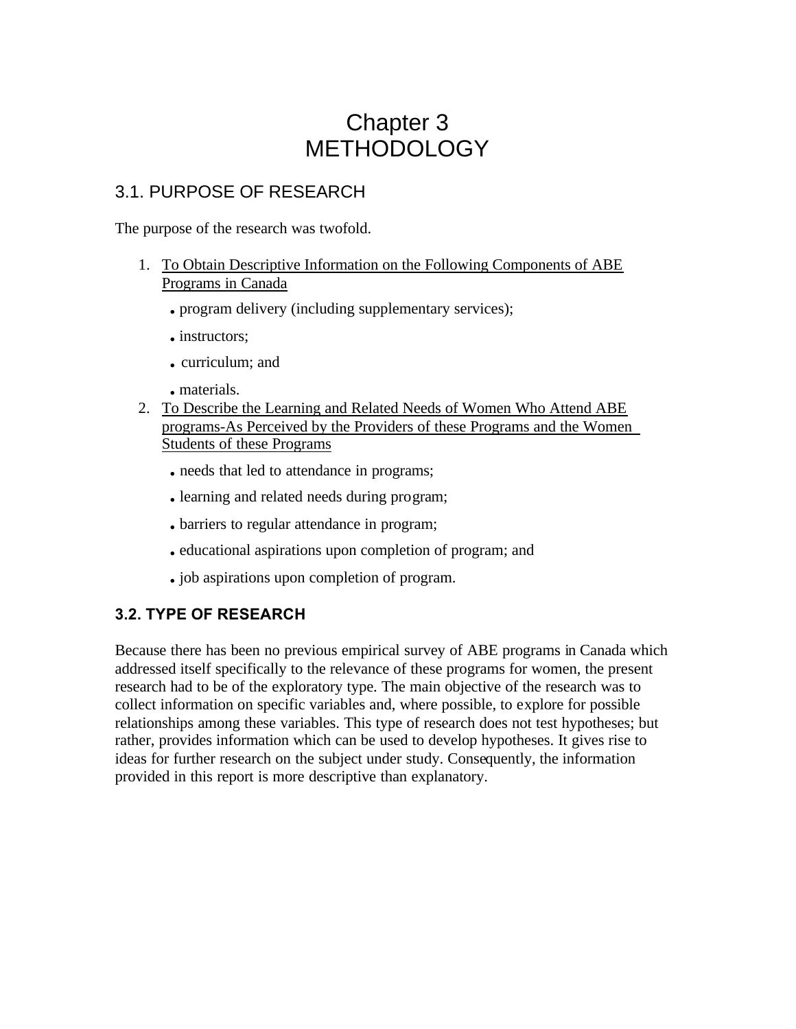# Chapter 3
# METHODOLOGY

## 3.1. PURPOSE OF RESEARCH

The purpose of the research was twofold.

1. To Obtain Descriptive Information on the Following Components of ABE Programs in Canada
   - program delivery (including supplementary services);
   - instructors;
   - curriculum; and
   - materials.
2. To Describe the Learning and Related Needs of Women Who Attend ABE programs-As Perceived by the Providers of these Programs and the Women Students of these Programs
   - needs that led to attendance in programs;
   - learning and related needs during program;
   - barriers to regular attendance in program;
   - educational aspirations upon completion of program; and
   - job aspirations upon completion of program.

## 3.2. TYPE OF RESEARCH

Because there has been no previous empirical survey of ABE programs in Canada which addressed itself specifically to the relevance of these programs for women, the present research had to be of the exploratory type. The main objective of the research was to collect information on specific variables and, where possible, to explore for possible relationships among these variables. This type of research does not test hypotheses; but rather, provides information which can be used to develop hypotheses. It gives rise to ideas for further research on the subject under study. Consequently, the information provided in this report is more descriptive than explanatory.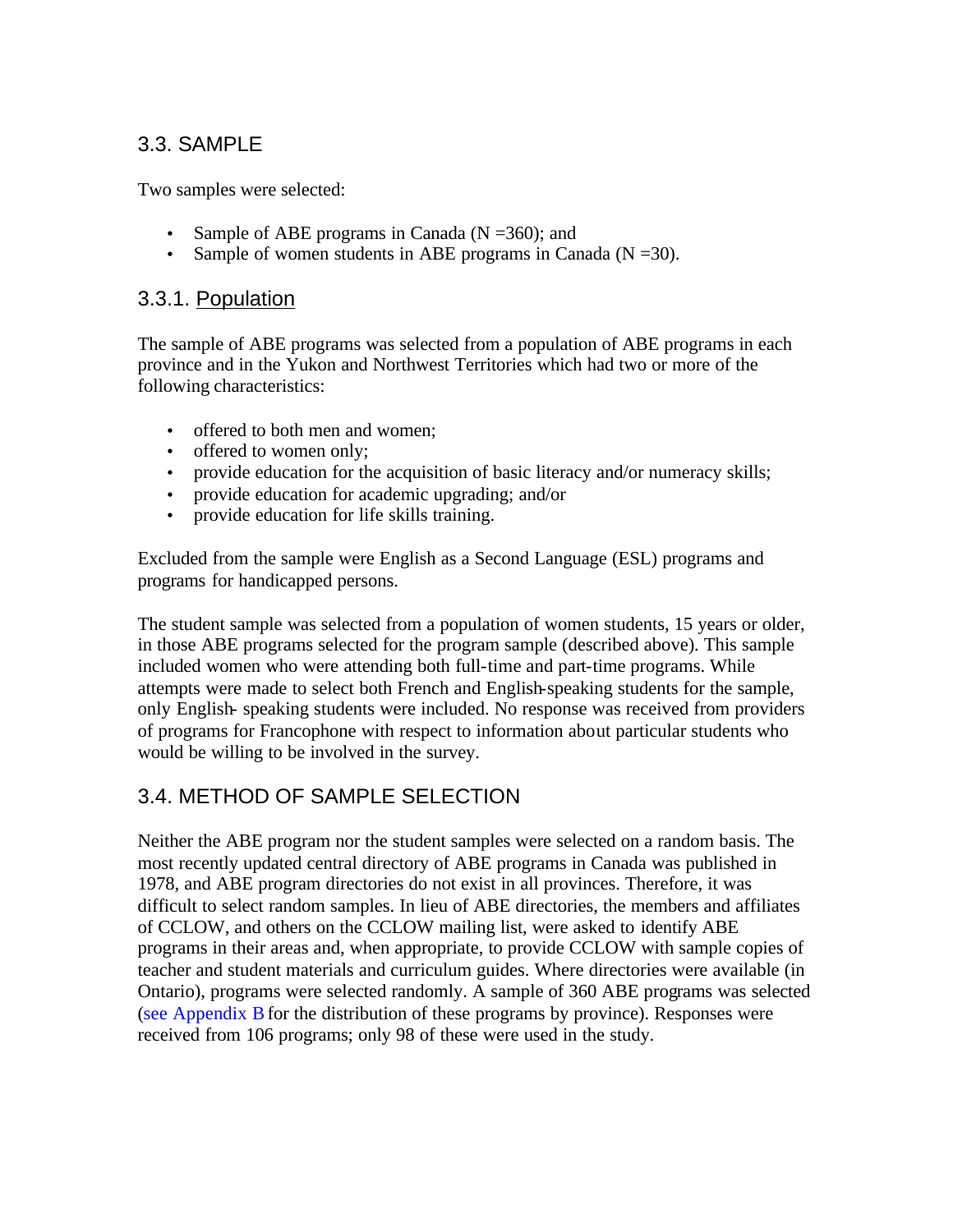## 3.3. SAMPLE

Two samples were selected:

- Sample of ABE programs in Canada (N =360); and
- Sample of women students in ABE programs in Canada (N =30).

### 3.3.1. Population

The sample of ABE programs was selected from a population of ABE programs in each province and in the Yukon and Northwest Territories which had two or more of the following characteristics:

- offered to both men and women;
- offered to women only;
- provide education for the acquisition of basic literacy and/or numeracy skills;
- provide education for academic upgrading; and/or
- provide education for life skills training.

Excluded from the sample were English as a Second Language (ESL) programs and programs for handicapped persons.

The student sample was selected from a population of women students, 15 years or older, in those ABE programs selected for the program sample (described above). This sample included women who were attending both full-time and part-time programs. While attempts were made to select both French and English-speaking students for the sample, only English- speaking students were included. No response was received from providers of programs for Francophone with respect to information about particular students who would be willing to be involved in the survey.

## 3.4. METHOD OF SAMPLE SELECTION

Neither the ABE program nor the student samples were selected on a random basis. The most recently updated central directory of ABE programs in Canada was published in 1978, and ABE program directories do not exist in all provinces. Therefore, it was difficult to select random samples. In lieu of ABE directories, the members and affiliates of CCLOW, and others on the CCLOW mailing list, were asked to identify ABE programs in their areas and, when appropriate, to provide CCLOW with sample copies of teacher and student materials and curriculum guides. Where directories were available (in Ontario), programs were selected randomly. A sample of 360 ABE programs was selected (see Appendix B for the distribution of these programs by province). Responses were received from 106 programs; only 98 of these were used in the study.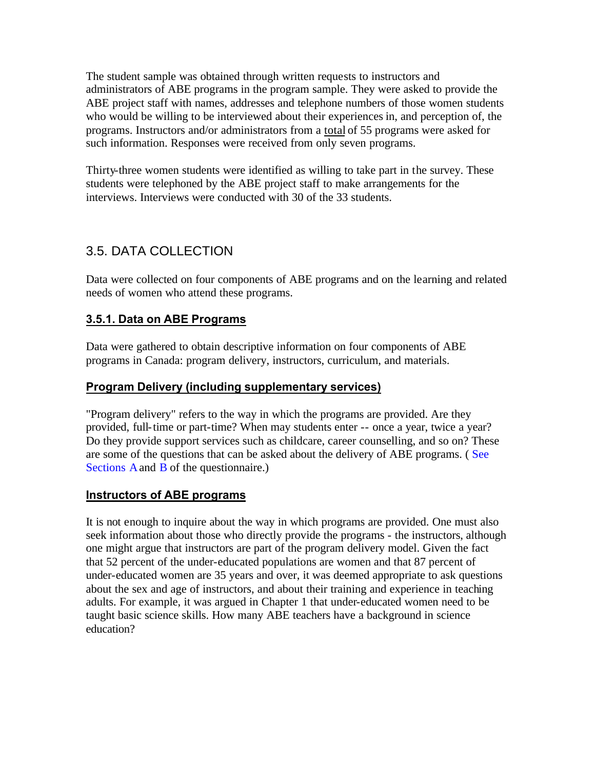The student sample was obtained through written requests to instructors and administrators of ABE programs in the program sample. They were asked to provide the ABE project staff with names, addresses and telephone numbers of those women students who would be willing to be interviewed about their experiences in, and perception of, the programs. Instructors and/or administrators from a total of 55 programs were asked for such information. Responses were received from only seven programs.

Thirty-three women students were identified as willing to take part in the survey. These students were telephoned by the ABE project staff to make arrangements for the interviews. Interviews were conducted with 30 of the 33 students.

## 3.5. DATA COLLECTION

Data were collected on four components of ABE programs and on the learning and related needs of women who attend these programs.

### 3.5.1. Data on ABE Programs

Data were gathered to obtain descriptive information on four components of ABE programs in Canada: program delivery, instructors, curriculum, and materials.

#### Program Delivery (including supplementary services)

"Program delivery" refers to the way in which the programs are provided. Are they provided, full-time or part-time? When may students enter -- once a year, twice a year? Do they provide support services such as childcare, career counselling, and so on? These are some of the questions that can be asked about the delivery of ABE programs. ( See Sections A and B of the questionnaire.)

#### Instructors of ABE programs

It is not enough to inquire about the way in which programs are provided. One must also seek information about those who directly provide the programs - the instructors, although one might argue that instructors are part of the program delivery model. Given the fact that 52 percent of the under-educated populations are women and that 87 percent of under-educated women are 35 years and over, it was deemed appropriate to ask questions about the sex and age of instructors, and about their training and experience in teaching adults. For example, it was argued in Chapter 1 that under-educated women need to be taught basic science skills. How many ABE teachers have a background in science education?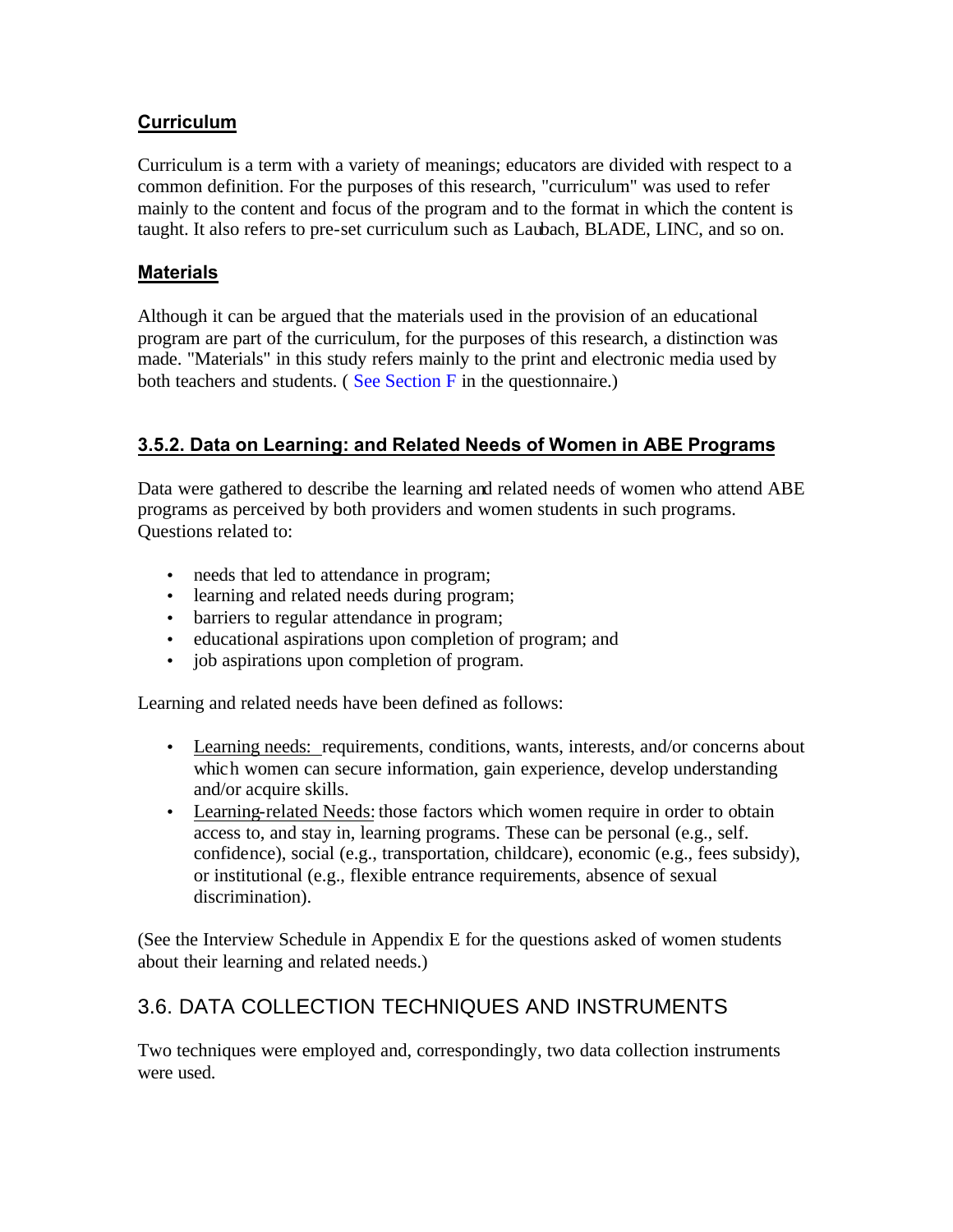### Curriculum

Curriculum is a term with a variety of meanings; educators are divided with respect to a common definition. For the purposes of this research, "curriculum" was used to refer mainly to the content and focus of the program and to the format in which the content is taught. It also refers to pre-set curriculum such as Laubach, BLADE, LINC, and so on.

### Materials

Although it can be argued that the materials used in the provision of an educational program are part of the curriculum, for the purposes of this research, a distinction was made. "Materials" in this study refers mainly to the print and electronic media used by both teachers and students. ( See Section F in the questionnaire.)

### 3.5.2. Data on Learning: and Related Needs of Women in ABE Programs

Data were gathered to describe the learning and related needs of women who attend ABE programs as perceived by both providers and women students in such programs. Questions related to:

- needs that led to attendance in program;
- learning and related needs during program;
- barriers to regular attendance in program;
- educational aspirations upon completion of program; and
- job aspirations upon completion of program.

Learning and related needs have been defined as follows:

- Learning needs: requirements, conditions, wants, interests, and/or concerns about which women can secure information, gain experience, develop understanding and/or acquire skills.
- Learning-related Needs: those factors which women require in order to obtain access to, and stay in, learning programs. These can be personal (e.g., self. confidence), social (e.g., transportation, childcare), economic (e.g., fees subsidy), or institutional (e.g., flexible entrance requirements, absence of sexual discrimination).

(See the Interview Schedule in Appendix E for the questions asked of women students about their learning and related needs.)

## 3.6. DATA COLLECTION TECHNIQUES AND INSTRUMENTS

Two techniques were employed and, correspondingly, two data collection instruments were used.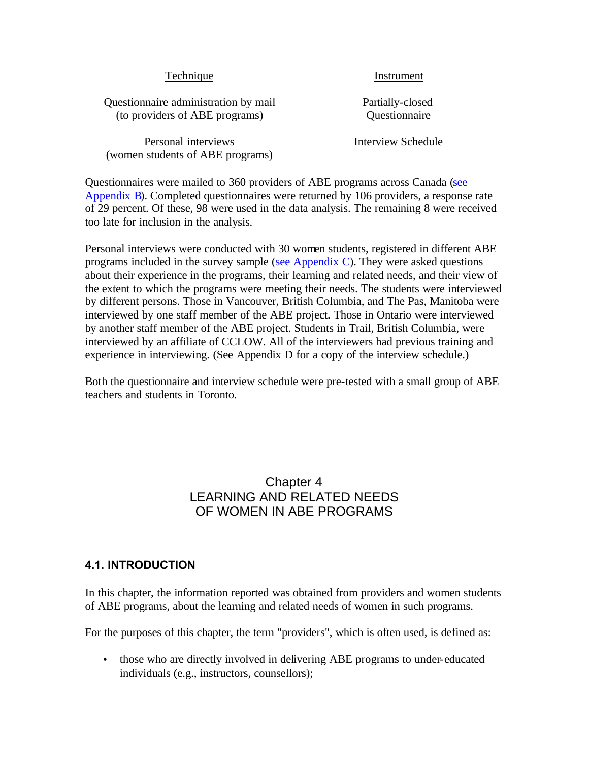| Technique | Instrument |
|---|---|
| Questionnaire administration by mail (to providers of ABE programs) | Partially-closed Questionnaire |
| Personal interviews (women students of ABE programs) | Interview Schedule |

Questionnaires were mailed to 360 providers of ABE programs across Canada (see Appendix B). Completed questionnaires were returned by 106 providers, a response rate of 29 percent. Of these, 98 were used in the data analysis. The remaining 8 were received too late for inclusion in the analysis.

Personal interviews were conducted with 30 women students, registered in different ABE programs included in the survey sample (see Appendix C). They were asked questions about their experience in the programs, their learning and related needs, and their view of the extent to which the programs were meeting their needs. The students were interviewed by different persons. Those in Vancouver, British Columbia, and The Pas, Manitoba were interviewed by one staff member of the ABE project. Those in Ontario were interviewed by another staff member of the ABE project. Students in Trail, British Columbia, were interviewed by an affiliate of CCLOW. All of the interviewers had previous training and experience in interviewing. (See Appendix D for a copy of the interview schedule.)

Both the questionnaire and interview schedule were pre-tested with a small group of ABE teachers and students in Toronto.

# Chapter 4
# LEARNING AND RELATED NEEDS OF WOMEN IN ABE PROGRAMS

## 4.1. INTRODUCTION

In this chapter, the information reported was obtained from providers and women students of ABE programs, about the learning and related needs of women in such programs.

For the purposes of this chapter, the term "providers", which is often used, is defined as:

- those who are directly involved in delivering ABE programs to under-educated individuals (e.g., instructors, counsellors);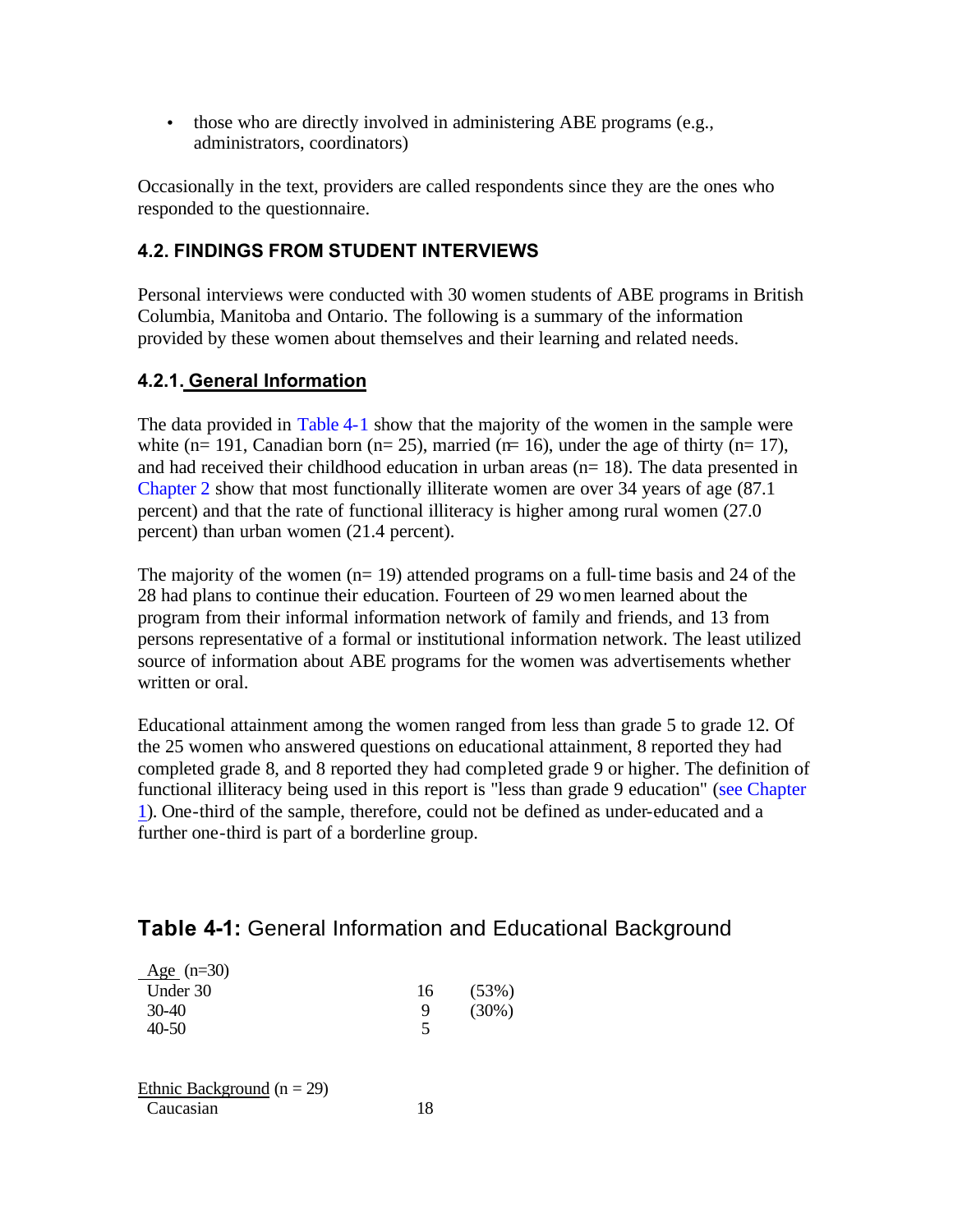- those who are directly involved in administering ABE programs (e.g., administrators, coordinators)

Occasionally in the text, providers are called respondents since they are the ones who responded to the questionnaire.

### 4.2. FINDINGS FROM STUDENT INTERVIEWS

Personal interviews were conducted with 30 women students of ABE programs in British Columbia, Manitoba and Ontario. The following is a summary of the information provided by these women about themselves and their learning and related needs.

#### 4.2.1. General Information

The data provided in Table 4-1 show that the majority of the women in the sample were white (n= 191, Canadian born (n= 25), married (n= 16), under the age of thirty (n= 17), and had received their childhood education in urban areas (n= 18). The data presented in Chapter 2 show that most functionally illiterate women are over 34 years of age (87.1 percent) and that the rate of functional illiteracy is higher among rural women (27.0 percent) than urban women (21.4 percent).

The majority of the women (n= 19) attended programs on a full-time basis and 24 of the 28 had plans to continue their education. Fourteen of 29 women learned about the program from their informal information network of family and friends, and 13 from persons representative of a formal or institutional information network. The least utilized source of information about ABE programs for the women was advertisements whether written or oral.

Educational attainment among the women ranged from less than grade 5 to grade 12. Of the 25 women who answered questions on educational attainment, 8 reported they had completed grade 8, and 8 reported they had completed grade 9 or higher. The definition of functional illiteracy being used in this report is "less than grade 9 education" (see Chapter 1). One-third of the sample, therefore, could not be defined as under-educated and a further one-third is part of a borderline group.

### Table 4-1: General Information and Educational Background

| | | |
|---|---|---|
| Age (n=30) | | |
| Under 30 | 16 | (53%) |
| 30-40 | 9 | (30%) |
| 40-50 | 5 | |
| | | |
| Ethnic Background (n = 29) | | |
| Caucasian | 18 | |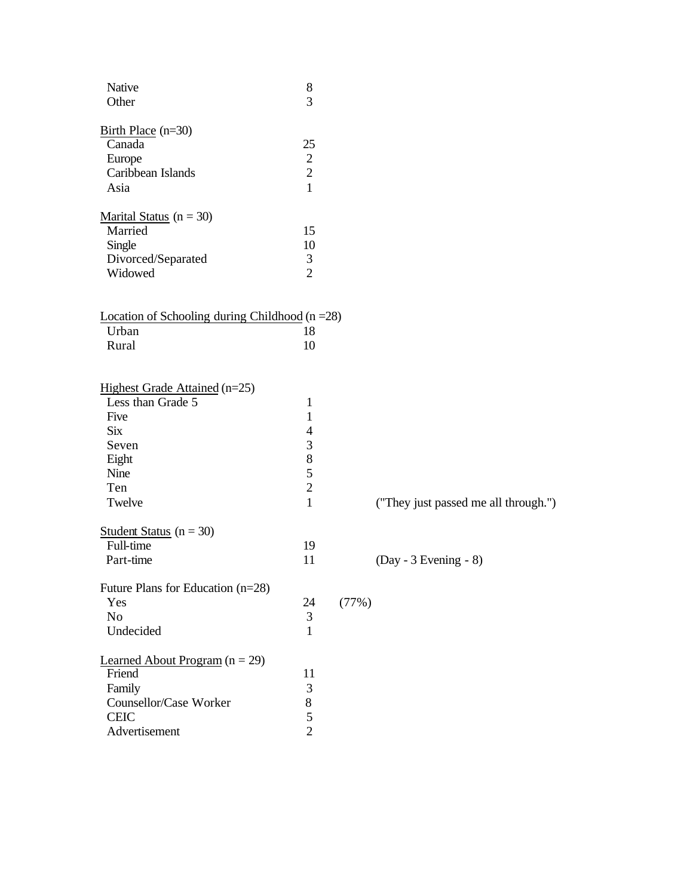| | | | |
|---|---|---|---|
| Native | 8 | | |
| Other | 3 | | |
| | | | |
| <u>Birth Place</u> (n=30) | | | |
| Canada | 25 | | |
| Europe | 2 | | |
| Caribbean Islands | 2 | | |
| Asia | 1 | | |
| | | | |
| <u>Marital Status</u> (n = 30) | | | |
| Married | 15 | | |
| Single | 10 | | |
| Divorced/Separated | 3 | | |
| Widowed | 2 | | |
| | | | |
| <u>Location of Schooling during Childhood</u> (n =28) | | | |
| Urban | 18 | | |
| Rural | 10 | | |
| | | | |
| <u>Highest Grade Attained</u> (n=25) | | | |
| Less than Grade 5 | 1 | | |
| Five | 1 | | |
| Six | 4 | | |
| Seven | 3 | | |
| Eight | 8 | | |
| Nine | 5 | | |
| Ten | 2 | | |
| Twelve | 1 | | ("They just passed me all through.") |
| | | | |
| <u>Student Status</u> (n = 30) | | | |
| Full-time | 19 | | |
| Part-time | 11 | | (Day - 3 Evening - 8) |
| | | | |
| Future Plans for Education (n=28) | | | |
| Yes | 24 | (77%) | |
| No | 3 | | |
| Undecided | 1 | | |
| | | | |
| <u>Learned About Program</u> (n = 29) | | | |
| Friend | 11 | | |
| Family | 3 | | |
| Counsellor/Case Worker | 8 | | |
| CEIC | 5 | | |
| Advertisement | 2 | | |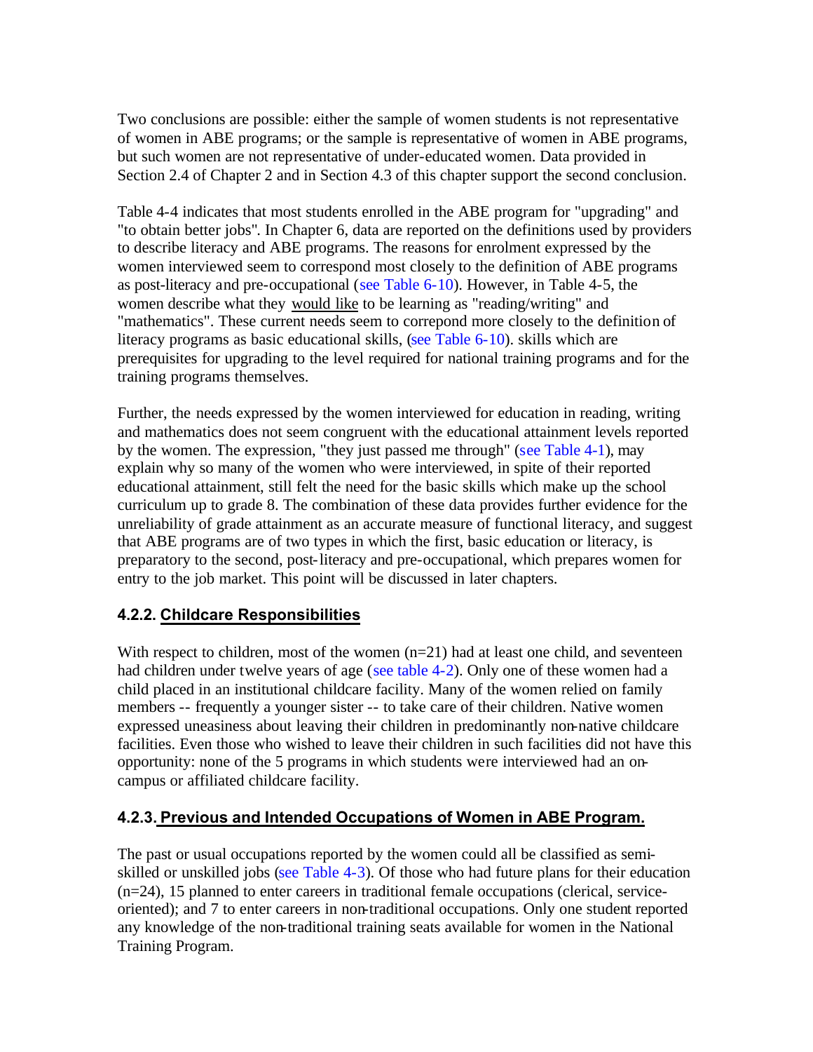Two conclusions are possible: either the sample of women students is not representative of women in ABE programs; or the sample is representative of women in ABE programs, but such women are not representative of under-educated women. Data provided in Section 2.4 of Chapter 2 and in Section 4.3 of this chapter support the second conclusion.

Table 4-4 indicates that most students enrolled in the ABE program for "upgrading" and "to obtain better jobs". In Chapter 6, data are reported on the definitions used by providers to describe literacy and ABE programs. The reasons for enrolment expressed by the women interviewed seem to correspond most closely to the definition of ABE programs as post-literacy and pre-occupational (see Table 6-10). However, in Table 4-5, the women describe what they would like to be learning as "reading/writing" and "mathematics". These current needs seem to correpond more closely to the definition of literacy programs as basic educational skills, (see Table 6-10). skills which are prerequisites for upgrading to the level required for national training programs and for the training programs themselves.

Further, the needs expressed by the women interviewed for education in reading, writing and mathematics does not seem congruent with the educational attainment levels reported by the women. The expression, "they just passed me through" (see Table 4-1), may explain why so many of the women who were interviewed, in spite of their reported educational attainment, still felt the need for the basic skills which make up the school curriculum up to grade 8. The combination of these data provides further evidence for the unreliability of grade attainment as an accurate measure of functional literacy, and suggest that ABE programs are of two types in which the first, basic education or literacy, is preparatory to the second, post-literacy and pre-occupational, which prepares women for entry to the job market. This point will be discussed in later chapters.

### 4.2.2. Childcare Responsibilities

With respect to children, most of the women (n=21) had at least one child, and seventeen had children under twelve years of age (see table 4-2). Only one of these women had a child placed in an institutional childcare facility. Many of the women relied on family members -- frequently a younger sister -- to take care of their children. Native women expressed uneasiness about leaving their children in predominantly non-native childcare facilities. Even those who wished to leave their children in such facilities did not have this opportunity: none of the 5 programs in which students were interviewed had an on-campus or affiliated childcare facility.

### 4.2.3. Previous and Intended Occupations of Women in ABE Program.

The past or usual occupations reported by the women could all be classified as semi-skilled or unskilled jobs (see Table 4-3). Of those who had future plans for their education (n=24), 15 planned to enter careers in traditional female occupations (clerical, service-oriented); and 7 to enter careers in non-traditional occupations. Only one student reported any knowledge of the non-traditional training seats available for women in the National Training Program.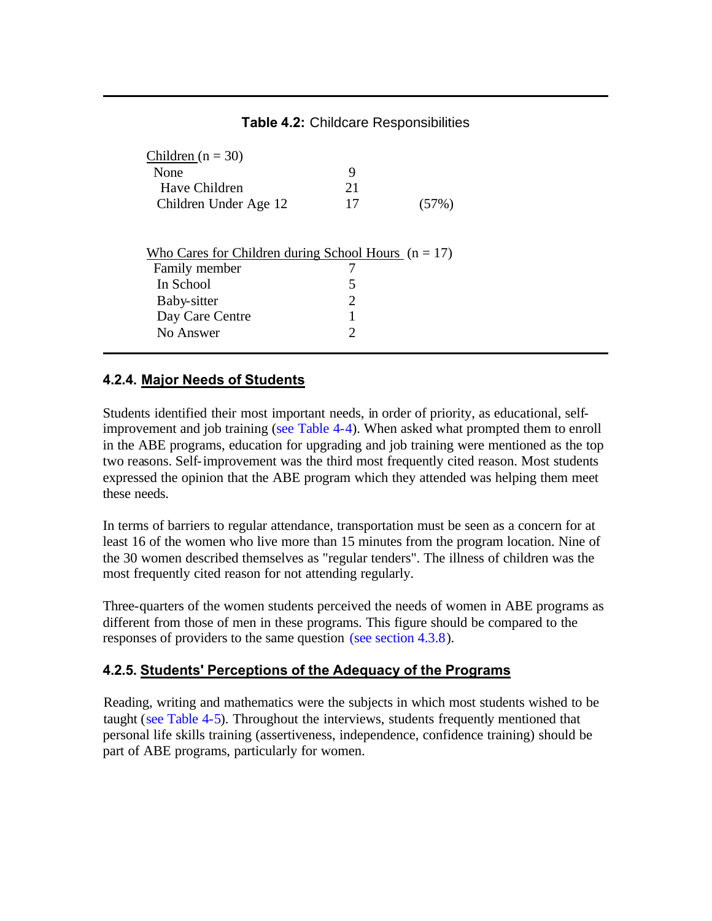**Table 4.2:** Childcare Responsibilities

| Children (n = 30) | | |
|---|---|---|
| None | 9 | |
| Have Children | 21 | |
| Children Under Age 12 | 17 | (57%) |
| | | |
| **Who Cares for Children during School Hours (n = 17)** | | |
| Family member | 7 | |
| In School | 5 | |
| Baby-sitter | 2 | |
| Day Care Centre | 1 | |
| No Answer | 2 | |

### 4.2.4. Major Needs of Students

Students identified their most important needs, in order of priority, as educational, self-improvement and job training (see Table 4-4). When asked what prompted them to enroll in the ABE programs, education for upgrading and job training were mentioned as the top two reasons. Self-improvement was the third most frequently cited reason. Most students expressed the opinion that the ABE program which they attended was helping them meet these needs.

In terms of barriers to regular attendance, transportation must be seen as a concern for at least 16 of the women who live more than 15 minutes from the program location. Nine of the 30 women described themselves as "regular tenders". The illness of children was the most frequently cited reason for not attending regularly.

Three-quarters of the women students perceived the needs of women in ABE programs as different from those of men in these programs. This figure should be compared to the responses of providers to the same question (see section 4.3.8).

### 4.2.5. Students' Perceptions of the Adequacy of the Programs

Reading, writing and mathematics were the subjects in which most students wished to be taught (see Table 4-5). Throughout the interviews, students frequently mentioned that personal life skills training (assertiveness, independence, confidence training) should be part of ABE programs, particularly for women.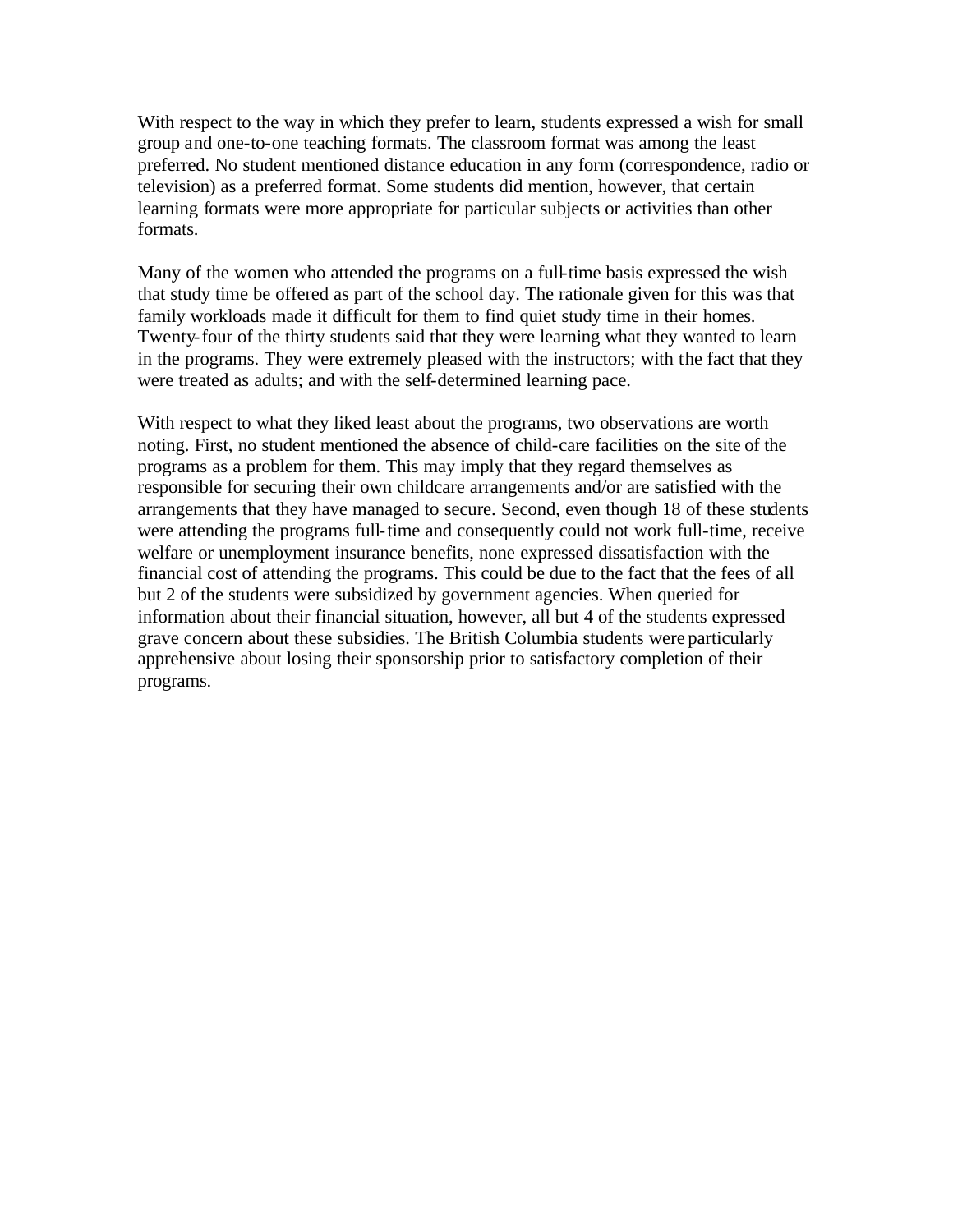With respect to the way in which they prefer to learn, students expressed a wish for small group and one-to-one teaching formats. The classroom format was among the least preferred. No student mentioned distance education in any form (correspondence, radio or television) as a preferred format. Some students did mention, however, that certain learning formats were more appropriate for particular subjects or activities than other formats.

Many of the women who attended the programs on a full-time basis expressed the wish that study time be offered as part of the school day. The rationale given for this was that family workloads made it difficult for them to find quiet study time in their homes. Twenty-four of the thirty students said that they were learning what they wanted to learn in the programs. They were extremely pleased with the instructors; with the fact that they were treated as adults; and with the self-determined learning pace.

With respect to what they liked least about the programs, two observations are worth noting. First, no student mentioned the absence of child-care facilities on the site of the programs as a problem for them. This may imply that they regard themselves as responsible for securing their own childcare arrangements and/or are satisfied with the arrangements that they have managed to secure. Second, even though 18 of these students were attending the programs full-time and consequently could not work full-time, receive welfare or unemployment insurance benefits, none expressed dissatisfaction with the financial cost of attending the programs. This could be due to the fact that the fees of all but 2 of the students were subsidized by government agencies. When queried for information about their financial situation, however, all but 4 of the students expressed grave concern about these subsidies. The British Columbia students were particularly apprehensive about losing their sponsorship prior to satisfactory completion of their programs.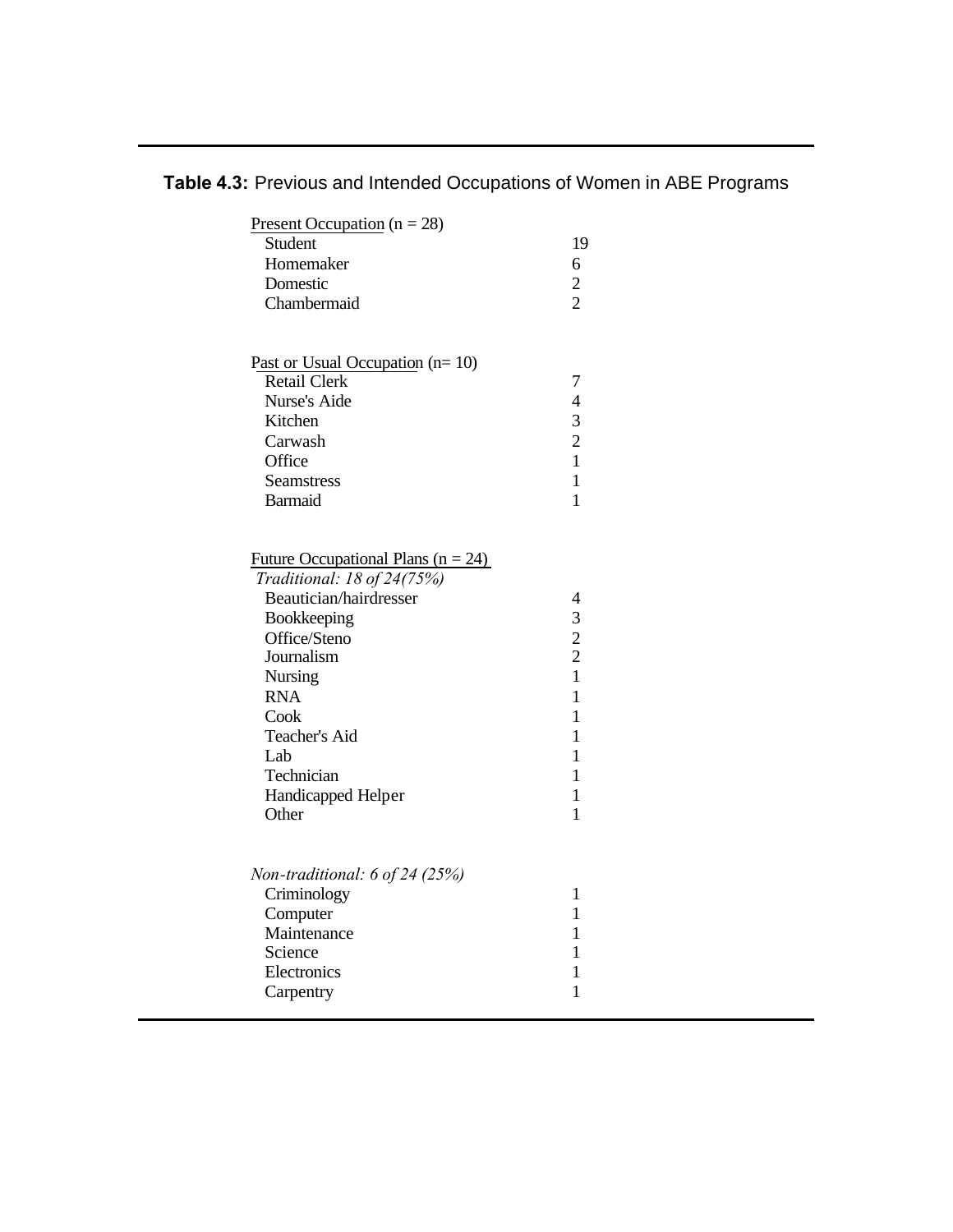**Table 4.3:** Previous and Intended Occupations of Women in ABE Programs

| Occupation | Count |
|---|---|
| Present Occupation (n = 28) | |
| Student | 19 |
| Homemaker | 6 |
| Domestic | 2 |
| Chambermaid | 2 |
| Past or Usual Occupation (n= 10) | |
| Retail Clerk | 7 |
| Nurse's Aide | 4 |
| Kitchen | 3 |
| Carwash | 2 |
| Office | 1 |
| Seamstress | 1 |
| Barmaid | 1 |
| Future Occupational Plans (n = 24) | |
| *Traditional: 18 of 24(75%)* | |
| Beautician/hairdresser | 4 |
| Bookkeeping | 3 |
| Office/Steno | 2 |
| Journalism | 2 |
| Nursing | 1 |
| RNA | 1 |
| Cook | 1 |
| Teacher's Aid | 1 |
| Lab | 1 |
| Technician | 1 |
| Handicapped Helper | 1 |
| Other | 1 |
| *Non-traditional: 6 of 24 (25%)* | |
| Criminology | 1 |
| Computer | 1 |
| Maintenance | 1 |
| Science | 1 |
| Electronics | 1 |
| Carpentry | 1 |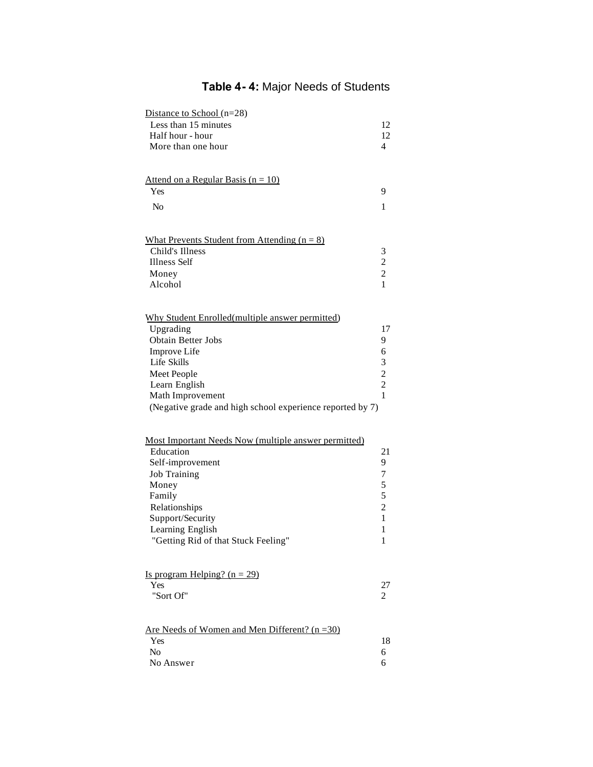**Table 4- 4:** Major Needs of Students

| Distance to School (n=28) | |
|---|---|
| Less than 15 minutes | 12 |
| Half hour - hour | 12 |
| More than one hour | 4 |
| | |
| Attend on a Regular Basis (n = 10) | |
| Yes | 9 |
| No | 1 |
| | |
| What Prevents Student from Attending (n = 8) | |
| Child's Illness | 3 |
| Illness Self | 2 |
| Money | 2 |
| Alcohol | 1 |
| | |
| Why Student Enrolled(multiple answer permitted) | |
| Upgrading | 17 |
| Obtain Better Jobs | 9 |
| Improve Life | 6 |
| Life Skills | 3 |
| Meet People | 2 |
| Learn English | 2 |
| Math Improvement | 1 |
| (Negative grade and high school experience reported by 7) | |
| | |
| Most Important Needs Now (multiple answer permitted) | |
| Education | 21 |
| Self-improvement | 9 |
| Job Training | 7 |
| Money | 5 |
| Family | 5 |
| Relationships | 2 |
| Support/Security | 1 |
| Learning English | 1 |
| "Getting Rid of that Stuck Feeling" | 1 |
| | |
| Is program Helping? (n = 29) | |
| Yes | 27 |
| "Sort Of" | 2 |
| | |
| Are Needs of Women and Men Different? (n =30) | |
| Yes | 18 |
| No | 6 |
| No Answer | 6 |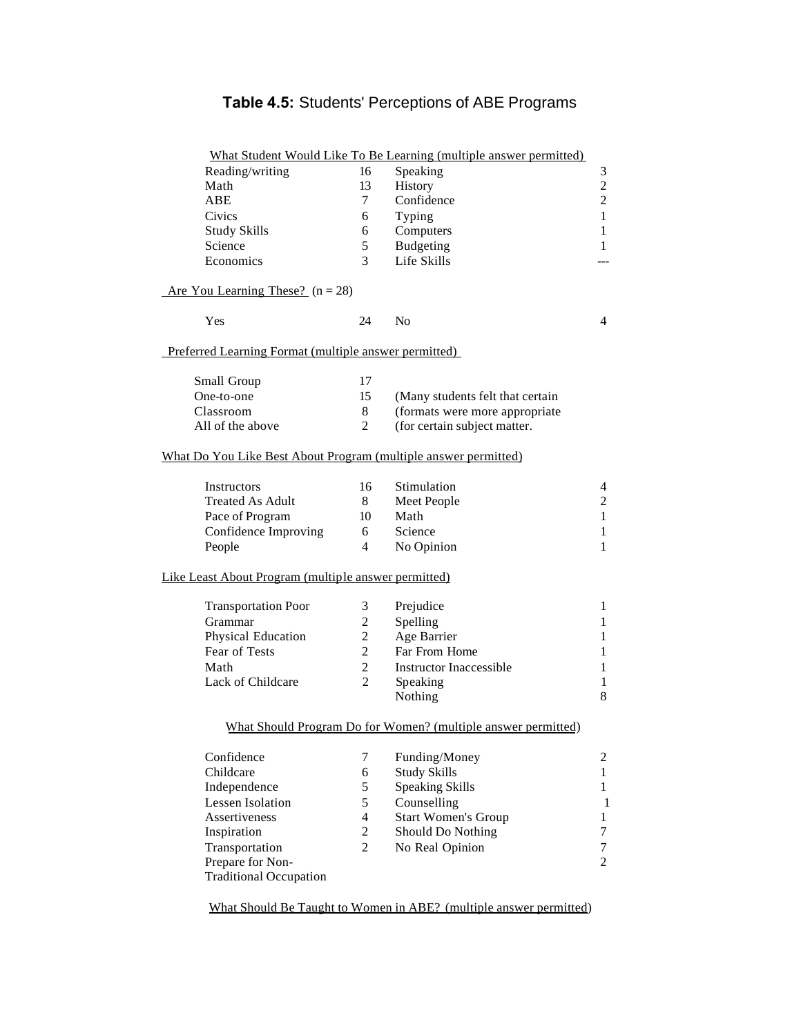# **Table 4.5:** Students' Perceptions of ABE Programs

What Student Would Like To Be Learning (multiple answer permitted)

| | | | |
|---|---|---|---|
| Reading/writing | 16 | Speaking | 3 |
| Math | 13 | History | 2 |
| ABE | 7 | Confidence | 2 |
| Civics | 6 | Typing | 1 |
| Study Skills | 6 | Computers | 1 |
| Science | 5 | Budgeting | 1 |
| Economics | 3 | Life Skills | --- |

Are You Learning These? (n = 28)

| | | | |
|---|---|---|---|
| Yes | 24 | No | 4 |

Preferred Learning Format (multiple answer permitted)

| | | |
|---|---|---|
| Small Group | 17 | |
| One-to-one | 15 | (Many students felt that certain |
| Classroom | 8 | (formats were more appropriate |
| All of the above | 2 | (for certain subject matter. |

What Do You Like Best About Program (multiple answer permitted)

| | | | |
|---|---|---|---|
| Instructors | 16 | Stimulation | 4 |
| Treated As Adult | 8 | Meet People | 2 |
| Pace of Program | 10 | Math | 1 |
| Confidence Improving | 6 | Science | 1 |
| People | 4 | No Opinion | 1 |

Like Least About Program (multiple answer permitted)

| | | | |
|---|---|---|---|
| Transportation Poor | 3 | Prejudice | 1 |
| Grammar | 2 | Spelling | 1 |
| Physical Education | 2 | Age Barrier | 1 |
| Fear of Tests | 2 | Far From Home | 1 |
| Math | 2 | Instructor Inaccessible | 1 |
| Lack of Childcare | 2 | Speaking | 1 |
| | | Nothing | 8 |

What Should Program Do for Women? (multiple answer permitted)

| | | | |
|---|---|---|---|
| Confidence | 7 | Funding/Money | 2 |
| Childcare | 6 | Study Skills | 1 |
| Independence | 5 | Speaking Skills | 1 |
| Lessen Isolation | 5 | Counselling | 1 |
| Assertiveness | 4 | Start Women's Group | 1 |
| Inspiration | 2 | Should Do Nothing | 7 |
| Transportation | 2 | No Real Opinion | 7 |
| Prepare for Non-Traditional Occupation | | | 2 |

What Should Be Taught to Women in ABE? (multiple answer permitted)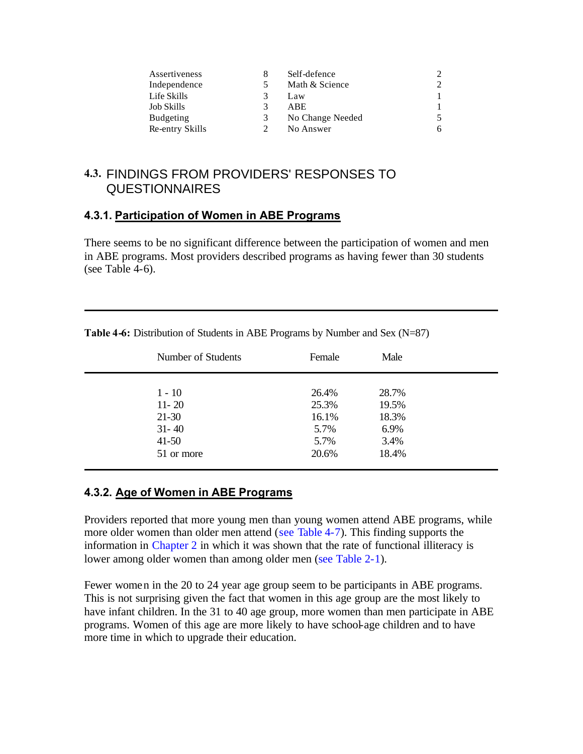| | | | |
|---|---|---|---|
| Assertiveness | 8 | Self-defence | 2 |
| Independence | 5 | Math & Science | 2 |
| Life Skills | 3 | Law | 1 |
| Job Skills | 3 | ABE | 1 |
| Budgeting | 3 | No Change Needed | 5 |
| Re-entry Skills | 2 | No Answer | 6 |

## 4.3. FINDINGS FROM PROVIDERS' RESPONSES TO QUESTIONNAIRES

### 4.3.1. Participation of Women in ABE Programs

There seems to be no significant difference between the participation of women and men in ABE programs. Most providers described programs as having fewer than 30 students (see Table 4-6).

**Table 4-6:** Distribution of Students in ABE Programs by Number and Sex (N=87)

| Number of Students | Female | Male |
|---|---|---|
| 1 - 10 | 26.4% | 28.7% |
| 11- 20 | 25.3% | 19.5% |
| 21-30 | 16.1% | 18.3% |
| 31- 40 | 5.7% | 6.9% |
| 41-50 | 5.7% | 3.4% |
| 51 or more | 20.6% | 18.4% |

### 4.3.2. Age of Women in ABE Programs

Providers reported that more young men than young women attend ABE programs, while more older women than older men attend (see Table 4-7). This finding supports the information in Chapter 2 in which it was shown that the rate of functional illiteracy is lower among older women than among older men (see Table 2-1).

Fewer women in the 20 to 24 year age group seem to be participants in ABE programs. This is not surprising given the fact that women in this age group are the most likely to have infant children. In the 31 to 40 age group, more women than men participate in ABE programs. Women of this age are more likely to have school-age children and to have more time in which to upgrade their education.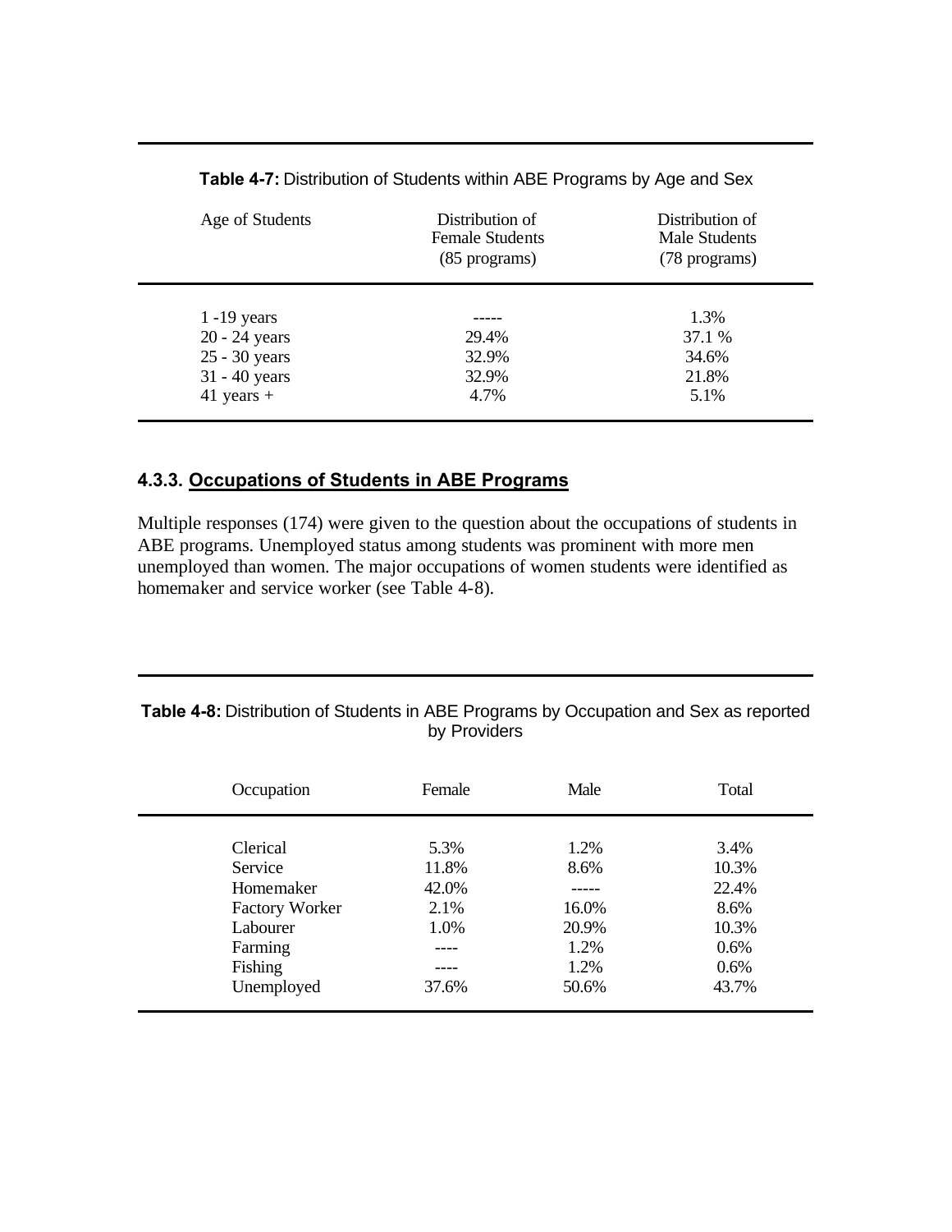**Table 4-7:** Distribution of Students within ABE Programs by Age and Sex

| Age of Students | Distribution of Female Students (85 programs) | Distribution of Male Students (78 programs) |
|---|---|---|
| 1 -19 years | ----- | 1.3% |
| 20 - 24 years | 29.4% | 37.1 % |
| 25 - 30 years | 32.9% | 34.6% |
| 31 - 40 years | 32.9% | 21.8% |
| 41 years + | 4.7% | 5.1% |

### 4.3.3. Occupations of Students in ABE Programs

Multiple responses (174) were given to the question about the occupations of students in ABE programs. Unemployed status among students was prominent with more men unemployed than women. The major occupations of women students were identified as homemaker and service worker (see Table 4-8).

**Table 4-8:** Distribution of Students in ABE Programs by Occupation and Sex as reported by Providers

| Occupation | Female | Male | Total |
|---|---|---|---|
| Clerical | 5.3% | 1.2% | 3.4% |
| Service | 11.8% | 8.6% | 10.3% |
| Homemaker | 42.0% | ----- | 22.4% |
| Factory Worker | 2.1% | 16.0% | 8.6% |
| Labourer | 1.0% | 20.9% | 10.3% |
| Farming | ---- | 1.2% | 0.6% |
| Fishing | ---- | 1.2% | 0.6% |
| Unemployed | 37.6% | 50.6% | 43.7% |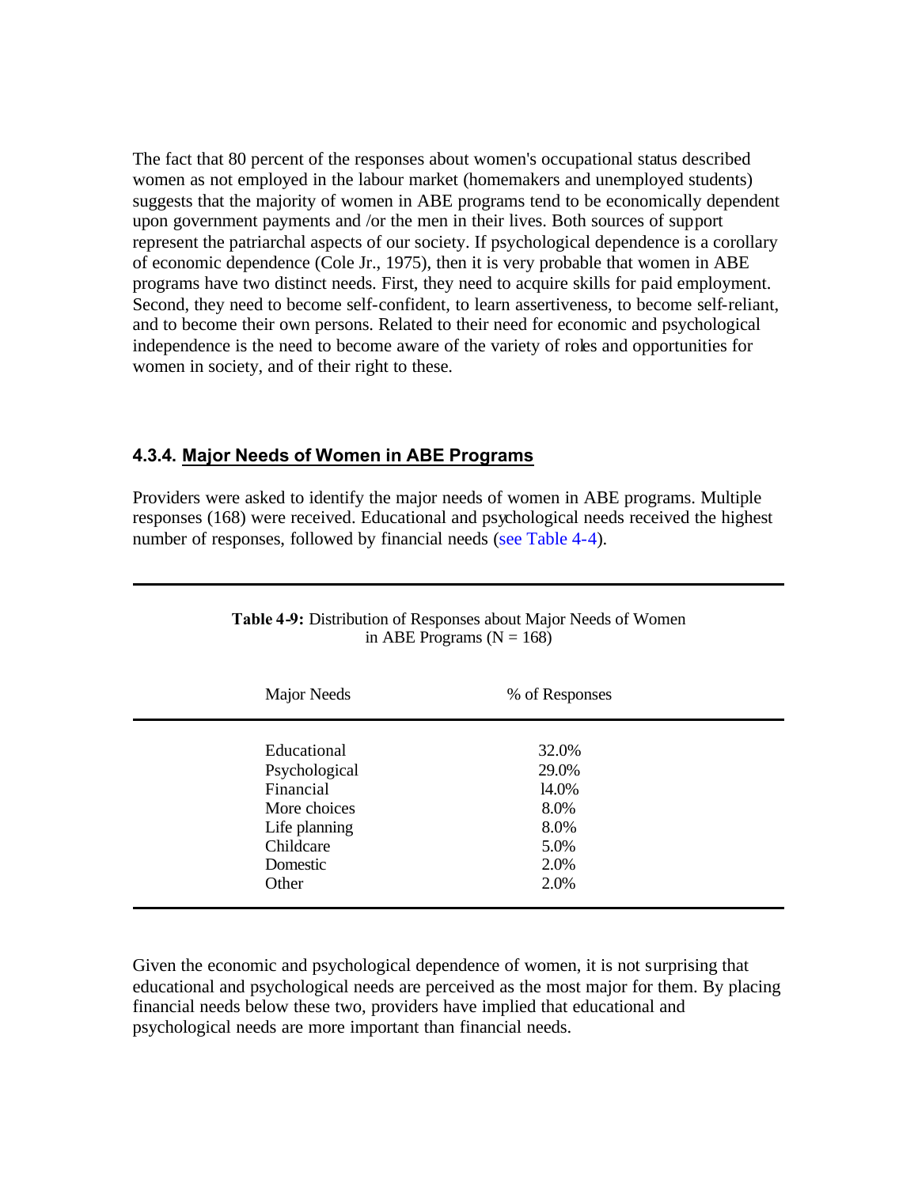The fact that 80 percent of the responses about women's occupational status described women as not employed in the labour market (homemakers and unemployed students) suggests that the majority of women in ABE programs tend to be economically dependent upon government payments and /or the men in their lives. Both sources of support represent the patriarchal aspects of our society. If psychological dependence is a corollary of economic dependence (Cole Jr., 1975), then it is very probable that women in ABE programs have two distinct needs. First, they need to acquire skills for paid employment. Second, they need to become self-confident, to learn assertiveness, to become self-reliant, and to become their own persons. Related to their need for economic and psychological independence is the need to become aware of the variety of roles and opportunities for women in society, and of their right to these.

### 4.3.4. Major Needs of Women in ABE Programs

Providers were asked to identify the major needs of women in ABE programs. Multiple responses (168) were received. Educational and psychological needs received the highest number of responses, followed by financial needs (see Table 4-4).

**Table 4-9:** Distribution of Responses about Major Needs of Women in ABE Programs (N = 168)

| Major Needs | % of Responses |
| --- | --- |
| Educational | 32.0% |
| Psychological | 29.0% |
| Financial | 14.0% |
| More choices | 8.0% |
| Life planning | 8.0% |
| Childcare | 5.0% |
| Domestic | 2.0% |
| Other | 2.0% |

Given the economic and psychological dependence of women, it is not surprising that educational and psychological needs are perceived as the most major for them. By placing financial needs below these two, providers have implied that educational and psychological needs are more important than financial needs.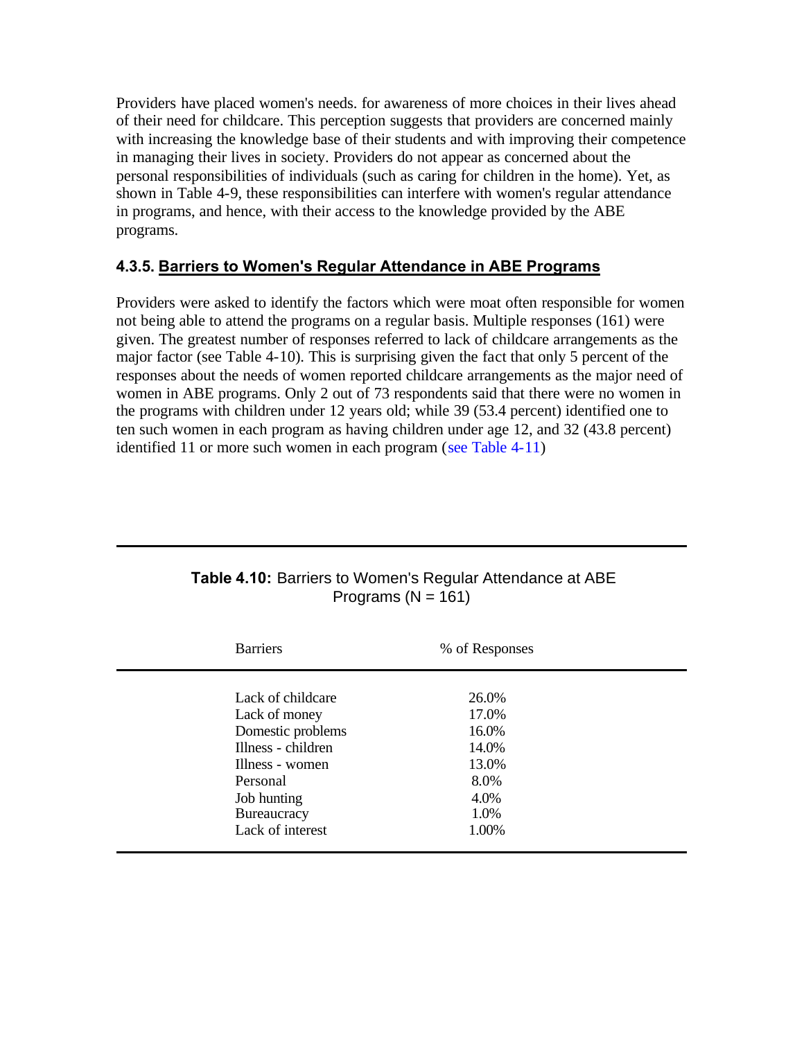Providers have placed women's needs. for awareness of more choices in their lives ahead of their need for childcare. This perception suggests that providers are concerned mainly with increasing the knowledge base of their students and with improving their competence in managing their lives in society. Providers do not appear as concerned about the personal responsibilities of individuals (such as caring for children in the home). Yet, as shown in Table 4-9, these responsibilities can interfere with women's regular attendance in programs, and hence, with their access to the knowledge provided by the ABE programs.

### 4.3.5. Barriers to Women's Regular Attendance in ABE Programs

Providers were asked to identify the factors which were moat often responsible for women not being able to attend the programs on a regular basis. Multiple responses (161) were given. The greatest number of responses referred to lack of childcare arrangements as the major factor (see Table 4-10). This is surprising given the fact that only 5 percent of the responses about the needs of women reported childcare arrangements as the major need of women in ABE programs. Only 2 out of 73 respondents said that there were no women in the programs with children under 12 years old; while 39 (53.4 percent) identified one to ten such women in each program as having children under age 12, and 32 (43.8 percent) identified 11 or more such women in each program (see Table 4-11)

**Table 4.10:** Barriers to Women's Regular Attendance at ABE Programs (N = 161)

| Barriers | % of Responses |
|---|---|
| Lack of childcare | 26.0% |
| Lack of money | 17.0% |
| Domestic problems | 16.0% |
| Illness - children | 14.0% |
| Illness - women | 13.0% |
| Personal | 8.0% |
| Job hunting | 4.0% |
| Bureaucracy | 1.0% |
| Lack of interest | 1.00% |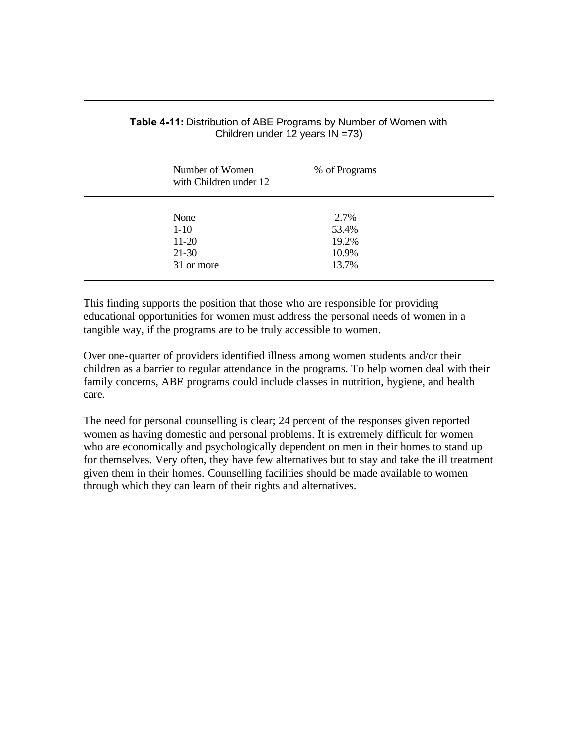**Table 4-11:** Distribution of ABE Programs by Number of Women with Children under 12 years IN =73)

| Number of Women with Children under 12 | % of Programs |
|---|---|
| None | 2.7% |
| 1-10 | 53.4% |
| 11-20 | 19.2% |
| 21-30 | 10.9% |
| 31 or more | 13.7% |

This finding supports the position that those who are responsible for providing educational opportunities for women must address the personal needs of women in a tangible way, if the programs are to be truly accessible to women.

Over one-quarter of providers identified illness among women students and/or their children as a barrier to regular attendance in the programs. To help women deal with their family concerns, ABE programs could include classes in nutrition, hygiene, and health care.

The need for personal counselling is clear; 24 percent of the responses given reported women as having domestic and personal problems. It is extremely difficult for women who are economically and psychologically dependent on men in their homes to stand up for themselves. Very often, they have few alternatives but to stay and take the ill treatment given them in their homes. Counselling facilities should be made available to women through which they can learn of their rights and alternatives.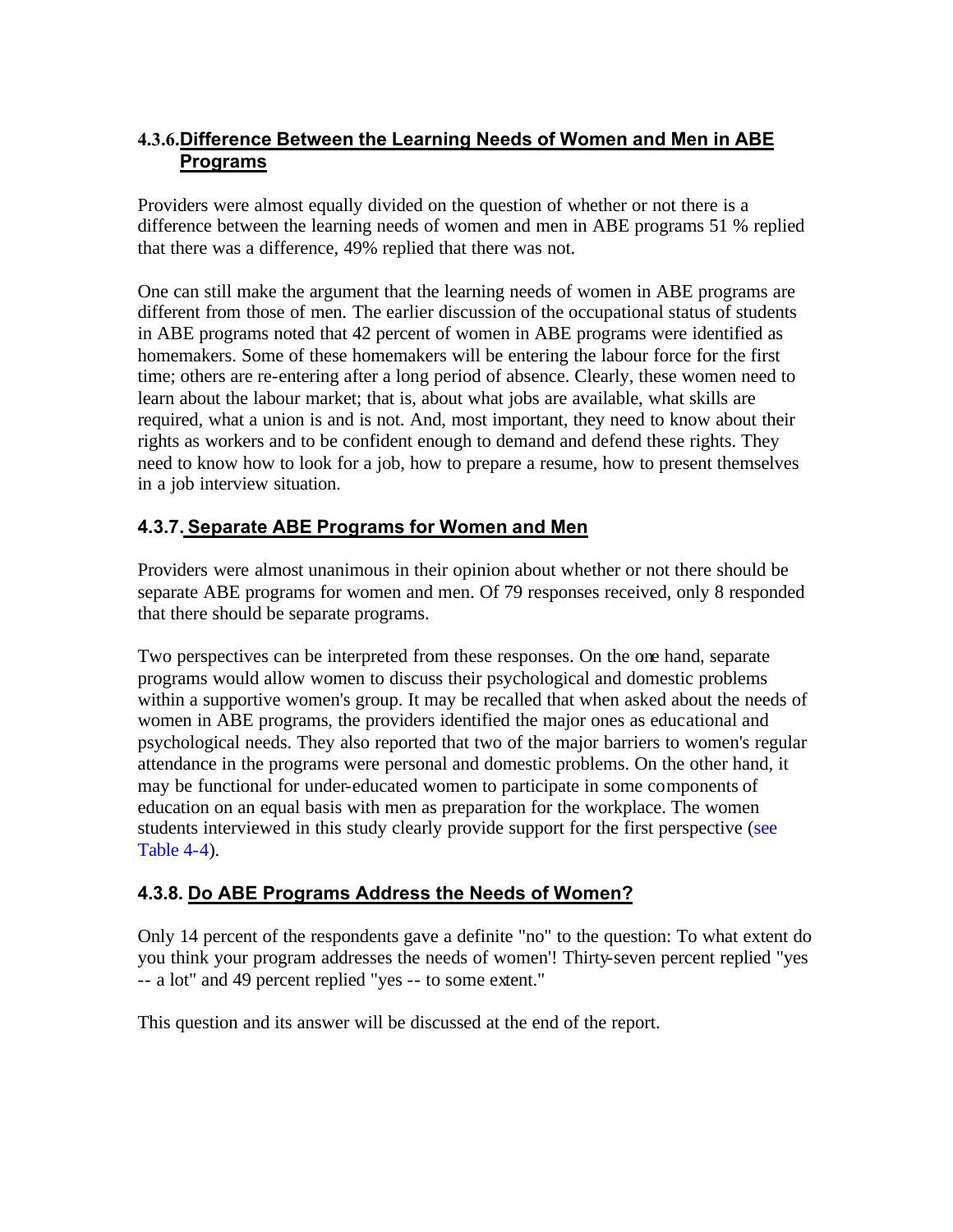### 4.3.6. Difference Between the Learning Needs of Women and Men in ABE Programs

Providers were almost equally divided on the question of whether or not there is a difference between the learning needs of women and men in ABE programs 51 % replied that there was a difference, 49% replied that there was not.

One can still make the argument that the learning needs of women in ABE programs are different from those of men. The earlier discussion of the occupational status of students in ABE programs noted that 42 percent of women in ABE programs were identified as homemakers. Some of these homemakers will be entering the labour force for the first time; others are re-entering after a long period of absence. Clearly, these women need to learn about the labour market; that is, about what jobs are available, what skills are required, what a union is and is not. And, most important, they need to know about their rights as workers and to be confident enough to demand and defend these rights. They need to know how to look for a job, how to prepare a resume, how to present themselves in a job interview situation.

### 4.3.7. Separate ABE Programs for Women and Men

Providers were almost unanimous in their opinion about whether or not there should be separate ABE programs for women and men. Of 79 responses received, only 8 responded that there should be separate programs.

Two perspectives can be interpreted from these responses. On the one hand, separate programs would allow women to discuss their psychological and domestic problems within a supportive women's group. It may be recalled that when asked about the needs of women in ABE programs, the providers identified the major ones as educational and psychological needs. They also reported that two of the major barriers to women's regular attendance in the programs were personal and domestic problems. On the other hand, it may be functional for under-educated women to participate in some components of education on an equal basis with men as preparation for the workplace. The women students interviewed in this study clearly provide support for the first perspective (see Table 4-4).

### 4.3.8. Do ABE Programs Address the Needs of Women?

Only 14 percent of the respondents gave a definite "no" to the question: To what extent do you think your program addresses the needs of women'! Thirty-seven percent replied "yes -- a lot" and 49 percent replied "yes -- to some extent."

This question and its answer will be discussed at the end of the report.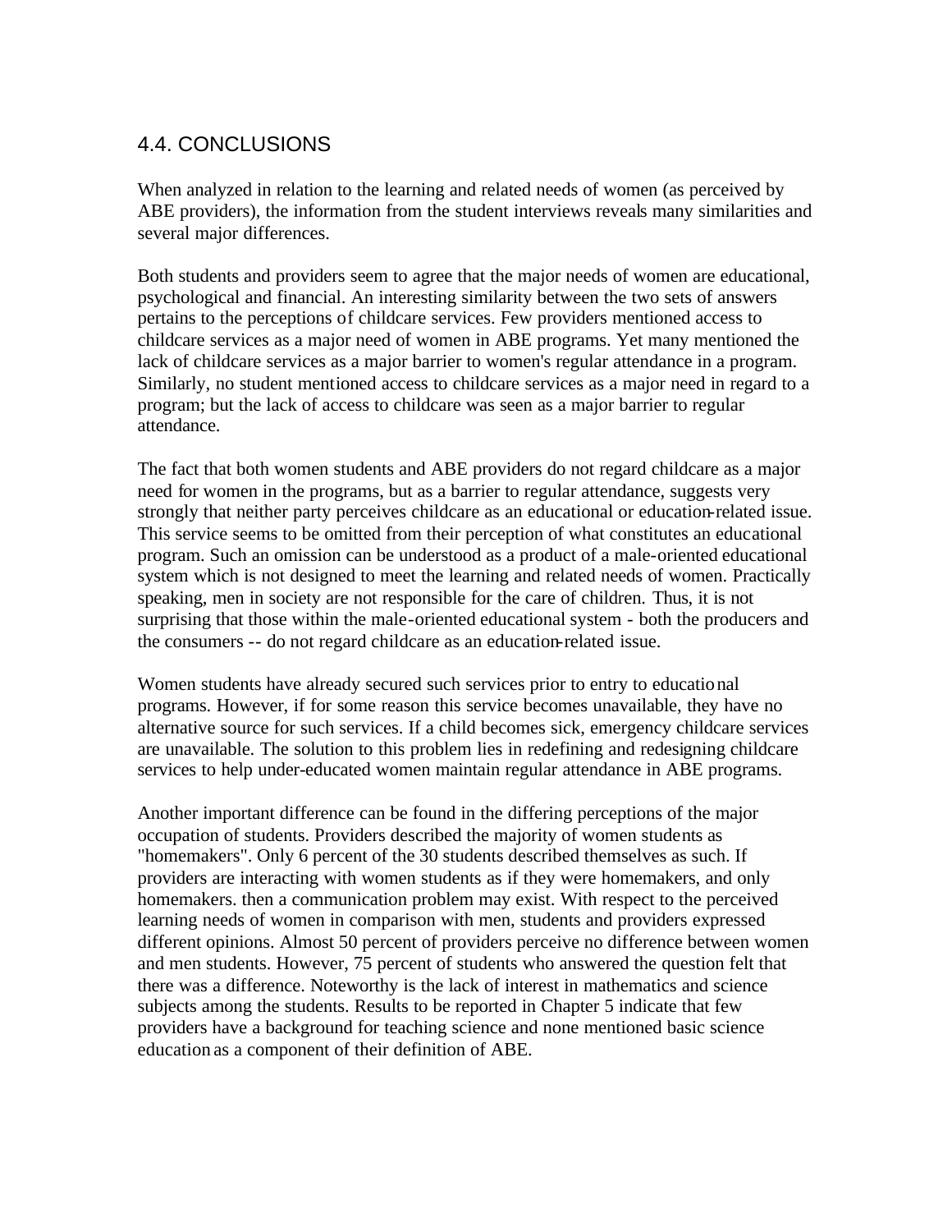## 4.4. CONCLUSIONS

When analyzed in relation to the learning and related needs of women (as perceived by ABE providers), the information from the student interviews reveals many similarities and several major differences.

Both students and providers seem to agree that the major needs of women are educational, psychological and financial. An interesting similarity between the two sets of answers pertains to the perceptions of childcare services. Few providers mentioned access to childcare services as a major need of women in ABE programs. Yet many mentioned the lack of childcare services as a major barrier to women's regular attendance in a program. Similarly, no student mentioned access to childcare services as a major need in regard to a program; but the lack of access to childcare was seen as a major barrier to regular attendance.

The fact that both women students and ABE providers do not regard childcare as a major need for women in the programs, but as a barrier to regular attendance, suggests very strongly that neither party perceives childcare as an educational or education-related issue. This service seems to be omitted from their perception of what constitutes an educational program. Such an omission can be understood as a product of a male-oriented educational system which is not designed to meet the learning and related needs of women. Practically speaking, men in society are not responsible for the care of children. Thus, it is not surprising that those within the male-oriented educational system - both the producers and the consumers -- do not regard childcare as an education-related issue.

Women students have already secured such services prior to entry to educational programs. However, if for some reason this service becomes unavailable, they have no alternative source for such services. If a child becomes sick, emergency childcare services are unavailable. The solution to this problem lies in redefining and redesigning childcare services to help under-educated women maintain regular attendance in ABE programs.

Another important difference can be found in the differing perceptions of the major occupation of students. Providers described the majority of women students as "homemakers". Only 6 percent of the 30 students described themselves as such. If providers are interacting with women students as if they were homemakers, and only homemakers. then a communication problem may exist. With respect to the perceived learning needs of women in comparison with men, students and providers expressed different opinions. Almost 50 percent of providers perceive no difference between women and men students. However, 75 percent of students who answered the question felt that there was a difference. Noteworthy is the lack of interest in mathematics and science subjects among the students. Results to be reported in Chapter 5 indicate that few providers have a background for teaching science and none mentioned basic science education as a component of their definition of ABE.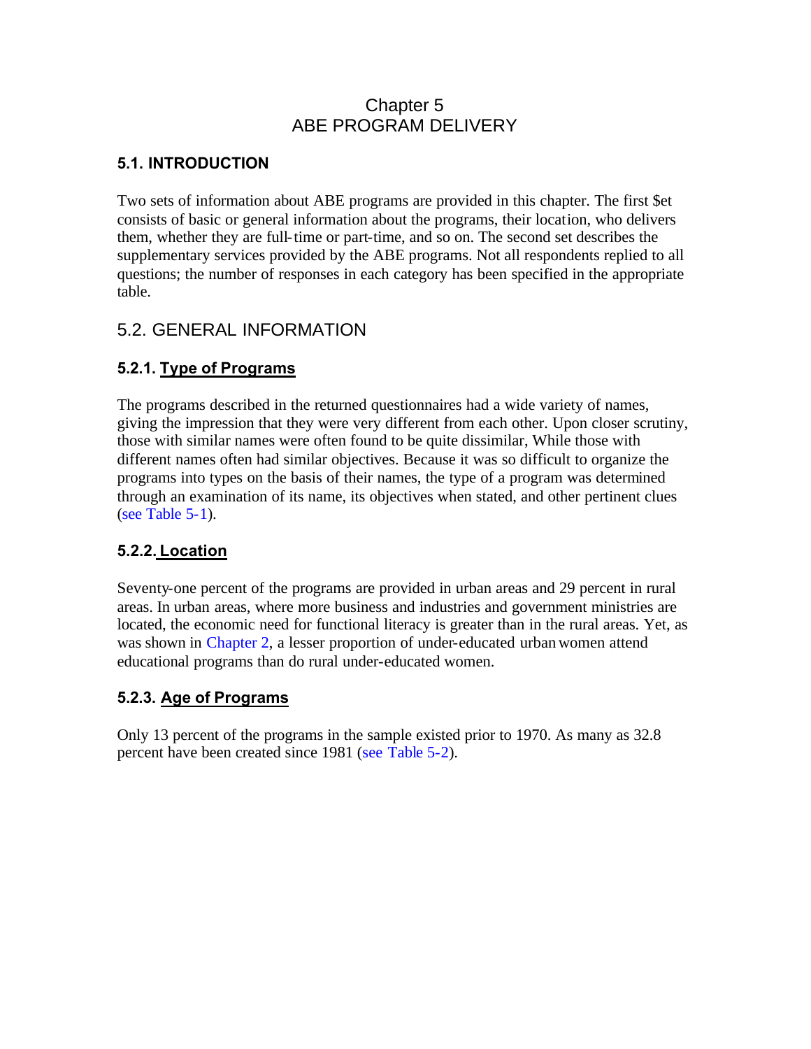# Chapter 5
# ABE PROGRAM DELIVERY

## 5.1. INTRODUCTION

Two sets of information about ABE programs are provided in this chapter. The first $et consists of basic or general information about the programs, their location, who delivers them, whether they are full-time or part-time, and so on. The second set describes the supplementary services provided by the ABE programs. Not all respondents replied to all questions; the number of responses in each category has been specified in the appropriate table.

## 5.2. GENERAL INFORMATION

### 5.2.1. Type of Programs

The programs described in the returned questionnaires had a wide variety of names, giving the impression that they were very different from each other. Upon closer scrutiny, those with similar names were often found to be quite dissimilar, While those with different names often had similar objectives. Because it was so difficult to organize the programs into types on the basis of their names, the type of a program was determined through an examination of its name, its objectives when stated, and other pertinent clues (see Table 5-1).

### 5.2.2. Location

Seventy-one percent of the programs are provided in urban areas and 29 percent in rural areas. In urban areas, where more business and industries and government ministries are located, the economic need for functional literacy is greater than in the rural areas. Yet, as was shown in Chapter 2, a lesser proportion of under-educated urban women attend educational programs than do rural under-educated women.

### 5.2.3. Age of Programs

Only 13 percent of the programs in the sample existed prior to 1970. As many as 32.8 percent have been created since 1981 (see Table 5-2).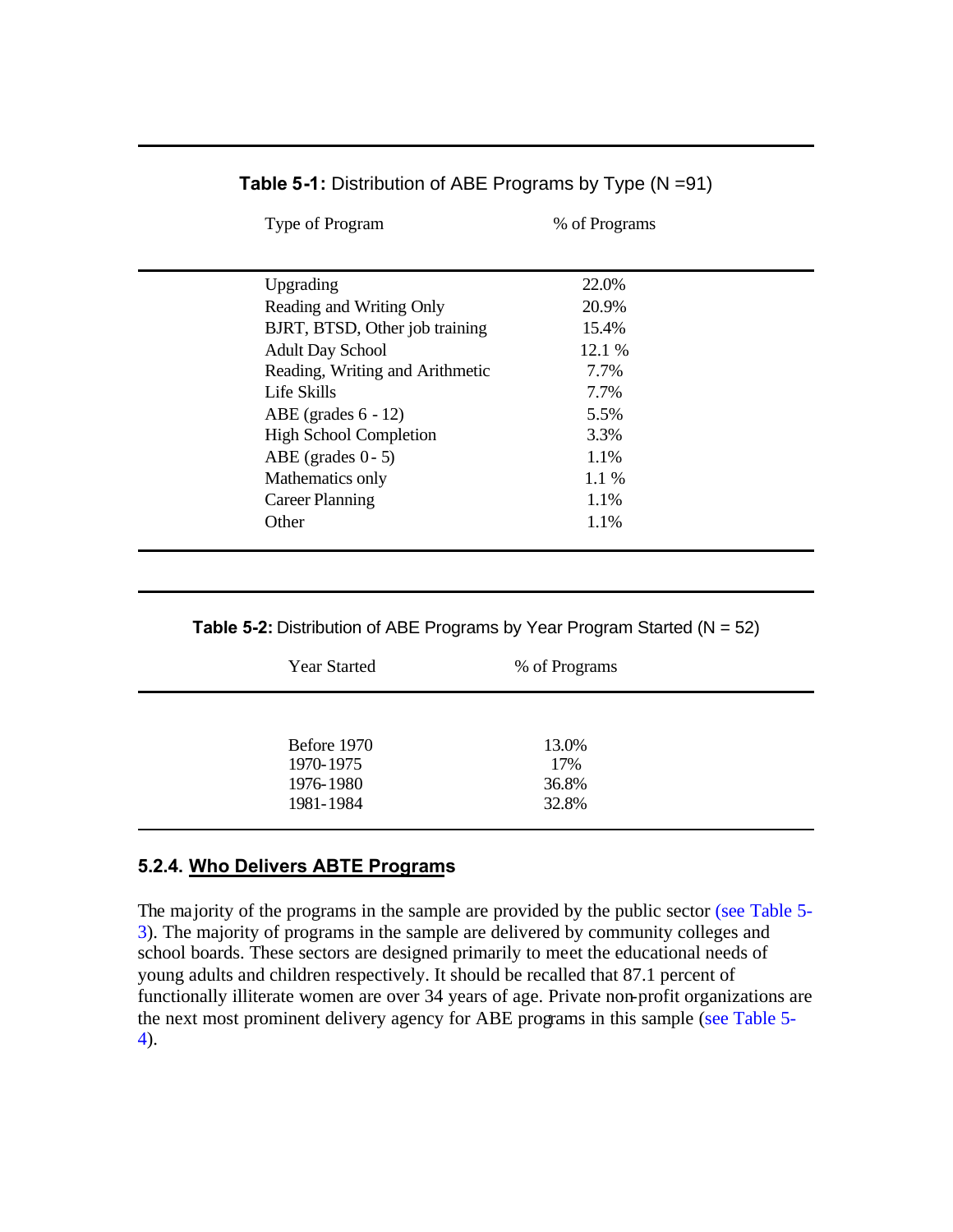**Table 5-1:** Distribution of ABE Programs by Type (N =91)

| Type of Program | % of Programs |
|---|---|
| Upgrading | 22.0% |
| Reading and Writing Only | 20.9% |
| BJRT, BTSD, Other job training | 15.4% |
| Adult Day School | 12.1 % |
| Reading, Writing and Arithmetic | 7.7% |
| Life Skills | 7.7% |
| ABE (grades 6 - 12) | 5.5% |
| High School Completion | 3.3% |
| ABE (grades 0 - 5) | 1.1% |
| Mathematics only | 1.1 % |
| Career Planning | 1.1% |
| Other | 1.1% |

**Table 5-2:** Distribution of ABE Programs by Year Program Started (N = 52)

| Year Started | % of Programs |
|---|---|
| Before 1970 | 13.0% |
| 1970-1975 | 17% |
| 1976-1980 | 36.8% |
| 1981-1984 | 32.8% |

### 5.2.4. Who Delivers ABTE Programs

The majority of the programs in the sample are provided by the public sector (see Table 5-3). The majority of programs in the sample are delivered by community colleges and school boards. These sectors are designed primarily to meet the educational needs of young adults and children respectively. It should be recalled that 87.1 percent of functionally illiterate women are over 34 years of age. Private non-profit organizations are the next most prominent delivery agency for ABE programs in this sample (see Table 5-4).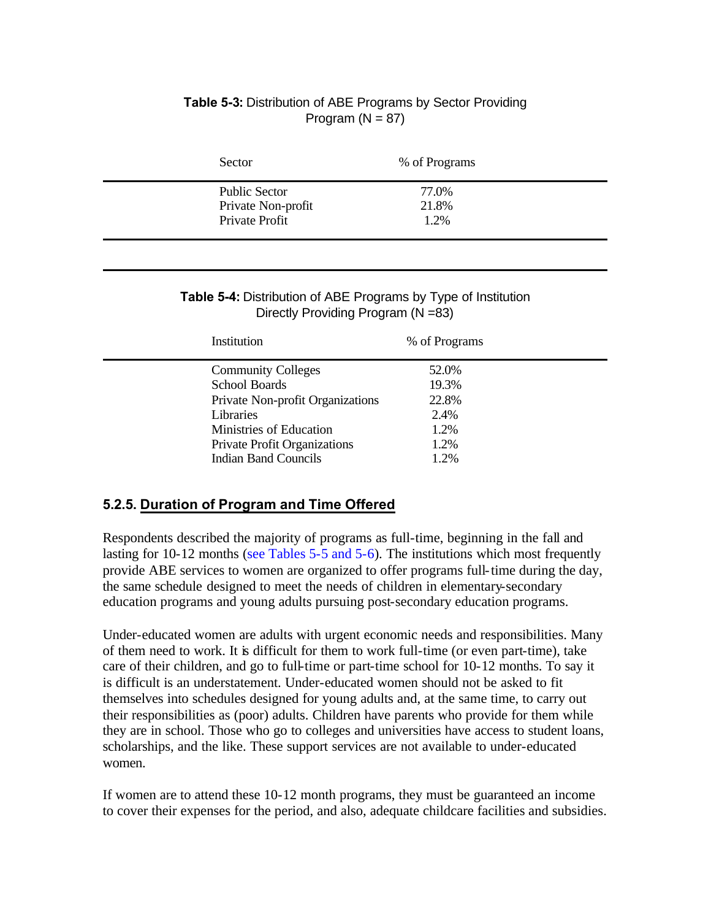**Table 5-3:** Distribution of ABE Programs by Sector Providing Program (N = 87)

| Sector | % of Programs |
| --- | --- |
| Public Sector | 77.0% |
| Private Non-profit | 21.8% |
| Private Profit | 1.2% |

**Table 5-4:** Distribution of ABE Programs by Type of Institution Directly Providing Program (N =83)

| Institution | % of Programs |
| --- | --- |
| Community Colleges | 52.0% |
| School Boards | 19.3% |
| Private Non-profit Organizations | 22.8% |
| Libraries | 2.4% |
| Ministries of Education | 1.2% |
| Private Profit Organizations | 1.2% |
| Indian Band Councils | 1.2% |

### 5.2.5. Duration of Program and Time Offered

Respondents described the majority of programs as full-time, beginning in the fall and lasting for 10-12 months (see Tables 5-5 and 5-6). The institutions which most frequently provide ABE services to women are organized to offer programs full-time during the day, the same schedule designed to meet the needs of children in elementary-secondary education programs and young adults pursuing post-secondary education programs.

Under-educated women are adults with urgent economic needs and responsibilities. Many of them need to work. It is difficult for them to work full-time (or even part-time), take care of their children, and go to full-time or part-time school for 10-12 months. To say it is difficult is an understatement. Under-educated women should not be asked to fit themselves into schedules designed for young adults and, at the same time, to carry out their responsibilities as (poor) adults. Children have parents who provide for them while they are in school. Those who go to colleges and universities have access to student loans, scholarships, and the like. These support services are not available to under-educated women.

If women are to attend these 10-12 month programs, they must be guaranteed an income to cover their expenses for the period, and also, adequate childcare facilities and subsidies.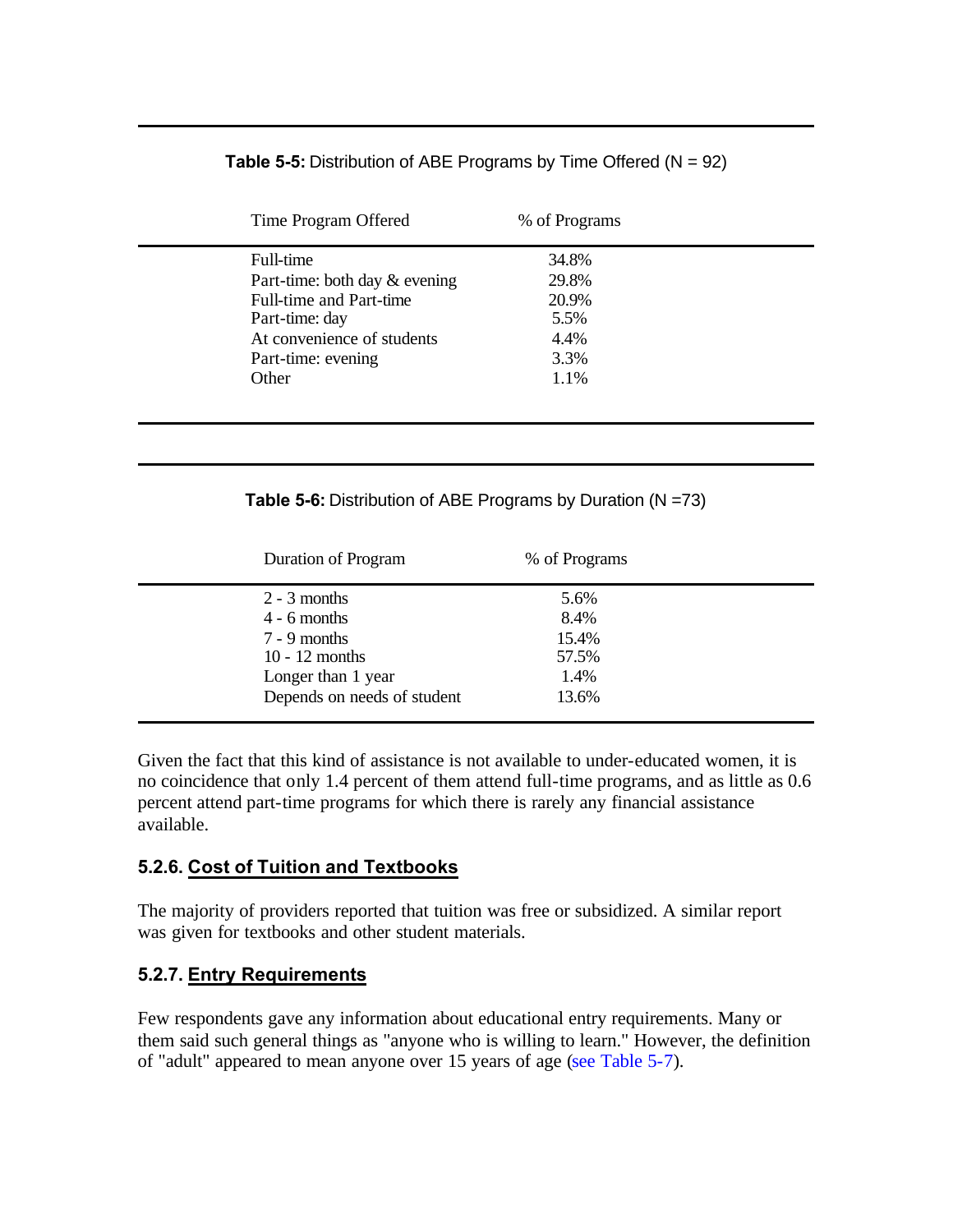**Table 5-5:** Distribution of ABE Programs by Time Offered (N = 92)

| Time Program Offered | % of Programs |
|---|---|
| Full-time | 34.8% |
| Part-time: both day & evening | 29.8% |
| Full-time and Part-time | 20.9% |
| Part-time: day | 5.5% |
| At convenience of students | 4.4% |
| Part-time: evening | 3.3% |
| Other | 1.1% |

**Table 5-6:** Distribution of ABE Programs by Duration (N =73)

| Duration of Program | % of Programs |
|---|---|
| 2 - 3 months | 5.6% |
| 4 - 6 months | 8.4% |
| 7 - 9 months | 15.4% |
| 10 - 12 months | 57.5% |
| Longer than 1 year | 1.4% |
| Depends on needs of student | 13.6% |

Given the fact that this kind of assistance is not available to under-educated women, it is no coincidence that only 1.4 percent of them attend full-time programs, and as little as 0.6 percent attend part-time programs for which there is rarely any financial assistance available.

### 5.2.6. Cost of Tuition and Textbooks

The majority of providers reported that tuition was free or subsidized. A similar report was given for textbooks and other student materials.

### 5.2.7. Entry Requirements

Few respondents gave any information about educational entry requirements. Many or them said such general things as "anyone who is willing to learn." However, the definition of "adult" appeared to mean anyone over 15 years of age (see Table 5-7).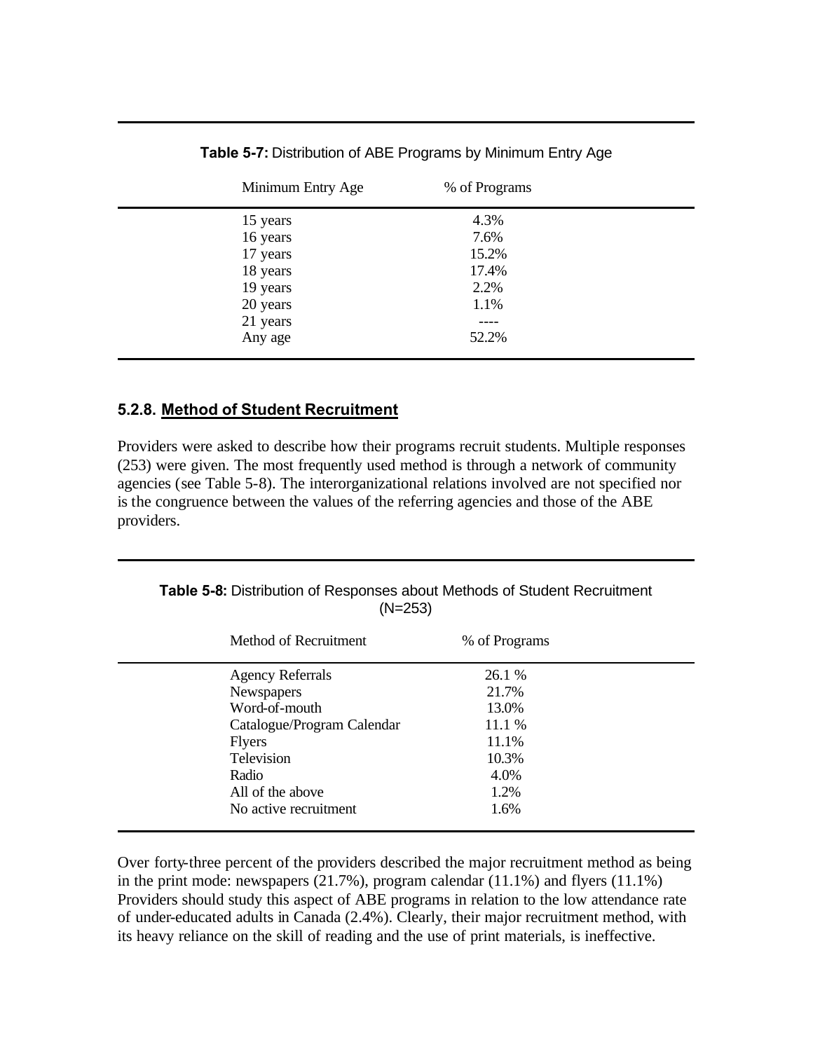**Table 5-7:** Distribution of ABE Programs by Minimum Entry Age

| Minimum Entry Age | % of Programs |
|---|---|
| 15 years | 4.3% |
| 16 years | 7.6% |
| 17 years | 15.2% |
| 18 years | 17.4% |
| 19 years | 2.2% |
| 20 years | 1.1% |
| 21 years | ---- |
| Any age | 52.2% |

### 5.2.8. Method of Student Recruitment

Providers were asked to describe how their programs recruit students. Multiple responses (253) were given. The most frequently used method is through a network of community agencies (see Table 5-8). The interorganizational relations involved are not specified nor is the congruence between the values of the referring agencies and those of the ABE providers.

**Table 5-8:** Distribution of Responses about Methods of Student Recruitment (N=253)

| Method of Recruitment | % of Programs |
|---|---|
| Agency Referrals | 26.1 % |
| Newspapers | 21.7% |
| Word-of-mouth | 13.0% |
| Catalogue/Program Calendar | 11.1 % |
| Flyers | 11.1% |
| Television | 10.3% |
| Radio | 4.0% |
| All of the above | 1.2% |
| No active recruitment | 1.6% |

Over forty-three percent of the providers described the major recruitment method as being in the print mode: newspapers (21.7%), program calendar (11.1%) and flyers (11.1%) Providers should study this aspect of ABE programs in relation to the low attendance rate of under-educated adults in Canada (2.4%). Clearly, their major recruitment method, with its heavy reliance on the skill of reading and the use of print materials, is ineffective.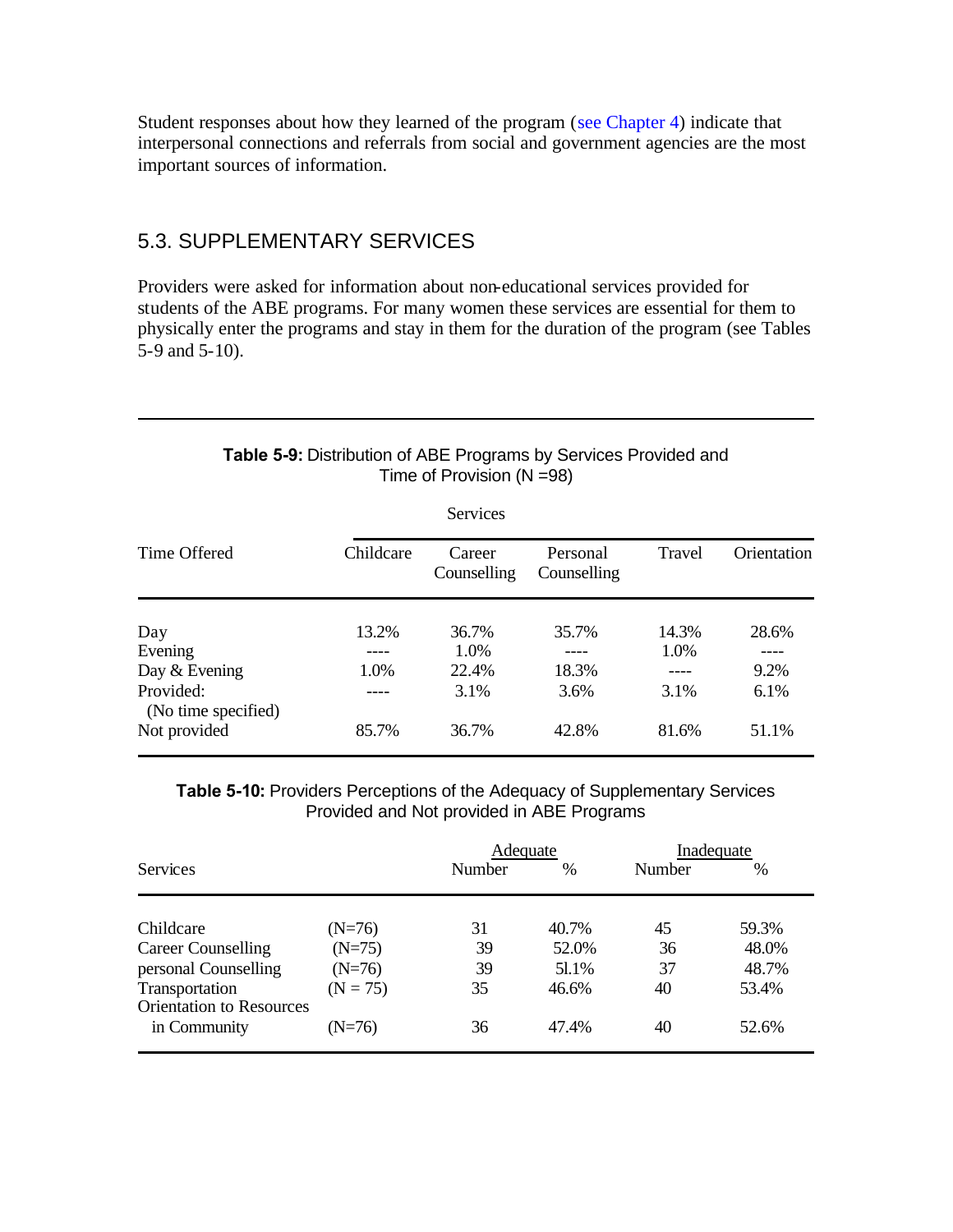Student responses about how they learned of the program (see Chapter 4) indicate that interpersonal connections and referrals from social and government agencies are the most important sources of information.

## 5.3. SUPPLEMENTARY SERVICES

Providers were asked for information about non-educational services provided for students of the ABE programs. For many women these services are essential for them to physically enter the programs and stay in them for the duration of the program (see Tables 5-9 and 5-10).

**Table 5-9:** Distribution of ABE Programs by Services Provided and Time of Provision (N =98)

| | Services | | | | |
|---|---|---|---|---|---|
| Time Offered | Childcare | Career Counselling | Personal Counselling | Travel | Orientation |
| Day | 13.2% | 36.7% | 35.7% | 14.3% | 28.6% |
| Evening | ---- | 1.0% | ---- | 1.0% | ---- |
| Day & Evening | 1.0% | 22.4% | 18.3% | ---- | 9.2% |
| Provided: (No time specified) | ---- | 3.1% | 3.6% | 3.1% | 6.1% |
| Not provided | 85.7% | 36.7% | 42.8% | 81.6% | 51.1% |

**Table 5-10:** Providers Perceptions of the Adequacy of Supplementary Services Provided and Not provided in ABE Programs

| | | Adequate | | Inadequate | |
|---|---|---|---|---|---|
| Services | | Number | % | Number | % |
| Childcare | (N=76) | 31 | 40.7% | 45 | 59.3% |
| Career Counselling | (N=75) | 39 | 52.0% | 36 | 48.0% |
| personal Counselling | (N=76) | 39 | 51.1% | 37 | 48.7% |
| Transportation | (N = 75) | 35 | 46.6% | 40 | 53.4% |
| Orientation to Resources in Community | (N=76) | 36 | 47.4% | 40 | 52.6% |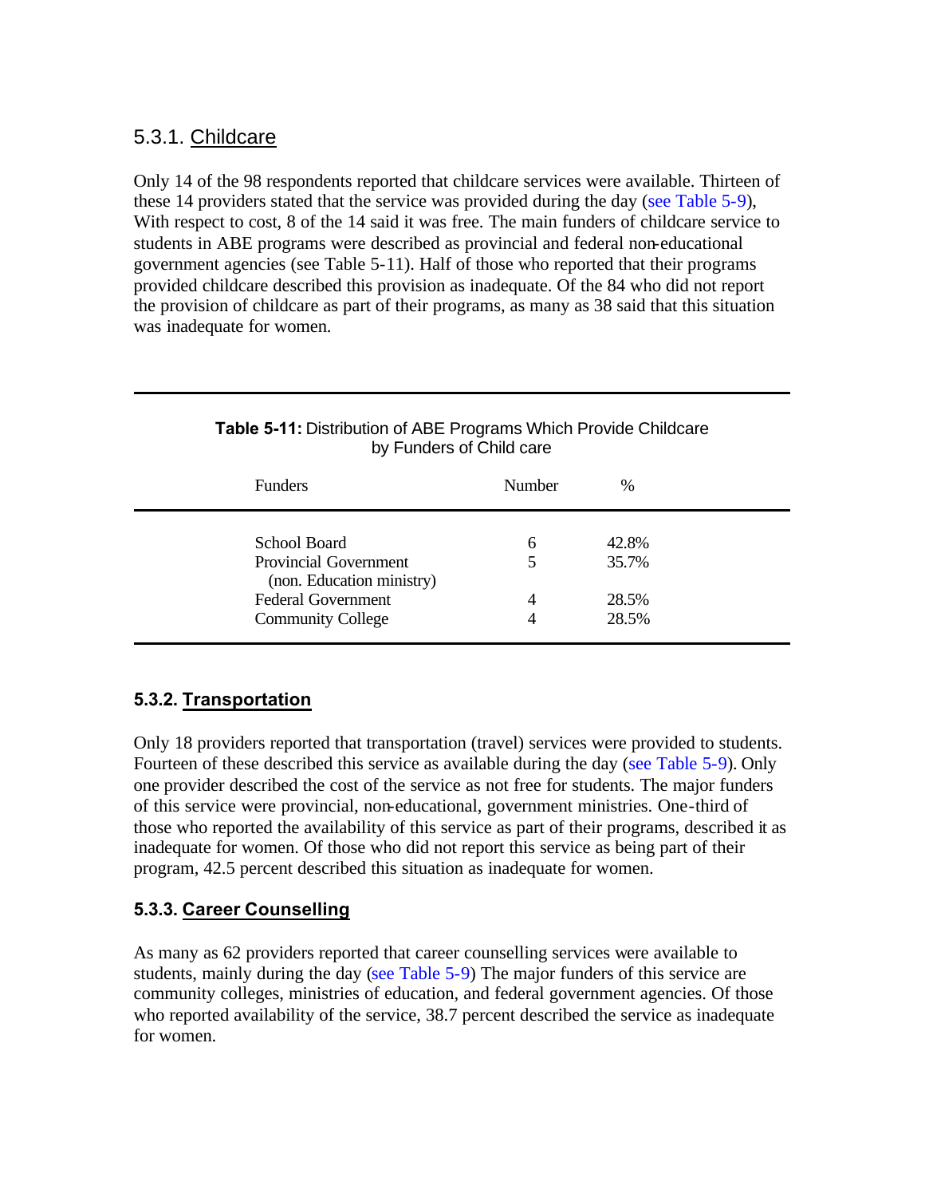### 5.3.1. Childcare

Only 14 of the 98 respondents reported that childcare services were available. Thirteen of these 14 providers stated that the service was provided during the day (see Table 5-9), With respect to cost, 8 of the 14 said it was free. The main funders of childcare service to students in ABE programs were described as provincial and federal non-educational government agencies (see Table 5-11). Half of those who reported that their programs provided childcare described this provision as inadequate. Of the 84 who did not report the provision of childcare as part of their programs, as many as 38 said that this situation was inadequate for women.

**Table 5-11:** Distribution of ABE Programs Which Provide Childcare by Funders of Child care

| Funders | Number | % |
|---|---|---|
| School Board | 6 | 42.8% |
| Provincial Government (non. Education ministry) | 5 | 35.7% |
| Federal Government | 4 | 28.5% |
| Community College | 4 | 28.5% |

### 5.3.2. Transportation

Only 18 providers reported that transportation (travel) services were provided to students. Fourteen of these described this service as available during the day (see Table 5-9). Only one provider described the cost of the service as not free for students. The major funders of this service were provincial, non-educational, government ministries. One-third of those who reported the availability of this service as part of their programs, described it as inadequate for women. Of those who did not report this service as being part of their program, 42.5 percent described this situation as inadequate for women.

### 5.3.3. Career Counselling

As many as 62 providers reported that career counselling services were available to students, mainly during the day (see Table 5-9) The major funders of this service are community colleges, ministries of education, and federal government agencies. Of those who reported availability of the service, 38.7 percent described the service as inadequate for women.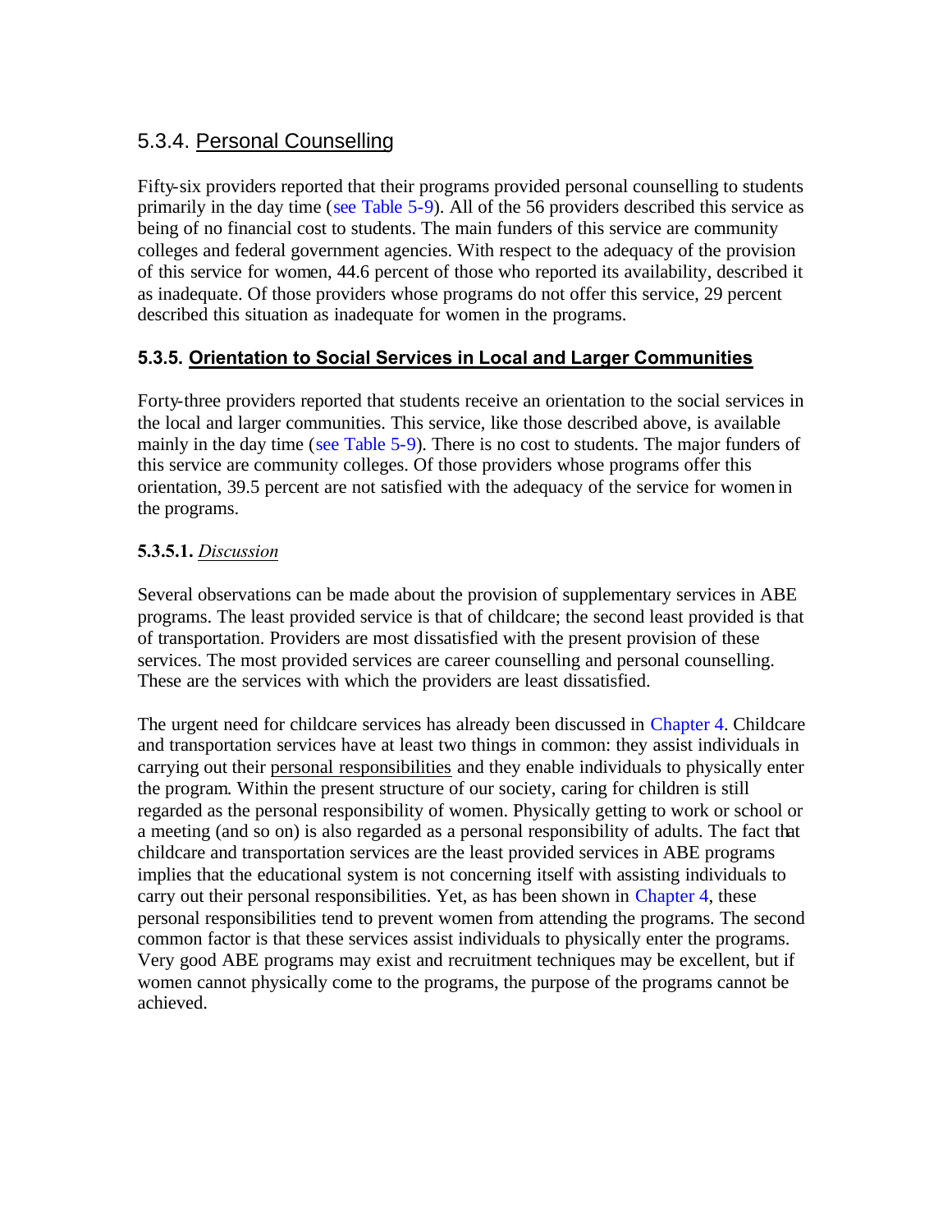### 5.3.4. Personal Counselling

Fifty-six providers reported that their programs provided personal counselling to students primarily in the day time (see Table 5-9). All of the 56 providers described this service as being of no financial cost to students. The main funders of this service are community colleges and federal government agencies. With respect to the adequacy of the provision of this service for women, 44.6 percent of those who reported its availability, described it as inadequate. Of those providers whose programs do not offer this service, 29 percent described this situation as inadequate for women in the programs.

### 5.3.5. Orientation to Social Services in Local and Larger Communities

Forty-three providers reported that students receive an orientation to the social services in the local and larger communities. This service, like those described above, is available mainly in the day time (see Table 5-9). There is no cost to students. The major funders of this service are community colleges. Of those providers whose programs offer this orientation, 39.5 percent are not satisfied with the adequacy of the service for women in the programs.

#### 5.3.5.1. *Discussion*

Several observations can be made about the provision of supplementary services in ABE programs. The least provided service is that of childcare; the second least provided is that of transportation. Providers are most dissatisfied with the present provision of these services. The most provided services are career counselling and personal counselling. These are the services with which the providers are least dissatisfied.

The urgent need for childcare services has already been discussed in Chapter 4. Childcare and transportation services have at least two things in common: they assist individuals in carrying out their personal responsibilities and they enable individuals to physically enter the program. Within the present structure of our society, caring for children is still regarded as the personal responsibility of women. Physically getting to work or school or a meeting (and so on) is also regarded as a personal responsibility of adults. The fact that childcare and transportation services are the least provided services in ABE programs implies that the educational system is not concerning itself with assisting individuals to carry out their personal responsibilities. Yet, as has been shown in Chapter 4, these personal responsibilities tend to prevent women from attending the programs. The second common factor is that these services assist individuals to physically enter the programs. Very good ABE programs may exist and recruitment techniques may be excellent, but if women cannot physically come to the programs, the purpose of the programs cannot be achieved.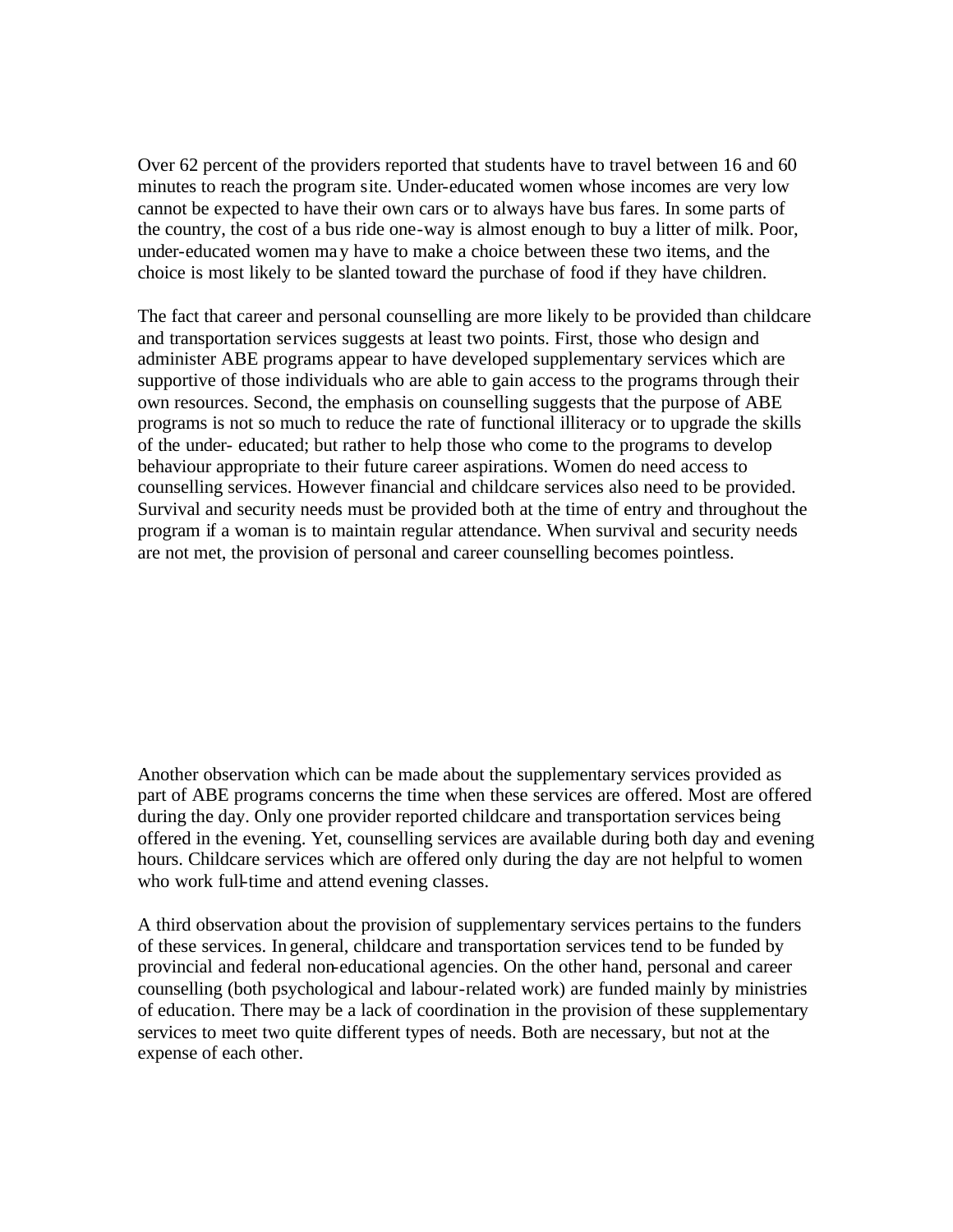Over 62 percent of the providers reported that students have to travel between 16 and 60 minutes to reach the program site. Under-educated women whose incomes are very low cannot be expected to have their own cars or to always have bus fares. In some parts of the country, the cost of a bus ride one-way is almost enough to buy a litter of milk. Poor, under-educated women may have to make a choice between these two items, and the choice is most likely to be slanted toward the purchase of food if they have children.

The fact that career and personal counselling are more likely to be provided than childcare and transportation services suggests at least two points. First, those who design and administer ABE programs appear to have developed supplementary services which are supportive of those individuals who are able to gain access to the programs through their own resources. Second, the emphasis on counselling suggests that the purpose of ABE programs is not so much to reduce the rate of functional illiteracy or to upgrade the skills of the under- educated; but rather to help those who come to the programs to develop behaviour appropriate to their future career aspirations. Women do need access to counselling services. However financial and childcare services also need to be provided. Survival and security needs must be provided both at the time of entry and throughout the program if a woman is to maintain regular attendance. When survival and security needs are not met, the provision of personal and career counselling becomes pointless.

Another observation which can be made about the supplementary services provided as part of ABE programs concerns the time when these services are offered. Most are offered during the day. Only one provider reported childcare and transportation services being offered in the evening. Yet, counselling services are available during both day and evening hours. Childcare services which are offered only during the day are not helpful to women who work full-time and attend evening classes.

A third observation about the provision of supplementary services pertains to the funders of these services. In general, childcare and transportation services tend to be funded by provincial and federal non-educational agencies. On the other hand, personal and career counselling (both psychological and labour-related work) are funded mainly by ministries of education. There may be a lack of coordination in the provision of these supplementary services to meet two quite different types of needs. Both are necessary, but not at the expense of each other.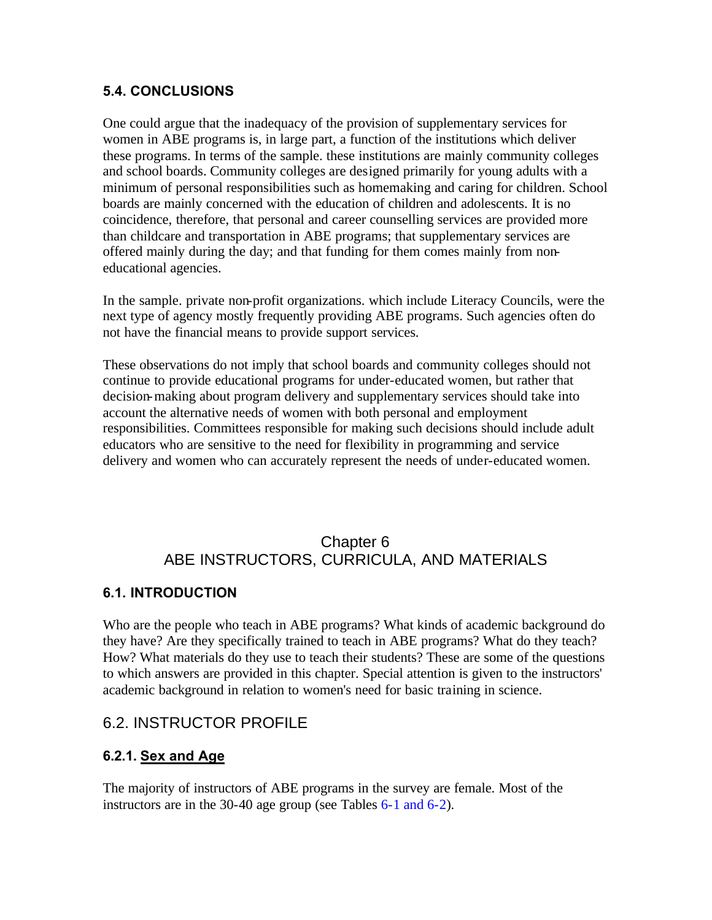### 5.4. CONCLUSIONS

One could argue that the inadequacy of the provision of supplementary services for women in ABE programs is, in large part, a function of the institutions which deliver these programs. In terms of the sample. these institutions are mainly community colleges and school boards. Community colleges are designed primarily for young adults with a minimum of personal responsibilities such as homemaking and caring for children. School boards are mainly concerned with the education of children and adolescents. It is no coincidence, therefore, that personal and career counselling services are provided more than childcare and transportation in ABE programs; that supplementary services are offered mainly during the day; and that funding for them comes mainly from non-educational agencies.

In the sample. private non-profit organizations. which include Literacy Councils, were the next type of agency mostly frequently providing ABE programs. Such agencies often do not have the financial means to provide support services.

These observations do not imply that school boards and community colleges should not continue to provide educational programs for under-educated women, but rather that decision-making about program delivery and supplementary services should take into account the alternative needs of women with both personal and employment responsibilities. Committees responsible for making such decisions should include adult educators who are sensitive to the need for flexibility in programming and service delivery and women who can accurately represent the needs of under-educated women.

# Chapter 6
# ABE INSTRUCTORS, CURRICULA, AND MATERIALS

### 6.1. INTRODUCTION

Who are the people who teach in ABE programs? What kinds of academic background do they have? Are they specifically trained to teach in ABE programs? What do they teach? How? What materials do they use to teach their students? These are some of the questions to which answers are provided in this chapter. Special attention is given to the instructors' academic background in relation to women's need for basic training in science.

## 6.2. INSTRUCTOR PROFILE

### 6.2.1. Sex and Age

The majority of instructors of ABE programs in the survey are female. Most of the instructors are in the 30-40 age group (see Tables 6-1 and 6-2).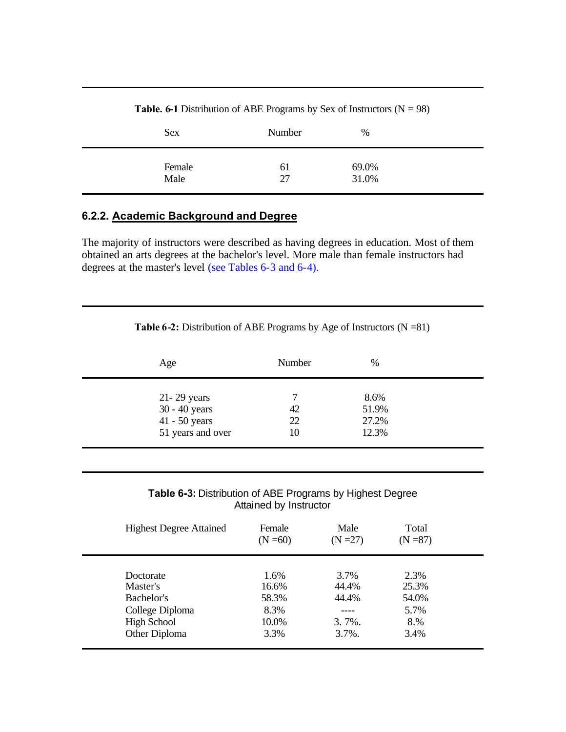**Table. 6-1** Distribution of ABE Programs by Sex of Instructors (N = 98)

| Sex | Number | % |
|---|---|---|
| Female | 61 | 69.0% |
| Male | 27 | 31.0% |

### 6.2.2. Academic Background and Degree

The majority of instructors were described as having degrees in education. Most of them obtained an arts degrees at the bachelor's level. More male than female instructors had degrees at the master's level (see Tables 6-3 and 6-4).

**Table 6-2:** Distribution of ABE Programs by Age of Instructors (N =81)

| Age | Number | % |
|---|---|---|
| 21- 29 years | 7 | 8.6% |
| 30 - 40 years | 42 | 51.9% |
| 41 - 50 years | 22 | 27.2% |
| 51 years and over | 10 | 12.3% |

**Table 6-3:** Distribution of ABE Programs by Highest Degree Attained by Instructor

| Highest Degree Attained | Female (N =60) | Male (N =27) | Total (N =87) |
|---|---|---|---|
| Doctorate | 1.6% | 3.7% | 2.3% |
| Master's | 16.6% | 44.4% | 25.3% |
| Bachelor's | 58.3% | 44.4% | 54.0% |
| College Diploma | 8.3% | ---- | 5.7% |
| High School | 10.0% | 3. 7%. | 8.% |
| Other Diploma | 3.3% | 3.7%. | 3.4% |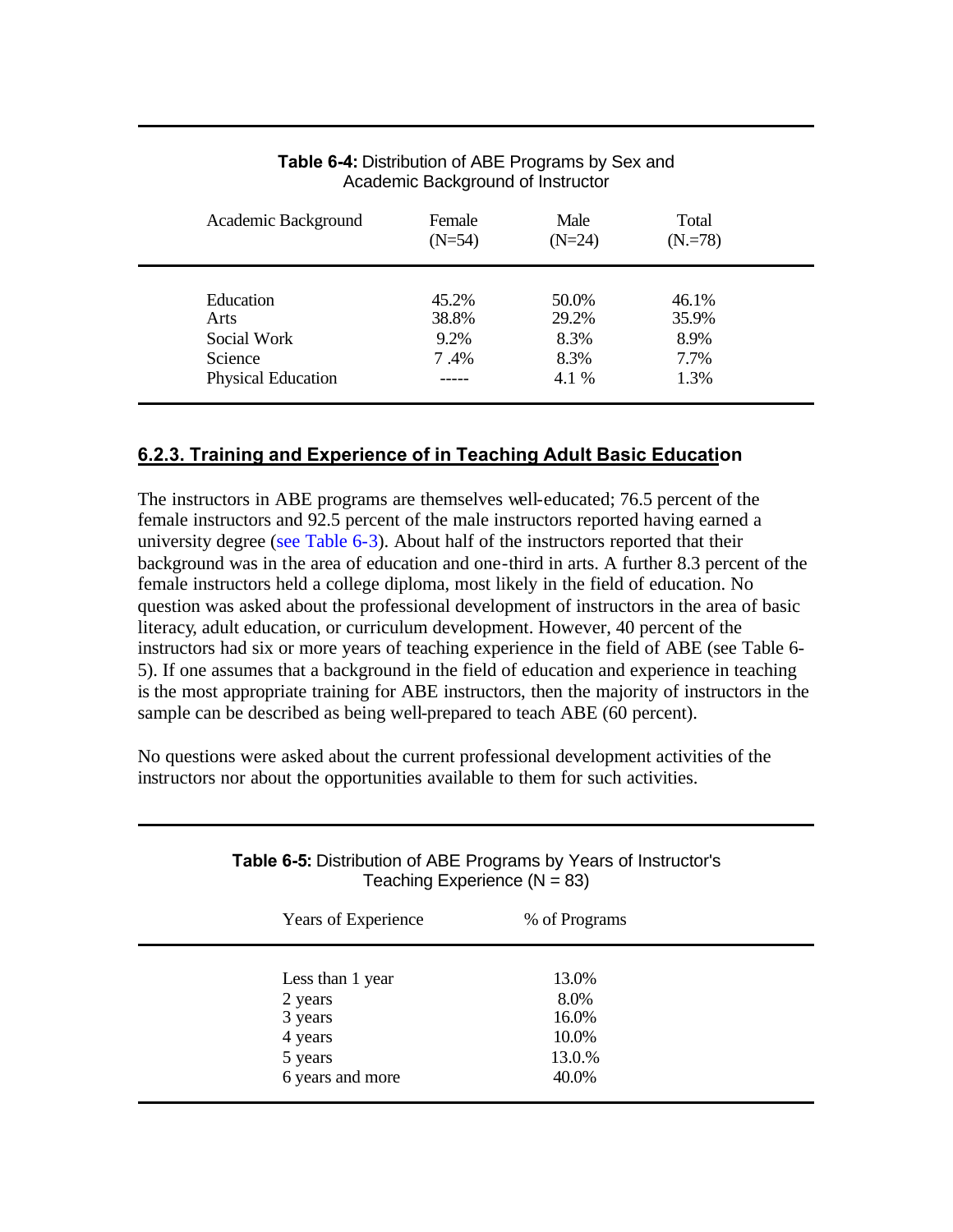**Table 6-4:** Distribution of ABE Programs by Sex and Academic Background of Instructor

| Academic Background | Female (N=54) | Male (N=24) | Total (N.=78) |
|---|---|---|---|
| Education | 45.2% | 50.0% | 46.1% |
| Arts | 38.8% | 29.2% | 35.9% |
| Social Work | 9.2% | 8.3% | 8.9% |
| Science | 7 .4% | 8.3% | 7.7% |
| Physical Education | ----- | 4.1 % | 1.3% |

## 6.2.3. Training and Experience of in Teaching Adult Basic Education

The instructors in ABE programs are themselves well-educated; 76.5 percent of the female instructors and 92.5 percent of the male instructors reported having earned a university degree (see Table 6-3). About half of the instructors reported that their background was in the area of education and one-third in arts. A further 8.3 percent of the female instructors held a college diploma, most likely in the field of education. No question was asked about the professional development of instructors in the area of basic literacy, adult education, or curriculum development. However, 40 percent of the instructors had six or more years of teaching experience in the field of ABE (see Table 6-5). If one assumes that a background in the field of education and experience in teaching is the most appropriate training for ABE instructors, then the majority of instructors in the sample can be described as being well-prepared to teach ABE (60 percent).

No questions were asked about the current professional development activities of the instructors nor about the opportunities available to them for such activities.

**Table 6-5:** Distribution of ABE Programs by Years of Instructor's Teaching Experience (N = 83)

| Years of Experience | % of Programs |
|---|---|
| Less than 1 year | 13.0% |
| 2 years | 8.0% |
| 3 years | 16.0% |
| 4 years | 10.0% |
| 5 years | 13.0.% |
| 6 years and more | 40.0% |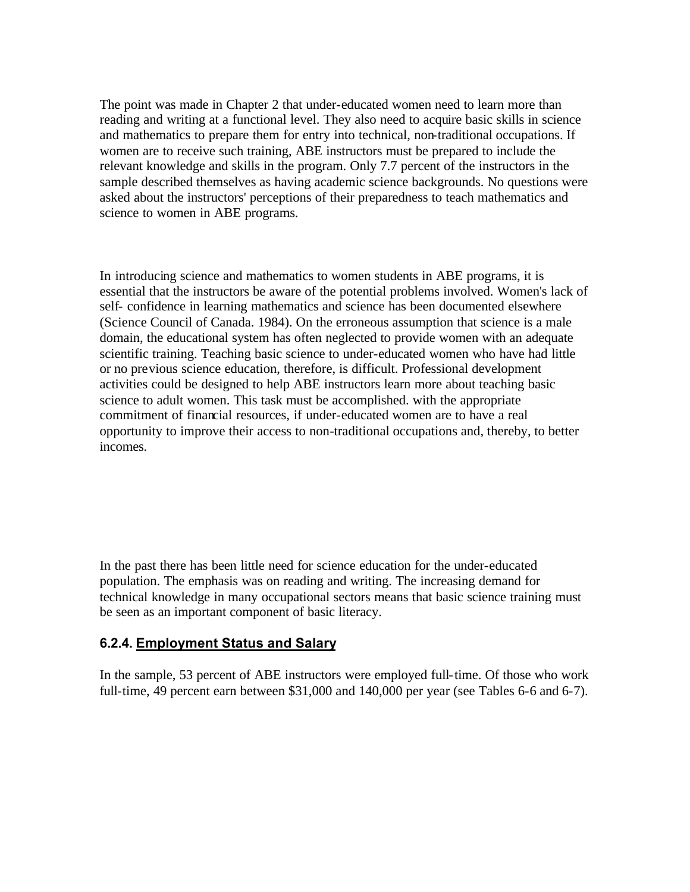The point was made in Chapter 2 that under-educated women need to learn more than reading and writing at a functional level. They also need to acquire basic skills in science and mathematics to prepare them for entry into technical, non-traditional occupations. If women are to receive such training, ABE instructors must be prepared to include the relevant knowledge and skills in the program. Only 7.7 percent of the instructors in the sample described themselves as having academic science backgrounds. No questions were asked about the instructors' perceptions of their preparedness to teach mathematics and science to women in ABE programs.

In introducing science and mathematics to women students in ABE programs, it is essential that the instructors be aware of the potential problems involved. Women's lack of self- confidence in learning mathematics and science has been documented elsewhere (Science Council of Canada. 1984). On the erroneous assumption that science is a male domain, the educational system has often neglected to provide women with an adequate scientific training. Teaching basic science to under-educated women who have had little or no previous science education, therefore, is difficult. Professional development activities could be designed to help ABE instructors learn more about teaching basic science to adult women. This task must be accomplished. with the appropriate commitment of financial resources, if under-educated women are to have a real opportunity to improve their access to non-traditional occupations and, thereby, to better incomes.

In the past there has been little need for science education for the under-educated population. The emphasis was on reading and writing. The increasing demand for technical knowledge in many occupational sectors means that basic science training must be seen as an important component of basic literacy.

### 6.2.4. Employment Status and Salary

In the sample, 53 percent of ABE instructors were employed full-time. Of those who work full-time, 49 percent earn between $31,000 and 140,000 per year (see Tables 6-6 and 6-7).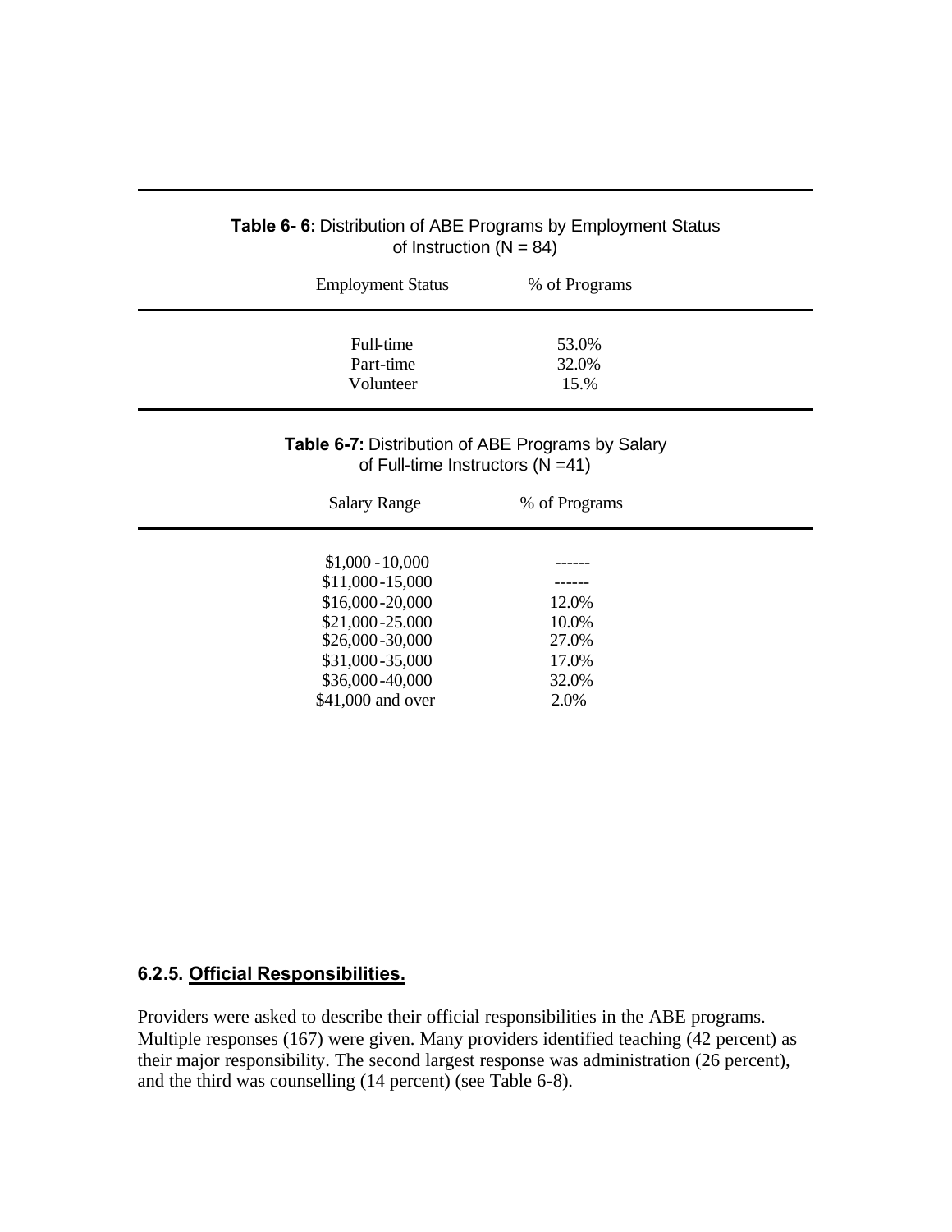**Table 6- 6:** Distribution of ABE Programs by Employment Status of Instruction (N = 84)

| Employment Status | % of Programs |
| --- | --- |
| Full-time | 53.0% |
| Part-time | 32.0% |
| Volunteer | 15.% |

**Table 6-7:** Distribution of ABE Programs by Salary of Full-time Instructors (N =41)

| Salary Range | % of Programs |
| --- | --- |
| $1,000 - 10,000 | ------ |
| $11,000-15,000 | ------ |
| $16,000-20,000 | 12.0% |
| $21,000-25.000 | 10.0% |
| $26,000-30,000 | 27.0% |
| $31,000-35,000 | 17.0% |
| $36,000-40,000 | 32.0% |
| $41,000 and over | 2.0% |

#### 6.2.5. Official Responsibilities.

Providers were asked to describe their official responsibilities in the ABE programs. Multiple responses (167) were given. Many providers identified teaching (42 percent) as their major responsibility. The second largest response was administration (26 percent), and the third was counselling (14 percent) (see Table 6-8).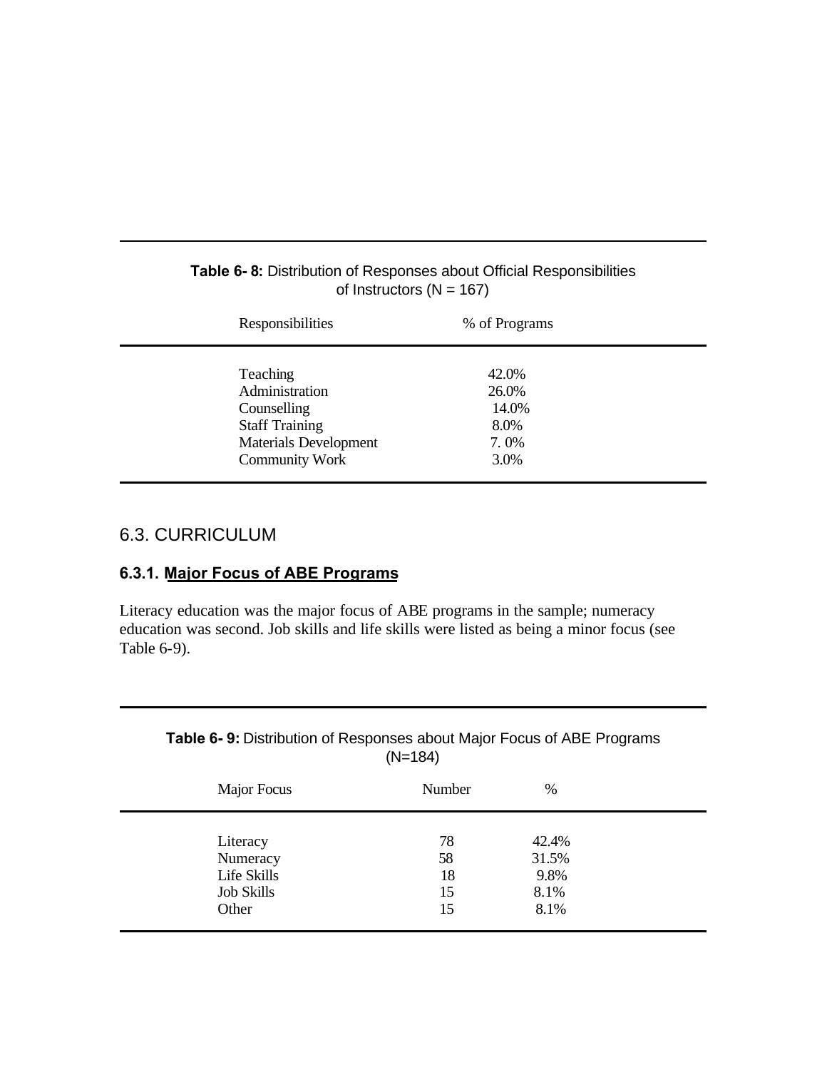**Table 6- 8:** Distribution of Responses about Official Responsibilities of Instructors (N = 167)

| Responsibilities | % of Programs |
|---|---|
| Teaching | 42.0% |
| Administration | 26.0% |
| Counselling | 14.0% |
| Staff Training | 8.0% |
| Materials Development | 7. 0% |
| Community Work | 3.0% |

## 6.3. CURRICULUM

### 6.3.1. Major Focus of ABE Programs

Literacy education was the major focus of ABE programs in the sample; numeracy education was second. Job skills and life skills were listed as being a minor focus (see Table 6-9).

**Table 6- 9:** Distribution of Responses about Major Focus of ABE Programs (N=184)

| Major Focus | Number | % |
|---|---|---|
| Literacy | 78 | 42.4% |
| Numeracy | 58 | 31.5% |
| Life Skills | 18 | 9.8% |
| Job Skills | 15 | 8.1% |
| Other | 15 | 8.1% |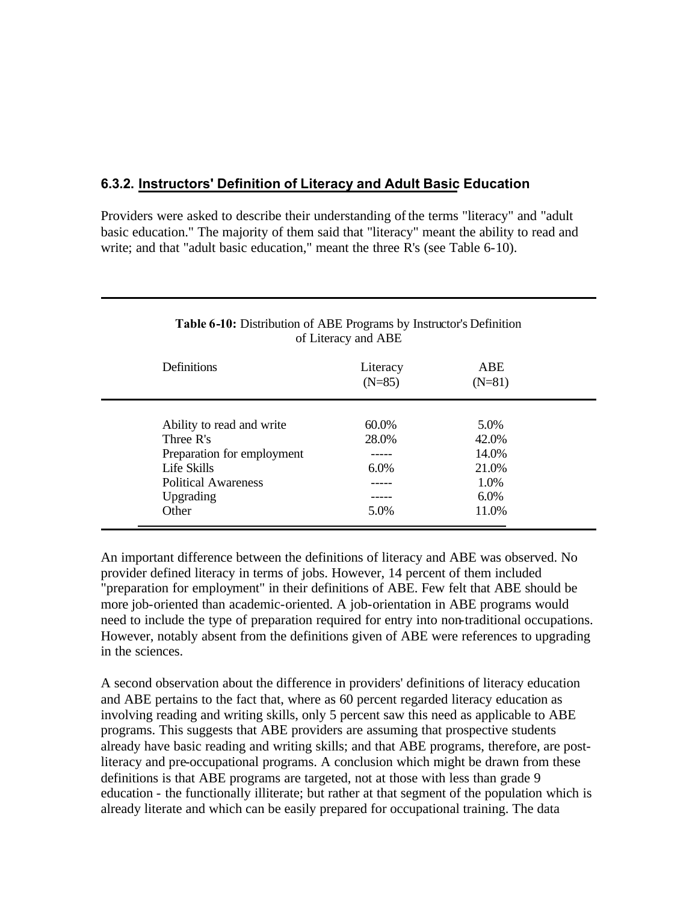### 6.3.2. Instructors' Definition of Literacy and Adult Basic Education

Providers were asked to describe their understanding of the terms "literacy" and "adult basic education." The majority of them said that "literacy" meant the ability to read and write; and that "adult basic education," meant the three R's (see Table 6-10).

**Table 6-10:** Distribution of ABE Programs by Instructor's Definition of Literacy and ABE

| Definitions | Literacy (N=85) | ABE (N=81) |
|---|---|---|
| Ability to read and write | 60.0% | 5.0% |
| Three R's | 28.0% | 42.0% |
| Preparation for employment | ----- | 14.0% |
| Life Skills | 6.0% | 21.0% |
| Political Awareness | ----- | 1.0% |
| Upgrading | ----- | 6.0% |
| Other | 5.0% | 11.0% |

An important difference between the definitions of literacy and ABE was observed. No provider defined literacy in terms of jobs. However, 14 percent of them included "preparation for employment" in their definitions of ABE. Few felt that ABE should be more job-oriented than academic-oriented. A job-orientation in ABE programs would need to include the type of preparation required for entry into non-traditional occupations. However, notably absent from the definitions given of ABE were references to upgrading in the sciences.

A second observation about the difference in providers' definitions of literacy education and ABE pertains to the fact that, where as 60 percent regarded literacy education as involving reading and writing skills, only 5 percent saw this need as applicable to ABE programs. This suggests that ABE providers are assuming that prospective students already have basic reading and writing skills; and that ABE programs, therefore, are post-literacy and pre-occupational programs. A conclusion which might be drawn from these definitions is that ABE programs are targeted, not at those with less than grade 9 education - the functionally illiterate; but rather at that segment of the population which is already literate and which can be easily prepared for occupational training. The data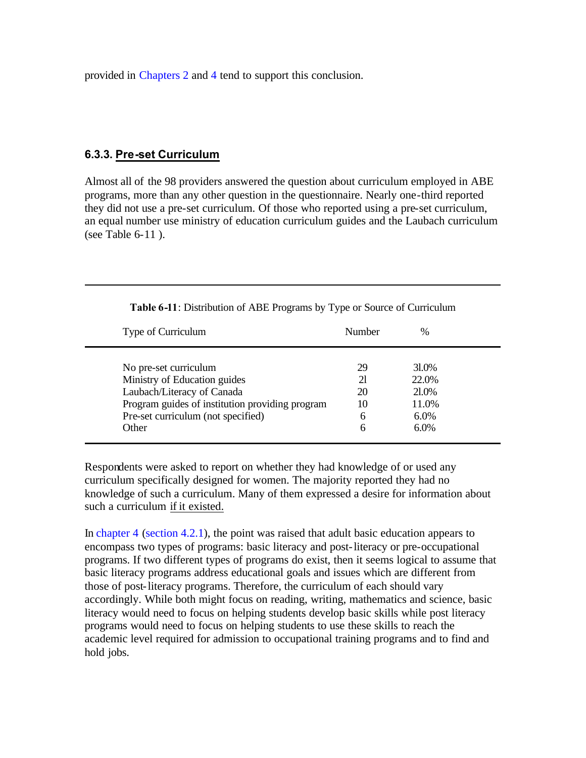provided in Chapters 2 and 4 tend to support this conclusion.

### 6.3.3. Pre-set Curriculum

Almost all of the 98 providers answered the question about curriculum employed in ABE programs, more than any other question in the questionnaire. Nearly one-third reported they did not use a pre-set curriculum. Of those who reported using a pre-set curriculum, an equal number use ministry of education curriculum guides and the Laubach curriculum (see Table 6-11 ).

**Table 6-11**: Distribution of ABE Programs by Type or Source of Curriculum

| Type of Curriculum | Number | % |
|---|---|---|
| No pre-set curriculum | 29 | 31.0% |
| Ministry of Education guides | 21 | 22.0% |
| Laubach/Literacy of Canada | 20 | 21.0% |
| Program guides of institution providing program | 10 | 11.0% |
| Pre-set curriculum (not specified) | 6 | 6.0% |
| Other | 6 | 6.0% |

Respondents were asked to report on whether they had knowledge of or used any curriculum specifically designed for women. The majority reported they had no knowledge of such a curriculum. Many of them expressed a desire for information about such a curriculum if it existed.

In chapter 4 (section 4.2.1), the point was raised that adult basic education appears to encompass two types of programs: basic literacy and post-literacy or pre-occupational programs. If two different types of programs do exist, then it seems logical to assume that basic literacy programs address educational goals and issues which are different from those of post-literacy programs. Therefore, the curriculum of each should vary accordingly. While both might focus on reading, writing, mathematics and science, basic literacy would need to focus on helping students develop basic skills while post literacy programs would need to focus on helping students to use these skills to reach the academic level required for admission to occupational training programs and to find and hold jobs.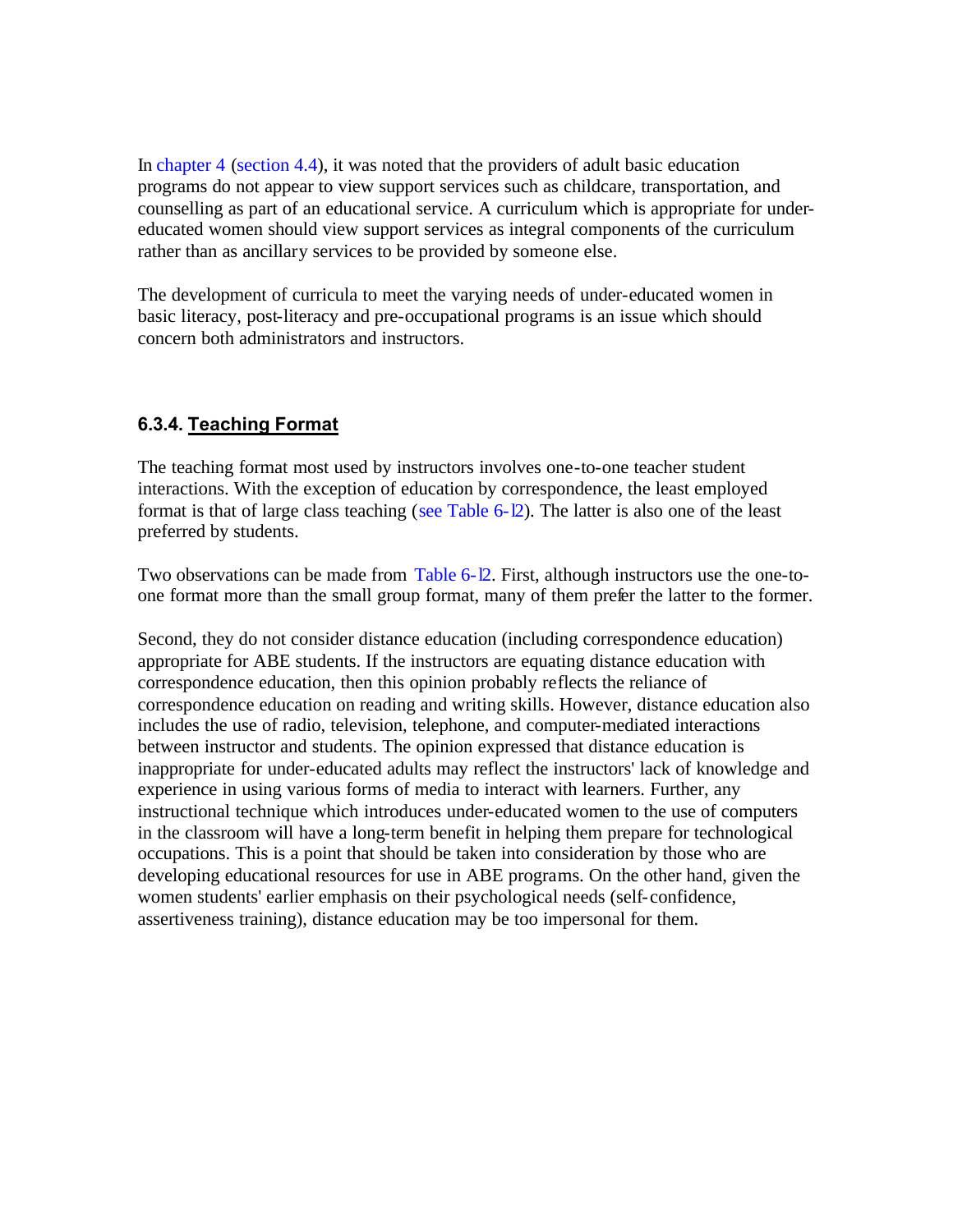In chapter 4 (section 4.4), it was noted that the providers of adult basic education programs do not appear to view support services such as childcare, transportation, and counselling as part of an educational service. A curriculum which is appropriate for under-educated women should view support services as integral components of the curriculum rather than as ancillary services to be provided by someone else.

The development of curricula to meet the varying needs of under-educated women in basic literacy, post-literacy and pre-occupational programs is an issue which should concern both administrators and instructors.

### 6.3.4. Teaching Format

The teaching format most used by instructors involves one-to-one teacher student interactions. With the exception of education by correspondence, the least employed format is that of large class teaching (see Table 6-12). The latter is also one of the least preferred by students.

Two observations can be made from Table 6-12. First, although instructors use the one-to-one format more than the small group format, many of them prefer the latter to the former.

Second, they do not consider distance education (including correspondence education) appropriate for ABE students. If the instructors are equating distance education with correspondence education, then this opinion probably reflects the reliance of correspondence education on reading and writing skills. However, distance education also includes the use of radio, television, telephone, and computer-mediated interactions between instructor and students. The opinion expressed that distance education is inappropriate for under-educated adults may reflect the instructors' lack of knowledge and experience in using various forms of media to interact with learners. Further, any instructional technique which introduces under-educated women to the use of computers in the classroom will have a long-term benefit in helping them prepare for technological occupations. This is a point that should be taken into consideration by those who are developing educational resources for use in ABE programs. On the other hand, given the women students' earlier emphasis on their psychological needs (self-confidence, assertiveness training), distance education may be too impersonal for them.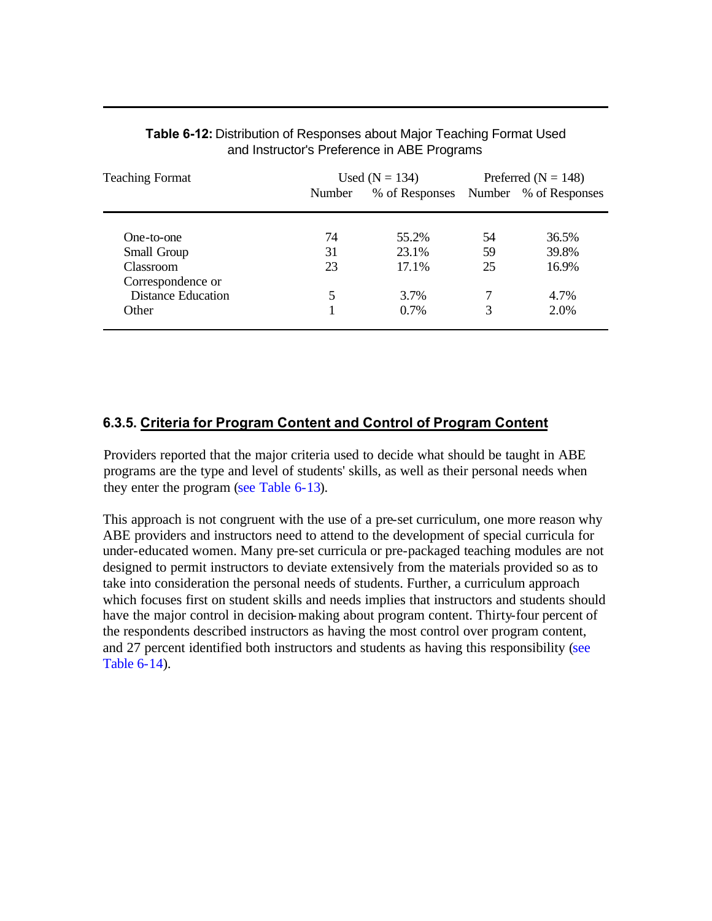**Table 6-12:** Distribution of Responses about Major Teaching Format Used and Instructor's Preference in ABE Programs

| Teaching Format | Used (N = 134) | | Preferred (N = 148) | |
|---|---|---|---|---|
| | Number | % of Responses | Number | % of Responses |
| One-to-one | 74 | 55.2% | 54 | 36.5% |
| Small Group | 31 | 23.1% | 59 | 39.8% |
| Classroom | 23 | 17.1% | 25 | 16.9% |
| Correspondence or Distance Education | 5 | 3.7% | 7 | 4.7% |
| Other | 1 | 0.7% | 3 | 2.0% |

### 6.3.5. Criteria for Program Content and Control of Program Content

Providers reported that the major criteria used to decide what should be taught in ABE programs are the type and level of students' skills, as well as their personal needs when they enter the program (see Table 6-13).

This approach is not congruent with the use of a pre-set curriculum, one more reason why ABE providers and instructors need to attend to the development of special curricula for under-educated women. Many pre-set curricula or pre-packaged teaching modules are not designed to permit instructors to deviate extensively from the materials provided so as to take into consideration the personal needs of students. Further, a curriculum approach which focuses first on student skills and needs implies that instructors and students should have the major control in decision-making about program content. Thirty-four percent of the respondents described instructors as having the most control over program content, and 27 percent identified both instructors and students as having this responsibility (see Table 6-14).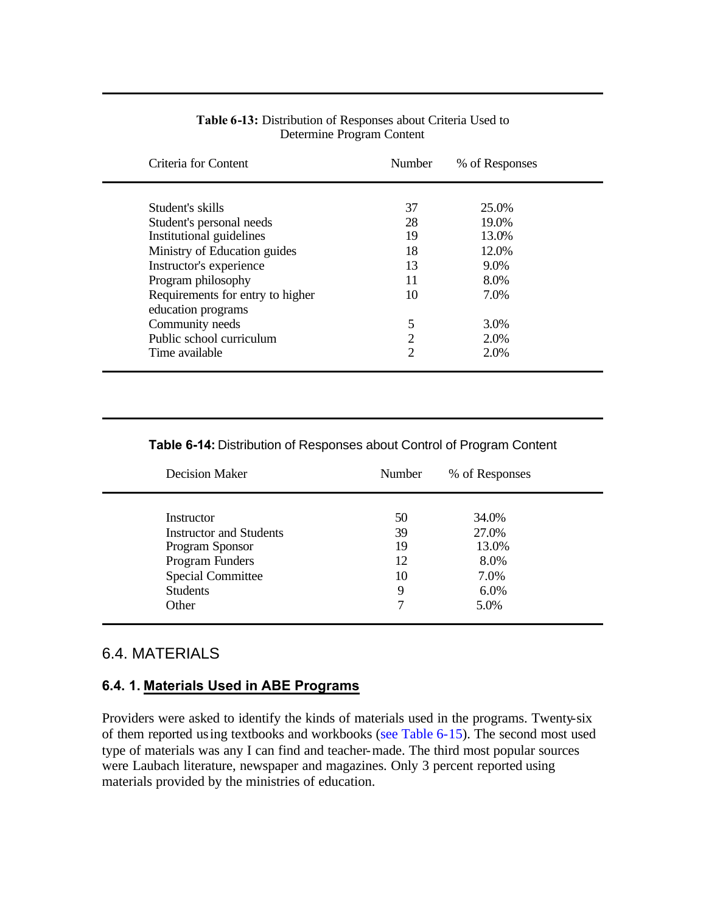**Table 6-13:** Distribution of Responses about Criteria Used to Determine Program Content

| Criteria for Content | Number | % of Responses |
|---|---|---|
| Student's skills | 37 | 25.0% |
| Student's personal needs | 28 | 19.0% |
| Institutional guidelines | 19 | 13.0% |
| Ministry of Education guides | 18 | 12.0% |
| Instructor's experience | 13 | 9.0% |
| Program philosophy | 11 | 8.0% |
| Requirements for entry to higher education programs | 10 | 7.0% |
| Community needs | 5 | 3.0% |
| Public school curriculum | 2 | 2.0% |
| Time available | 2 | 2.0% |

**Table 6-14:** Distribution of Responses about Control of Program Content

| Decision Maker | Number | % of Responses |
|---|---|---|
| Instructor | 50 | 34.0% |
| Instructor and Students | 39 | 27.0% |
| Program Sponsor | 19 | 13.0% |
| Program Funders | 12 | 8.0% |
| Special Committee | 10 | 7.0% |
| Students | 9 | 6.0% |
| Other | 7 | 5.0% |

## 6.4. MATERIALS

### 6.4. 1. Materials Used in ABE Programs

Providers were asked to identify the kinds of materials used in the programs. Twenty-six of them reported using textbooks and workbooks (see Table 6-15). The second most used type of materials was any I can find and teacher-made. The third most popular sources were Laubach literature, newspaper and magazines. Only 3 percent reported using materials provided by the ministries of education.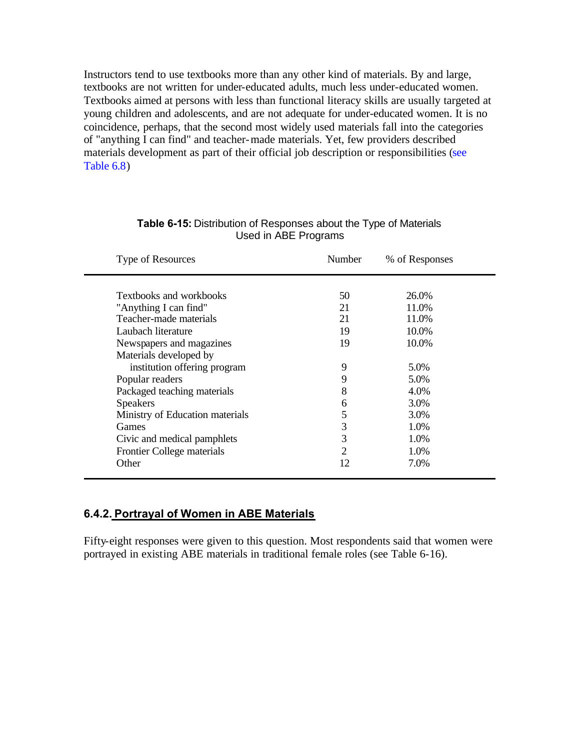Instructors tend to use textbooks more than any other kind of materials. By and large, textbooks are not written for under-educated adults, much less under-educated women. Textbooks aimed at persons with less than functional literacy skills are usually targeted at young children and adolescents, and are not adequate for under-educated women. It is no coincidence, perhaps, that the second most widely used materials fall into the categories of "anything I can find" and teacher-made materials. Yet, few providers described materials development as part of their official job description or responsibilities (see Table 6.8)

**Table 6-15:** Distribution of Responses about the Type of Materials Used in ABE Programs

| Type of Resources | Number | % of Responses |
|---|---|---|
| Textbooks and workbooks | 50 | 26.0% |
| "Anything I can find" | 21 | 11.0% |
| Teacher-made materials | 21 | 11.0% |
| Laubach literature | 19 | 10.0% |
| Newspapers and magazines | 19 | 10.0% |
| Materials developed by institution offering program | 9 | 5.0% |
| Popular readers | 9 | 5.0% |
| Packaged teaching materials | 8 | 4.0% |
| Speakers | 6 | 3.0% |
| Ministry of Education materials | 5 | 3.0% |
| Games | 3 | 1.0% |
| Civic and medical pamphlets | 3 | 1.0% |
| Frontier College materials | 2 | 1.0% |
| Other | 12 | 7.0% |

### 6.4.2. Portrayal of Women in ABE Materials

Fifty-eight responses were given to this question. Most respondents said that women were portrayed in existing ABE materials in traditional female roles (see Table 6-16).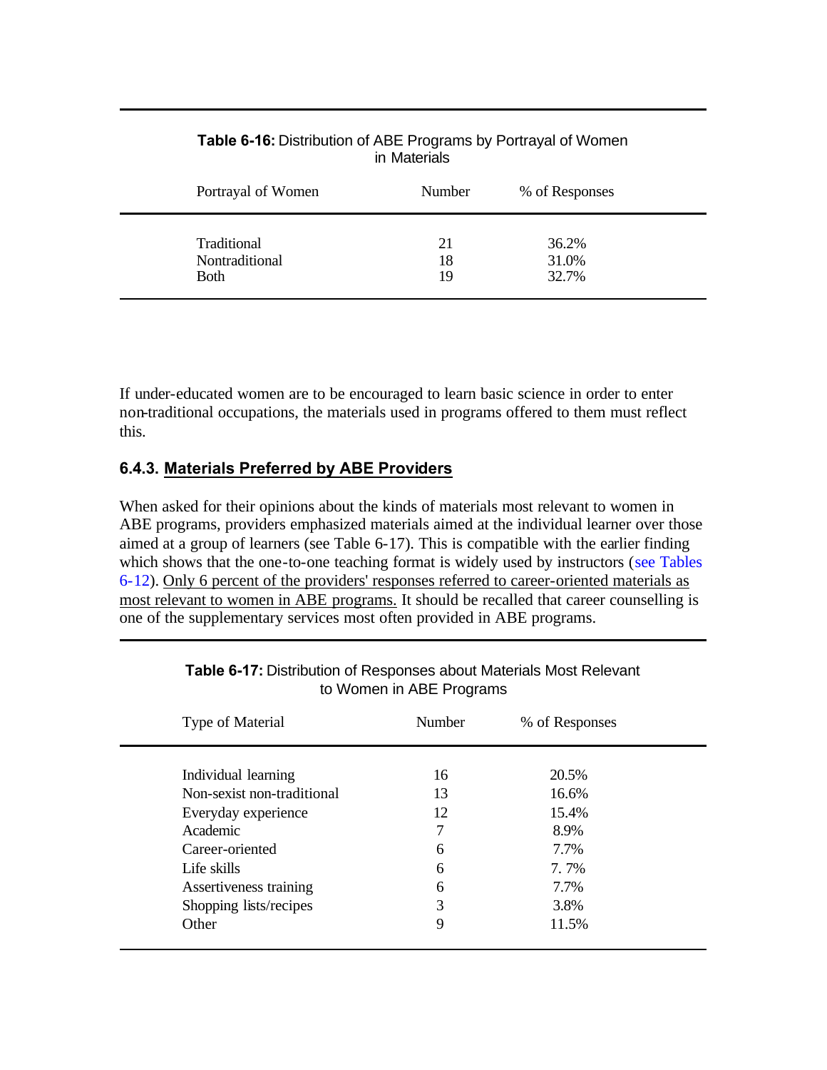**Table 6-16:** Distribution of ABE Programs by Portrayal of Women in Materials

| Portrayal of Women | Number | % of Responses |
|---|---|---|
| Traditional | 21 | 36.2% |
| Nontraditional | 18 | 31.0% |
| Both | 19 | 32.7% |

If under-educated women are to be encouraged to learn basic science in order to enter non-traditional occupations, the materials used in programs offered to them must reflect this.

### 6.4.3. Materials Preferred by ABE Providers

When asked for their opinions about the kinds of materials most relevant to women in ABE programs, providers emphasized materials aimed at the individual learner over those aimed at a group of learners (see Table 6-17). This is compatible with the earlier finding which shows that the one-to-one teaching format is widely used by instructors (see Tables 6-12). Only 6 percent of the providers' responses referred to career-oriented materials as most relevant to women in ABE programs. It should be recalled that career counselling is one of the supplementary services most often provided in ABE programs.

**Table 6-17:** Distribution of Responses about Materials Most Relevant to Women in ABE Programs

| Type of Material | Number | % of Responses |
|---|---|---|
| Individual learning | 16 | 20.5% |
| Non-sexist non-traditional | 13 | 16.6% |
| Everyday experience | 12 | 15.4% |
| Academic | 7 | 8.9% |
| Career-oriented | 6 | 7.7% |
| Life skills | 6 | 7. 7% |
| Assertiveness training | 6 | 7.7% |
| Shopping lists/recipes | 3 | 3.8% |
| Other | 9 | 11.5% |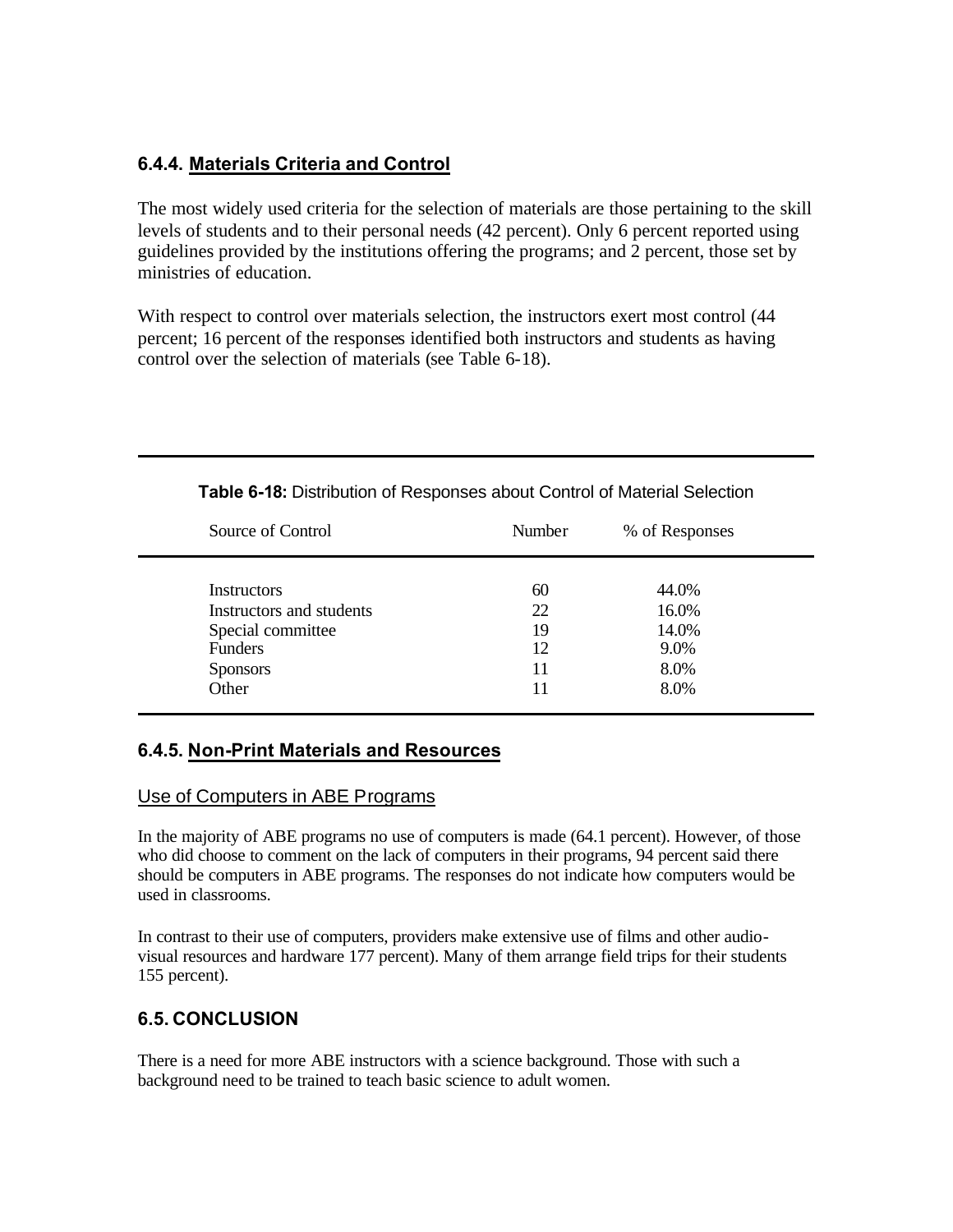### 6.4.4. Materials Criteria and Control

The most widely used criteria for the selection of materials are those pertaining to the skill levels of students and to their personal needs (42 percent). Only 6 percent reported using guidelines provided by the institutions offering the programs; and 2 percent, those set by ministries of education.

With respect to control over materials selection, the instructors exert most control (44 percent; 16 percent of the responses identified both instructors and students as having control over the selection of materials (see Table 6-18).

**Table 6-18:** Distribution of Responses about Control of Material Selection

| Source of Control | Number | % of Responses |
|---|---|---|
| Instructors | 60 | 44.0% |
| Instructors and students | 22 | 16.0% |
| Special committee | 19 | 14.0% |
| Funders | 12 | 9.0% |
| Sponsors | 11 | 8.0% |
| Other | 11 | 8.0% |

### 6.4.5. Non-Print Materials and Resources

#### Use of Computers in ABE Programs

In the majority of ABE programs no use of computers is made (64.1 percent). However, of those who did choose to comment on the lack of computers in their programs, 94 percent said there should be computers in ABE programs. The responses do not indicate how computers would be used in classrooms.

In contrast to their use of computers, providers make extensive use of films and other audio-visual resources and hardware 177 percent). Many of them arrange field trips for their students 155 percent).

## 6.5. CONCLUSION

There is a need for more ABE instructors with a science background. Those with such a background need to be trained to teach basic science to adult women.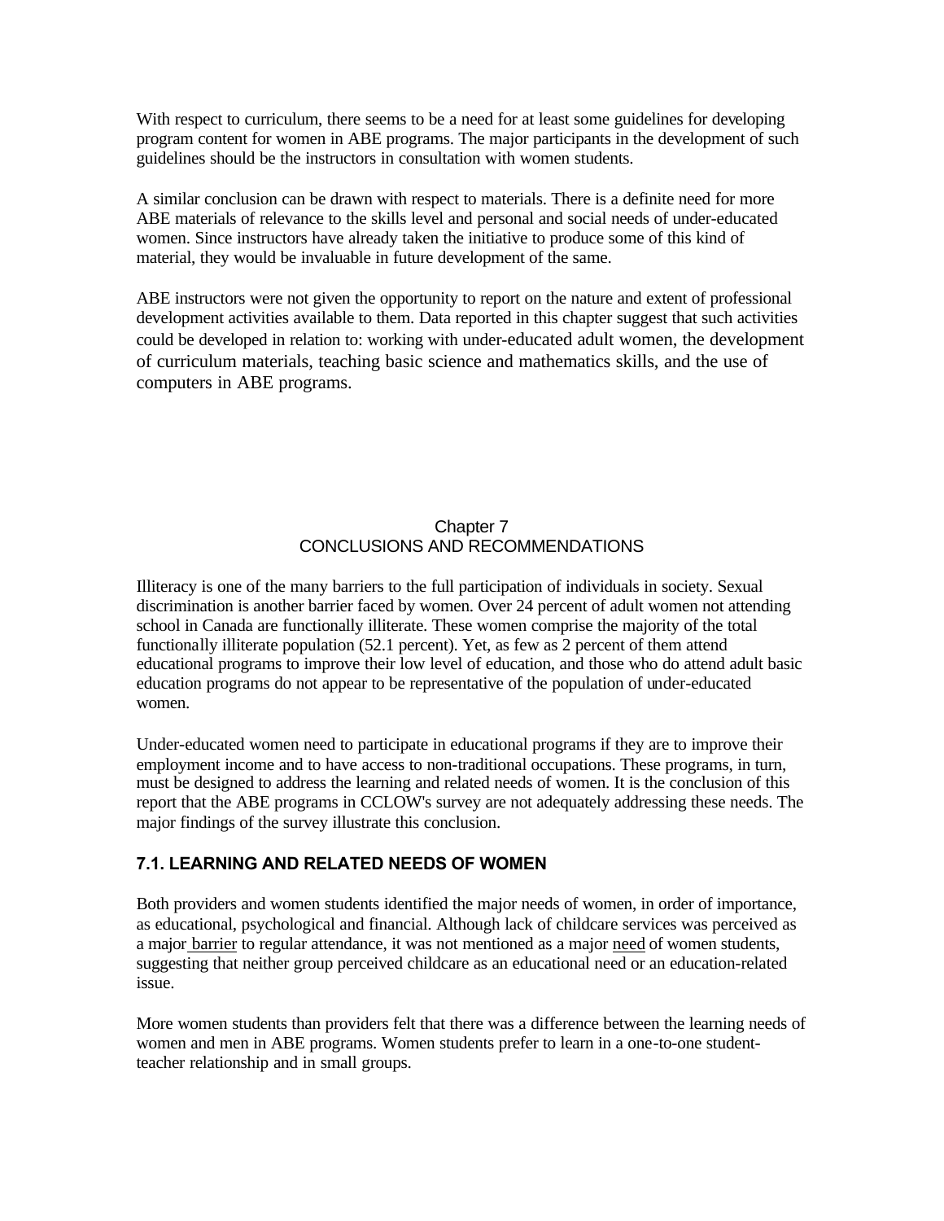With respect to curriculum, there seems to be a need for at least some guidelines for developing program content for women in ABE programs. The major participants in the development of such guidelines should be the instructors in consultation with women students.

A similar conclusion can be drawn with respect to materials. There is a definite need for more ABE materials of relevance to the skills level and personal and social needs of under-educated women. Since instructors have already taken the initiative to produce some of this kind of material, they would be invaluable in future development of the same.

ABE instructors were not given the opportunity to report on the nature and extent of professional development activities available to them. Data reported in this chapter suggest that such activities could be developed in relation to: working with under-educated adult women, the development of curriculum materials, teaching basic science and mathematics skills, and the use of computers in ABE programs.

# Chapter 7
# CONCLUSIONS AND RECOMMENDATIONS

Illiteracy is one of the many barriers to the full participation of individuals in society. Sexual discrimination is another barrier faced by women. Over 24 percent of adult women not attending school in Canada are functionally illiterate. These women comprise the majority of the total functionally illiterate population (52.1 percent). Yet, as few as 2 percent of them attend educational programs to improve their low level of education, and those who do attend adult basic education programs do not appear to be representative of the population of under-educated women.

Under-educated women need to participate in educational programs if they are to improve their employment income and to have access to non-traditional occupations. These programs, in turn, must be designed to address the learning and related needs of women. It is the conclusion of this report that the ABE programs in CCLOW's survey are not adequately addressing these needs. The major findings of the survey illustrate this conclusion.

## 7.1. LEARNING AND RELATED NEEDS OF WOMEN

Both providers and women students identified the major needs of women, in order of importance, as educational, psychological and financial. Although lack of childcare services was perceived as a major barrier to regular attendance, it was not mentioned as a major need of women students, suggesting that neither group perceived childcare as an educational need or an education-related issue.

More women students than providers felt that there was a difference between the learning needs of women and men in ABE programs. Women students prefer to learn in a one-to-one student-teacher relationship and in small groups.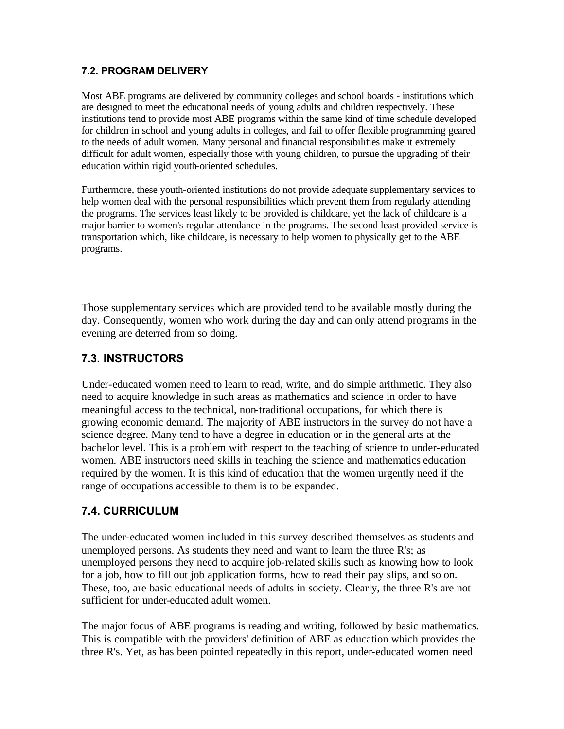### 7.2. PROGRAM DELIVERY

Most ABE programs are delivered by community colleges and school boards - institutions which are designed to meet the educational needs of young adults and children respectively. These institutions tend to provide most ABE programs within the same kind of time schedule developed for children in school and young adults in colleges, and fail to offer flexible programming geared to the needs of adult women. Many personal and financial responsibilities make it extremely difficult for adult women, especially those with young children, to pursue the upgrading of their education within rigid youth-oriented schedules.

Furthermore, these youth-oriented institutions do not provide adequate supplementary services to help women deal with the personal responsibilities which prevent them from regularly attending the programs. The services least likely to be provided is childcare, yet the lack of childcare is a major barrier to women's regular attendance in the programs. The second least provided service is transportation which, like childcare, is necessary to help women to physically get to the ABE programs.

Those supplementary services which are provided tend to be available mostly during the day. Consequently, women who work during the day and can only attend programs in the evening are deterred from so doing.

### 7.3. INSTRUCTORS

Under-educated women need to learn to read, write, and do simple arithmetic. They also need to acquire knowledge in such areas as mathematics and science in order to have meaningful access to the technical, non-traditional occupations, for which there is growing economic demand. The majority of ABE instructors in the survey do not have a science degree. Many tend to have a degree in education or in the general arts at the bachelor level. This is a problem with respect to the teaching of science to under-educated women. ABE instructors need skills in teaching the science and mathematics education required by the women. It is this kind of education that the women urgently need if the range of occupations accessible to them is to be expanded.

### 7.4. CURRICULUM

The under-educated women included in this survey described themselves as students and unemployed persons. As students they need and want to learn the three R's; as unemployed persons they need to acquire job-related skills such as knowing how to look for a job, how to fill out job application forms, how to read their pay slips, and so on. These, too, are basic educational needs of adults in society. Clearly, the three R's are not sufficient for under-educated adult women.

The major focus of ABE programs is reading and writing, followed by basic mathematics. This is compatible with the providers' definition of ABE as education which provides the three R's. Yet, as has been pointed repeatedly in this report, under-educated women need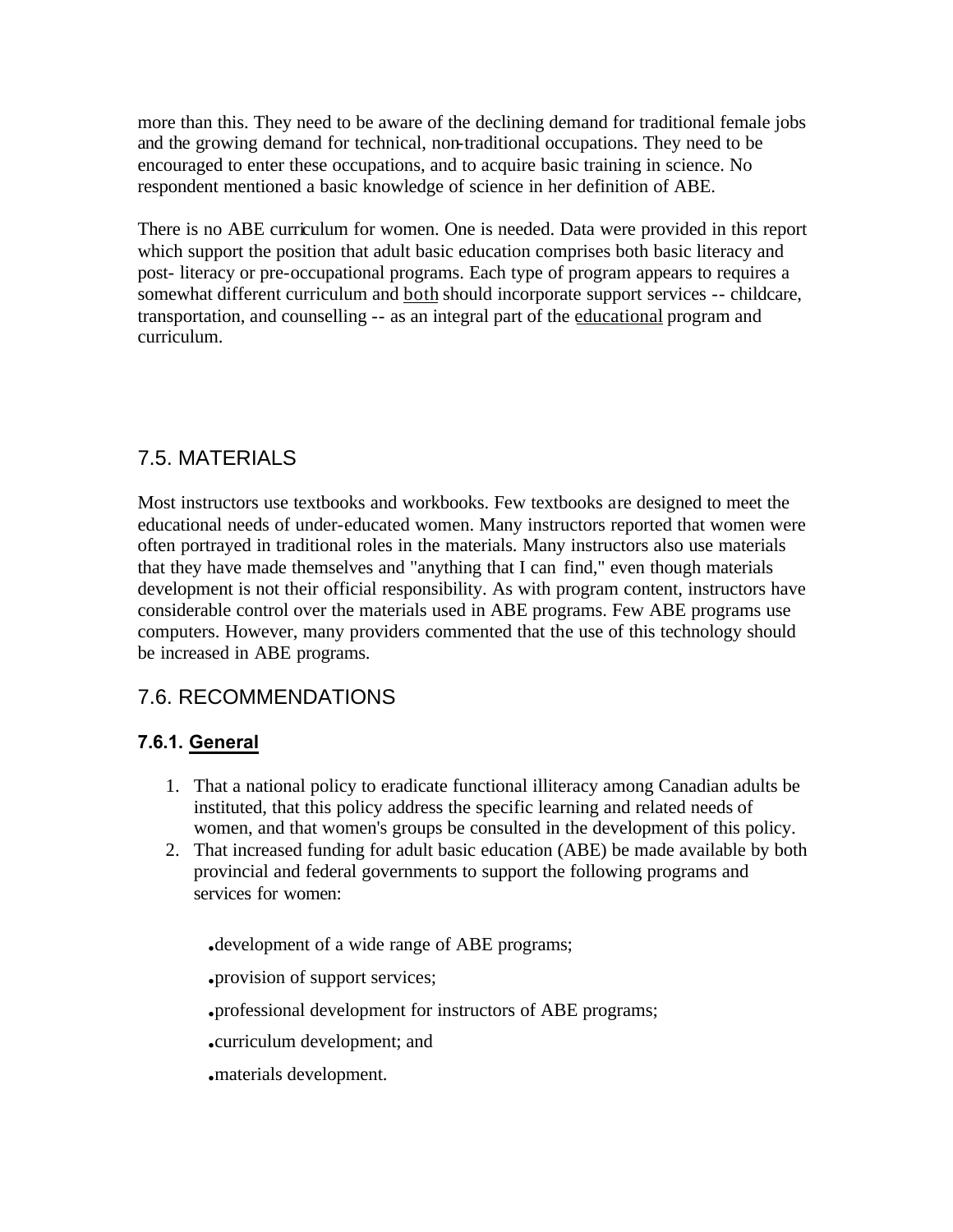more than this. They need to be aware of the declining demand for traditional female jobs and the growing demand for technical, non-traditional occupations. They need to be encouraged to enter these occupations, and to acquire basic training in science. No respondent mentioned a basic knowledge of science in her definition of ABE.

There is no ABE curriculum for women. One is needed. Data were provided in this report which support the position that adult basic education comprises both basic literacy and post- literacy or pre-occupational programs. Each type of program appears to requires a somewhat different curriculum and <u>both</u> should incorporate support services -- childcare, transportation, and counselling -- as an integral part of the <u>educational</u> program and curriculum.

## 7.5. MATERIALS

Most instructors use textbooks and workbooks. Few textbooks are designed to meet the educational needs of under-educated women. Many instructors reported that women were often portrayed in traditional roles in the materials. Many instructors also use materials that they have made themselves and "anything that I can find," even though materials development is not their official responsibility. As with program content, instructors have considerable control over the materials used in ABE programs. Few ABE programs use computers. However, many providers commented that the use of this technology should be increased in ABE programs.

## 7.6. RECOMMENDATIONS

### 7.6.1. <u>General</u>

1. That a national policy to eradicate functional illiteracy among Canadian adults be instituted, that this policy address the specific learning and related needs of women, and that women's groups be consulted in the development of this policy.
2. That increased funding for adult basic education (ABE) be made available by both provincial and federal governments to support the following programs and services for women:

   - development of a wide range of ABE programs;
   - provision of support services;
   - professional development for instructors of ABE programs;
   - curriculum development; and
   - materials development.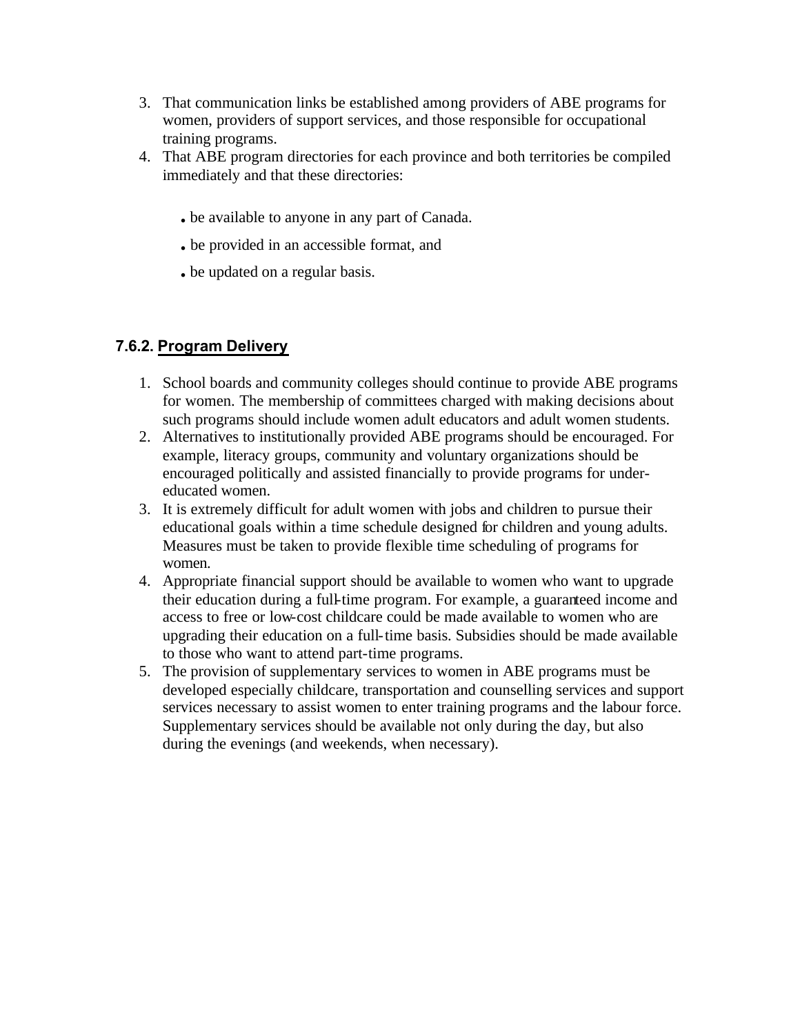3. That communication links be established among providers of ABE programs for women, providers of support services, and those responsible for occupational training programs.
4. That ABE program directories for each province and both territories be compiled immediately and that these directories:

   - be available to anyone in any part of Canada.
   - be provided in an accessible format, and
   - be updated on a regular basis.

### 7.6.2. Program Delivery

1. School boards and community colleges should continue to provide ABE programs for women. The membership of committees charged with making decisions about such programs should include women adult educators and adult women students.
2. Alternatives to institutionally provided ABE programs should be encouraged. For example, literacy groups, community and voluntary organizations should be encouraged politically and assisted financially to provide programs for under-educated women.
3. It is extremely difficult for adult women with jobs and children to pursue their educational goals within a time schedule designed for children and young adults. Measures must be taken to provide flexible time scheduling of programs for women.
4. Appropriate financial support should be available to women who want to upgrade their education during a full-time program. For example, a guaranteed income and access to free or low-cost childcare could be made available to women who are upgrading their education on a full-time basis. Subsidies should be made available to those who want to attend part-time programs.
5. The provision of supplementary services to women in ABE programs must be developed especially childcare, transportation and counselling services and support services necessary to assist women to enter training programs and the labour force. Supplementary services should be available not only during the day, but also during the evenings (and weekends, when necessary).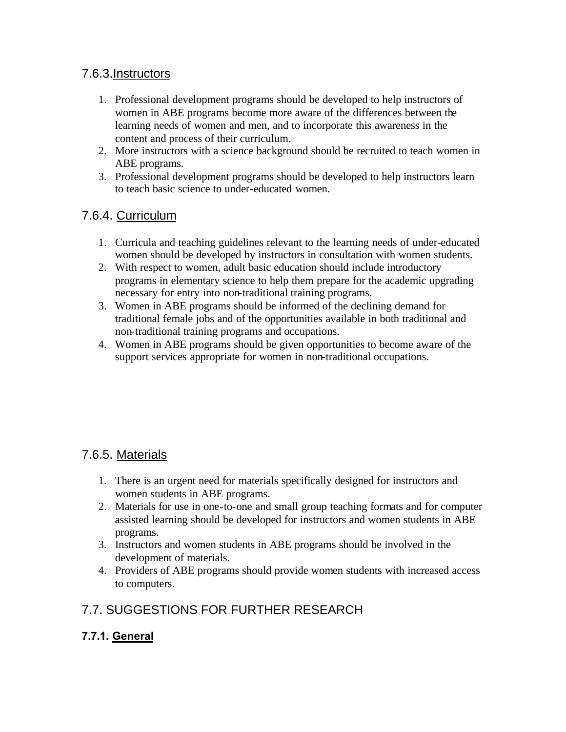### 7.6.3. Instructors

1. Professional development programs should be developed to help instructors of women in ABE programs become more aware of the differences between the learning needs of women and men, and to incorporate this awareness in the content and process of their curriculum.
2. More instructors with a science background should be recruited to teach women in ABE programs.
3. Professional development programs should be developed to help instructors learn to teach basic science to under-educated women.

### 7.6.4. Curriculum

1. Curricula and teaching guidelines relevant to the learning needs of under-educated women should be developed by instructors in consultation with women students.
2. With respect to women, adult basic education should include introductory programs in elementary science to help them prepare for the academic upgrading necessary for entry into non-traditional training programs.
3. Women in ABE programs should be informed of the declining demand for traditional female jobs and of the opportunities available in both traditional and non-traditional training programs and occupations.
4. Women in ABE programs should be given opportunities to become aware of the support services appropriate for women in non-traditional occupations.

### 7.6.5. Materials

1. There is an urgent need for materials specifically designed for instructors and women students in ABE programs.
2. Materials for use in one-to-one and small group teaching formats and for computer assisted learning should be developed for instructors and women students in ABE programs.
3. Instructors and women students in ABE programs should be involved in the development of materials.
4. Providers of ABE programs should provide women students with increased access to computers.

## 7.7. SUGGESTIONS FOR FURTHER RESEARCH

### 7.7.1. General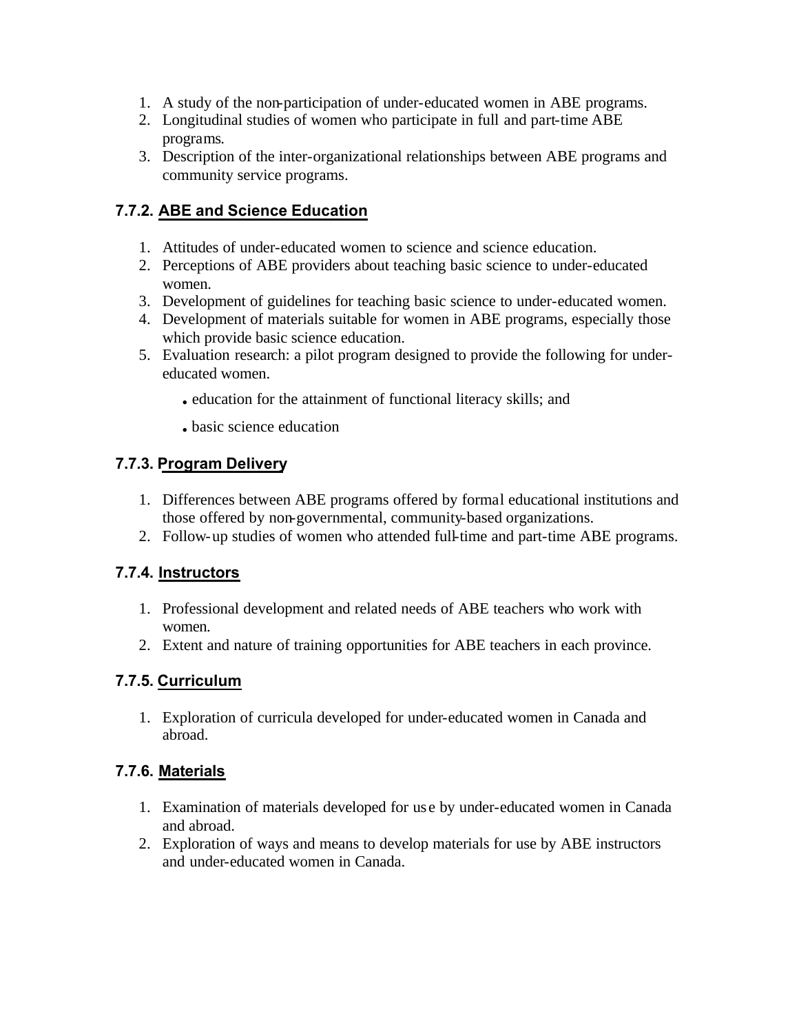1. A study of the non-participation of under-educated women in ABE programs.
2. Longitudinal studies of women who participate in full and part-time ABE programs.
3. Description of the inter-organizational relationships between ABE programs and community service programs.

### 7.7.2. ABE and Science Education

1. Attitudes of under-educated women to science and science education.
2. Perceptions of ABE providers about teaching basic science to under-educated women.
3. Development of guidelines for teaching basic science to under-educated women.
4. Development of materials suitable for women in ABE programs, especially those which provide basic science education.
5. Evaluation research: a pilot program designed to provide the following for under-educated women.
   - education for the attainment of functional literacy skills; and
   - basic science education

### 7.7.3. Program Delivery

1. Differences between ABE programs offered by formal educational institutions and those offered by non-governmental, community-based organizations.
2. Follow-up studies of women who attended full-time and part-time ABE programs.

### 7.7.4. Instructors

1. Professional development and related needs of ABE teachers who work with women.
2. Extent and nature of training opportunities for ABE teachers in each province.

### 7.7.5. Curriculum

1. Exploration of curricula developed for under-educated women in Canada and abroad.

### 7.7.6. Materials

1. Examination of materials developed for use by under-educated women in Canada and abroad.
2. Exploration of ways and means to develop materials for use by ABE instructors and under-educated women in Canada.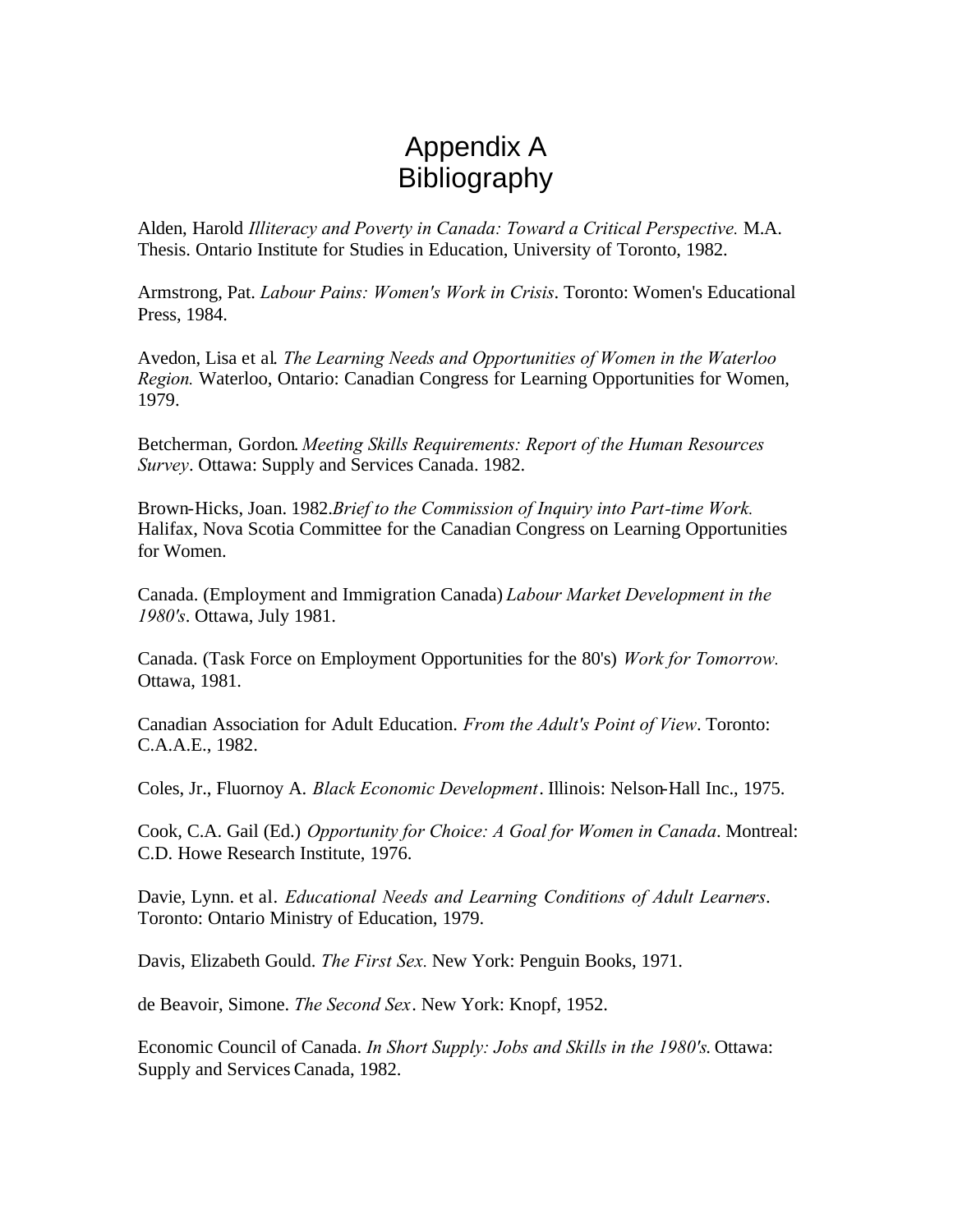# Appendix A
# Bibliography

Alden, Harold *Illiteracy and Poverty in Canada: Toward a Critical Perspective.* M.A. Thesis. Ontario Institute for Studies in Education, University of Toronto, 1982.

Armstrong, Pat. *Labour Pains: Women's Work in Crisis*. Toronto: Women's Educational Press, 1984.

Avedon, Lisa et al. *The Learning Needs and Opportunities of Women in the Waterloo Region.* Waterloo, Ontario: Canadian Congress for Learning Opportunities for Women, 1979.

Betcherman, Gordon. *Meeting Skills Requirements: Report of the Human Resources Survey*. Ottawa: Supply and Services Canada. 1982.

Brown-Hicks, Joan. 1982.*Brief to the Commission of Inquiry into Part-time Work.* Halifax, Nova Scotia Committee for the Canadian Congress on Learning Opportunities for Women.

Canada. (Employment and Immigration Canada) *Labour Market Development in the 1980's*. Ottawa, July 1981.

Canada. (Task Force on Employment Opportunities for the 80's) *Work for Tomorrow.* Ottawa, 1981.

Canadian Association for Adult Education. *From the Adult's Point of View*. Toronto: C.A.A.E., 1982.

Coles, Jr., Fluornoy A. *Black Economic Development*. Illinois: Nelson-Hall Inc., 1975.

Cook, C.A. Gail (Ed.) *Opportunity for Choice: A Goal for Women in Canada*. Montreal: C.D. Howe Research Institute, 1976.

Davie, Lynn. et al. *Educational Needs and Learning Conditions of Adult Learners*. Toronto: Ontario Ministry of Education, 1979.

Davis, Elizabeth Gould. *The First Sex.* New York: Penguin Books, 1971.

de Beavoir, Simone. *The Second Sex*. New York: Knopf, 1952.

Economic Council of Canada. *In Short Supply: Jobs and Skills in the 1980's.* Ottawa: Supply and Services Canada, 1982.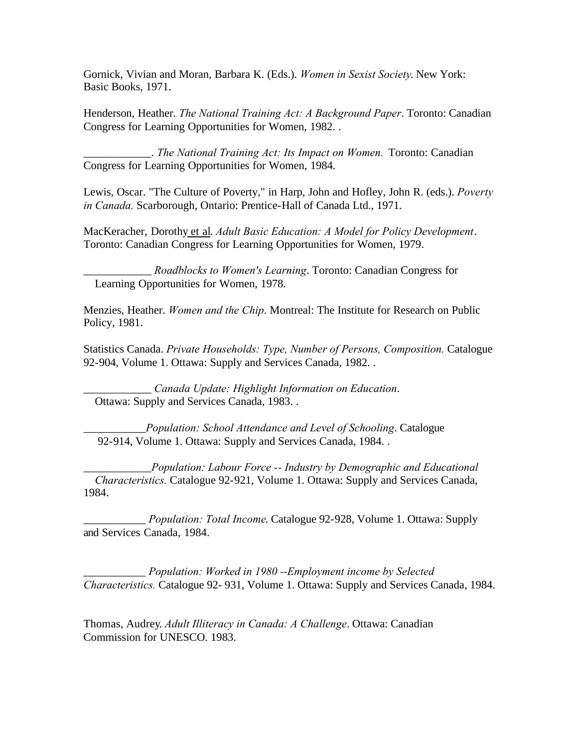Gornick, Vivian and Moran, Barbara K. (Eds.). *Women in Sexist Society*. New York: Basic Books, 1971.

Henderson, Heather. *The National Training Act: A Background Paper*. Toronto: Canadian Congress for Learning Opportunities for Women, 1982. .

____________. *The National Training Act: Its Impact on Women.* Toronto: Canadian Congress for Learning Opportunities for Women, 1984.

Lewis, Oscar. "The Culture of Poverty," in Harp, John and Hofley, John R. (eds.). *Poverty in Canada.* Scarborough, Ontario: Prentice-Hall of Canada Ltd., 1971.

MacKeracher, Dorothy et al. *Adult Basic Education: A Model for Policy Development*. Toronto: Canadian Congress for Learning Opportunities for Women, 1979.

____________ *Roadblocks to Women's Learning*. Toronto: Canadian Congress for Learning Opportunities for Women, 1978.

Menzies, Heather. *Women and the Chip*. Montreal: The Institute for Research on Public Policy, 1981.

Statistics Canada. *Private Households: Type, Number of Persons, Composition.* Catalogue 92-904, Volume 1. Ottawa: Supply and Services Canada, 1982. .

____________ *Canada Update: Highlight Information on Education*. Ottawa: Supply and Services Canada, 1983. .

___________*Population: School Attendance and Level of Schooling*. Catalogue 92-914, Volume 1. Ottawa: Supply and Services Canada, 1984. .

____________*Population: Labour Force -- Industry by Demographic and Educational Characteristics.* Catalogue 92-921, Volume 1. Ottawa: Supply and Services Canada, 1984.

___________ *Population: Total Income*. Catalogue 92-928, Volume 1. Ottawa: Supply and Services Canada, 1984.

___________ *Population: Worked in 1980 --Employment income by Selected Characteristics.* Catalogue 92- 931, Volume 1. Ottawa: Supply and Services Canada, 1984.

Thomas, Audrey. *Adult Illiteracy in Canada: A Challenge*. Ottawa: Canadian Commission for UNESCO. 1983.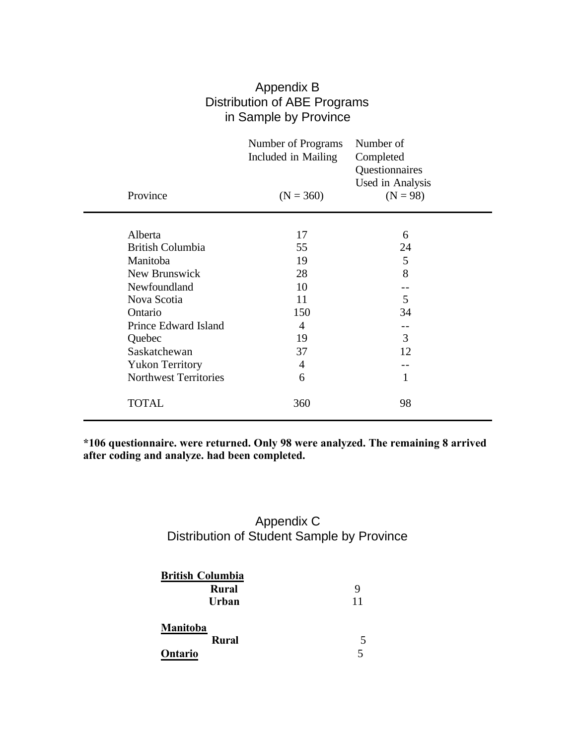## Appendix B
## Distribution of ABE Programs in Sample by Province

| Province | Number of Programs Included in Mailing (N = 360) | Number of Completed Questionnaires Used in Analysis (N = 98) |
|---|---|---|
| Alberta | 17 | 6 |
| British Columbia | 55 | 24 |
| Manitoba | 19 | 5 |
| New Brunswick | 28 | 8 |
| Newfoundland | 10 | -- |
| Nova Scotia | 11 | 5 |
| Ontario | 150 | 34 |
| Prince Edward Island | 4 | -- |
| Quebec | 19 | 3 |
| Saskatchewan | 37 | 12 |
| Yukon Territory | 4 | -- |
| Northwest Territories | 6 | 1 |
| TOTAL | 360 | 98 |

**\*106 questionnaire. were returned. Only 98 were analyzed. The remaining 8 arrived after coding and analyze. had been completed.**

## Appendix C
## Distribution of Student Sample by Province

**British Columbia**

| | |
|---|---|
| **Rural** | 9 |
| **Urban** | 11 |

**Manitoba**

| | |
|---|---|
| **Rural** | 5 |
| **Ontario** | 5 |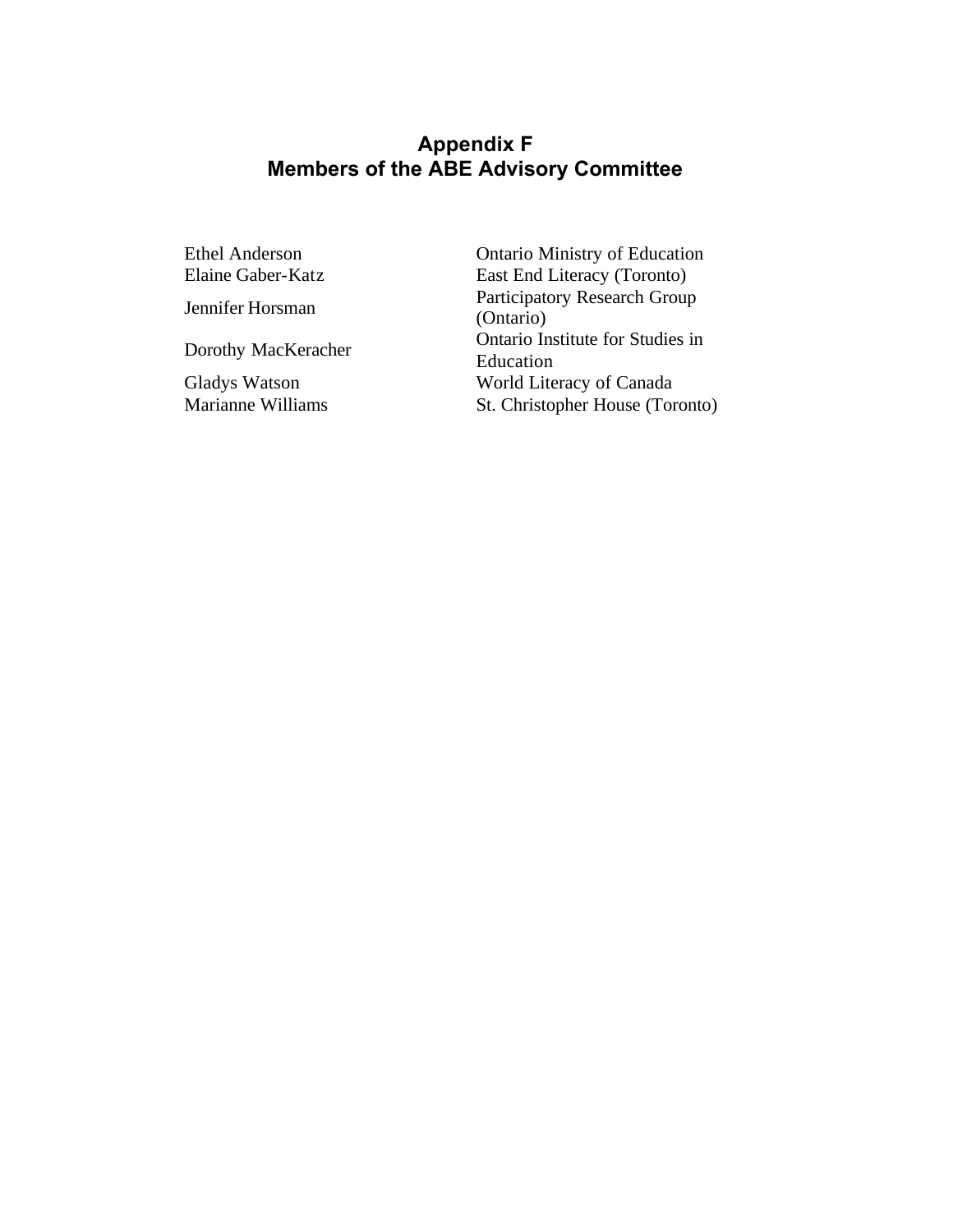# Appendix F
# Members of the ABE Advisory Committee

| | |
|---|---|
| Ethel Anderson | Ontario Ministry of Education |
| Elaine Gaber-Katz | East End Literacy (Toronto) |
| Jennifer Horsman | Participatory Research Group (Ontario) |
| Dorothy MacKeracher | Ontario Institute for Studies in Education |
| Gladys Watson | World Literacy of Canada |
| Marianne Williams | St. Christopher House (Toronto) |